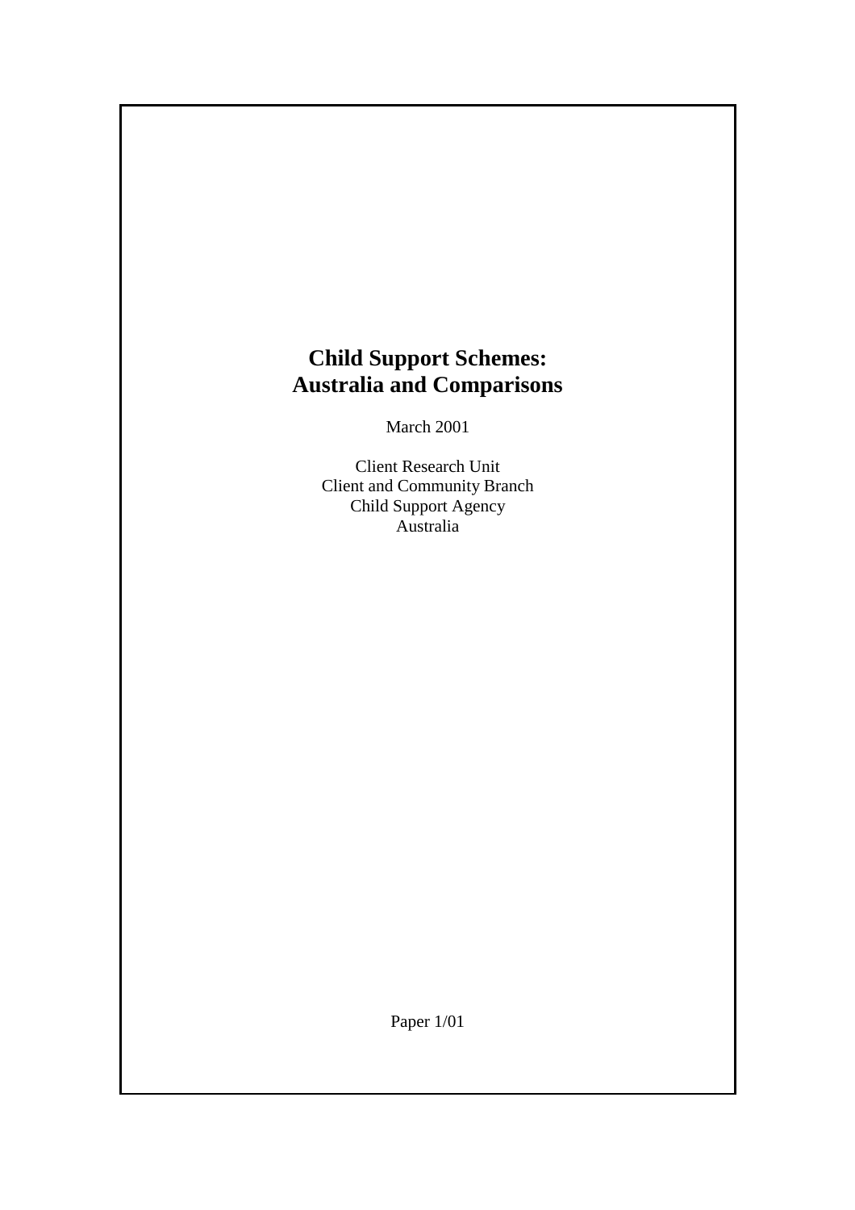# Child Support Schemes: Australia and Comparisons

March 2001

Client Research Unit
Client and Community Branch
Child Support Agency
Australia

Paper 1/01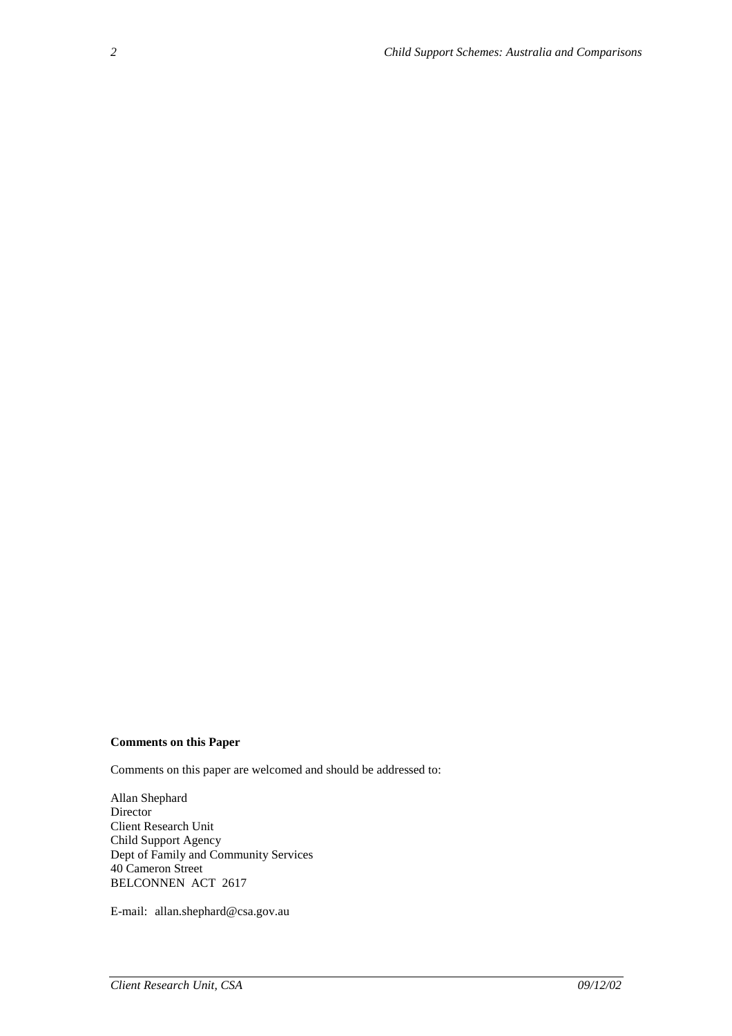**Comments on this Paper**

Comments on this paper are welcomed and should be addressed to:

Allan Shephard
Director
Client Research Unit
Child Support Agency
Dept of Family and Community Services
40 Cameron Street
BELCONNEN ACT 2617

E-mail: allan.shephard@csa.gov.au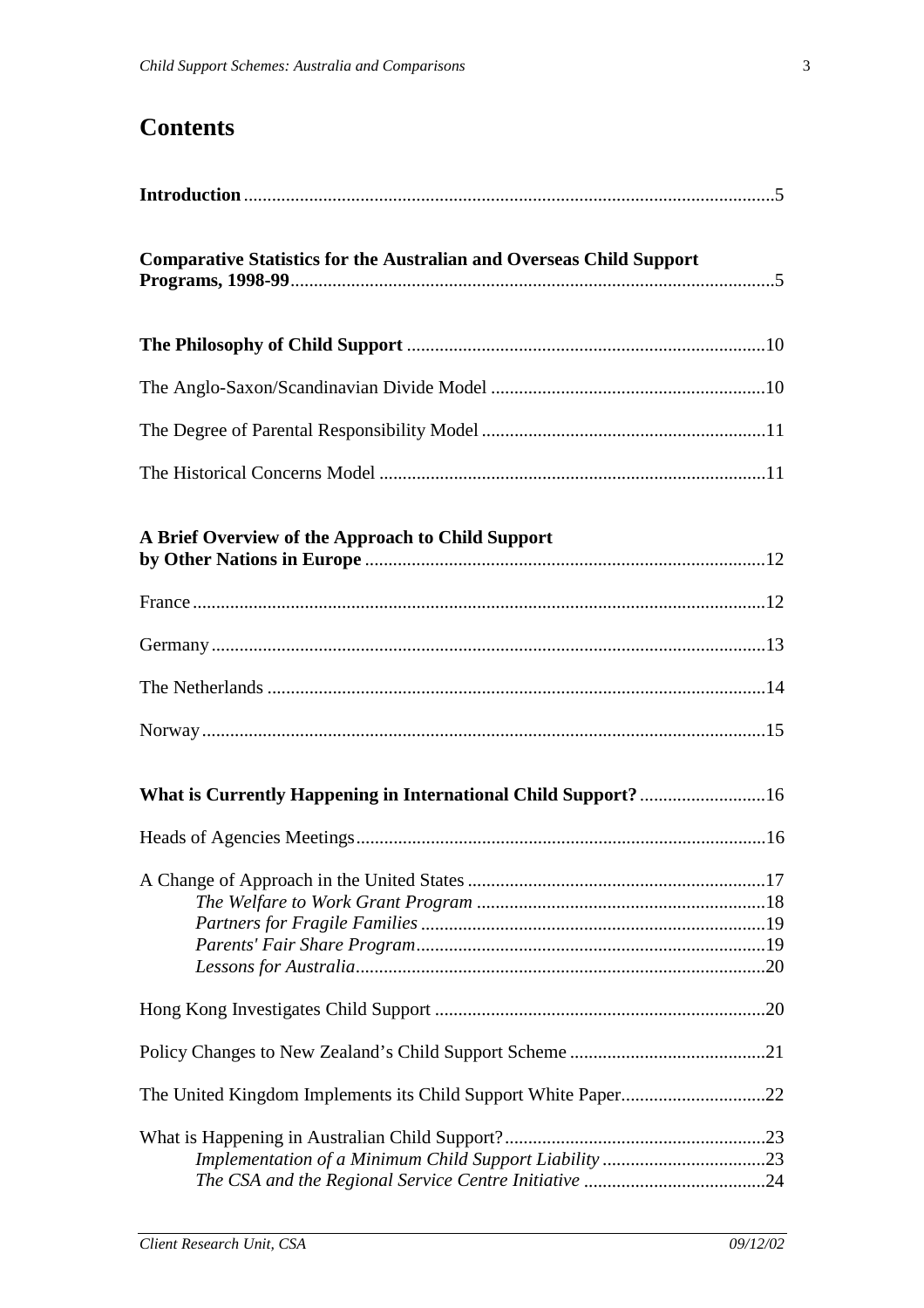# Contents

**Introduction** .......... 5

**Comparative Statistics for the Australian and Overseas Child Support Programs, 1998-99** .......... 5

**The Philosophy of Child Support** .......... 10

The Anglo-Saxon/Scandinavian Divide Model .......... 10

The Degree of Parental Responsibility Model .......... 11

The Historical Concerns Model .......... 11

**A Brief Overview of the Approach to Child Support by Other Nations in Europe** .......... 12

France .......... 12

Germany .......... 13

The Netherlands .......... 14

Norway .......... 15

**What is Currently Happening in International Child Support?** .......... 16

Heads of Agencies Meetings .......... 16

A Change of Approach in the United States .......... 17

- *The Welfare to Work Grant Program* .......... 18
- *Partners for Fragile Families* .......... 19
- *Parents' Fair Share Program* .......... 19
- *Lessons for Australia* .......... 20

Hong Kong Investigates Child Support .......... 20

Policy Changes to New Zealand's Child Support Scheme .......... 21

The United Kingdom Implements its Child Support White Paper .......... 22

What is Happening in Australian Child Support? .......... 23

- *Implementation of a Minimum Child Support Liability* .......... 23
- *The CSA and the Regional Service Centre Initiative* .......... 24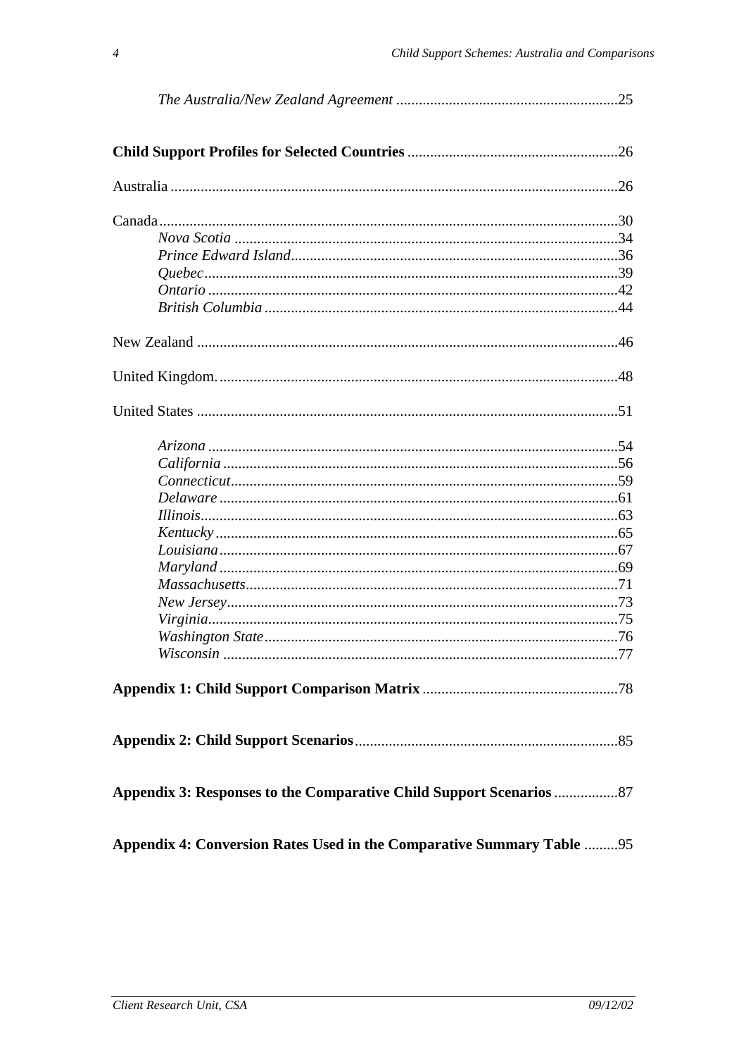*The Australia/New Zealand Agreement* ....................................................25

**Child Support Profiles for Selected Countries** ....................................................26

Australia ....................................................26

Canada....................................................30
- *Nova Scotia* ....................................................34
- *Prince Edward Island*....................................................36
- *Quebec*....................................................39
- *Ontario* ....................................................42
- *British Columbia* ....................................................44

New Zealand ....................................................46

United Kingdom. ....................................................48

United States ....................................................51

- *Arizona* ....................................................54
- *California* ....................................................56
- *Connecticut*....................................................59
- *Delaware* ....................................................61
- *Illinois*....................................................63
- *Kentucky* ....................................................65
- *Louisiana*....................................................67
- *Maryland* ....................................................69
- *Massachusetts*....................................................71
- *New Jersey*....................................................73
- *Virginia*....................................................75
- *Washington State*....................................................76
- *Wisconsin* ....................................................77

**Appendix 1: Child Support Comparison Matrix** ....................................................78

**Appendix 2: Child Support Scenarios**....................................................85

**Appendix 3: Responses to the Comparative Child Support Scenarios** ....................87

**Appendix 4: Conversion Rates Used in the Comparative Summary Table** ..........95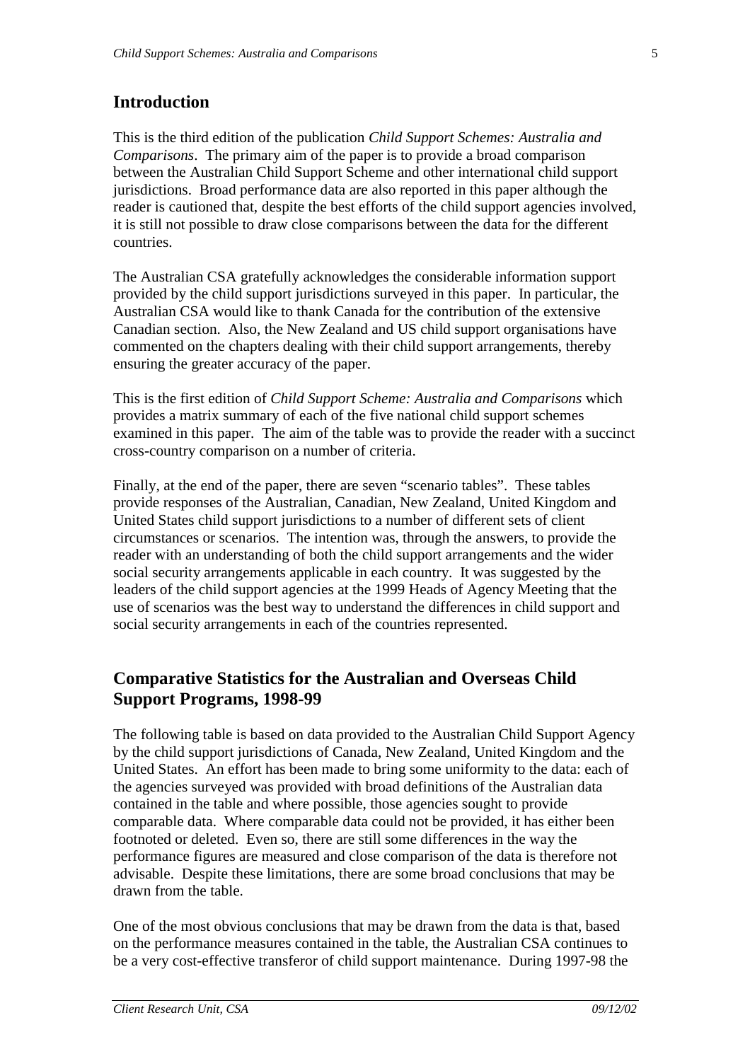## Introduction

This is the third edition of the publication *Child Support Schemes: Australia and Comparisons*. The primary aim of the paper is to provide a broad comparison between the Australian Child Support Scheme and other international child support jurisdictions. Broad performance data are also reported in this paper although the reader is cautioned that, despite the best efforts of the child support agencies involved, it is still not possible to draw close comparisons between the data for the different countries.

The Australian CSA gratefully acknowledges the considerable information support provided by the child support jurisdictions surveyed in this paper. In particular, the Australian CSA would like to thank Canada for the contribution of the extensive Canadian section. Also, the New Zealand and US child support organisations have commented on the chapters dealing with their child support arrangements, thereby ensuring the greater accuracy of the paper.

This is the first edition of *Child Support Scheme: Australia and Comparisons* which provides a matrix summary of each of the five national child support schemes examined in this paper. The aim of the table was to provide the reader with a succinct cross-country comparison on a number of criteria.

Finally, at the end of the paper, there are seven "scenario tables". These tables provide responses of the Australian, Canadian, New Zealand, United Kingdom and United States child support jurisdictions to a number of different sets of client circumstances or scenarios. The intention was, through the answers, to provide the reader with an understanding of both the child support arrangements and the wider social security arrangements applicable in each country. It was suggested by the leaders of the child support agencies at the 1999 Heads of Agency Meeting that the use of scenarios was the best way to understand the differences in child support and social security arrangements in each of the countries represented.

## Comparative Statistics for the Australian and Overseas Child Support Programs, 1998-99

The following table is based on data provided to the Australian Child Support Agency by the child support jurisdictions of Canada, New Zealand, United Kingdom and the United States. An effort has been made to bring some uniformity to the data: each of the agencies surveyed was provided with broad definitions of the Australian data contained in the table and where possible, those agencies sought to provide comparable data. Where comparable data could not be provided, it has either been footnoted or deleted. Even so, there are still some differences in the way the performance figures are measured and close comparison of the data is therefore not advisable. Despite these limitations, there are some broad conclusions that may be drawn from the table.

One of the most obvious conclusions that may be drawn from the data is that, based on the performance measures contained in the table, the Australian CSA continues to be a very cost-effective transferor of child support maintenance. During 1997-98 the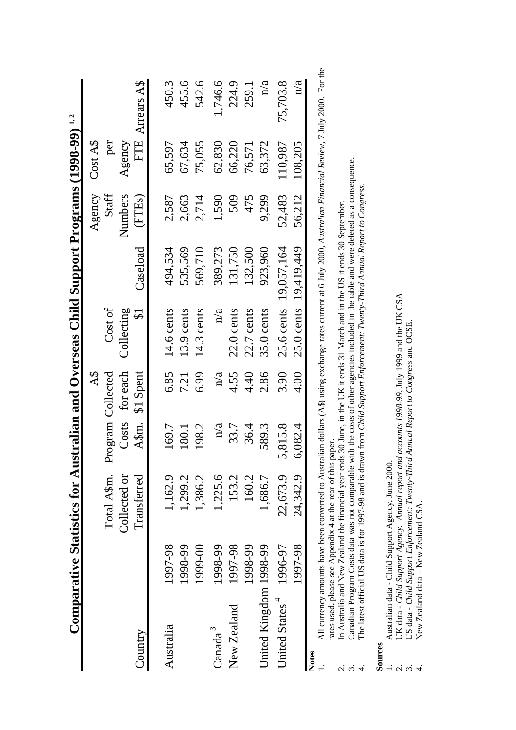# Comparative Statistics for Australian and Overseas Child Support Programs (1998-99) [1,2]

| Country | | Total A$m. Collected or Transferred | Program Costs A$m. | A$ Collected for each $1 Spent | Cost of Collecting $1 | Caseload | Agency Staff Numbers (FTEs) | Cost A$ per Agency FTE | Arrears A$ |
|---|---|---|---|---|---|---|---|---|---|
| Australia | 1997-98 | 1,162.9 | 169.7 | 6.85 | 14.6 cents | 494,534 | 2,587 | 65,597 | 450.3 |
| | 1998-99 | 1,299.2 | 180.1 | 7.21 | 13.9 cents | 535,569 | 2,663 | 67,634 | 455.6 |
| | 1999-00 | 1,386.2 | 198.2 | 6.99 | 14.3 cents | 569,710 | 2,714 | 75,055 | 542.6 |
| Canada [3] | 1998-99 | 1,225.6 | n/a | n/a | n/a | 389,273 | 1,590 | 62,830 | 1,746.6 |
| New Zealand | 1997-98 | 153.2 | 33.7 | 4.55 | 22.0 cents | 131,750 | 509 | 66,220 | 224.9 |
| | 1998-99 | 160.2 | 36.4 | 4.40 | 22.7 cents | 132,500 | 475 | 76,571 | 259.1 |
| United Kingdom | 1998-99 | 1,686.7 | 589.3 | 2.86 | 35.0 cents | 923,960 | 9,299 | 63,372 | n/a |
| United States [4] | 1996-97 | 22,673.9 | 5,815.8 | 3.90 | 25.6 cents | 19,057,164 | 52,483 | 110,987 | 75,703.8 |
| | 1997-98 | 24,342.9 | 6,082.4 | 4.00 | 25.0 cents | 19,419,449 | 56,212 | 108,205 | n/a |

**Notes**

1. All currency amounts have been converted to Australian dollars (A$) using exchange rates current at 6 July 2000, *Australian Financial Review*, 7 July 2000. For the rates used, please see Appendix 4 at the rear of this paper.
2. In Australia and New Zealand the financial year ends 30 June, in the UK it ends 31 March and in the US it ends 30 September.
3. Canadian Program Costs data was not comparable with the costs of other agencies included in the table and were deleted as a consequence.
4. The latest official US data is for 1997-98 and is drawn from *Child Support Enforcement: Twenty-Third Annual Report to Congress.*

**Sources**

1. Australian data - Child Support Agency, June 2000.
2. UK data - *Child Support Agency. Annual report and accounts 1998-99*, July 1999 and the UK CSA.
3. US data - *Child Support Enforcement: Twenty-Third Annual Report to Congress* and OCSE.
4. New Zealand data – New Zealand CSA.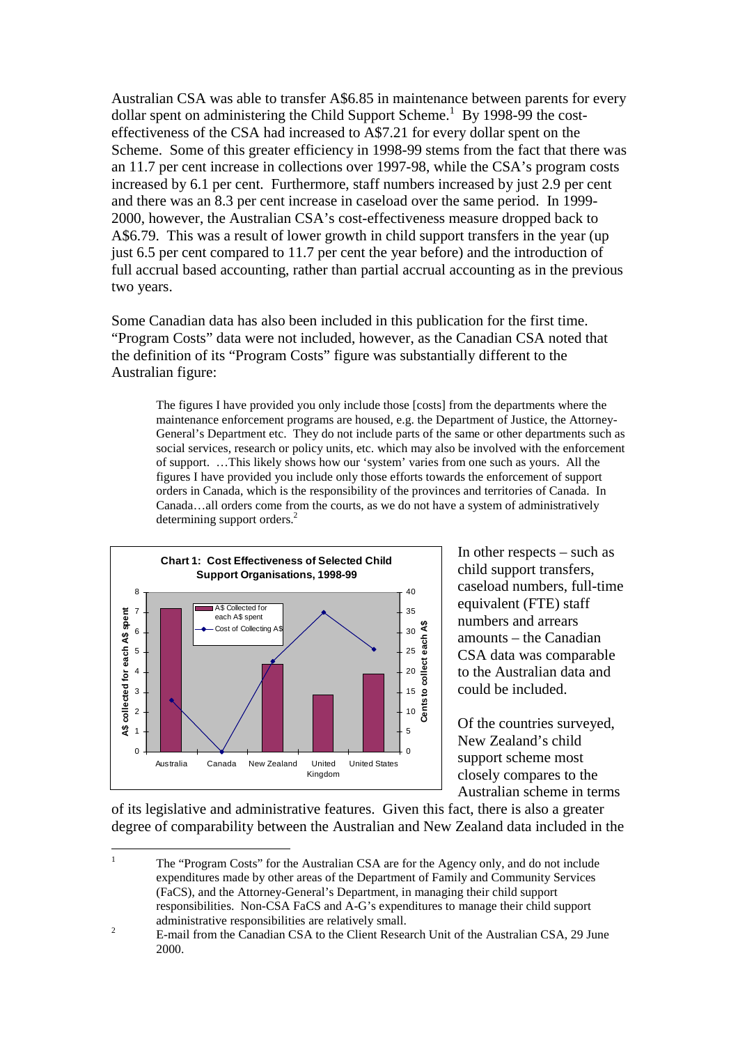Australian CSA was able to transfer A$6.85 in maintenance between parents for every dollar spent on administering the Child Support Scheme.[1] By 1998-99 the cost-effectiveness of the CSA had increased to A$7.21 for every dollar spent on the Scheme. Some of this greater efficiency in 1998-99 stems from the fact that there was an 11.7 per cent increase in collections over 1997-98, while the CSA's program costs increased by 6.1 per cent. Furthermore, staff numbers increased by just 2.9 per cent and there was an 8.3 per cent increase in caseload over the same period. In 1999-2000, however, the Australian CSA's cost-effectiveness measure dropped back to A$6.79. This was a result of lower growth in child support transfers in the year (up just 6.5 per cent compared to 11.7 per cent the year before) and the introduction of full accrual based accounting, rather than partial accrual accounting as in the previous two years.

Some Canadian data has also been included in this publication for the first time. "Program Costs" data were not included, however, as the Canadian CSA noted that the definition of its "Program Costs" figure was substantially different to the Australian figure:

> The figures I have provided you only include those [costs] from the departments where the maintenance enforcement programs are housed, e.g. the Department of Justice, the Attorney-General's Department etc. They do not include parts of the same or other departments such as social services, research or policy units, etc. which may also be involved with the enforcement of support. …This likely shows how our 'system' varies from one such as yours. All the figures I have provided you include only those efforts towards the enforcement of support orders in Canada, which is the responsibility of the provinces and territories of Canada. In Canada…all orders come from the courts, as we do not have a system of administratively determining support orders.[2]

**Chart 1: Cost Effectiveness of Selected Child Support Organisations, 1998-99**

| Country | A$ Collected for each A$ spent | Cost of Collecting A$ (cents to collect each A$) |
|---|---|---|
| Australia | ~7.2 | ~13 |
| Canada | – | 0 |
| New Zealand | ~4.4 | ~23 |
| United Kingdom | ~2.9 | ~35 |
| United States | ~3.9 | ~26 |

In other respects – such as child support transfers, caseload numbers, full-time equivalent (FTE) staff numbers and arrears amounts – the Canadian CSA data was comparable to the Australian data and could be included.

Of the countries surveyed, New Zealand's child support scheme most closely compares to the Australian scheme in terms of its legislative and administrative features. Given this fact, there is also a greater degree of comparability between the Australian and New Zealand data included in the

---

[1] The "Program Costs" for the Australian CSA are for the Agency only, and do not include expenditures made by other areas of the Department of Family and Community Services (FaCS), and the Attorney-General's Department, in managing their child support responsibilities. Non-CSA FaCS and A-G's expenditures to manage their child support administrative responsibilities are relatively small.

[2] E-mail from the Canadian CSA to the Client Research Unit of the Australian CSA, 29 June 2000.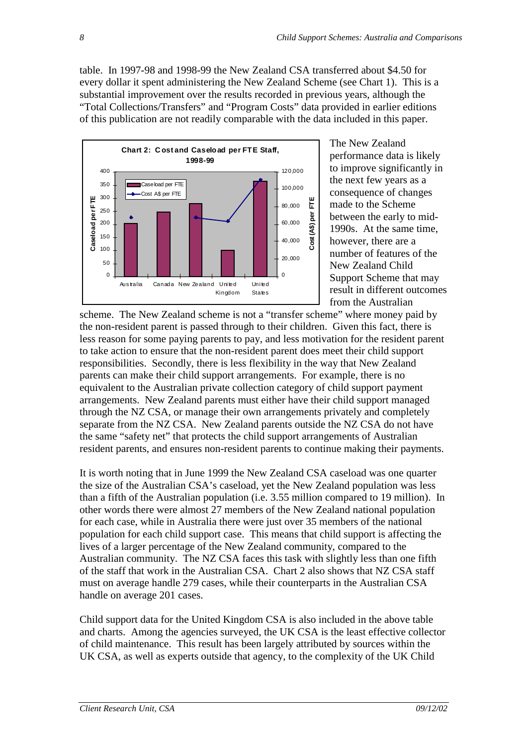table. In 1997-98 and 1998-99 the New Zealand CSA transferred about $4.50 for every dollar it spent administering the New Zealand Scheme (see Chart 1). This is a substantial improvement over the results recorded in previous years, although the "Total Collections/Transfers" and "Program Costs" data provided in earlier editions of this publication are not readily comparable with the data included in this paper.

**Chart 2: Cost and Caseload per FTE Staff, 1998-99**

The New Zealand performance data is likely to improve significantly in the next few years as a consequence of changes made to the Scheme between the early to mid-1990s. At the same time, however, there are a number of features of the New Zealand Child Support Scheme that may result in different outcomes from the Australian scheme. The New Zealand scheme is not a "transfer scheme" where money paid by the non-resident parent is passed through to their children. Given this fact, there is less reason for some paying parents to pay, and less motivation for the resident parent to take action to ensure that the non-resident parent does meet their child support responsibilities. Secondly, there is less flexibility in the way that New Zealand parents can make their child support arrangements. For example, there is no equivalent to the Australian private collection category of child support payment arrangements. New Zealand parents must either have their child support managed through the NZ CSA, or manage their own arrangements privately and completely separate from the NZ CSA. New Zealand parents outside the NZ CSA do not have the same "safety net" that protects the child support arrangements of Australian resident parents, and ensures non-resident parents to continue making their payments.

It is worth noting that in June 1999 the New Zealand CSA caseload was one quarter the size of the Australian CSA's caseload, yet the New Zealand population was less than a fifth of the Australian population (i.e. 3.55 million compared to 19 million). In other words there were almost 27 members of the New Zealand national population for each case, while in Australia there were just over 35 members of the national population for each child support case. This means that child support is affecting the lives of a larger percentage of the New Zealand community, compared to the Australian community. The NZ CSA faces this task with slightly less than one fifth of the staff that work in the Australian CSA. Chart 2 also shows that NZ CSA staff must on average handle 279 cases, while their counterparts in the Australian CSA handle on average 201 cases.

Child support data for the United Kingdom CSA is also included in the above table and charts. Among the agencies surveyed, the UK CSA is the least effective collector of child maintenance. This result has been largely attributed by sources within the UK CSA, as well as experts outside that agency, to the complexity of the UK Child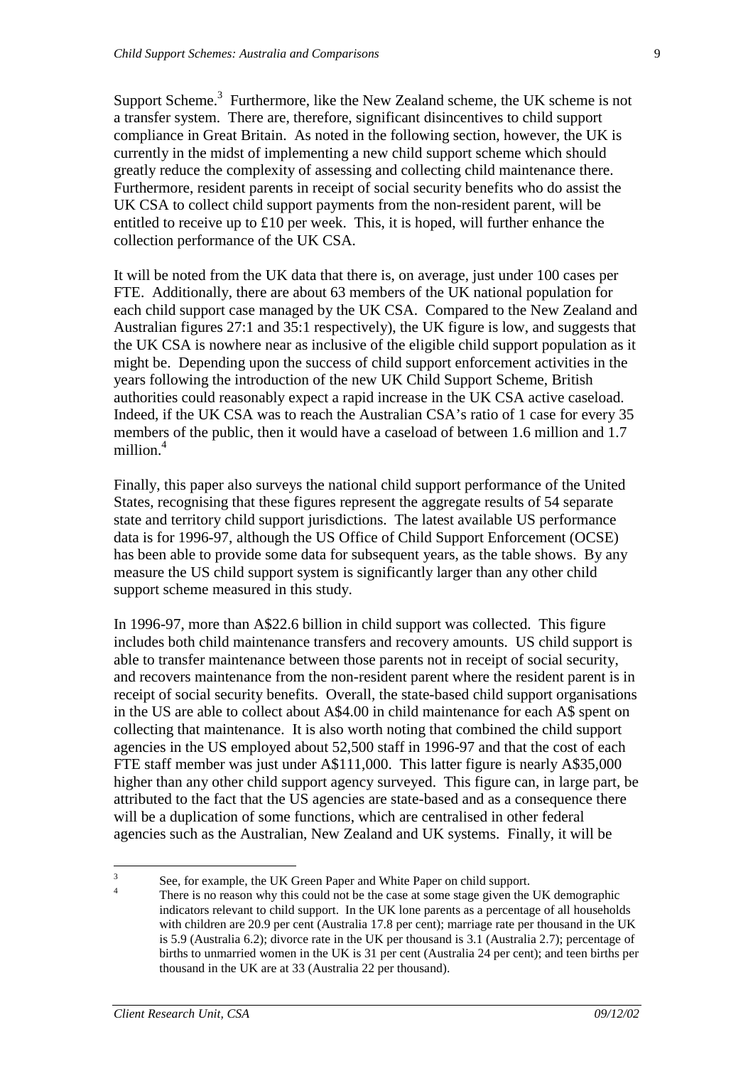Support Scheme.[3] Furthermore, like the New Zealand scheme, the UK scheme is not a transfer system. There are, therefore, significant disincentives to child support compliance in Great Britain. As noted in the following section, however, the UK is currently in the midst of implementing a new child support scheme which should greatly reduce the complexity of assessing and collecting child maintenance there. Furthermore, resident parents in receipt of social security benefits who do assist the UK CSA to collect child support payments from the non-resident parent, will be entitled to receive up to £10 per week. This, it is hoped, will further enhance the collection performance of the UK CSA.

It will be noted from the UK data that there is, on average, just under 100 cases per FTE. Additionally, there are about 63 members of the UK national population for each child support case managed by the UK CSA. Compared to the New Zealand and Australian figures 27:1 and 35:1 respectively), the UK figure is low, and suggests that the UK CSA is nowhere near as inclusive of the eligible child support population as it might be. Depending upon the success of child support enforcement activities in the years following the introduction of the new UK Child Support Scheme, British authorities could reasonably expect a rapid increase in the UK CSA active caseload. Indeed, if the UK CSA was to reach the Australian CSA's ratio of 1 case for every 35 members of the public, then it would have a caseload of between 1.6 million and 1.7 million.[4]

Finally, this paper also surveys the national child support performance of the United States, recognising that these figures represent the aggregate results of 54 separate state and territory child support jurisdictions. The latest available US performance data is for 1996-97, although the US Office of Child Support Enforcement (OCSE) has been able to provide some data for subsequent years, as the table shows. By any measure the US child support system is significantly larger than any other child support scheme measured in this study.

In 1996-97, more than A$22.6 billion in child support was collected. This figure includes both child maintenance transfers and recovery amounts. US child support is able to transfer maintenance between those parents not in receipt of social security, and recovers maintenance from the non-resident parent where the resident parent is in receipt of social security benefits. Overall, the state-based child support organisations in the US are able to collect about A$4.00 in child maintenance for each A$ spent on collecting that maintenance. It is also worth noting that combined the child support agencies in the US employed about 52,500 staff in 1996-97 and that the cost of each FTE staff member was just under A$111,000. This latter figure is nearly A$35,000 higher than any other child support agency surveyed. This figure can, in large part, be attributed to the fact that the US agencies are state-based and as a consequence there will be a duplication of some functions, which are centralised in other federal agencies such as the Australian, New Zealand and UK systems. Finally, it will be

---

[3] See, for example, the UK Green Paper and White Paper on child support.

[4] There is no reason why this could not be the case at some stage given the UK demographic indicators relevant to child support. In the UK lone parents as a percentage of all households with children are 20.9 per cent (Australia 17.8 per cent); marriage rate per thousand in the UK is 5.9 (Australia 6.2); divorce rate in the UK per thousand is 3.1 (Australia 2.7); percentage of births to unmarried women in the UK is 31 per cent (Australia 24 per cent); and teen births per thousand in the UK are at 33 (Australia 22 per thousand).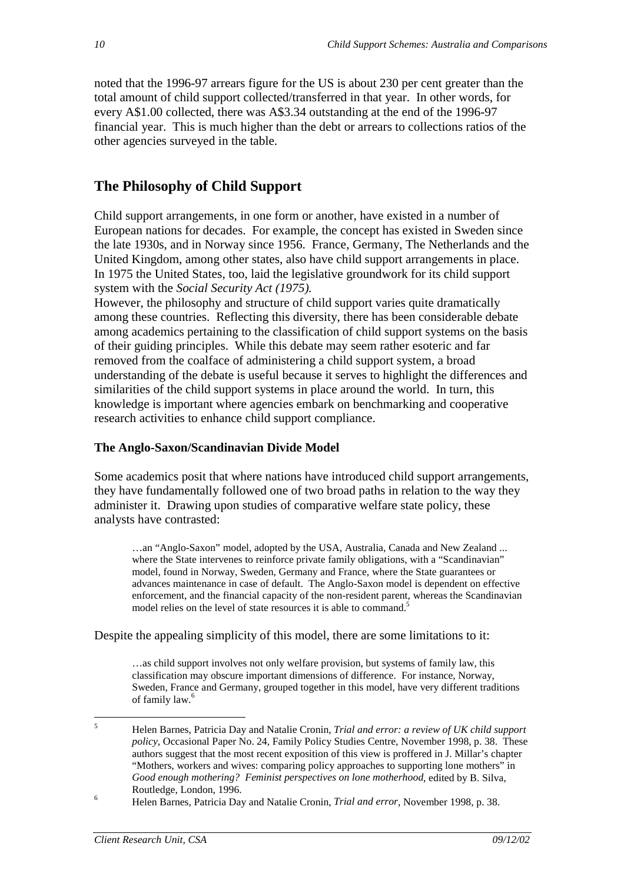noted that the 1996-97 arrears figure for the US is about 230 per cent greater than the total amount of child support collected/transferred in that year. In other words, for every A$1.00 collected, there was A$3.34 outstanding at the end of the 1996-97 financial year. This is much higher than the debt or arrears to collections ratios of the other agencies surveyed in the table.

## The Philosophy of Child Support

Child support arrangements, in one form or another, have existed in a number of European nations for decades. For example, the concept has existed in Sweden since the late 1930s, and in Norway since 1956. France, Germany, The Netherlands and the United Kingdom, among other states, also have child support arrangements in place. In 1975 the United States, too, laid the legislative groundwork for its child support system with the *Social Security Act (1975).*

However, the philosophy and structure of child support varies quite dramatically among these countries. Reflecting this diversity, there has been considerable debate among academics pertaining to the classification of child support systems on the basis of their guiding principles. While this debate may seem rather esoteric and far removed from the coalface of administering a child support system, a broad understanding of the debate is useful because it serves to highlight the differences and similarities of the child support systems in place around the world. In turn, this knowledge is important where agencies embark on benchmarking and cooperative research activities to enhance child support compliance.

### The Anglo-Saxon/Scandinavian Divide Model

Some academics posit that where nations have introduced child support arrangements, they have fundamentally followed one of two broad paths in relation to the way they administer it. Drawing upon studies of comparative welfare state policy, these analysts have contrasted:

> …an "Anglo-Saxon" model, adopted by the USA, Australia, Canada and New Zealand ... where the State intervenes to reinforce private family obligations, with a "Scandinavian" model, found in Norway, Sweden, Germany and France, where the State guarantees or advances maintenance in case of default. The Anglo-Saxon model is dependent on effective enforcement, and the financial capacity of the non-resident parent, whereas the Scandinavian model relies on the level of state resources it is able to command.[5]

Despite the appealing simplicity of this model, there are some limitations to it:

> …as child support involves not only welfare provision, but systems of family law, this classification may obscure important dimensions of difference. For instance, Norway, Sweden, France and Germany, grouped together in this model, have very different traditions of family law.[6]

---

[5] Helen Barnes, Patricia Day and Natalie Cronin, *Trial and error: a review of UK child support policy*, Occasional Paper No. 24, Family Policy Studies Centre, November 1998, p. 38. These authors suggest that the most recent exposition of this view is proffered in J. Millar's chapter "Mothers, workers and wives: comparing policy approaches to supporting lone mothers" in *Good enough mothering? Feminist perspectives on lone motherhood*, edited by B. Silva, Routledge, London, 1996.

[6] Helen Barnes, Patricia Day and Natalie Cronin, *Trial and error*, November 1998, p. 38.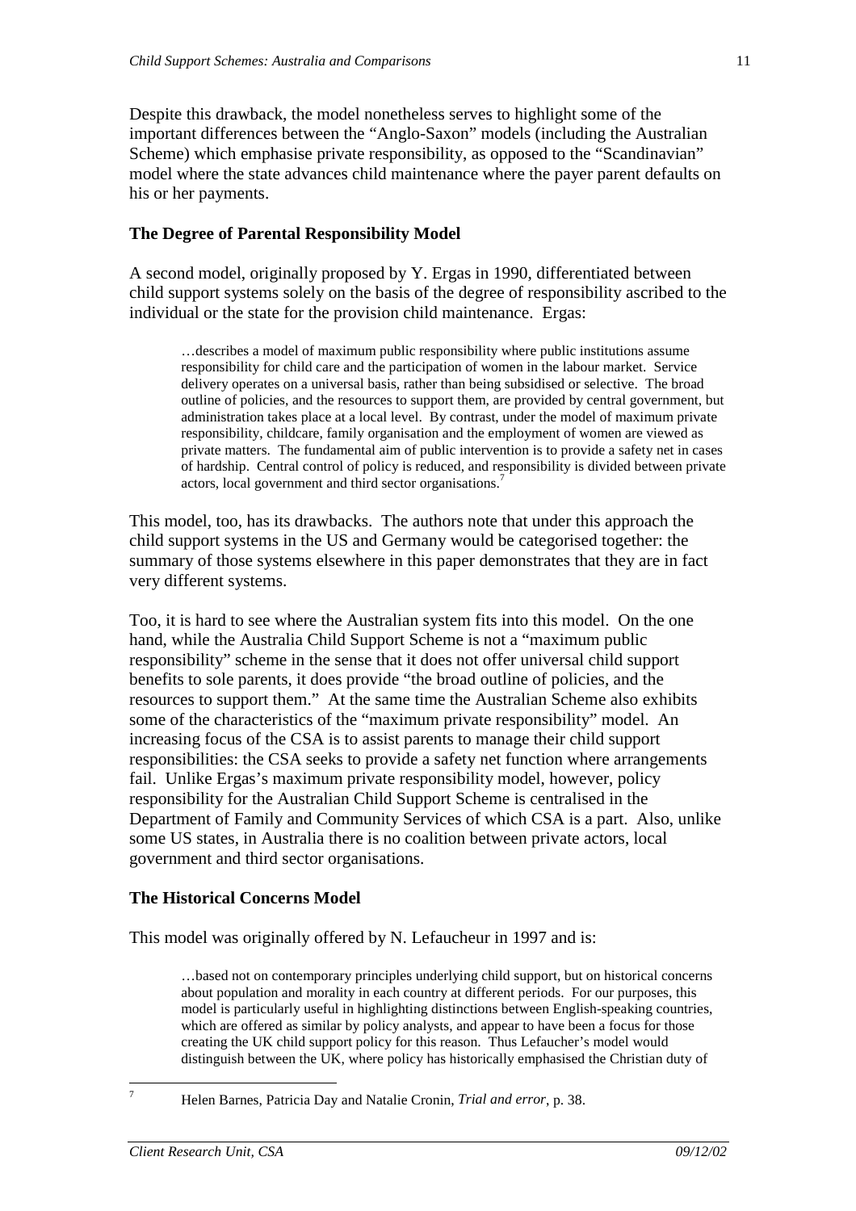Despite this drawback, the model nonetheless serves to highlight some of the important differences between the "Anglo-Saxon" models (including the Australian Scheme) which emphasise private responsibility, as opposed to the "Scandinavian" model where the state advances child maintenance where the payer parent defaults on his or her payments.

**The Degree of Parental Responsibility Model**

A second model, originally proposed by Y. Ergas in 1990, differentiated between child support systems solely on the basis of the degree of responsibility ascribed to the individual or the state for the provision child maintenance. Ergas:

> …describes a model of maximum public responsibility where public institutions assume responsibility for child care and the participation of women in the labour market. Service delivery operates on a universal basis, rather than being subsidised or selective. The broad outline of policies, and the resources to support them, are provided by central government, but administration takes place at a local level. By contrast, under the model of maximum private responsibility, childcare, family organisation and the employment of women are viewed as private matters. The fundamental aim of public intervention is to provide a safety net in cases of hardship. Central control of policy is reduced, and responsibility is divided between private actors, local government and third sector organisations.[7]

This model, too, has its drawbacks. The authors note that under this approach the child support systems in the US and Germany would be categorised together: the summary of those systems elsewhere in this paper demonstrates that they are in fact very different systems.

Too, it is hard to see where the Australian system fits into this model. On the one hand, while the Australia Child Support Scheme is not a "maximum public responsibility" scheme in the sense that it does not offer universal child support benefits to sole parents, it does provide "the broad outline of policies, and the resources to support them." At the same time the Australian Scheme also exhibits some of the characteristics of the "maximum private responsibility" model. An increasing focus of the CSA is to assist parents to manage their child support responsibilities: the CSA seeks to provide a safety net function where arrangements fail. Unlike Ergas's maximum private responsibility model, however, policy responsibility for the Australian Child Support Scheme is centralised in the Department of Family and Community Services of which CSA is a part. Also, unlike some US states, in Australia there is no coalition between private actors, local government and third sector organisations.

**The Historical Concerns Model**

This model was originally offered by N. Lefaucheur in 1997 and is:

> …based not on contemporary principles underlying child support, but on historical concerns about population and morality in each country at different periods. For our purposes, this model is particularly useful in highlighting distinctions between English-speaking countries, which are offered as similar by policy analysts, and appear to have been a focus for those creating the UK child support policy for this reason. Thus Lefaucher's model would distinguish between the UK, where policy has historically emphasised the Christian duty of

---

[7] Helen Barnes, Patricia Day and Natalie Cronin, *Trial and error*, p. 38.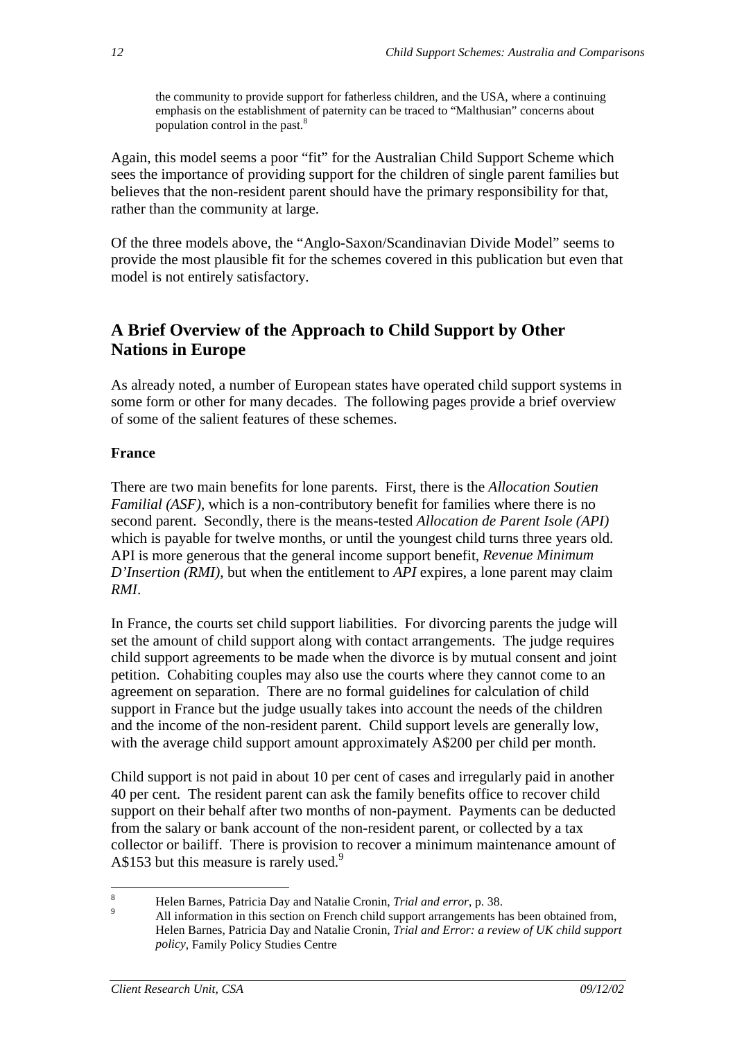> the community to provide support for fatherless children, and the USA, where a continuing emphasis on the establishment of paternity can be traced to "Malthusian" concerns about population control in the past.[8]

Again, this model seems a poor "fit" for the Australian Child Support Scheme which sees the importance of providing support for the children of single parent families but believes that the non-resident parent should have the primary responsibility for that, rather than the community at large.

Of the three models above, the "Anglo-Saxon/Scandinavian Divide Model" seems to provide the most plausible fit for the schemes covered in this publication but even that model is not entirely satisfactory.

## A Brief Overview of the Approach to Child Support by Other Nations in Europe

As already noted, a number of European states have operated child support systems in some form or other for many decades. The following pages provide a brief overview of some of the salient features of these schemes.

### France

There are two main benefits for lone parents. First, there is the *Allocation Soutien Familial (ASF)*, which is a non-contributory benefit for families where there is no second parent. Secondly, there is the means-tested *Allocation de Parent Isole (API)* which is payable for twelve months, or until the youngest child turns three years old. API is more generous that the general income support benefit, *Revenue Minimum D'Insertion (RMI)*, but when the entitlement to *API* expires, a lone parent may claim *RMI*.

In France, the courts set child support liabilities. For divorcing parents the judge will set the amount of child support along with contact arrangements. The judge requires child support agreements to be made when the divorce is by mutual consent and joint petition. Cohabiting couples may also use the courts where they cannot come to an agreement on separation. There are no formal guidelines for calculation of child support in France but the judge usually takes into account the needs of the children and the income of the non-resident parent. Child support levels are generally low, with the average child support amount approximately A$200 per child per month.

Child support is not paid in about 10 per cent of cases and irregularly paid in another 40 per cent. The resident parent can ask the family benefits office to recover child support on their behalf after two months of non-payment. Payments can be deducted from the salary or bank account of the non-resident parent, or collected by a tax collector or bailiff. There is provision to recover a minimum maintenance amount of A$153 but this measure is rarely used.[9]

---

[8] Helen Barnes, Patricia Day and Natalie Cronin, *Trial and error*, p. 38.

[9] All information in this section on French child support arrangements has been obtained from, Helen Barnes, Patricia Day and Natalie Cronin, *Trial and Error: a review of UK child support policy*, Family Policy Studies Centre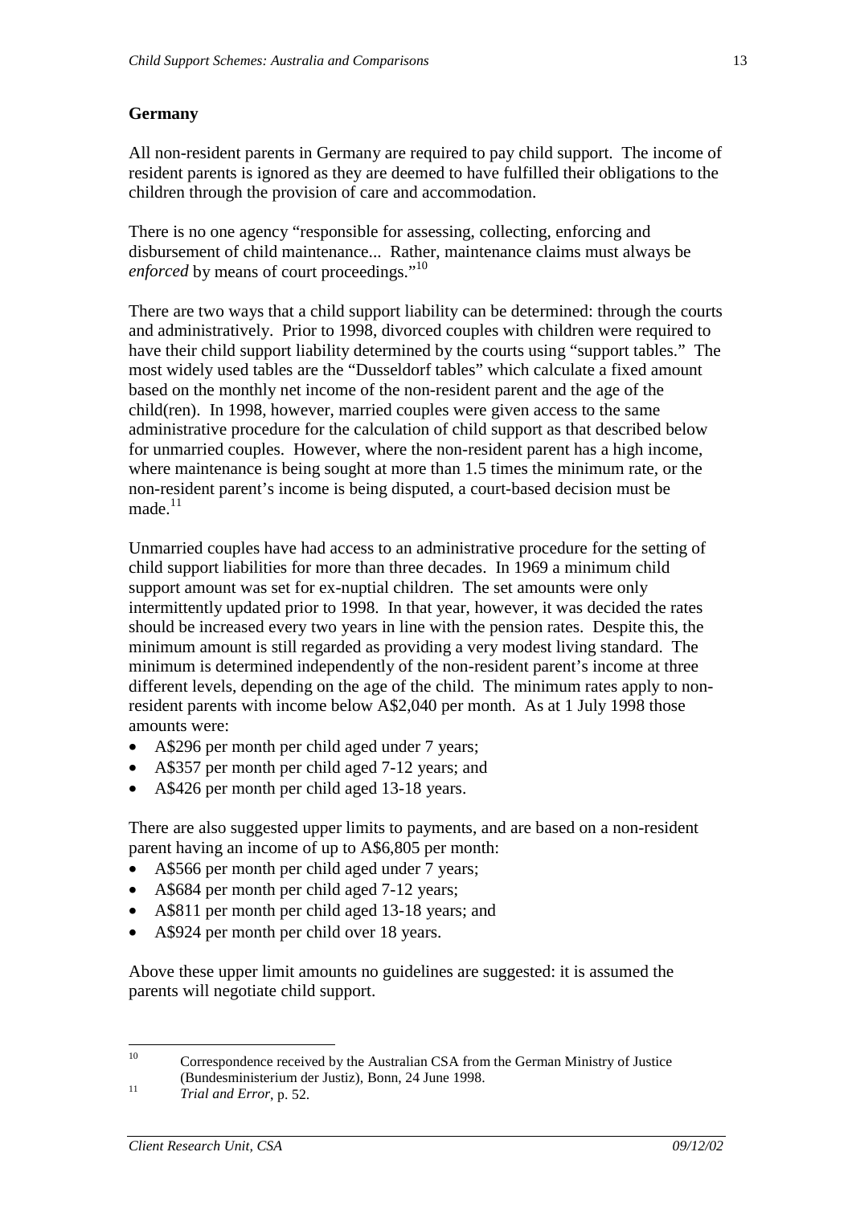## Germany

All non-resident parents in Germany are required to pay child support. The income of resident parents is ignored as they are deemed to have fulfilled their obligations to the children through the provision of care and accommodation.

There is no one agency "responsible for assessing, collecting, enforcing and disbursement of child maintenance... Rather, maintenance claims must always be *enforced* by means of court proceedings."[10]

There are two ways that a child support liability can be determined: through the courts and administratively. Prior to 1998, divorced couples with children were required to have their child support liability determined by the courts using "support tables." The most widely used tables are the "Dusseldorf tables" which calculate a fixed amount based on the monthly net income of the non-resident parent and the age of the child(ren). In 1998, however, married couples were given access to the same administrative procedure for the calculation of child support as that described below for unmarried couples. However, where the non-resident parent has a high income, where maintenance is being sought at more than 1.5 times the minimum rate, or the non-resident parent's income is being disputed, a court-based decision must be made.[11]

Unmarried couples have had access to an administrative procedure for the setting of child support liabilities for more than three decades. In 1969 a minimum child support amount was set for ex-nuptial children. The set amounts were only intermittently updated prior to 1998. In that year, however, it was decided the rates should be increased every two years in line with the pension rates. Despite this, the minimum amount is still regarded as providing a very modest living standard. The minimum is determined independently of the non-resident parent's income at three different levels, depending on the age of the child. The minimum rates apply to non-resident parents with income below A$2,040 per month. As at 1 July 1998 those amounts were:

- A$296 per month per child aged under 7 years;
- A$357 per month per child aged 7-12 years; and
- A$426 per month per child aged 13-18 years.

There are also suggested upper limits to payments, and are based on a non-resident parent having an income of up to A$6,805 per month:

- A$566 per month per child aged under 7 years;
- A$684 per month per child aged 7-12 years;
- A$811 per month per child aged 13-18 years; and
- A$924 per month per child over 18 years.

Above these upper limit amounts no guidelines are suggested: it is assumed the parents will negotiate child support.

---

[10] Correspondence received by the Australian CSA from the German Ministry of Justice (Bundesministerium der Justiz), Bonn, 24 June 1998.

[11] *Trial and Error*, p. 52.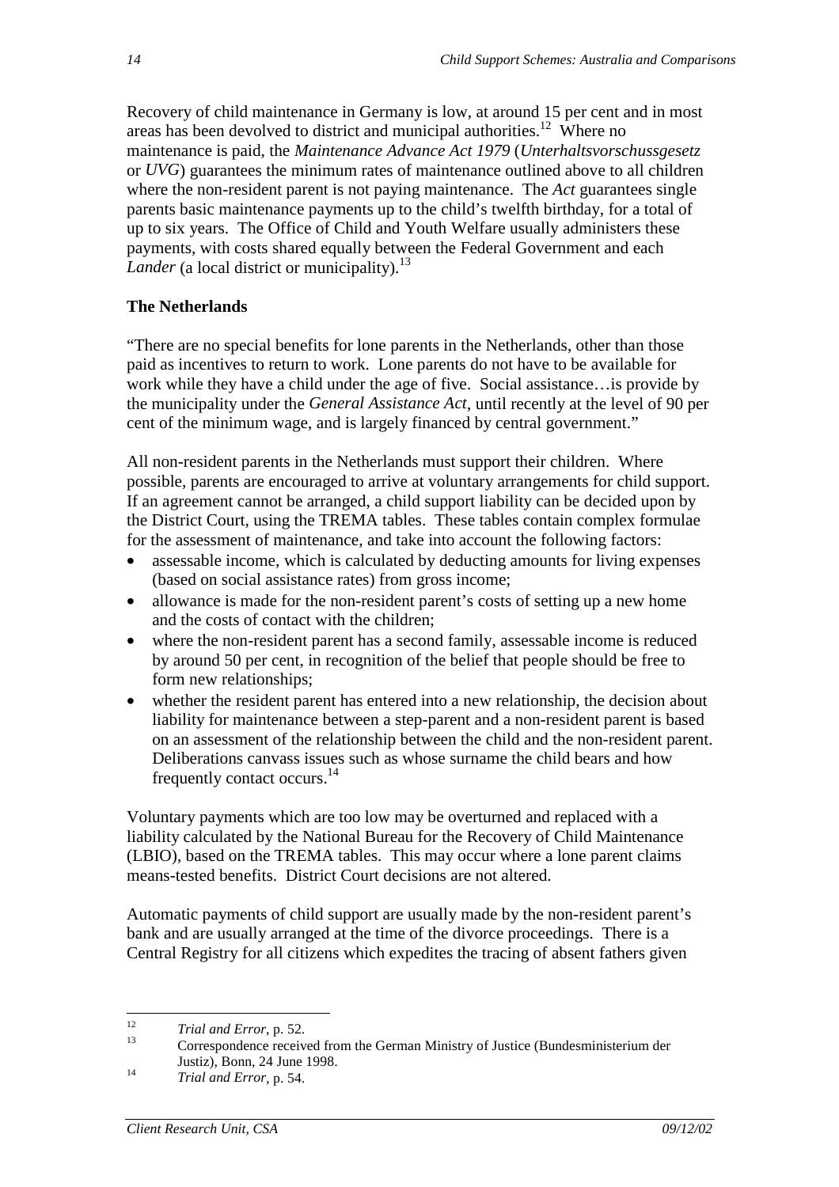Recovery of child maintenance in Germany is low, at around 15 per cent and in most areas has been devolved to district and municipal authorities.[12] Where no maintenance is paid, the *Maintenance Advance Act 1979* (*Unterhaltsvorschussgesetz* or *UVG*) guarantees the minimum rates of maintenance outlined above to all children where the non-resident parent is not paying maintenance. The *Act* guarantees single parents basic maintenance payments up to the child's twelfth birthday, for a total of up to six years. The Office of Child and Youth Welfare usually administers these payments, with costs shared equally between the Federal Government and each *Lander* (a local district or municipality).[13]

**The Netherlands**

"There are no special benefits for lone parents in the Netherlands, other than those paid as incentives to return to work. Lone parents do not have to be available for work while they have a child under the age of five. Social assistance…is provide by the municipality under the *General Assistance Act*, until recently at the level of 90 per cent of the minimum wage, and is largely financed by central government."

All non-resident parents in the Netherlands must support their children. Where possible, parents are encouraged to arrive at voluntary arrangements for child support. If an agreement cannot be arranged, a child support liability can be decided upon by the District Court, using the TREMA tables. These tables contain complex formulae for the assessment of maintenance, and take into account the following factors:

- assessable income, which is calculated by deducting amounts for living expenses (based on social assistance rates) from gross income;
- allowance is made for the non-resident parent's costs of setting up a new home and the costs of contact with the children;
- where the non-resident parent has a second family, assessable income is reduced by around 50 per cent, in recognition of the belief that people should be free to form new relationships;
- whether the resident parent has entered into a new relationship, the decision about liability for maintenance between a step-parent and a non-resident parent is based on an assessment of the relationship between the child and the non-resident parent. Deliberations canvass issues such as whose surname the child bears and how frequently contact occurs.[14]

Voluntary payments which are too low may be overturned and replaced with a liability calculated by the National Bureau for the Recovery of Child Maintenance (LBIO), based on the TREMA tables. This may occur where a lone parent claims means-tested benefits. District Court decisions are not altered.

Automatic payments of child support are usually made by the non-resident parent's bank and are usually arranged at the time of the divorce proceedings. There is a Central Registry for all citizens which expedites the tracing of absent fathers given

---

[12] *Trial and Error*, p. 52.

[13] Correspondence received from the German Ministry of Justice (Bundesministerium der Justiz), Bonn, 24 June 1998.

[14] *Trial and Error*, p. 54.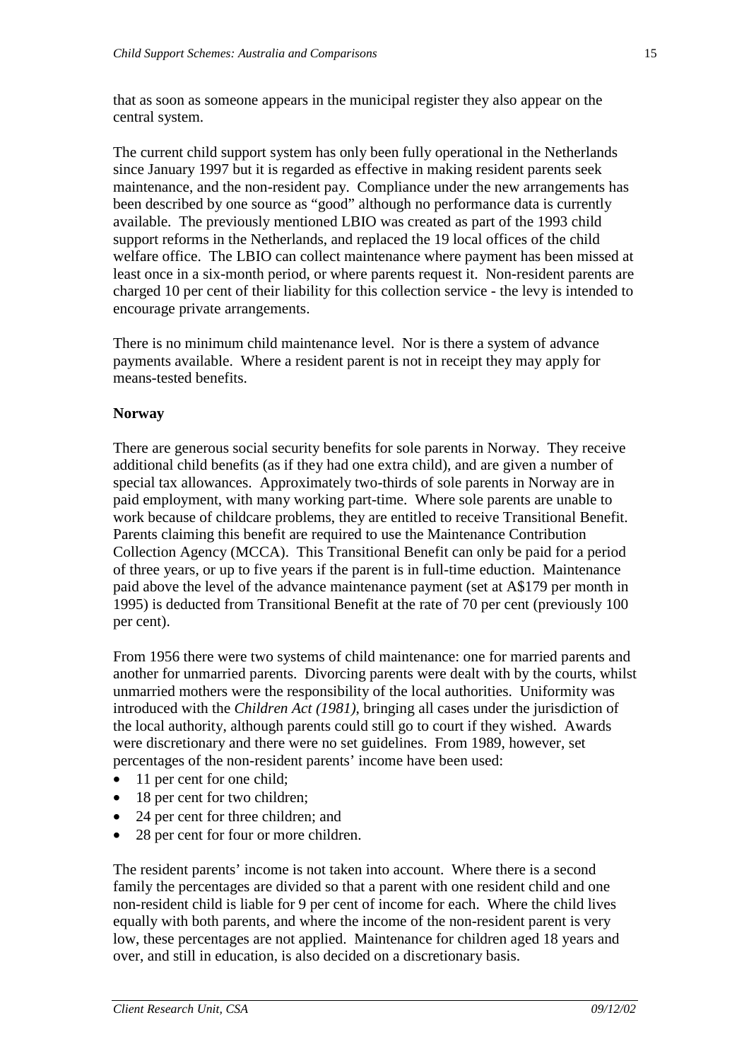that as soon as someone appears in the municipal register they also appear on the central system.

The current child support system has only been fully operational in the Netherlands since January 1997 but it is regarded as effective in making resident parents seek maintenance, and the non-resident pay. Compliance under the new arrangements has been described by one source as "good" although no performance data is currently available. The previously mentioned LBIO was created as part of the 1993 child support reforms in the Netherlands, and replaced the 19 local offices of the child welfare office. The LBIO can collect maintenance where payment has been missed at least once in a six-month period, or where parents request it. Non-resident parents are charged 10 per cent of their liability for this collection service - the levy is intended to encourage private arrangements.

There is no minimum child maintenance level. Nor is there a system of advance payments available. Where a resident parent is not in receipt they may apply for means-tested benefits.

**Norway**

There are generous social security benefits for sole parents in Norway. They receive additional child benefits (as if they had one extra child), and are given a number of special tax allowances. Approximately two-thirds of sole parents in Norway are in paid employment, with many working part-time. Where sole parents are unable to work because of childcare problems, they are entitled to receive Transitional Benefit. Parents claiming this benefit are required to use the Maintenance Contribution Collection Agency (MCCA). This Transitional Benefit can only be paid for a period of three years, or up to five years if the parent is in full-time eduction. Maintenance paid above the level of the advance maintenance payment (set at A$179 per month in 1995) is deducted from Transitional Benefit at the rate of 70 per cent (previously 100 per cent).

From 1956 there were two systems of child maintenance: one for married parents and another for unmarried parents. Divorcing parents were dealt with by the courts, whilst unmarried mothers were the responsibility of the local authorities. Uniformity was introduced with the *Children Act (1981)*, bringing all cases under the jurisdiction of the local authority, although parents could still go to court if they wished. Awards were discretionary and there were no set guidelines. From 1989, however, set percentages of the non-resident parents' income have been used:

- 11 per cent for one child;
- 18 per cent for two children;
- 24 per cent for three children; and
- 28 per cent for four or more children.

The resident parents' income is not taken into account. Where there is a second family the percentages are divided so that a parent with one resident child and one non-resident child is liable for 9 per cent of income for each. Where the child lives equally with both parents, and where the income of the non-resident parent is very low, these percentages are not applied. Maintenance for children aged 18 years and over, and still in education, is also decided on a discretionary basis.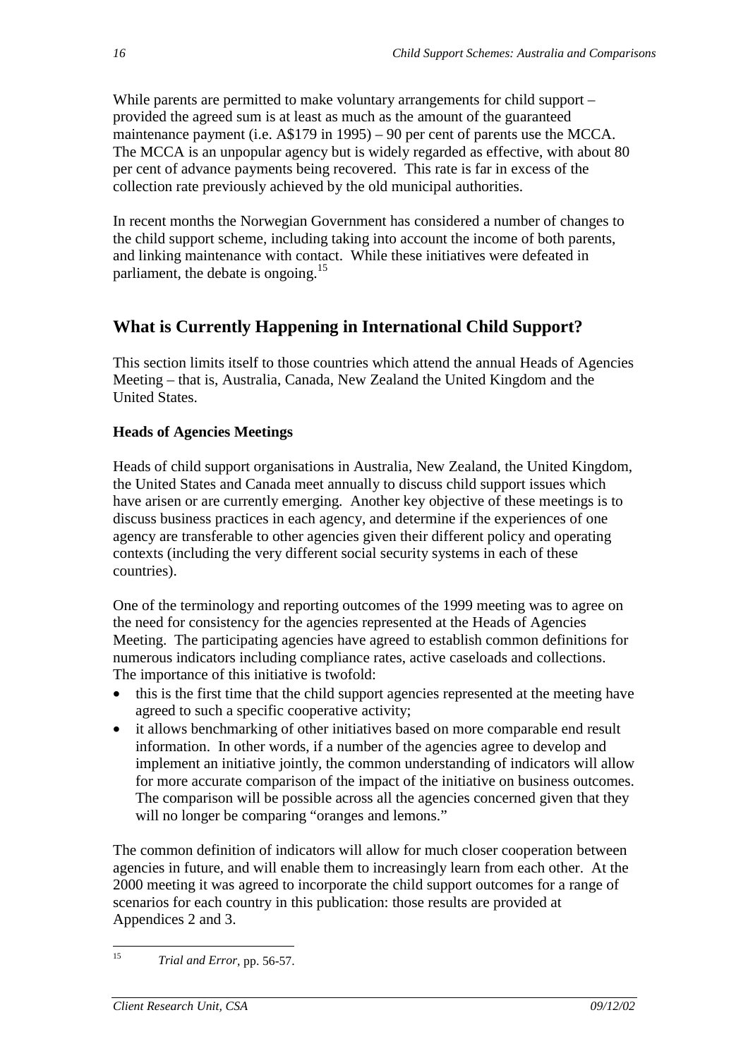While parents are permitted to make voluntary arrangements for child support – provided the agreed sum is at least as much as the amount of the guaranteed maintenance payment (i.e. A$179 in 1995) – 90 per cent of parents use the MCCA. The MCCA is an unpopular agency but is widely regarded as effective, with about 80 per cent of advance payments being recovered. This rate is far in excess of the collection rate previously achieved by the old municipal authorities.

In recent months the Norwegian Government has considered a number of changes to the child support scheme, including taking into account the income of both parents, and linking maintenance with contact. While these initiatives were defeated in parliament, the debate is ongoing.[15]

## What is Currently Happening in International Child Support?

This section limits itself to those countries which attend the annual Heads of Agencies Meeting – that is, Australia, Canada, New Zealand the United Kingdom and the United States.

### Heads of Agencies Meetings

Heads of child support organisations in Australia, New Zealand, the United Kingdom, the United States and Canada meet annually to discuss child support issues which have arisen or are currently emerging. Another key objective of these meetings is to discuss business practices in each agency, and determine if the experiences of one agency are transferable to other agencies given their different policy and operating contexts (including the very different social security systems in each of these countries).

One of the terminology and reporting outcomes of the 1999 meeting was to agree on the need for consistency for the agencies represented at the Heads of Agencies Meeting. The participating agencies have agreed to establish common definitions for numerous indicators including compliance rates, active caseloads and collections. The importance of this initiative is twofold:

- this is the first time that the child support agencies represented at the meeting have agreed to such a specific cooperative activity;
- it allows benchmarking of other initiatives based on more comparable end result information. In other words, if a number of the agencies agree to develop and implement an initiative jointly, the common understanding of indicators will allow for more accurate comparison of the impact of the initiative on business outcomes. The comparison will be possible across all the agencies concerned given that they will no longer be comparing "oranges and lemons."

The common definition of indicators will allow for much closer cooperation between agencies in future, and will enable them to increasingly learn from each other. At the 2000 meeting it was agreed to incorporate the child support outcomes for a range of scenarios for each country in this publication: those results are provided at Appendices 2 and 3.

---

[15] *Trial and Error*, pp. 56-57.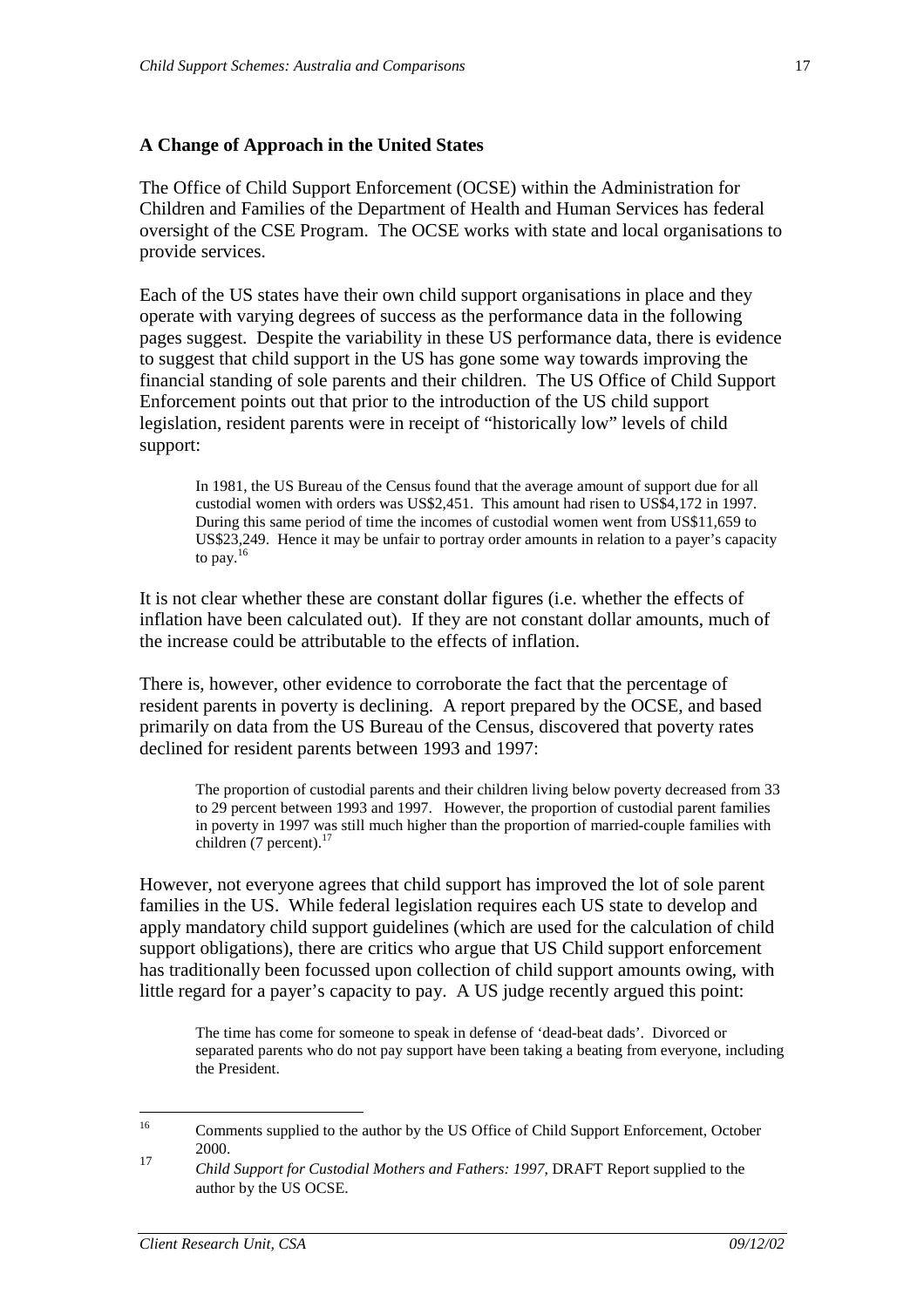### A Change of Approach in the United States

The Office of Child Support Enforcement (OCSE) within the Administration for Children and Families of the Department of Health and Human Services has federal oversight of the CSE Program. The OCSE works with state and local organisations to provide services.

Each of the US states have their own child support organisations in place and they operate with varying degrees of success as the performance data in the following pages suggest. Despite the variability in these US performance data, there is evidence to suggest that child support in the US has gone some way towards improving the financial standing of sole parents and their children. The US Office of Child Support Enforcement points out that prior to the introduction of the US child support legislation, resident parents were in receipt of "historically low" levels of child support:

> In 1981, the US Bureau of the Census found that the average amount of support due for all custodial women with orders was US$2,451. This amount had risen to US$4,172 in 1997. During this same period of time the incomes of custodial women went from US$11,659 to US$23,249. Hence it may be unfair to portray order amounts in relation to a payer's capacity to pay.[16]

It is not clear whether these are constant dollar figures (i.e. whether the effects of inflation have been calculated out). If they are not constant dollar amounts, much of the increase could be attributable to the effects of inflation.

There is, however, other evidence to corroborate the fact that the percentage of resident parents in poverty is declining. A report prepared by the OCSE, and based primarily on data from the US Bureau of the Census, discovered that poverty rates declined for resident parents between 1993 and 1997:

> The proportion of custodial parents and their children living below poverty decreased from 33 to 29 percent between 1993 and 1997. However, the proportion of custodial parent families in poverty in 1997 was still much higher than the proportion of married-couple families with children (7 percent).[17]

However, not everyone agrees that child support has improved the lot of sole parent families in the US. While federal legislation requires each US state to develop and apply mandatory child support guidelines (which are used for the calculation of child support obligations), there are critics who argue that US Child support enforcement has traditionally been focussed upon collection of child support amounts owing, with little regard for a payer's capacity to pay. A US judge recently argued this point:

> The time has come for someone to speak in defense of 'dead-beat dads'. Divorced or separated parents who do not pay support have been taking a beating from everyone, including the President.

---

[16] Comments supplied to the author by the US Office of Child Support Enforcement, October 2000.

[17] *Child Support for Custodial Mothers and Fathers: 1997*, DRAFT Report supplied to the author by the US OCSE.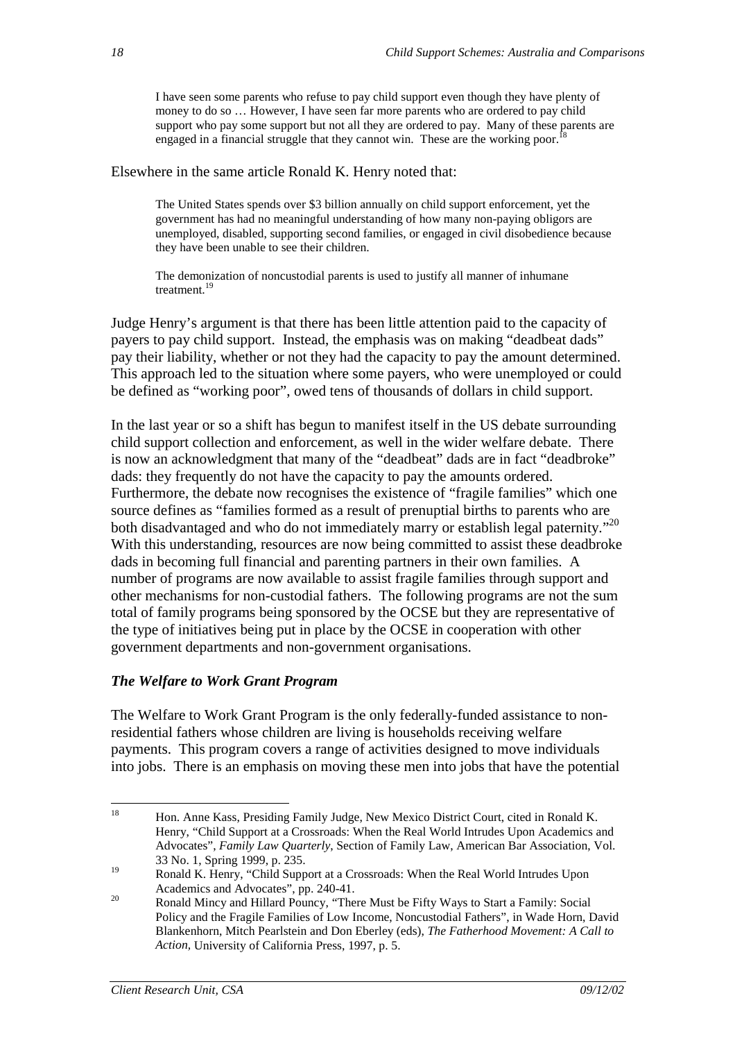> I have seen some parents who refuse to pay child support even though they have plenty of money to do so … However, I have seen far more parents who are ordered to pay child support who pay some support but not all they are ordered to pay. Many of these parents are engaged in a financial struggle that they cannot win. These are the working poor.[18]

Elsewhere in the same article Ronald K. Henry noted that:

> The United States spends over $3 billion annually on child support enforcement, yet the government has had no meaningful understanding of how many non-paying obligors are unemployed, disabled, supporting second families, or engaged in civil disobedience because they have been unable to see their children.
>
> The demonization of noncustodial parents is used to justify all manner of inhumane treatment.[19]

Judge Henry's argument is that there has been little attention paid to the capacity of payers to pay child support. Instead, the emphasis was on making "deadbeat dads" pay their liability, whether or not they had the capacity to pay the amount determined. This approach led to the situation where some payers, who were unemployed or could be defined as "working poor", owed tens of thousands of dollars in child support.

In the last year or so a shift has begun to manifest itself in the US debate surrounding child support collection and enforcement, as well in the wider welfare debate. There is now an acknowledgment that many of the "deadbeat" dads are in fact "deadbroke" dads: they frequently do not have the capacity to pay the amounts ordered. Furthermore, the debate now recognises the existence of "fragile families" which one source defines as "families formed as a result of prenuptial births to parents who are both disadvantaged and who do not immediately marry or establish legal paternity."[20] With this understanding, resources are now being committed to assist these deadbroke dads in becoming full financial and parenting partners in their own families. A number of programs are now available to assist fragile families through support and other mechanisms for non-custodial fathers. The following programs are not the sum total of family programs being sponsored by the OCSE but they are representative of the type of initiatives being put in place by the OCSE in cooperation with other government departments and non-government organisations.

### *The Welfare to Work Grant Program*

The Welfare to Work Grant Program is the only federally-funded assistance to non-residential fathers whose children are living is households receiving welfare payments. This program covers a range of activities designed to move individuals into jobs. There is an emphasis on moving these men into jobs that have the potential

---

[18] Hon. Anne Kass, Presiding Family Judge, New Mexico District Court, cited in Ronald K. Henry, "Child Support at a Crossroads: When the Real World Intrudes Upon Academics and Advocates", *Family Law Quarterly*, Section of Family Law, American Bar Association, Vol. 33 No. 1, Spring 1999, p. 235.

[19] Ronald K. Henry, "Child Support at a Crossroads: When the Real World Intrudes Upon Academics and Advocates", pp. 240-41.

[20] Ronald Mincy and Hillard Pouncy, "There Must be Fifty Ways to Start a Family: Social Policy and the Fragile Families of Low Income, Noncustodial Fathers", in Wade Horn, David Blankenhorn, Mitch Pearlstein and Don Eberley (eds), *The Fatherhood Movement: A Call to Action*, University of California Press, 1997, p. 5.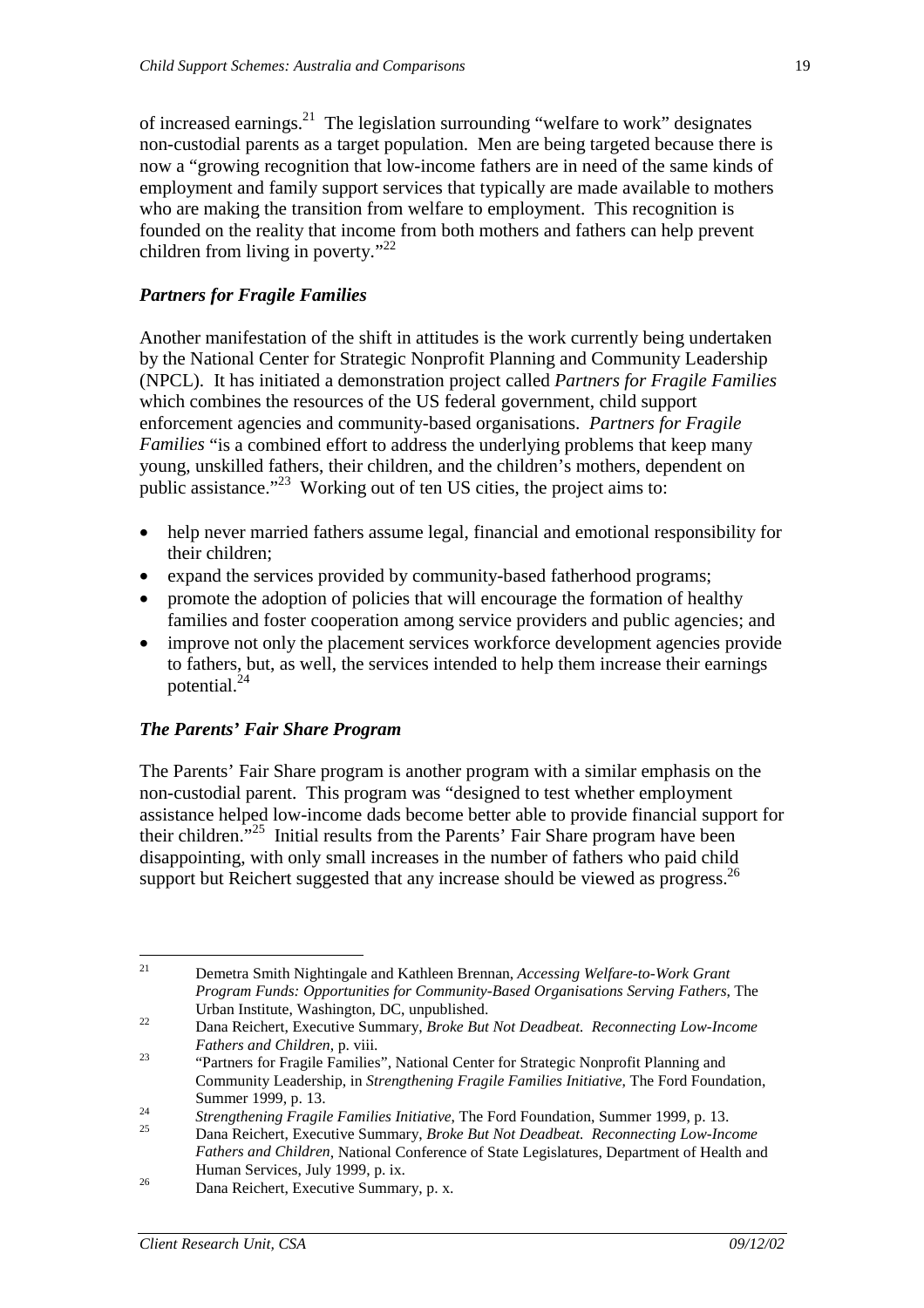of increased earnings.[21] The legislation surrounding "welfare to work" designates non-custodial parents as a target population. Men are being targeted because there is now a "growing recognition that low-income fathers are in need of the same kinds of employment and family support services that typically are made available to mothers who are making the transition from welfare to employment. This recognition is founded on the reality that income from both mothers and fathers can help prevent children from living in poverty."[22]

### *Partners for Fragile Families*

Another manifestation of the shift in attitudes is the work currently being undertaken by the National Center for Strategic Nonprofit Planning and Community Leadership (NPCL). It has initiated a demonstration project called *Partners for Fragile Families* which combines the resources of the US federal government, child support enforcement agencies and community-based organisations. *Partners for Fragile Families* "is a combined effort to address the underlying problems that keep many young, unskilled fathers, their children, and the children's mothers, dependent on public assistance."[23] Working out of ten US cities, the project aims to:

- help never married fathers assume legal, financial and emotional responsibility for their children;
- expand the services provided by community-based fatherhood programs;
- promote the adoption of policies that will encourage the formation of healthy families and foster cooperation among service providers and public agencies; and
- improve not only the placement services workforce development agencies provide to fathers, but, as well, the services intended to help them increase their earnings potential.[24]

### *The Parents' Fair Share Program*

The Parents' Fair Share program is another program with a similar emphasis on the non-custodial parent. This program was "designed to test whether employment assistance helped low-income dads become better able to provide financial support for their children."[25] Initial results from the Parents' Fair Share program have been disappointing, with only small increases in the number of fathers who paid child support but Reichert suggested that any increase should be viewed as progress.[26]

---

[21] Demetra Smith Nightingale and Kathleen Brennan, *Accessing Welfare-to-Work Grant Program Funds: Opportunities for Community-Based Organisations Serving Fathers*, The Urban Institute, Washington, DC, unpublished.

[22] Dana Reichert, Executive Summary, *Broke But Not Deadbeat. Reconnecting Low-Income Fathers and Children*, p. viii.

[23] "Partners for Fragile Families", National Center for Strategic Nonprofit Planning and Community Leadership, in *Strengthening Fragile Families Initiative*, The Ford Foundation, Summer 1999, p. 13.

[24] *Strengthening Fragile Families Initiative*, The Ford Foundation, Summer 1999, p. 13.

[25] Dana Reichert, Executive Summary, *Broke But Not Deadbeat. Reconnecting Low-Income Fathers and Children*, National Conference of State Legislatures, Department of Health and Human Services, July 1999, p. ix.

[26] Dana Reichert, Executive Summary, p. x.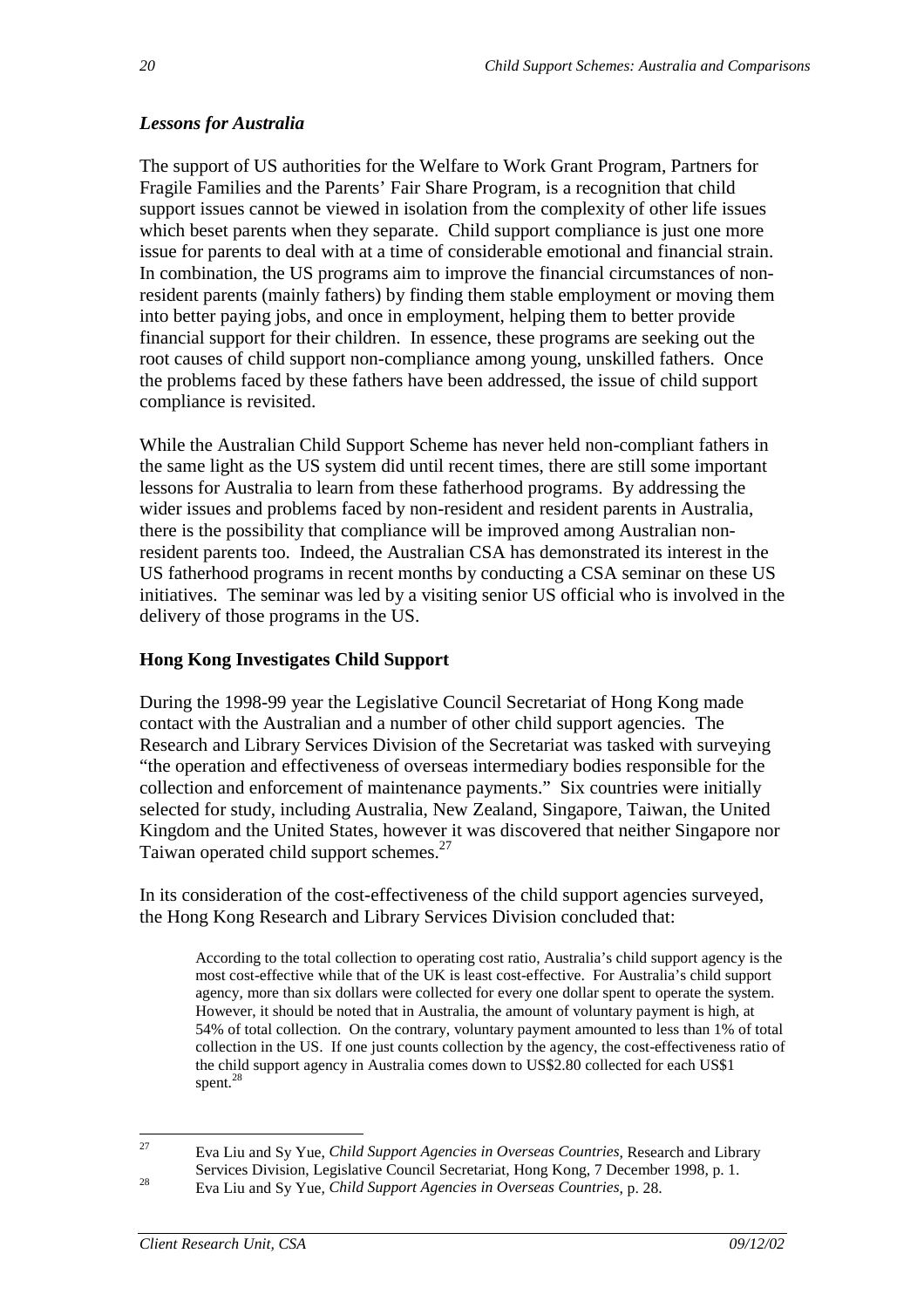### *Lessons for Australia*

The support of US authorities for the Welfare to Work Grant Program, Partners for Fragile Families and the Parents' Fair Share Program, is a recognition that child support issues cannot be viewed in isolation from the complexity of other life issues which beset parents when they separate. Child support compliance is just one more issue for parents to deal with at a time of considerable emotional and financial strain. In combination, the US programs aim to improve the financial circumstances of non-resident parents (mainly fathers) by finding them stable employment or moving them into better paying jobs, and once in employment, helping them to better provide financial support for their children. In essence, these programs are seeking out the root causes of child support non-compliance among young, unskilled fathers. Once the problems faced by these fathers have been addressed, the issue of child support compliance is revisited.

While the Australian Child Support Scheme has never held non-compliant fathers in the same light as the US system did until recent times, there are still some important lessons for Australia to learn from these fatherhood programs. By addressing the wider issues and problems faced by non-resident and resident parents in Australia, there is the possibility that compliance will be improved among Australian non-resident parents too. Indeed, the Australian CSA has demonstrated its interest in the US fatherhood programs in recent months by conducting a CSA seminar on these US initiatives. The seminar was led by a visiting senior US official who is involved in the delivery of those programs in the US.

## Hong Kong Investigates Child Support

During the 1998-99 year the Legislative Council Secretariat of Hong Kong made contact with the Australian and a number of other child support agencies. The Research and Library Services Division of the Secretariat was tasked with surveying "the operation and effectiveness of overseas intermediary bodies responsible for the collection and enforcement of maintenance payments." Six countries were initially selected for study, including Australia, New Zealand, Singapore, Taiwan, the United Kingdom and the United States, however it was discovered that neither Singapore nor Taiwan operated child support schemes.[27]

In its consideration of the cost-effectiveness of the child support agencies surveyed, the Hong Kong Research and Library Services Division concluded that:

> According to the total collection to operating cost ratio, Australia's child support agency is the most cost-effective while that of the UK is least cost-effective. For Australia's child support agency, more than six dollars were collected for every one dollar spent to operate the system. However, it should be noted that in Australia, the amount of voluntary payment is high, at 54% of total collection. On the contrary, voluntary payment amounted to less than 1% of total collection in the US. If one just counts collection by the agency, the cost-effectiveness ratio of the child support agency in Australia comes down to US$2.80 collected for each US$1 spent.[28]

---

[27] Eva Liu and Sy Yue, *Child Support Agencies in Overseas Countries*, Research and Library Services Division, Legislative Council Secretariat, Hong Kong, 7 December 1998, p. 1.

[28] Eva Liu and Sy Yue, *Child Support Agencies in Overseas Countries*, p. 28.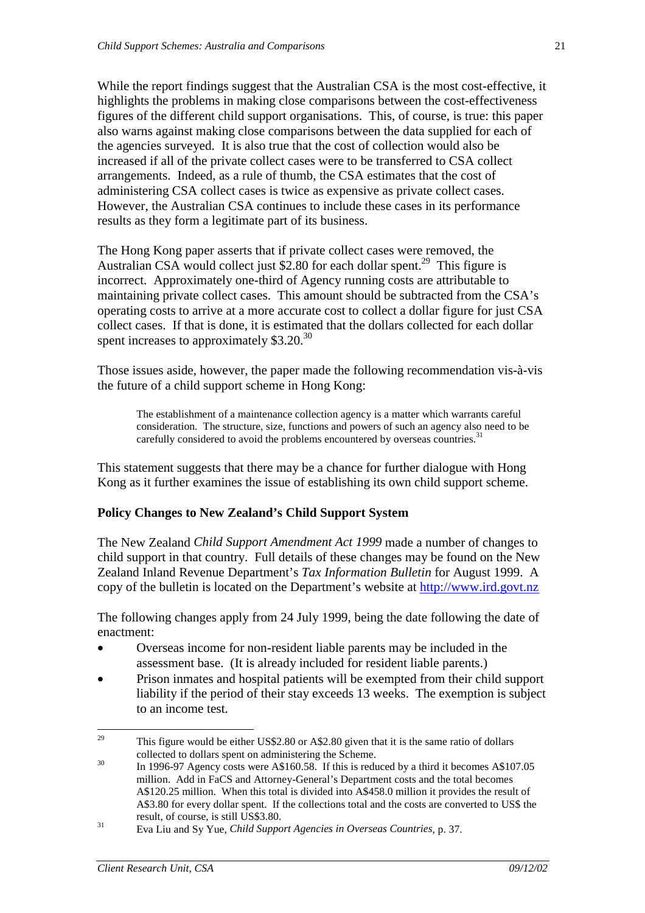While the report findings suggest that the Australian CSA is the most cost-effective, it highlights the problems in making close comparisons between the cost-effectiveness figures of the different child support organisations. This, of course, is true: this paper also warns against making close comparisons between the data supplied for each of the agencies surveyed. It is also true that the cost of collection would also be increased if all of the private collect cases were to be transferred to CSA collect arrangements. Indeed, as a rule of thumb, the CSA estimates that the cost of administering CSA collect cases is twice as expensive as private collect cases. However, the Australian CSA continues to include these cases in its performance results as they form a legitimate part of its business.

The Hong Kong paper asserts that if private collect cases were removed, the Australian CSA would collect just $2.80 for each dollar spent.[29] This figure is incorrect. Approximately one-third of Agency running costs are attributable to maintaining private collect cases. This amount should be subtracted from the CSA's operating costs to arrive at a more accurate cost to collect a dollar figure for just CSA collect cases. If that is done, it is estimated that the dollars collected for each dollar spent increases to approximately $3.20.[30]

Those issues aside, however, the paper made the following recommendation vis-à-vis the future of a child support scheme in Hong Kong:

> The establishment of a maintenance collection agency is a matter which warrants careful consideration. The structure, size, functions and powers of such an agency also need to be carefully considered to avoid the problems encountered by overseas countries.[31]

This statement suggests that there may be a chance for further dialogue with Hong Kong as it further examines the issue of establishing its own child support scheme.

### Policy Changes to New Zealand's Child Support System

The New Zealand *Child Support Amendment Act 1999* made a number of changes to child support in that country. Full details of these changes may be found on the New Zealand Inland Revenue Department's *Tax Information Bulletin* for August 1999. A copy of the bulletin is located on the Department's website at http://www.ird.govt.nz

The following changes apply from 24 July 1999, being the date following the date of enactment:

- Overseas income for non-resident liable parents may be included in the assessment base. (It is already included for resident liable parents.)
- Prison inmates and hospital patients will be exempted from their child support liability if the period of their stay exceeds 13 weeks. The exemption is subject to an income test.

---

[29] This figure would be either US$2.80 or A$2.80 given that it is the same ratio of dollars collected to dollars spent on administering the Scheme.

[30] In 1996-97 Agency costs were A$160.58. If this is reduced by a third it becomes A$107.05 million. Add in FaCS and Attorney-General's Department costs and the total becomes A$120.25 million. When this total is divided into A$458.0 million it provides the result of A$3.80 for every dollar spent. If the collections total and the costs are converted to US$ the result, of course, is still US$3.80.

[31] Eva Liu and Sy Yue, *Child Support Agencies in Overseas Countries*, p. 37.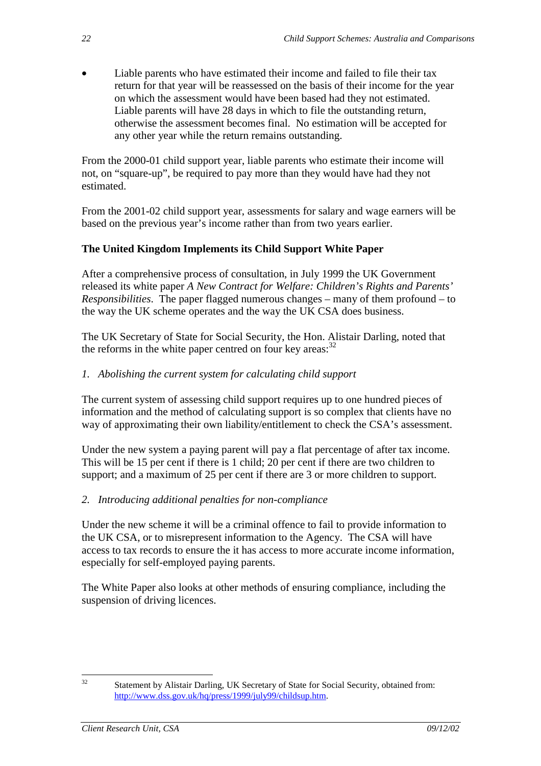- Liable parents who have estimated their income and failed to file their tax return for that year will be reassessed on the basis of their income for the year on which the assessment would have been based had they not estimated. Liable parents will have 28 days in which to file the outstanding return, otherwise the assessment becomes final. No estimation will be accepted for any other year while the return remains outstanding.

From the 2000-01 child support year, liable parents who estimate their income will not, on "square-up", be required to pay more than they would have had they not estimated.

From the 2001-02 child support year, assessments for salary and wage earners will be based on the previous year's income rather than from two years earlier.

**The United Kingdom Implements its Child Support White Paper**

After a comprehensive process of consultation, in July 1999 the UK Government released its white paper *A New Contract for Welfare: Children's Rights and Parents' Responsibilities*. The paper flagged numerous changes – many of them profound – to the way the UK scheme operates and the way the UK CSA does business.

The UK Secretary of State for Social Security, the Hon. Alistair Darling, noted that the reforms in the white paper centred on four key areas:[32]

*1. Abolishing the current system for calculating child support*

The current system of assessing child support requires up to one hundred pieces of information and the method of calculating support is so complex that clients have no way of approximating their own liability/entitlement to check the CSA's assessment.

Under the new system a paying parent will pay a flat percentage of after tax income. This will be 15 per cent if there is 1 child; 20 per cent if there are two children to support; and a maximum of 25 per cent if there are 3 or more children to support.

*2. Introducing additional penalties for non-compliance*

Under the new scheme it will be a criminal offence to fail to provide information to the UK CSA, or to misrepresent information to the Agency. The CSA will have access to tax records to ensure the it has access to more accurate income information, especially for self-employed paying parents.

The White Paper also looks at other methods of ensuring compliance, including the suspension of driving licences.

[32] Statement by Alistair Darling, UK Secretary of State for Social Security, obtained from: http://www.dss.gov.uk/hq/press/1999/july99/childsup.htm.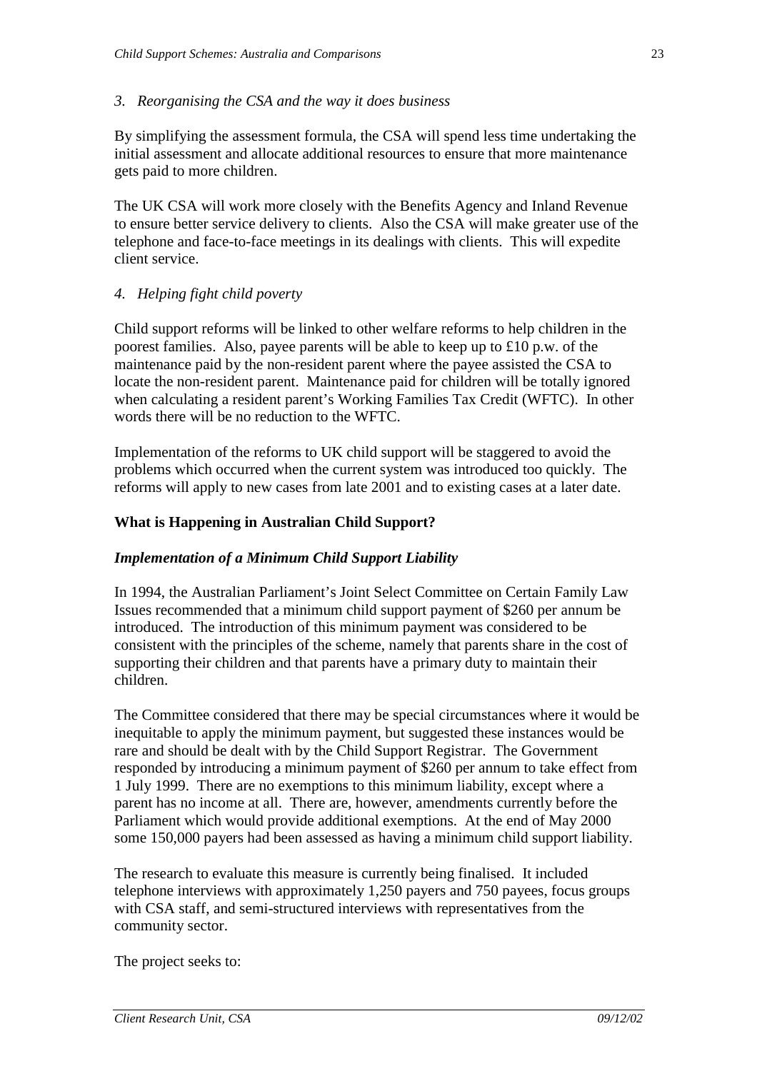*3. Reorganising the CSA and the way it does business*

By simplifying the assessment formula, the CSA will spend less time undertaking the initial assessment and allocate additional resources to ensure that more maintenance gets paid to more children.

The UK CSA will work more closely with the Benefits Agency and Inland Revenue to ensure better service delivery to clients. Also the CSA will make greater use of the telephone and face-to-face meetings in its dealings with clients. This will expedite client service.

*4. Helping fight child poverty*

Child support reforms will be linked to other welfare reforms to help children in the poorest families. Also, payee parents will be able to keep up to £10 p.w. of the maintenance paid by the non-resident parent where the payee assisted the CSA to locate the non-resident parent. Maintenance paid for children will be totally ignored when calculating a resident parent's Working Families Tax Credit (WFTC). In other words there will be no reduction to the WFTC.

Implementation of the reforms to UK child support will be staggered to avoid the problems which occurred when the current system was introduced too quickly. The reforms will apply to new cases from late 2001 and to existing cases at a later date.

## What is Happening in Australian Child Support?

### *Implementation of a Minimum Child Support Liability*

In 1994, the Australian Parliament's Joint Select Committee on Certain Family Law Issues recommended that a minimum child support payment of $260 per annum be introduced. The introduction of this minimum payment was considered to be consistent with the principles of the scheme, namely that parents share in the cost of supporting their children and that parents have a primary duty to maintain their children.

The Committee considered that there may be special circumstances where it would be inequitable to apply the minimum payment, but suggested these instances would be rare and should be dealt with by the Child Support Registrar. The Government responded by introducing a minimum payment of $260 per annum to take effect from 1 July 1999. There are no exemptions to this minimum liability, except where a parent has no income at all. There are, however, amendments currently before the Parliament which would provide additional exemptions. At the end of May 2000 some 150,000 payers had been assessed as having a minimum child support liability.

The research to evaluate this measure is currently being finalised. It included telephone interviews with approximately 1,250 payers and 750 payees, focus groups with CSA staff, and semi-structured interviews with representatives from the community sector.

The project seeks to: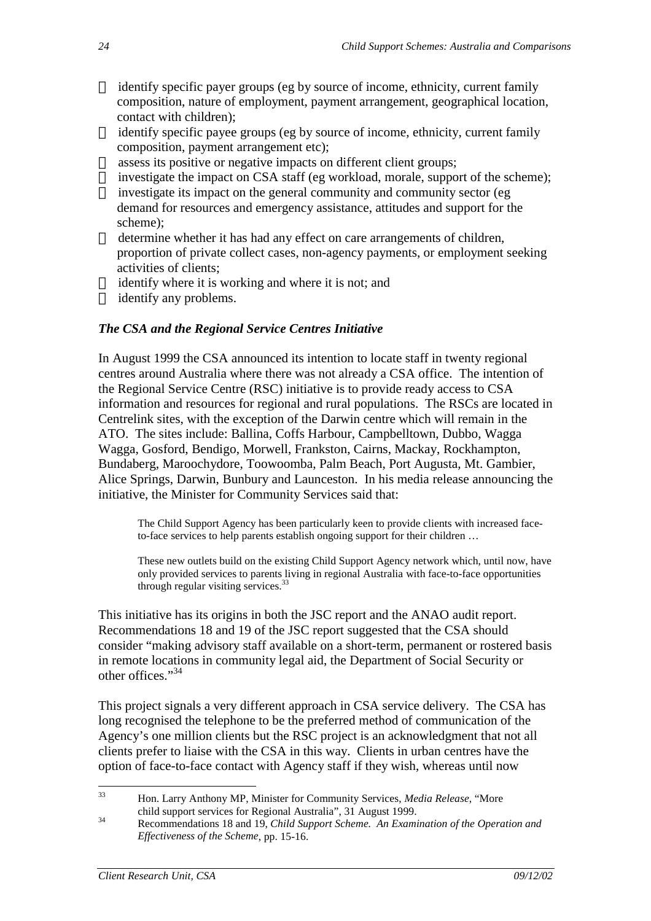- identify specific payer groups (eg by source of income, ethnicity, current family composition, nature of employment, payment arrangement, geographical location, contact with children);
- identify specific payee groups (eg by source of income, ethnicity, current family composition, payment arrangement etc);
- assess its positive or negative impacts on different client groups;
- investigate the impact on CSA staff (eg workload, morale, support of the scheme);
- investigate its impact on the general community and community sector (eg demand for resources and emergency assistance, attitudes and support for the scheme);
- determine whether it has had any effect on care arrangements of children, proportion of private collect cases, non-agency payments, or employment seeking activities of clients;
- identify where it is working and where it is not; and
- identify any problems.

### *The CSA and the Regional Service Centres Initiative*

In August 1999 the CSA announced its intention to locate staff in twenty regional centres around Australia where there was not already a CSA office. The intention of the Regional Service Centre (RSC) initiative is to provide ready access to CSA information and resources for regional and rural populations. The RSCs are located in Centrelink sites, with the exception of the Darwin centre which will remain in the ATO. The sites include: Ballina, Coffs Harbour, Campbelltown, Dubbo, Wagga Wagga, Gosford, Bendigo, Morwell, Frankston, Cairns, Mackay, Rockhampton, Bundaberg, Maroochydore, Toowoomba, Palm Beach, Port Augusta, Mt. Gambier, Alice Springs, Darwin, Bunbury and Launceston. In his media release announcing the initiative, the Minister for Community Services said that:

> The Child Support Agency has been particularly keen to provide clients with increased face-to-face services to help parents establish ongoing support for their children …
>
> These new outlets build on the existing Child Support Agency network which, until now, have only provided services to parents living in regional Australia with face-to-face opportunities through regular visiting services.[33]

This initiative has its origins in both the JSC report and the ANAO audit report. Recommendations 18 and 19 of the JSC report suggested that the CSA should consider "making advisory staff available on a short-term, permanent or rostered basis in remote locations in community legal aid, the Department of Social Security or other offices."[34]

This project signals a very different approach in CSA service delivery. The CSA has long recognised the telephone to be the preferred method of communication of the Agency's one million clients but the RSC project is an acknowledgment that not all clients prefer to liaise with the CSA in this way. Clients in urban centres have the option of face-to-face contact with Agency staff if they wish, whereas until now

---

[33] Hon. Larry Anthony MP, Minister for Community Services, *Media Release*, "More child support services for Regional Australia", 31 August 1999.

[34] Recommendations 18 and 19, *Child Support Scheme. An Examination of the Operation and Effectiveness of the Scheme*, pp. 15-16.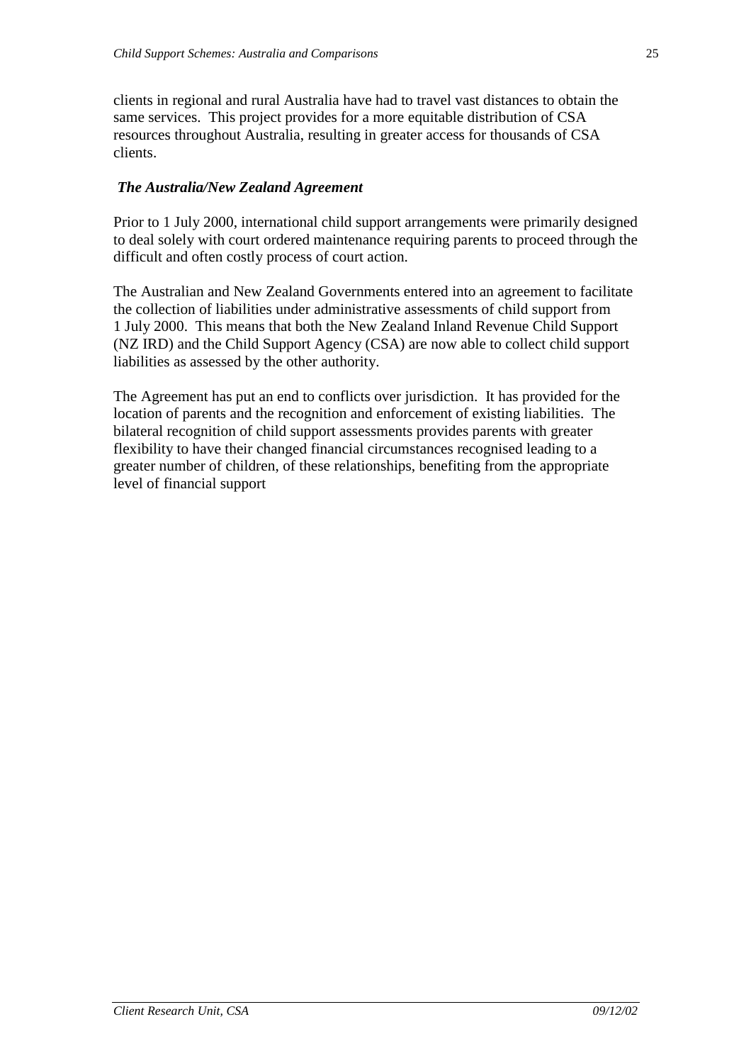clients in regional and rural Australia have had to travel vast distances to obtain the same services. This project provides for a more equitable distribution of CSA resources throughout Australia, resulting in greater access for thousands of CSA clients.

### *The Australia/New Zealand Agreement*

Prior to 1 July 2000, international child support arrangements were primarily designed to deal solely with court ordered maintenance requiring parents to proceed through the difficult and often costly process of court action.

The Australian and New Zealand Governments entered into an agreement to facilitate the collection of liabilities under administrative assessments of child support from 1 July 2000. This means that both the New Zealand Inland Revenue Child Support (NZ IRD) and the Child Support Agency (CSA) are now able to collect child support liabilities as assessed by the other authority.

The Agreement has put an end to conflicts over jurisdiction. It has provided for the location of parents and the recognition and enforcement of existing liabilities. The bilateral recognition of child support assessments provides parents with greater flexibility to have their changed financial circumstances recognised leading to a greater number of children, of these relationships, benefiting from the appropriate level of financial support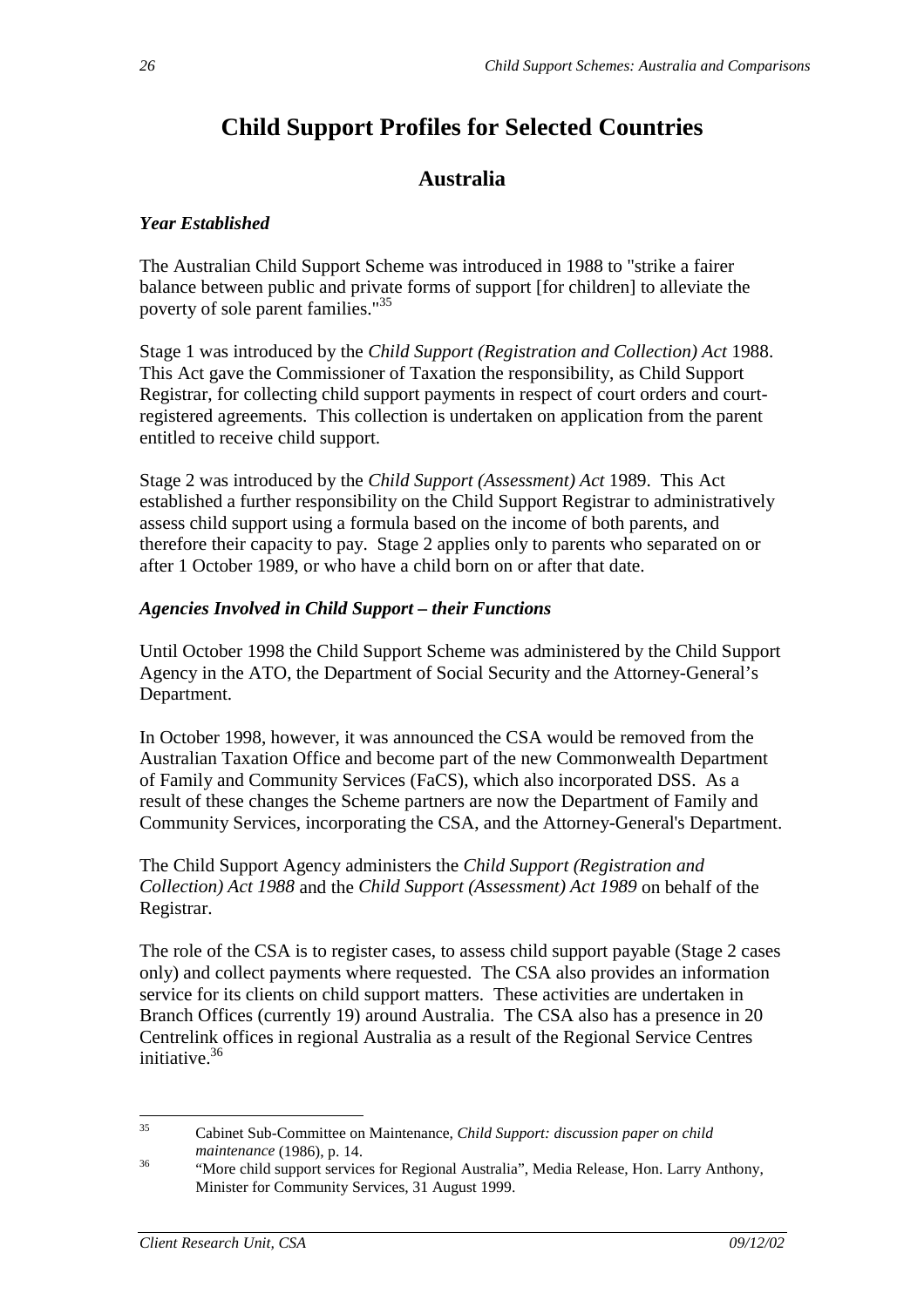# Child Support Profiles for Selected Countries

## Australia

### *Year Established*

The Australian Child Support Scheme was introduced in 1988 to "strike a fairer balance between public and private forms of support [for children] to alleviate the poverty of sole parent families."[35]

Stage 1 was introduced by the *Child Support (Registration and Collection) Act* 1988. This Act gave the Commissioner of Taxation the responsibility, as Child Support Registrar, for collecting child support payments in respect of court orders and court-registered agreements. This collection is undertaken on application from the parent entitled to receive child support.

Stage 2 was introduced by the *Child Support (Assessment) Act* 1989. This Act established a further responsibility on the Child Support Registrar to administratively assess child support using a formula based on the income of both parents, and therefore their capacity to pay. Stage 2 applies only to parents who separated on or after 1 October 1989, or who have a child born on or after that date.

### *Agencies Involved in Child Support – their Functions*

Until October 1998 the Child Support Scheme was administered by the Child Support Agency in the ATO, the Department of Social Security and the Attorney-General's Department.

In October 1998, however, it was announced the CSA would be removed from the Australian Taxation Office and become part of the new Commonwealth Department of Family and Community Services (FaCS), which also incorporated DSS. As a result of these changes the Scheme partners are now the Department of Family and Community Services, incorporating the CSA, and the Attorney-General's Department.

The Child Support Agency administers the *Child Support (Registration and Collection) Act 1988* and the *Child Support (Assessment) Act 1989* on behalf of the Registrar.

The role of the CSA is to register cases, to assess child support payable (Stage 2 cases only) and collect payments where requested. The CSA also provides an information service for its clients on child support matters. These activities are undertaken in Branch Offices (currently 19) around Australia. The CSA also has a presence in 20 Centrelink offices in regional Australia as a result of the Regional Service Centres initiative.[36]

---

[35] Cabinet Sub-Committee on Maintenance, *Child Support: discussion paper on child maintenance* (1986), p. 14.

[36] "More child support services for Regional Australia", Media Release, Hon. Larry Anthony, Minister for Community Services, 31 August 1999.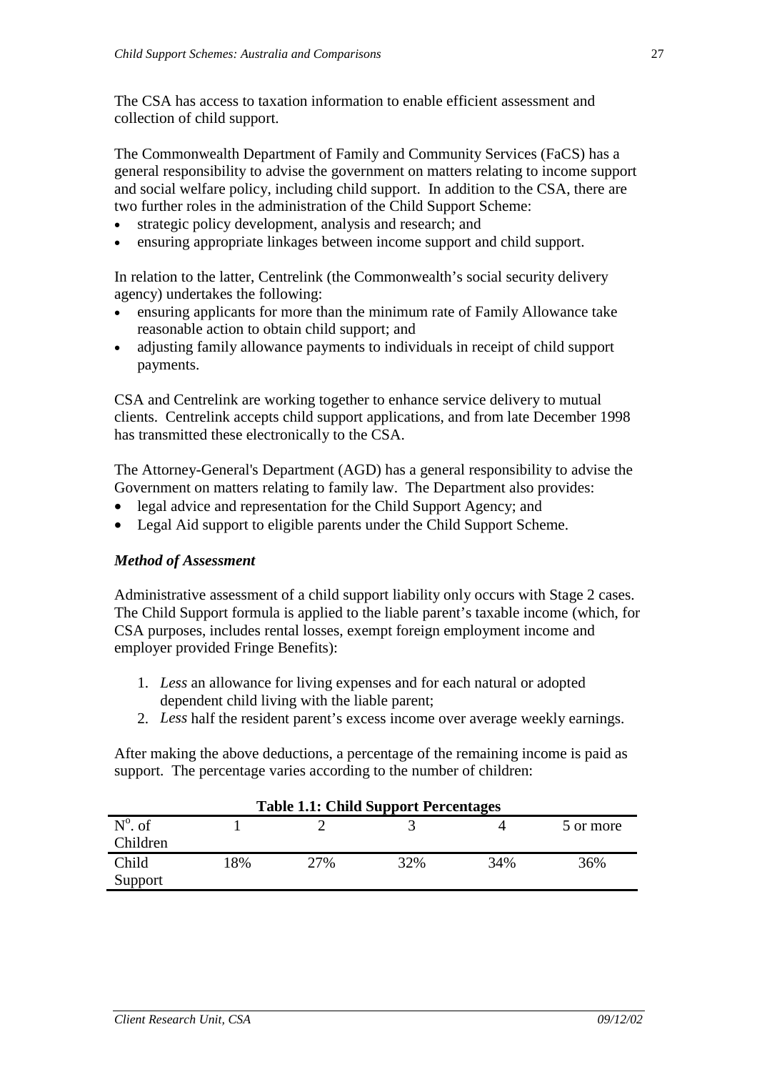The CSA has access to taxation information to enable efficient assessment and collection of child support.

The Commonwealth Department of Family and Community Services (FaCS) has a general responsibility to advise the government on matters relating to income support and social welfare policy, including child support. In addition to the CSA, there are two further roles in the administration of the Child Support Scheme:

- strategic policy development, analysis and research; and
- ensuring appropriate linkages between income support and child support.

In relation to the latter, Centrelink (the Commonwealth's social security delivery agency) undertakes the following:

- ensuring applicants for more than the minimum rate of Family Allowance take reasonable action to obtain child support; and
- adjusting family allowance payments to individuals in receipt of child support payments.

CSA and Centrelink are working together to enhance service delivery to mutual clients. Centrelink accepts child support applications, and from late December 1998 has transmitted these electronically to the CSA.

The Attorney-General's Department (AGD) has a general responsibility to advise the Government on matters relating to family law. The Department also provides:

- legal advice and representation for the Child Support Agency; and
- Legal Aid support to eligible parents under the Child Support Scheme.

### *Method of Assessment*

Administrative assessment of a child support liability only occurs with Stage 2 cases. The Child Support formula is applied to the liable parent's taxable income (which, for CSA purposes, includes rental losses, exempt foreign employment income and employer provided Fringe Benefits):

1. *Less* an allowance for living expenses and for each natural or adopted dependent child living with the liable parent;
2. *Less* half the resident parent's excess income over average weekly earnings.

After making the above deductions, a percentage of the remaining income is paid as support. The percentage varies according to the number of children:

**Table 1.1: Child Support Percentages**

| N$^{o}$. of Children | 1 | 2 | 3 | 4 | 5 or more |
|---|---|---|---|---|---|
| Child Support | 18% | 27% | 32% | 34% | 36% |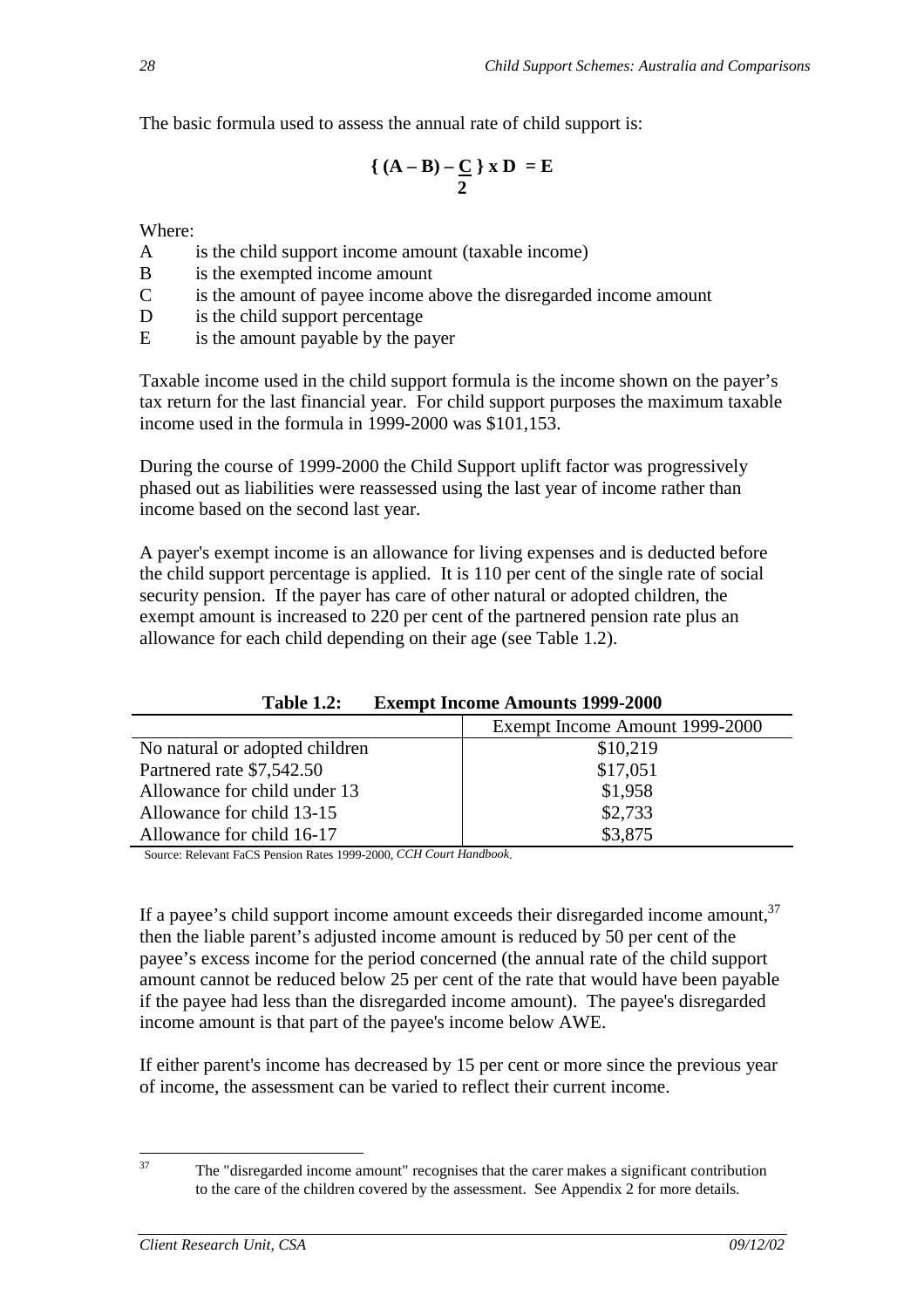The basic formula used to assess the annual rate of child support is:

$$\left\{ (A - B) - \frac{C}{2} \right\} \times D = E$$

Where:

A is the child support income amount (taxable income)
B is the exempted income amount
C is the amount of payee income above the disregarded income amount
D is the child support percentage
E is the amount payable by the payer

Taxable income used in the child support formula is the income shown on the payer's tax return for the last financial year. For child support purposes the maximum taxable income used in the formula in 1999-2000 was $101,153.

During the course of 1999-2000 the Child Support uplift factor was progressively phased out as liabilities were reassessed using the last year of income rather than income based on the second last year.

A payer's exempt income is an allowance for living expenses and is deducted before the child support percentage is applied. It is 110 per cent of the single rate of social security pension. If the payer has care of other natural or adopted children, the exempt amount is increased to 220 per cent of the partnered pension rate plus an allowance for each child depending on their age (see Table 1.2).

**Table 1.2: Exempt Income Amounts 1999-2000**

| | Exempt Income Amount 1999-2000 |
|---|---|
| No natural or adopted children | $10,219 |
| Partnered rate $7,542.50 | $17,051 |
| Allowance for child under 13 | $1,958 |
| Allowance for child 13-15 | $2,733 |
| Allowance for child 16-17 | $3,875 |

Source: Relevant FaCS Pension Rates 1999-2000, *CCH Court Handbook*.

If a payee's child support income amount exceeds their disregarded income amount,[37] then the liable parent's adjusted income amount is reduced by 50 per cent of the payee's excess income for the period concerned (the annual rate of the child support amount cannot be reduced below 25 per cent of the rate that would have been payable if the payee had less than the disregarded income amount). The payee's disregarded income amount is that part of the payee's income below AWE.

If either parent's income has decreased by 15 per cent or more since the previous year of income, the assessment can be varied to reflect their current income.

[37] The "disregarded income amount" recognises that the carer makes a significant contribution to the care of the children covered by the assessment. See Appendix 2 for more details.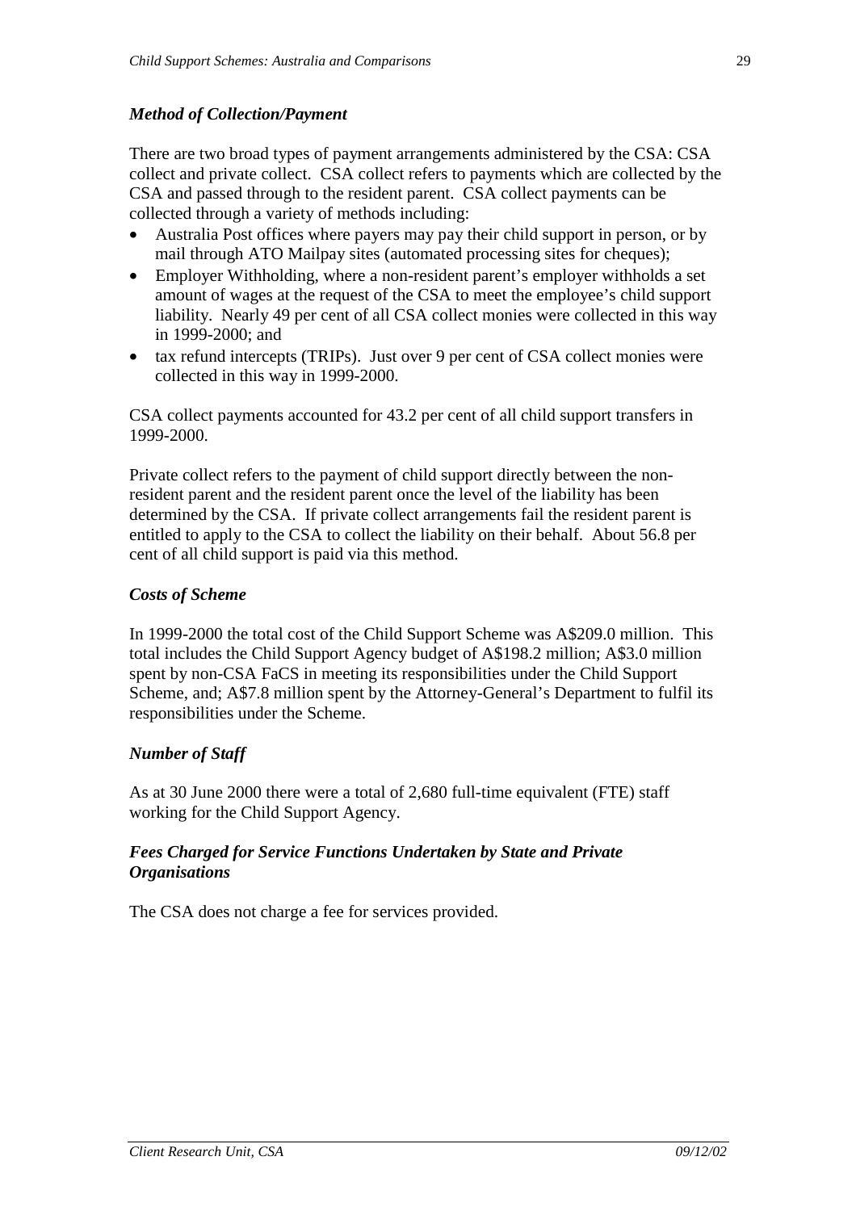### *Method of Collection/Payment*

There are two broad types of payment arrangements administered by the CSA: CSA collect and private collect. CSA collect refers to payments which are collected by the CSA and passed through to the resident parent. CSA collect payments can be collected through a variety of methods including:

- Australia Post offices where payers may pay their child support in person, or by mail through ATO Mailpay sites (automated processing sites for cheques);
- Employer Withholding, where a non-resident parent's employer withholds a set amount of wages at the request of the CSA to meet the employee's child support liability. Nearly 49 per cent of all CSA collect monies were collected in this way in 1999-2000; and
- tax refund intercepts (TRIPs). Just over 9 per cent of CSA collect monies were collected in this way in 1999-2000.

CSA collect payments accounted for 43.2 per cent of all child support transfers in 1999-2000.

Private collect refers to the payment of child support directly between the non-resident parent and the resident parent once the level of the liability has been determined by the CSA. If private collect arrangements fail the resident parent is entitled to apply to the CSA to collect the liability on their behalf. About 56.8 per cent of all child support is paid via this method.

### *Costs of Scheme*

In 1999-2000 the total cost of the Child Support Scheme was A$209.0 million. This total includes the Child Support Agency budget of A$198.2 million; A$3.0 million spent by non-CSA FaCS in meeting its responsibilities under the Child Support Scheme, and; A$7.8 million spent by the Attorney-General's Department to fulfil its responsibilities under the Scheme.

### *Number of Staff*

As at 30 June 2000 there were a total of 2,680 full-time equivalent (FTE) staff working for the Child Support Agency.

### *Fees Charged for Service Functions Undertaken by State and Private Organisations*

The CSA does not charge a fee for services provided.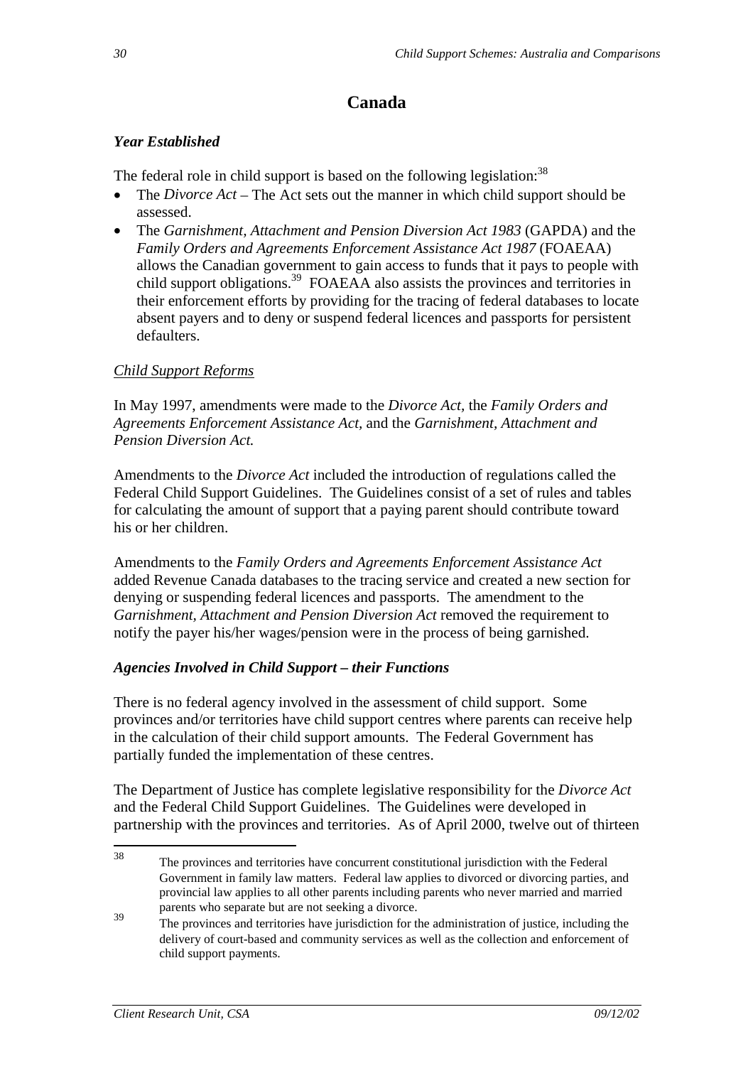## Canada

### *Year Established*

The federal role in child support is based on the following legislation:[38]

- The *Divorce Act* – The Act sets out the manner in which child support should be assessed.
- The *Garnishment, Attachment and Pension Diversion Act 1983* (GAPDA) and the *Family Orders and Agreements Enforcement Assistance Act 1987* (FOAEAA) allows the Canadian government to gain access to funds that it pays to people with child support obligations.[39] FOAEAA also assists the provinces and territories in their enforcement efforts by providing for the tracing of federal databases to locate absent payers and to deny or suspend federal licences and passports for persistent defaulters.

#### Child Support Reforms

In May 1997, amendments were made to the *Divorce Act,* the *Family Orders and Agreements Enforcement Assistance Act,* and the *Garnishment, Attachment and Pension Diversion Act.*

Amendments to the *Divorce Act* included the introduction of regulations called the Federal Child Support Guidelines. The Guidelines consist of a set of rules and tables for calculating the amount of support that a paying parent should contribute toward his or her children.

Amendments to the *Family Orders and Agreements Enforcement Assistance Act* added Revenue Canada databases to the tracing service and created a new section for denying or suspending federal licences and passports. The amendment to the *Garnishment, Attachment and Pension Diversion Act* removed the requirement to notify the payer his/her wages/pension were in the process of being garnished.

### *Agencies Involved in Child Support – their Functions*

There is no federal agency involved in the assessment of child support. Some provinces and/or territories have child support centres where parents can receive help in the calculation of their child support amounts. The Federal Government has partially funded the implementation of these centres.

The Department of Justice has complete legislative responsibility for the *Divorce Act* and the Federal Child Support Guidelines. The Guidelines were developed in partnership with the provinces and territories. As of April 2000, twelve out of thirteen

---

[38] The provinces and territories have concurrent constitutional jurisdiction with the Federal Government in family law matters. Federal law applies to divorced or divorcing parties, and provincial law applies to all other parents including parents who never married and married parents who separate but are not seeking a divorce.

[39] The provinces and territories have jurisdiction for the administration of justice, including the delivery of court-based and community services as well as the collection and enforcement of child support payments.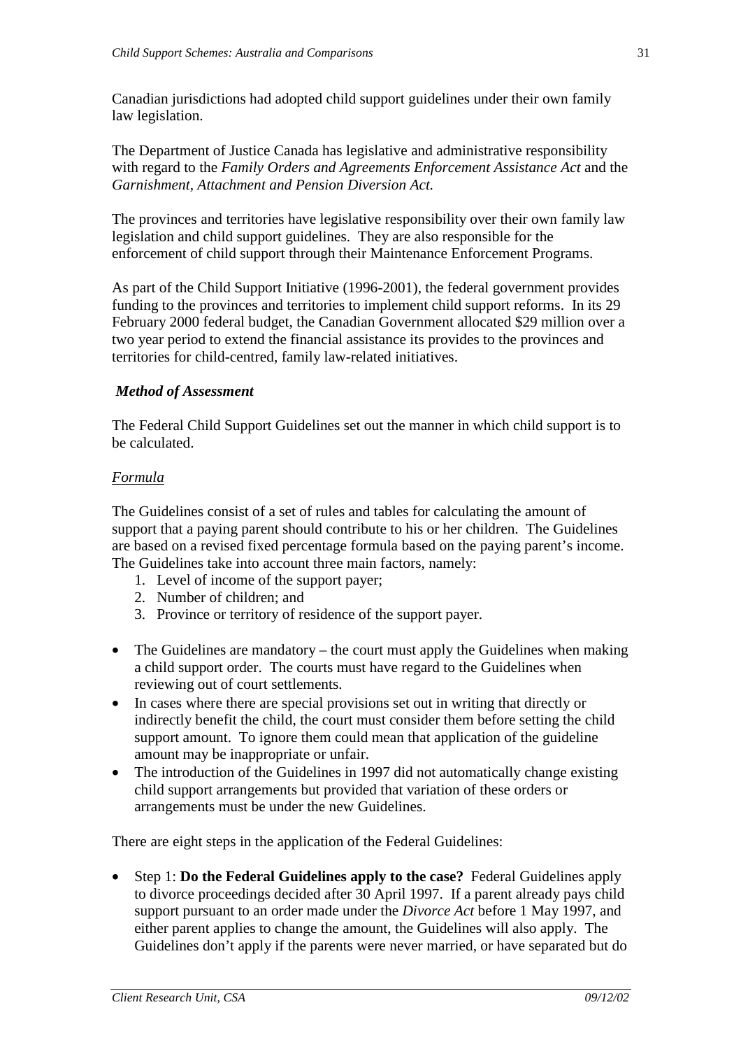Canadian jurisdictions had adopted child support guidelines under their own family law legislation.

The Department of Justice Canada has legislative and administrative responsibility with regard to the *Family Orders and Agreements Enforcement Assistance Act* and the *Garnishment, Attachment and Pension Diversion Act.*

The provinces and territories have legislative responsibility over their own family law legislation and child support guidelines. They are also responsible for the enforcement of child support through their Maintenance Enforcement Programs.

As part of the Child Support Initiative (1996-2001), the federal government provides funding to the provinces and territories to implement child support reforms. In its 29 February 2000 federal budget, the Canadian Government allocated $29 million over a two year period to extend the financial assistance its provides to the provinces and territories for child-centred, family law-related initiatives.

### *Method of Assessment*

The Federal Child Support Guidelines set out the manner in which child support is to be calculated.

#### Formula

The Guidelines consist of a set of rules and tables for calculating the amount of support that a paying parent should contribute to his or her children. The Guidelines are based on a revised fixed percentage formula based on the paying parent's income. The Guidelines take into account three main factors, namely:

1. Level of income of the support payer;
2. Number of children; and
3. Province or territory of residence of the support payer.

- The Guidelines are mandatory – the court must apply the Guidelines when making a child support order. The courts must have regard to the Guidelines when reviewing out of court settlements.
- In cases where there are special provisions set out in writing that directly or indirectly benefit the child, the court must consider them before setting the child support amount. To ignore them could mean that application of the guideline amount may be inappropriate or unfair.
- The introduction of the Guidelines in 1997 did not automatically change existing child support arrangements but provided that variation of these orders or arrangements must be under the new Guidelines.

There are eight steps in the application of the Federal Guidelines:

- Step 1: **Do the Federal Guidelines apply to the case?** Federal Guidelines apply to divorce proceedings decided after 30 April 1997. If a parent already pays child support pursuant to an order made under the *Divorce Act* before 1 May 1997, and either parent applies to change the amount, the Guidelines will also apply. The Guidelines don't apply if the parents were never married, or have separated but do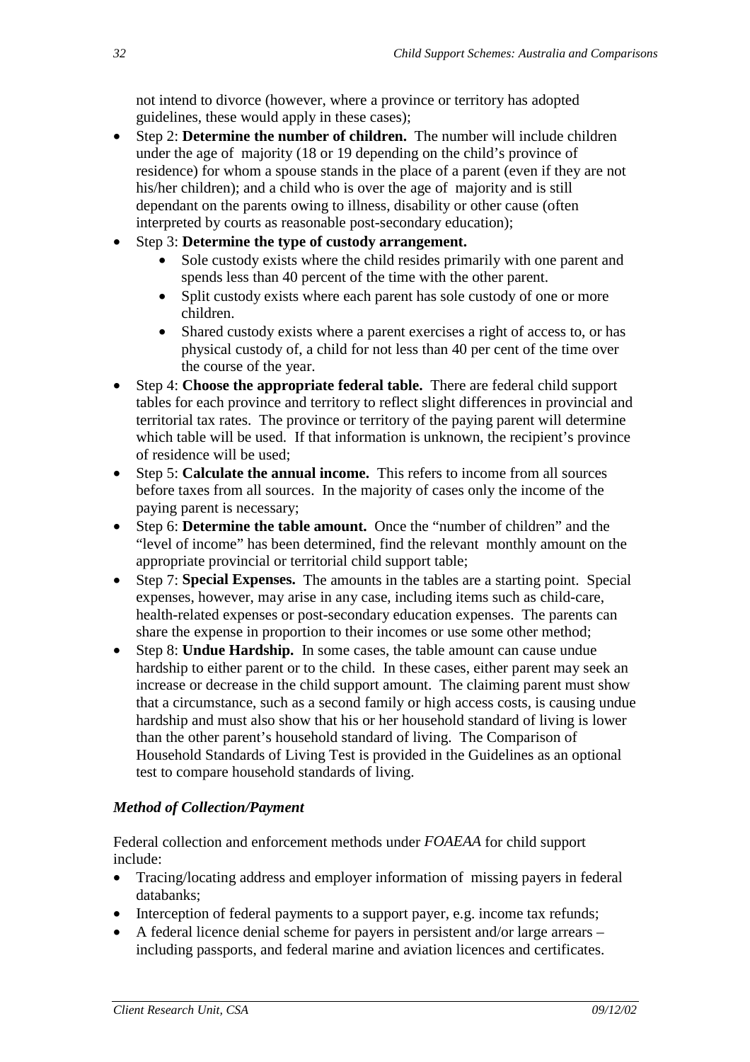not intend to divorce (however, where a province or territory has adopted guidelines, these would apply in these cases);

- Step 2: **Determine the number of children.** The number will include children under the age of majority (18 or 19 depending on the child's province of residence) for whom a spouse stands in the place of a parent (even if they are not his/her children); and a child who is over the age of majority and is still dependant on the parents owing to illness, disability or other cause (often interpreted by courts as reasonable post-secondary education);
- Step 3: **Determine the type of custody arrangement.**
  - Sole custody exists where the child resides primarily with one parent and spends less than 40 percent of the time with the other parent.
  - Split custody exists where each parent has sole custody of one or more children.
  - Shared custody exists where a parent exercises a right of access to, or has physical custody of, a child for not less than 40 per cent of the time over the course of the year.
- Step 4: **Choose the appropriate federal table.** There are federal child support tables for each province and territory to reflect slight differences in provincial and territorial tax rates. The province or territory of the paying parent will determine which table will be used. If that information is unknown, the recipient's province of residence will be used;
- Step 5: **Calculate the annual income.** This refers to income from all sources before taxes from all sources. In the majority of cases only the income of the paying parent is necessary;
- Step 6: **Determine the table amount.** Once the "number of children" and the "level of income" has been determined, find the relevant monthly amount on the appropriate provincial or territorial child support table;
- Step 7: **Special Expenses.** The amounts in the tables are a starting point. Special expenses, however, may arise in any case, including items such as child-care, health-related expenses or post-secondary education expenses. The parents can share the expense in proportion to their incomes or use some other method;
- Step 8: **Undue Hardship.** In some cases, the table amount can cause undue hardship to either parent or to the child. In these cases, either parent may seek an increase or decrease in the child support amount. The claiming parent must show that a circumstance, such as a second family or high access costs, is causing undue hardship and must also show that his or her household standard of living is lower than the other parent's household standard of living. The Comparison of Household Standards of Living Test is provided in the Guidelines as an optional test to compare household standards of living.

### *Method of Collection/Payment*

Federal collection and enforcement methods under *FOAEAA* for child support include:

- Tracing/locating address and employer information of missing payers in federal databanks;
- Interception of federal payments to a support payer, e.g. income tax refunds;
- A federal licence denial scheme for payers in persistent and/or large arrears – including passports, and federal marine and aviation licences and certificates.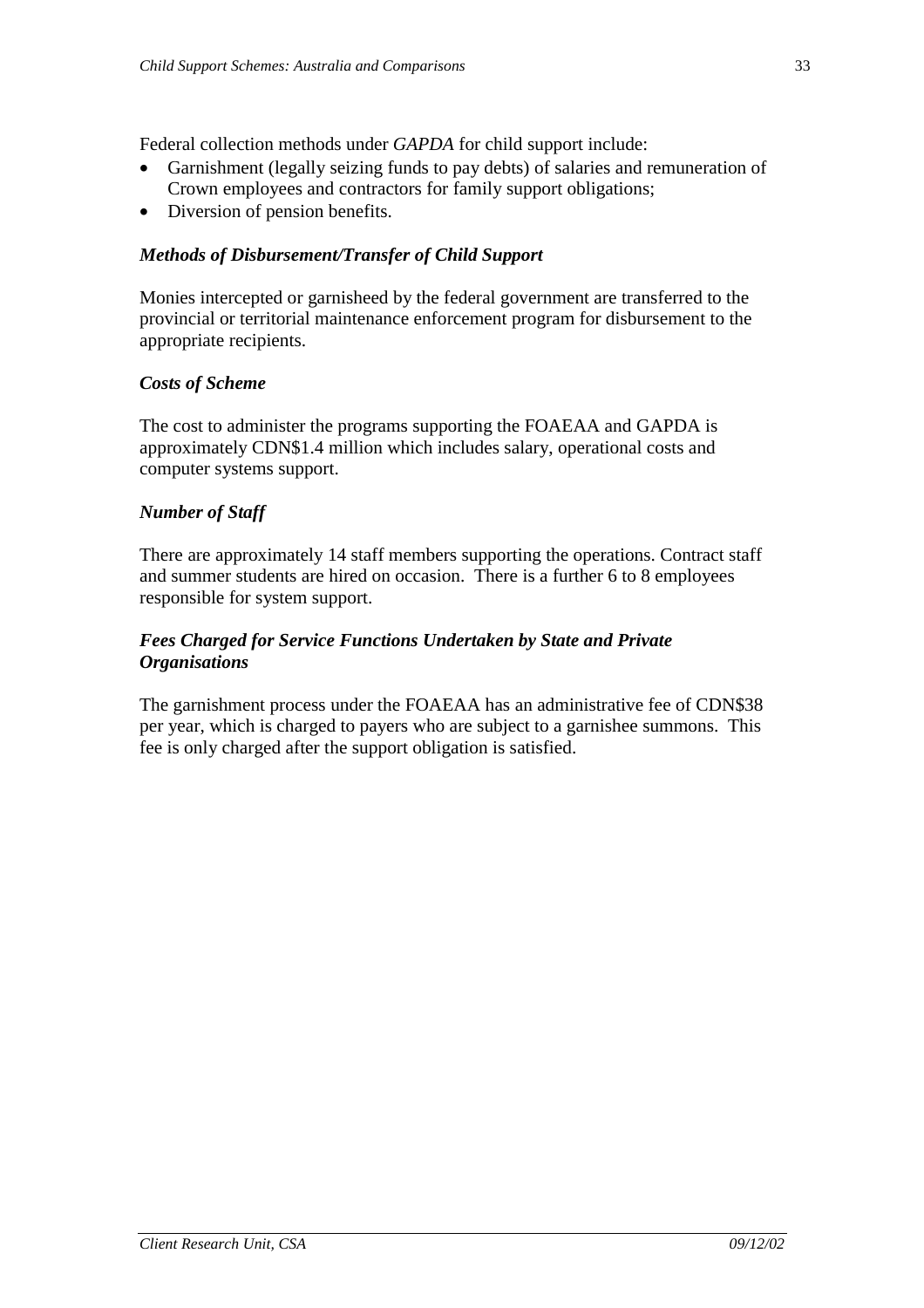Federal collection methods under *GAPDA* for child support include:

- Garnishment (legally seizing funds to pay debts) of salaries and remuneration of Crown employees and contractors for family support obligations;
- Diversion of pension benefits.

### *Methods of Disbursement/Transfer of Child Support*

Monies intercepted or garnisheed by the federal government are transferred to the provincial or territorial maintenance enforcement program for disbursement to the appropriate recipients.

### *Costs of Scheme*

The cost to administer the programs supporting the FOAEAA and GAPDA is approximately CDN$1.4 million which includes salary, operational costs and computer systems support.

### *Number of Staff*

There are approximately 14 staff members supporting the operations. Contract staff and summer students are hired on occasion. There is a further 6 to 8 employees responsible for system support.

### *Fees Charged for Service Functions Undertaken by State and Private Organisations*

The garnishment process under the FOAEAA has an administrative fee of CDN$38 per year, which is charged to payers who are subject to a garnishee summons. This fee is only charged after the support obligation is satisfied.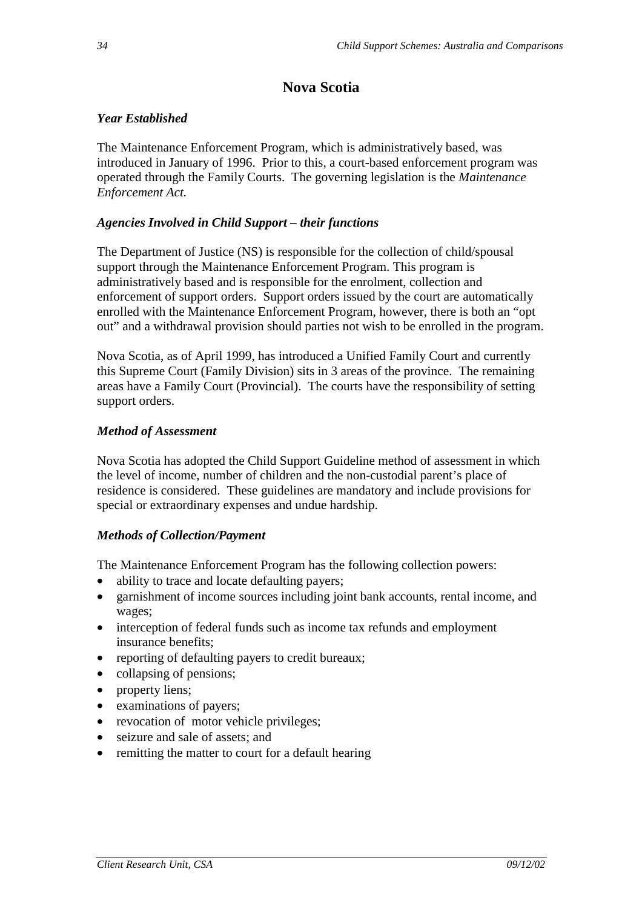## Nova Scotia

### *Year Established*

The Maintenance Enforcement Program, which is administratively based, was introduced in January of 1996. Prior to this, a court-based enforcement program was operated through the Family Courts. The governing legislation is the *Maintenance Enforcement Act.*

### *Agencies Involved in Child Support – their functions*

The Department of Justice (NS) is responsible for the collection of child/spousal support through the Maintenance Enforcement Program. This program is administratively based and is responsible for the enrolment, collection and enforcement of support orders. Support orders issued by the court are automatically enrolled with the Maintenance Enforcement Program, however, there is both an "opt out" and a withdrawal provision should parties not wish to be enrolled in the program.

Nova Scotia, as of April 1999, has introduced a Unified Family Court and currently this Supreme Court (Family Division) sits in 3 areas of the province. The remaining areas have a Family Court (Provincial). The courts have the responsibility of setting support orders.

### *Method of Assessment*

Nova Scotia has adopted the Child Support Guideline method of assessment in which the level of income, number of children and the non-custodial parent's place of residence is considered. These guidelines are mandatory and include provisions for special or extraordinary expenses and undue hardship.

### *Methods of Collection/Payment*

The Maintenance Enforcement Program has the following collection powers:

- ability to trace and locate defaulting payers;
- garnishment of income sources including joint bank accounts, rental income, and wages;
- interception of federal funds such as income tax refunds and employment insurance benefits;
- reporting of defaulting payers to credit bureaux;
- collapsing of pensions;
- property liens;
- examinations of payers;
- revocation of motor vehicle privileges;
- seizure and sale of assets; and
- remitting the matter to court for a default hearing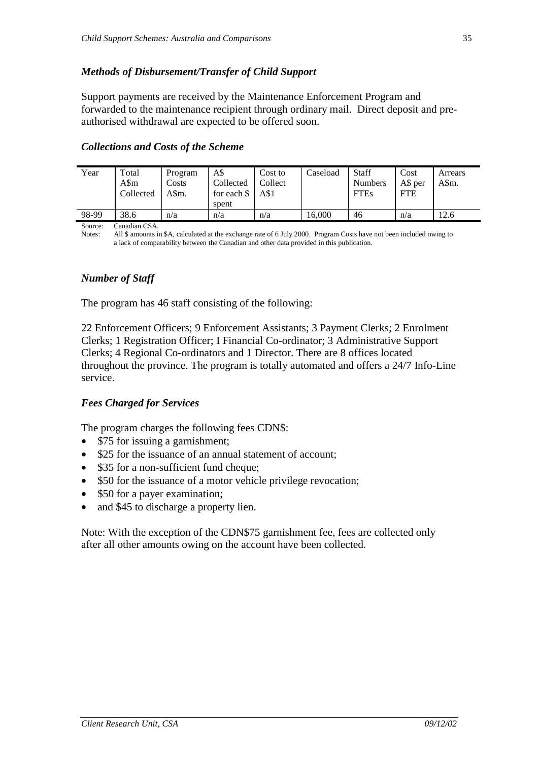### *Methods of Disbursement/Transfer of Child Support*

Support payments are received by the Maintenance Enforcement Program and forwarded to the maintenance recipient through ordinary mail. Direct deposit and pre-authorised withdrawal are expected to be offered soon.

### *Collections and Costs of the Scheme*

| Year | Total A$m Collected | Program Costs A$m. | A$ Collected for each $ spent | Cost to Collect A$1 | Caseload | Staff Numbers FTEs | Cost A$ per FTE | Arrears A$m. |
|---|---|---|---|---|---|---|---|---|
| 98-99 | 38.6 | n/a | n/a | n/a | 16,000 | 46 | n/a | 12.6 |

Source: Canadian CSA.
Notes: All $ amounts in $A, calculated at the exchange rate of 6 July 2000. Program Costs have not been included owing to a lack of comparability between the Canadian and other data provided in this publication.

### *Number of Staff*

The program has 46 staff consisting of the following:

22 Enforcement Officers; 9 Enforcement Assistants; 3 Payment Clerks; 2 Enrolment Clerks; 1 Registration Officer; I Financial Co-ordinator; 3 Administrative Support Clerks; 4 Regional Co-ordinators and 1 Director. There are 8 offices located throughout the province. The program is totally automated and offers a 24/7 Info-Line service.

### *Fees Charged for Services*

The program charges the following fees CDN$:

- $75 for issuing a garnishment;
- $25 for the issuance of an annual statement of account;
- $35 for a non-sufficient fund cheque;
- $50 for the issuance of a motor vehicle privilege revocation;
- $50 for a payer examination;
- and $45 to discharge a property lien.

Note: With the exception of the CDN$75 garnishment fee, fees are collected only after all other amounts owing on the account have been collected.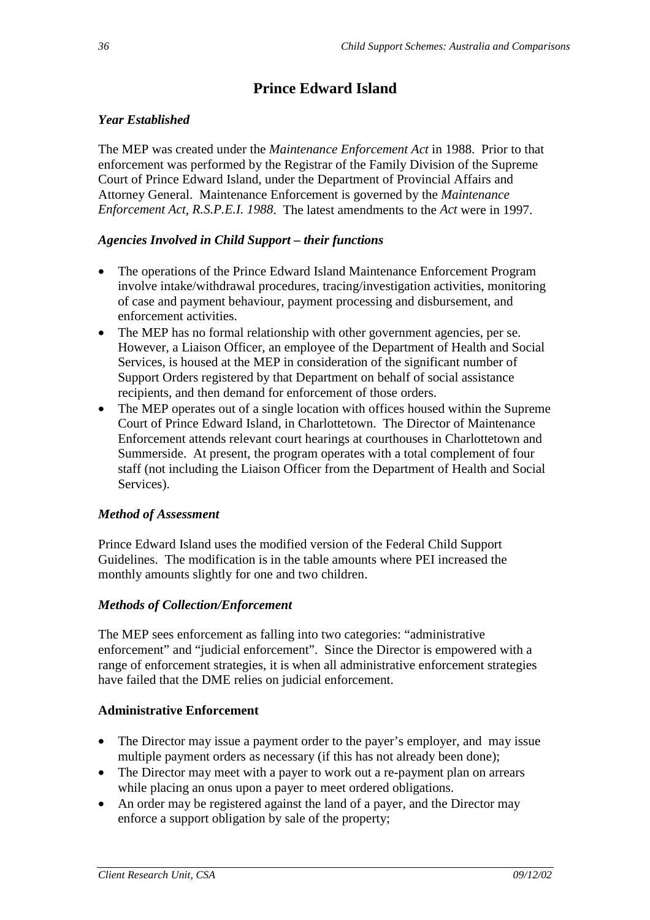## Prince Edward Island

### *Year Established*

The MEP was created under the *Maintenance Enforcement Act* in 1988. Prior to that enforcement was performed by the Registrar of the Family Division of the Supreme Court of Prince Edward Island, under the Department of Provincial Affairs and Attorney General. Maintenance Enforcement is governed by the *Maintenance Enforcement Act, R.S.P.E.I. 1988*. The latest amendments to the *Act* were in 1997.

### *Agencies Involved in Child Support – their functions*

- The operations of the Prince Edward Island Maintenance Enforcement Program involve intake/withdrawal procedures, tracing/investigation activities, monitoring of case and payment behaviour, payment processing and disbursement, and enforcement activities.
- The MEP has no formal relationship with other government agencies, per se. However, a Liaison Officer, an employee of the Department of Health and Social Services, is housed at the MEP in consideration of the significant number of Support Orders registered by that Department on behalf of social assistance recipients, and then demand for enforcement of those orders.
- The MEP operates out of a single location with offices housed within the Supreme Court of Prince Edward Island, in Charlottetown. The Director of Maintenance Enforcement attends relevant court hearings at courthouses in Charlottetown and Summerside. At present, the program operates with a total complement of four staff (not including the Liaison Officer from the Department of Health and Social Services).

### *Method of Assessment*

Prince Edward Island uses the modified version of the Federal Child Support Guidelines. The modification is in the table amounts where PEI increased the monthly amounts slightly for one and two children.

### *Methods of Collection/Enforcement*

The MEP sees enforcement as falling into two categories: “administrative enforcement” and “judicial enforcement”. Since the Director is empowered with a range of enforcement strategies, it is when all administrative enforcement strategies have failed that the DME relies on judicial enforcement.

**Administrative Enforcement**

- The Director may issue a payment order to the payer’s employer, and may issue multiple payment orders as necessary (if this has not already been done);
- The Director may meet with a payer to work out a re-payment plan on arrears while placing an onus upon a payer to meet ordered obligations.
- An order may be registered against the land of a payer, and the Director may enforce a support obligation by sale of the property;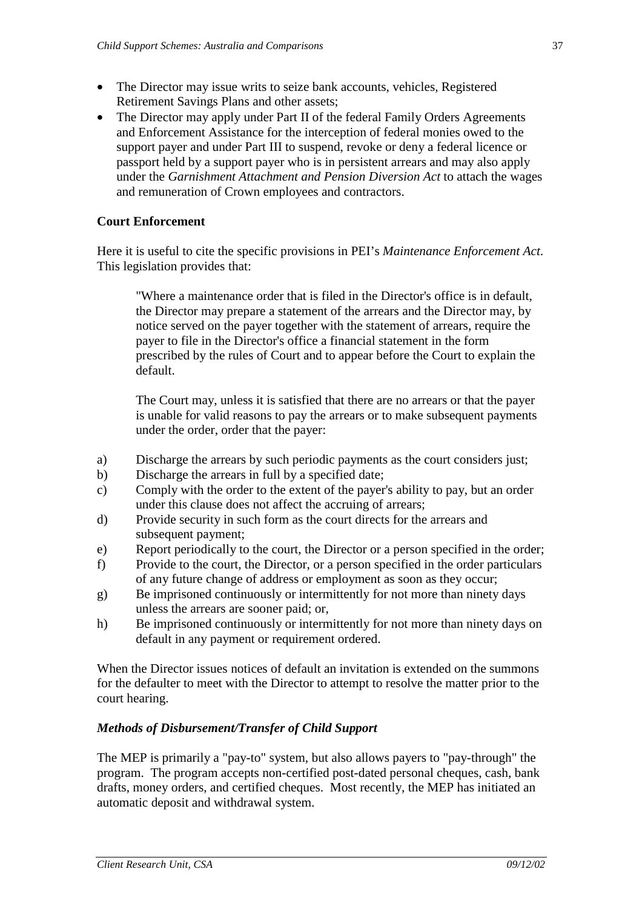- The Director may issue writs to seize bank accounts, vehicles, Registered Retirement Savings Plans and other assets;
- The Director may apply under Part II of the federal Family Orders Agreements and Enforcement Assistance for the interception of federal monies owed to the support payer and under Part III to suspend, revoke or deny a federal licence or passport held by a support payer who is in persistent arrears and may also apply under the *Garnishment Attachment and Pension Diversion Act* to attach the wages and remuneration of Crown employees and contractors.

**Court Enforcement**

Here it is useful to cite the specific provisions in PEI's *Maintenance Enforcement Act*. This legislation provides that:

> "Where a maintenance order that is filed in the Director's office is in default, the Director may prepare a statement of the arrears and the Director may, by notice served on the payer together with the statement of arrears, require the payer to file in the Director's office a financial statement in the form prescribed by the rules of Court and to appear before the Court to explain the default.
>
> The Court may, unless it is satisfied that there are no arrears or that the payer is unable for valid reasons to pay the arrears or to make subsequent payments under the order, order that the payer:

a) Discharge the arrears by such periodic payments as the court considers just;
b) Discharge the arrears in full by a specified date;
c) Comply with the order to the extent of the payer's ability to pay, but an order under this clause does not affect the accruing of arrears;
d) Provide security in such form as the court directs for the arrears and subsequent payment;
e) Report periodically to the court, the Director or a person specified in the order;
f) Provide to the court, the Director, or a person specified in the order particulars of any future change of address or employment as soon as they occur;
g) Be imprisoned continuously or intermittently for not more than ninety days unless the arrears are sooner paid; or,
h) Be imprisoned continuously or intermittently for not more than ninety days on default in any payment or requirement ordered.

When the Director issues notices of default an invitation is extended on the summons for the defaulter to meet with the Director to attempt to resolve the matter prior to the court hearing.

***Methods of Disbursement/Transfer of Child Support***

The MEP is primarily a "pay-to" system, but also allows payers to "pay-through" the program. The program accepts non-certified post-dated personal cheques, cash, bank drafts, money orders, and certified cheques. Most recently, the MEP has initiated an automatic deposit and withdrawal system.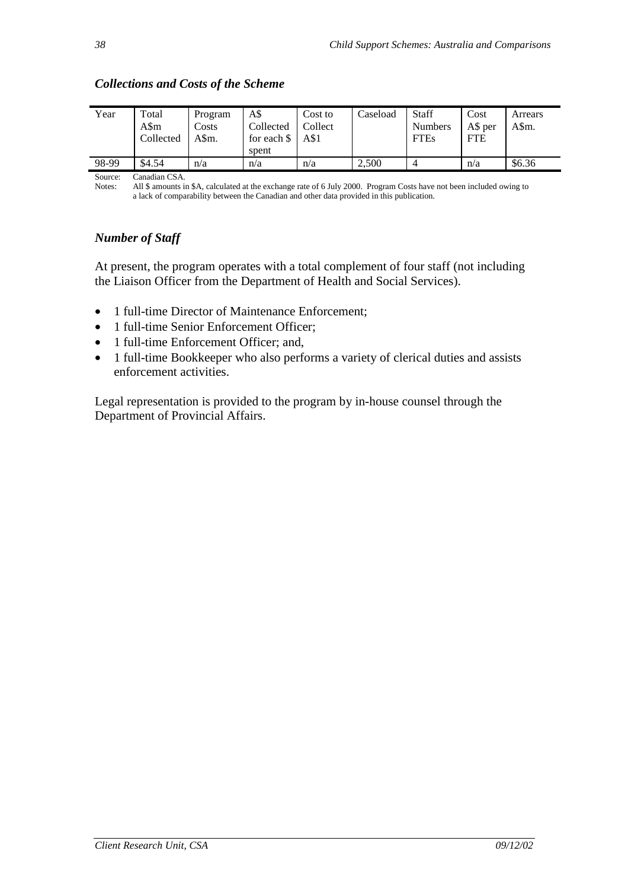### *Collections and Costs of the Scheme*

| Year | Total A$m Collected | Program Costs A$m. | A$ Collected for each $ spent | Cost to Collect A$1 | Caseload | Staff Numbers FTEs | Cost A$ per FTE | Arrears A$m. |
|---|---|---|---|---|---|---|---|---|
| 98-99 | $4.54 | n/a | n/a | n/a | 2,500 | 4 | n/a | $6.36 |

Source: Canadian CSA.
Notes: All $ amounts in $A, calculated at the exchange rate of 6 July 2000. Program Costs have not been included owing to a lack of comparability between the Canadian and other data provided in this publication.

### *Number of Staff*

At present, the program operates with a total complement of four staff (not including the Liaison Officer from the Department of Health and Social Services).

- 1 full-time Director of Maintenance Enforcement;
- 1 full-time Senior Enforcement Officer;
- 1 full-time Enforcement Officer; and,
- 1 full-time Bookkeeper who also performs a variety of clerical duties and assists enforcement activities.

Legal representation is provided to the program by in-house counsel through the Department of Provincial Affairs.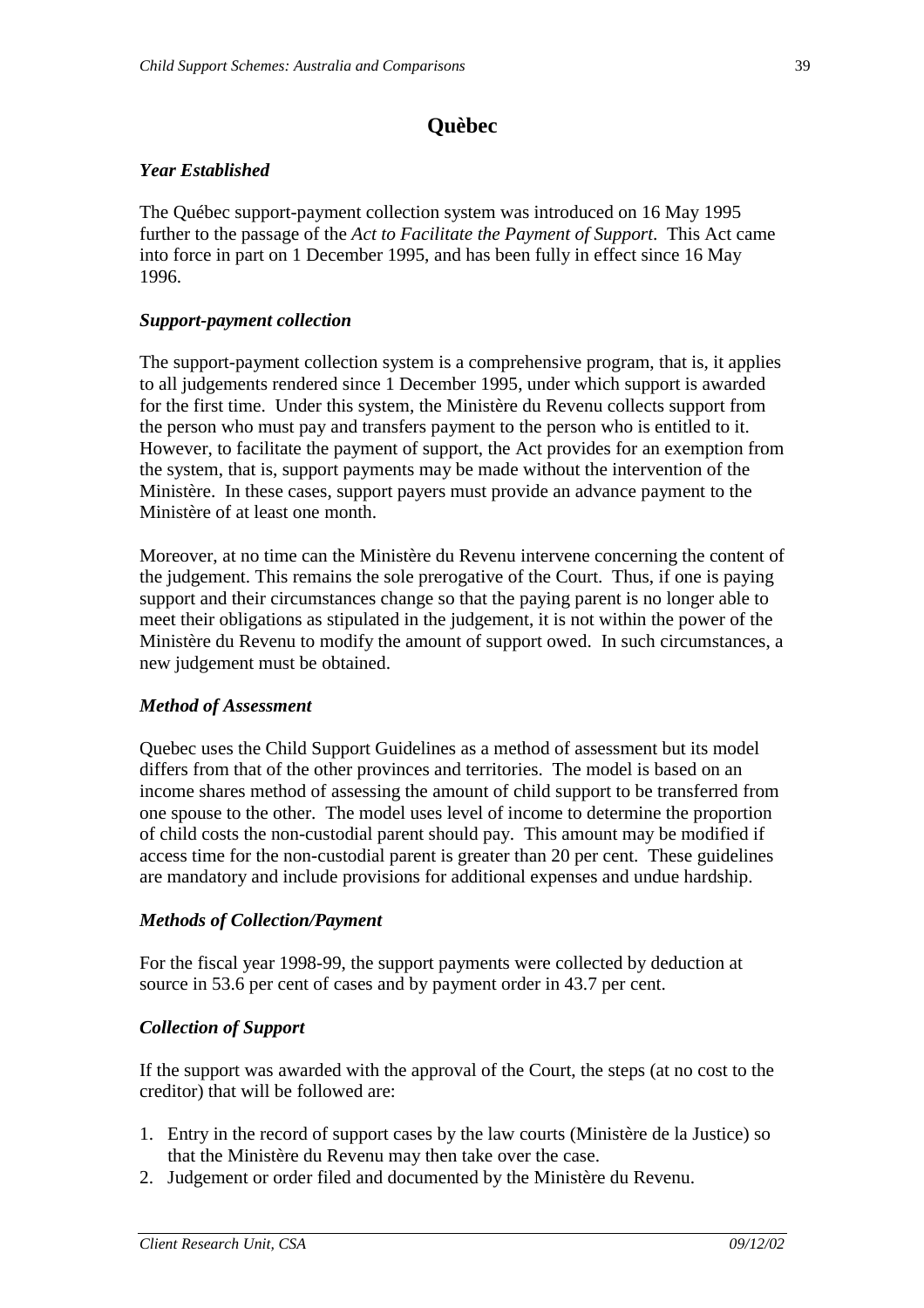# Quèbec

### *Year Established*

The Québec support-payment collection system was introduced on 16 May 1995 further to the passage of the *Act to Facilitate the Payment of Support*. This Act came into force in part on 1 December 1995, and has been fully in effect since 16 May 1996.

### *Support-payment collection*

The support-payment collection system is a comprehensive program, that is, it applies to all judgements rendered since 1 December 1995, under which support is awarded for the first time. Under this system, the Ministère du Revenu collects support from the person who must pay and transfers payment to the person who is entitled to it. However, to facilitate the payment of support, the Act provides for an exemption from the system, that is, support payments may be made without the intervention of the Ministère. In these cases, support payers must provide an advance payment to the Ministère of at least one month.

Moreover, at no time can the Ministère du Revenu intervene concerning the content of the judgement. This remains the sole prerogative of the Court. Thus, if one is paying support and their circumstances change so that the paying parent is no longer able to meet their obligations as stipulated in the judgement, it is not within the power of the Ministère du Revenu to modify the amount of support owed. In such circumstances, a new judgement must be obtained.

### *Method of Assessment*

Quebec uses the Child Support Guidelines as a method of assessment but its model differs from that of the other provinces and territories. The model is based on an income shares method of assessing the amount of child support to be transferred from one spouse to the other. The model uses level of income to determine the proportion of child costs the non-custodial parent should pay. This amount may be modified if access time for the non-custodial parent is greater than 20 per cent. These guidelines are mandatory and include provisions for additional expenses and undue hardship.

### *Methods of Collection/Payment*

For the fiscal year 1998-99, the support payments were collected by deduction at source in 53.6 per cent of cases and by payment order in 43.7 per cent.

### *Collection of Support*

If the support was awarded with the approval of the Court, the steps (at no cost to the creditor) that will be followed are:

1. Entry in the record of support cases by the law courts (Ministère de la Justice) so that the Ministère du Revenu may then take over the case.
2. Judgement or order filed and documented by the Ministère du Revenu.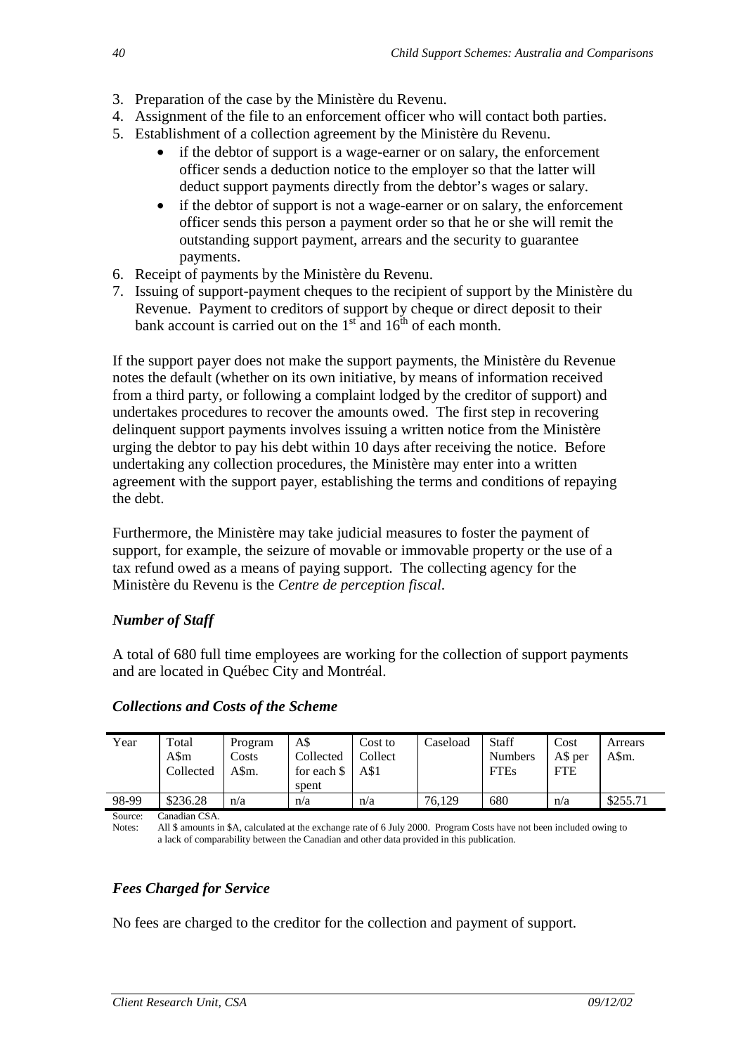3. Preparation of the case by the Ministère du Revenu.
4. Assignment of the file to an enforcement officer who will contact both parties.
5. Establishment of a collection agreement by the Ministère du Revenu.
    - if the debtor of support is a wage-earner or on salary, the enforcement officer sends a deduction notice to the employer so that the latter will deduct support payments directly from the debtor's wages or salary.
    - if the debtor of support is not a wage-earner or on salary, the enforcement officer sends this person a payment order so that he or she will remit the outstanding support payment, arrears and the security to guarantee payments.
6. Receipt of payments by the Ministère du Revenu.
7. Issuing of support-payment cheques to the recipient of support by the Ministère du Revenue. Payment to creditors of support by cheque or direct deposit to their bank account is carried out on the 1st and 16th of each month.

If the support payer does not make the support payments, the Ministère du Revenue notes the default (whether on its own initiative, by means of information received from a third party, or following a complaint lodged by the creditor of support) and undertakes procedures to recover the amounts owed. The first step in recovering delinquent support payments involves issuing a written notice from the Ministère urging the debtor to pay his debt within 10 days after receiving the notice. Before undertaking any collection procedures, the Ministère may enter into a written agreement with the support payer, establishing the terms and conditions of repaying the debt.

Furthermore, the Ministère may take judicial measures to foster the payment of support, for example, the seizure of movable or immovable property or the use of a tax refund owed as a means of paying support. The collecting agency for the Ministère du Revenu is the *Centre de perception fiscal*.

### *Number of Staff*

A total of 680 full time employees are working for the collection of support payments and are located in Québec City and Montréal.

### *Collections and Costs of the Scheme*

| Year | Total A$m Collected | Program Costs A$m. | A$ Collected for each $ spent | Cost to Collect A$1 | Caseload | Staff Numbers FTEs | Cost A$ per FTE | Arrears A$m. |
|---|---|---|---|---|---|---|---|---|
| 98-99 | $236.28 | n/a | n/a | n/a | 76,129 | 680 | n/a | $255.71 |

Source: Canadian CSA.
Notes: All $ amounts in $A, calculated at the exchange rate of 6 July 2000. Program Costs have not been included owing to a lack of comparability between the Canadian and other data provided in this publication.

### *Fees Charged for Service*

No fees are charged to the creditor for the collection and payment of support.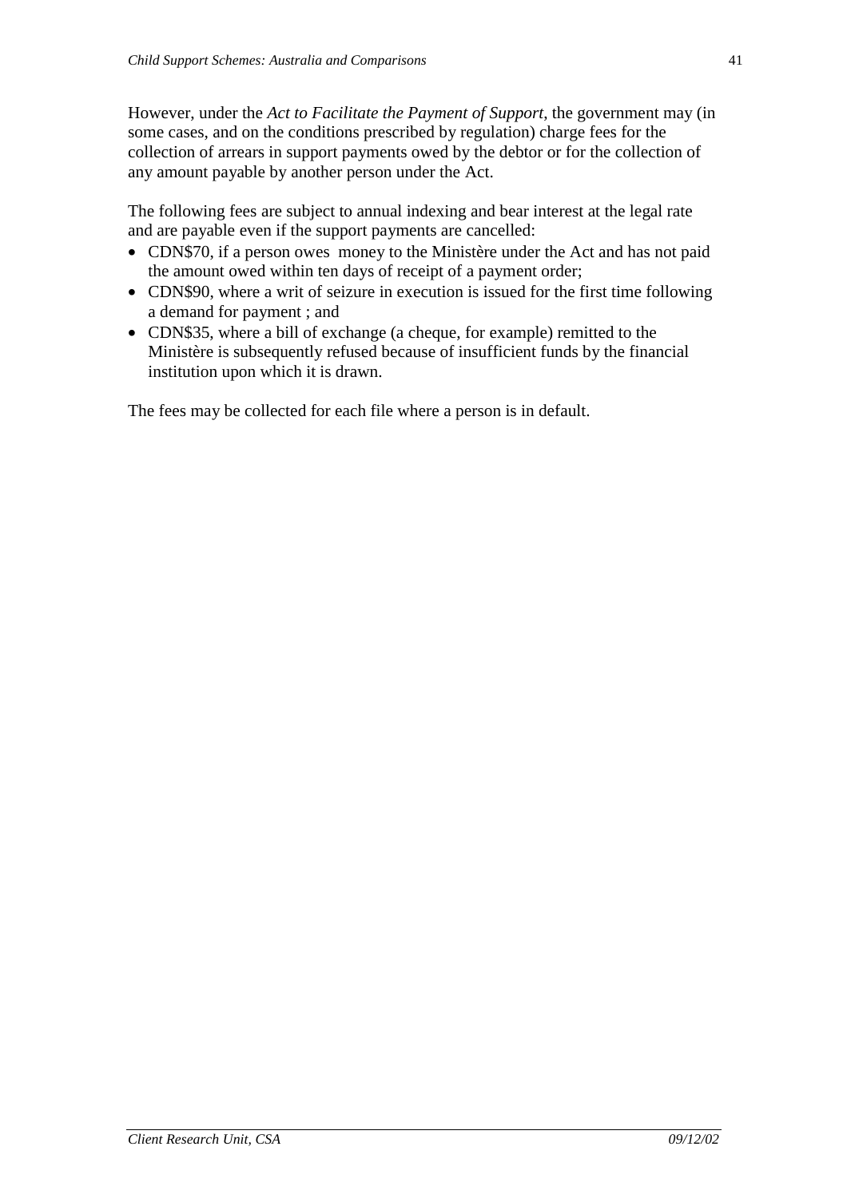However, under the *Act to Facilitate the Payment of Support*, the government may (in some cases, and on the conditions prescribed by regulation) charge fees for the collection of arrears in support payments owed by the debtor or for the collection of any amount payable by another person under the Act.

The following fees are subject to annual indexing and bear interest at the legal rate and are payable even if the support payments are cancelled:

- CDN$70, if a person owes money to the Ministère under the Act and has not paid the amount owed within ten days of receipt of a payment order;
- CDN$90, where a writ of seizure in execution is issued for the first time following a demand for payment ; and
- CDN$35, where a bill of exchange (a cheque, for example) remitted to the Ministère is subsequently refused because of insufficient funds by the financial institution upon which it is drawn.

The fees may be collected for each file where a person is in default.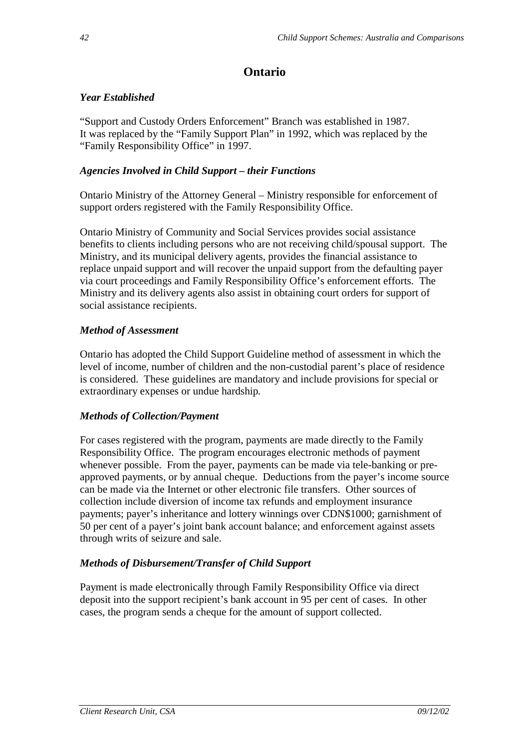# Ontario

### *Year Established*

"Support and Custody Orders Enforcement" Branch was established in 1987. It was replaced by the "Family Support Plan" in 1992, which was replaced by the "Family Responsibility Office" in 1997.

### *Agencies Involved in Child Support – their Functions*

Ontario Ministry of the Attorney General – Ministry responsible for enforcement of support orders registered with the Family Responsibility Office.

Ontario Ministry of Community and Social Services provides social assistance benefits to clients including persons who are not receiving child/spousal support. The Ministry, and its municipal delivery agents, provides the financial assistance to replace unpaid support and will recover the unpaid support from the defaulting payer via court proceedings and Family Responsibility Office's enforcement efforts. The Ministry and its delivery agents also assist in obtaining court orders for support of social assistance recipients.

### *Method of Assessment*

Ontario has adopted the Child Support Guideline method of assessment in which the level of income, number of children and the non-custodial parent's place of residence is considered. These guidelines are mandatory and include provisions for special or extraordinary expenses or undue hardship.

### *Methods of Collection/Payment*

For cases registered with the program, payments are made directly to the Family Responsibility Office. The program encourages electronic methods of payment whenever possible. From the payer, payments can be made via tele-banking or pre-approved payments, or by annual cheque. Deductions from the payer's income source can be made via the Internet or other electronic file transfers. Other sources of collection include diversion of income tax refunds and employment insurance payments; payer's inheritance and lottery winnings over CDN$1000; garnishment of 50 per cent of a payer's joint bank account balance; and enforcement against assets through writs of seizure and sale.

### *Methods of Disbursement/Transfer of Child Support*

Payment is made electronically through Family Responsibility Office via direct deposit into the support recipient's bank account in 95 per cent of cases. In other cases, the program sends a cheque for the amount of support collected.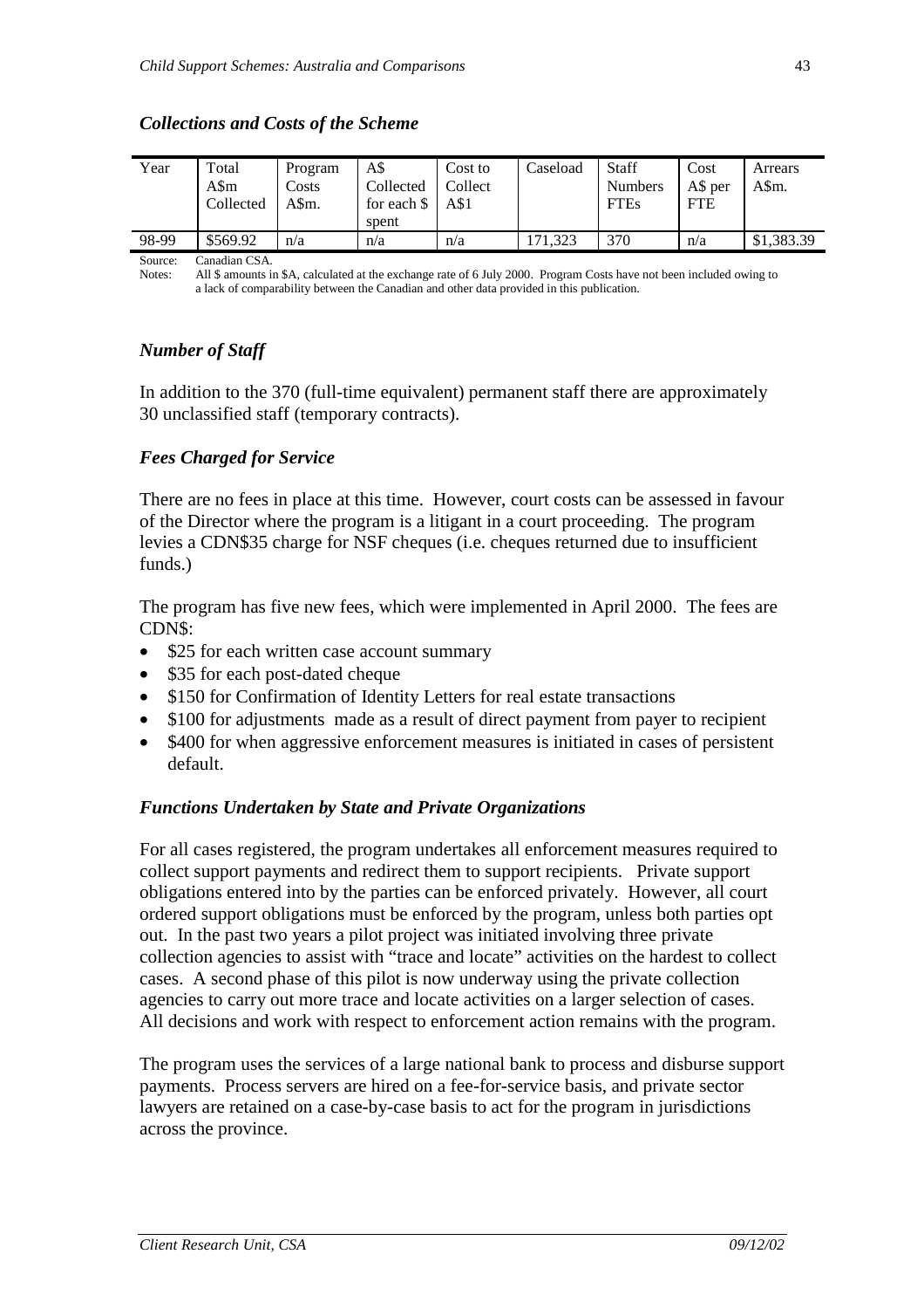### *Collections and Costs of the Scheme*

| Year | Total A$m Collected | Program Costs A$m. | A$ Collected for each $ spent | Cost to Collect A$1 | Caseload | Staff Numbers FTEs | Cost A$ per FTE | Arrears A$m. |
|---|---|---|---|---|---|---|---|---|
| 98-99 | $569.92 | n/a | n/a | n/a | 171,323 | 370 | n/a | $1,383.39 |

Source: Canadian CSA.
Notes: All $ amounts in $A, calculated at the exchange rate of 6 July 2000. Program Costs have not been included owing to a lack of comparability between the Canadian and other data provided in this publication.

### *Number of Staff*

In addition to the 370 (full-time equivalent) permanent staff there are approximately 30 unclassified staff (temporary contracts).

### *Fees Charged for Service*

There are no fees in place at this time. However, court costs can be assessed in favour of the Director where the program is a litigant in a court proceeding. The program levies a CDN$35 charge for NSF cheques (i.e. cheques returned due to insufficient funds.)

The program has five new fees, which were implemented in April 2000. The fees are CDN$:

- $25 for each written case account summary
- $35 for each post-dated cheque
- $150 for Confirmation of Identity Letters for real estate transactions
- $100 for adjustments made as a result of direct payment from payer to recipient
- $400 for when aggressive enforcement measures is initiated in cases of persistent default.

### *Functions Undertaken by State and Private Organizations*

For all cases registered, the program undertakes all enforcement measures required to collect support payments and redirect them to support recipients. Private support obligations entered into by the parties can be enforced privately. However, all court ordered support obligations must be enforced by the program, unless both parties opt out. In the past two years a pilot project was initiated involving three private collection agencies to assist with "trace and locate" activities on the hardest to collect cases. A second phase of this pilot is now underway using the private collection agencies to carry out more trace and locate activities on a larger selection of cases. All decisions and work with respect to enforcement action remains with the program.

The program uses the services of a large national bank to process and disburse support payments. Process servers are hired on a fee-for-service basis, and private sector lawyers are retained on a case-by-case basis to act for the program in jurisdictions across the province.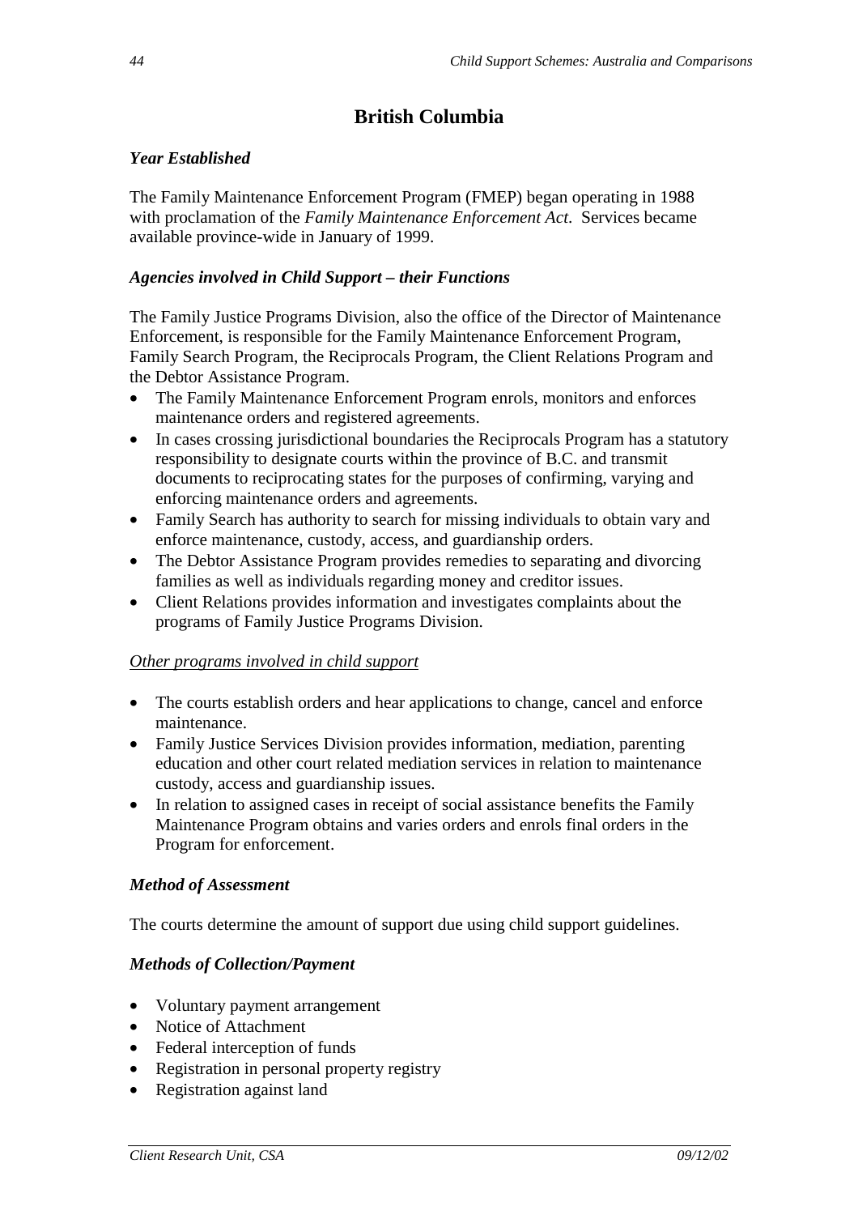## British Columbia

### *Year Established*

The Family Maintenance Enforcement Program (FMEP) began operating in 1988 with proclamation of the *Family Maintenance Enforcement Act*. Services became available province-wide in January of 1999.

### *Agencies involved in Child Support – their Functions*

The Family Justice Programs Division, also the office of the Director of Maintenance Enforcement, is responsible for the Family Maintenance Enforcement Program, Family Search Program, the Reciprocals Program, the Client Relations Program and the Debtor Assistance Program.

- The Family Maintenance Enforcement Program enrols, monitors and enforces maintenance orders and registered agreements.
- In cases crossing jurisdictional boundaries the Reciprocals Program has a statutory responsibility to designate courts within the province of B.C. and transmit documents to reciprocating states for the purposes of confirming, varying and enforcing maintenance orders and agreements.
- Family Search has authority to search for missing individuals to obtain vary and enforce maintenance, custody, access, and guardianship orders.
- The Debtor Assistance Program provides remedies to separating and divorcing families as well as individuals regarding money and creditor issues.
- Client Relations provides information and investigates complaints about the programs of Family Justice Programs Division.

<u>*Other programs involved in child support*</u>

- The courts establish orders and hear applications to change, cancel and enforce maintenance.
- Family Justice Services Division provides information, mediation, parenting education and other court related mediation services in relation to maintenance custody, access and guardianship issues.
- In relation to assigned cases in receipt of social assistance benefits the Family Maintenance Program obtains and varies orders and enrols final orders in the Program for enforcement.

### *Method of Assessment*

The courts determine the amount of support due using child support guidelines.

### *Methods of Collection/Payment*

- Voluntary payment arrangement
- Notice of Attachment
- Federal interception of funds
- Registration in personal property registry
- Registration against land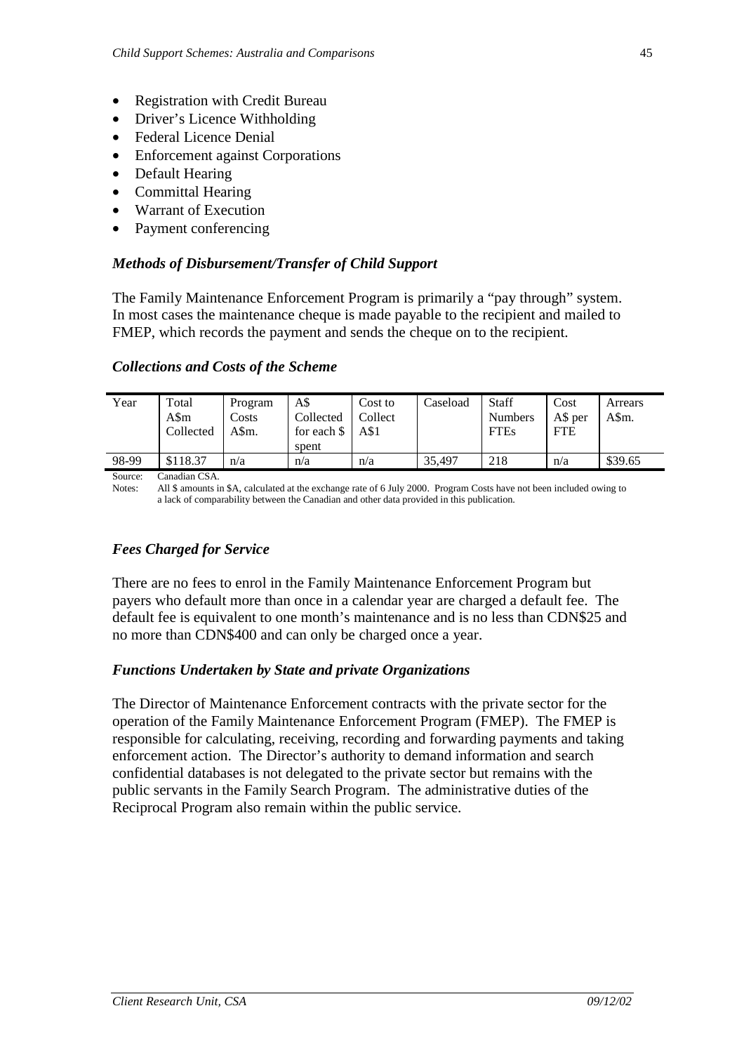- Registration with Credit Bureau
- Driver's Licence Withholding
- Federal Licence Denial
- Enforcement against Corporations
- Default Hearing
- Committal Hearing
- Warrant of Execution
- Payment conferencing

### *Methods of Disbursement/Transfer of Child Support*

The Family Maintenance Enforcement Program is primarily a "pay through" system. In most cases the maintenance cheque is made payable to the recipient and mailed to FMEP, which records the payment and sends the cheque on to the recipient.

### *Collections and Costs of the Scheme*

| Year | Total A$m Collected | Program Costs A$m. | A$ Collected for each $ spent | Cost to Collect A$1 | Caseload | Staff Numbers FTEs | Cost A$ per FTE | Arrears A$m. |
|---|---|---|---|---|---|---|---|---|
| 98-99 | $118.37 | n/a | n/a | n/a | 35,497 | 218 | n/a | $39.65 |

Source: Canadian CSA.
Notes: All $ amounts in $A, calculated at the exchange rate of 6 July 2000. Program Costs have not been included owing to a lack of comparability between the Canadian and other data provided in this publication.

### *Fees Charged for Service*

There are no fees to enrol in the Family Maintenance Enforcement Program but payers who default more than once in a calendar year are charged a default fee. The default fee is equivalent to one month's maintenance and is no less than CDN$25 and no more than CDN$400 and can only be charged once a year.

### *Functions Undertaken by State and private Organizations*

The Director of Maintenance Enforcement contracts with the private sector for the operation of the Family Maintenance Enforcement Program (FMEP). The FMEP is responsible for calculating, receiving, recording and forwarding payments and taking enforcement action. The Director's authority to demand information and search confidential databases is not delegated to the private sector but remains with the public servants in the Family Search Program. The administrative duties of the Reciprocal Program also remain within the public service.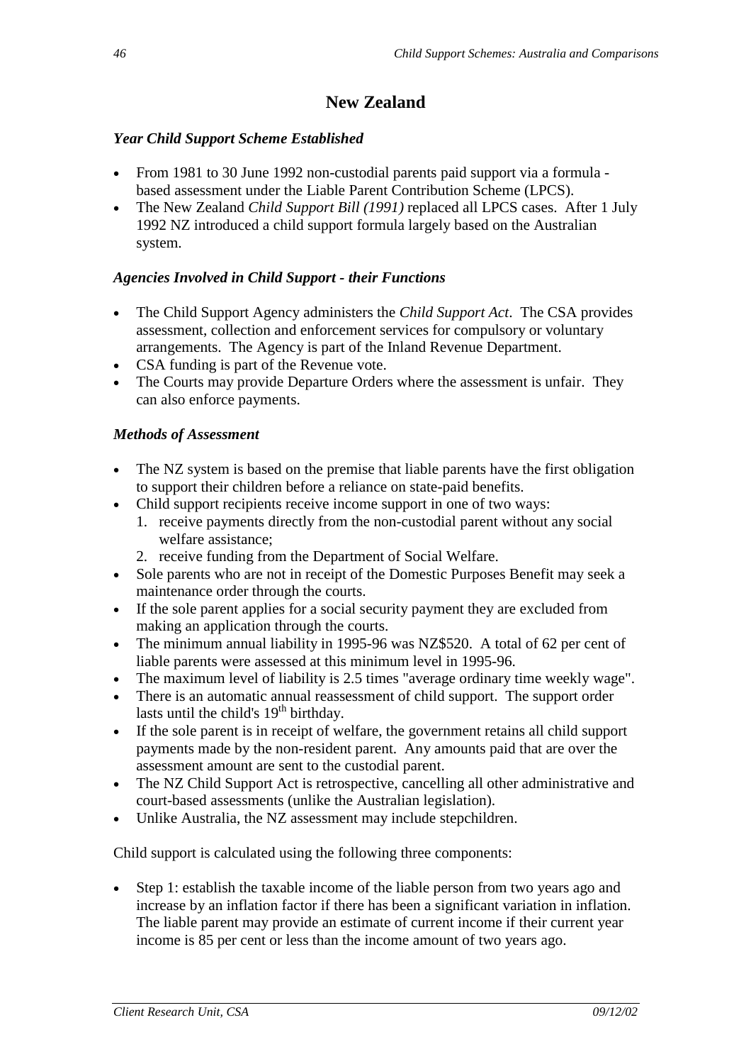## New Zealand

### *Year Child Support Scheme Established*

- From 1981 to 30 June 1992 non-custodial parents paid support via a formula - based assessment under the Liable Parent Contribution Scheme (LPCS).
- The New Zealand *Child Support Bill (1991)* replaced all LPCS cases. After 1 July 1992 NZ introduced a child support formula largely based on the Australian system.

### *Agencies Involved in Child Support - their Functions*

- The Child Support Agency administers the *Child Support Act*. The CSA provides assessment, collection and enforcement services for compulsory or voluntary arrangements. The Agency is part of the Inland Revenue Department.
- CSA funding is part of the Revenue vote.
- The Courts may provide Departure Orders where the assessment is unfair. They can also enforce payments.

### *Methods of Assessment*

- The NZ system is based on the premise that liable parents have the first obligation to support their children before a reliance on state-paid benefits.
- Child support recipients receive income support in one of two ways:
  1. receive payments directly from the non-custodial parent without any social welfare assistance;
  2. receive funding from the Department of Social Welfare.
- Sole parents who are not in receipt of the Domestic Purposes Benefit may seek a maintenance order through the courts.
- If the sole parent applies for a social security payment they are excluded from making an application through the courts.
- The minimum annual liability in 1995-96 was NZ$520. A total of 62 per cent of liable parents were assessed at this minimum level in 1995-96.
- The maximum level of liability is 2.5 times "average ordinary time weekly wage".
- There is an automatic annual reassessment of child support. The support order lasts until the child's 19th birthday.
- If the sole parent is in receipt of welfare, the government retains all child support payments made by the non-resident parent. Any amounts paid that are over the assessment amount are sent to the custodial parent.
- The NZ Child Support Act is retrospective, cancelling all other administrative and court-based assessments (unlike the Australian legislation).
- Unlike Australia, the NZ assessment may include stepchildren.

Child support is calculated using the following three components:

- Step 1: establish the taxable income of the liable person from two years ago and increase by an inflation factor if there has been a significant variation in inflation. The liable parent may provide an estimate of current income if their current year income is 85 per cent or less than the income amount of two years ago.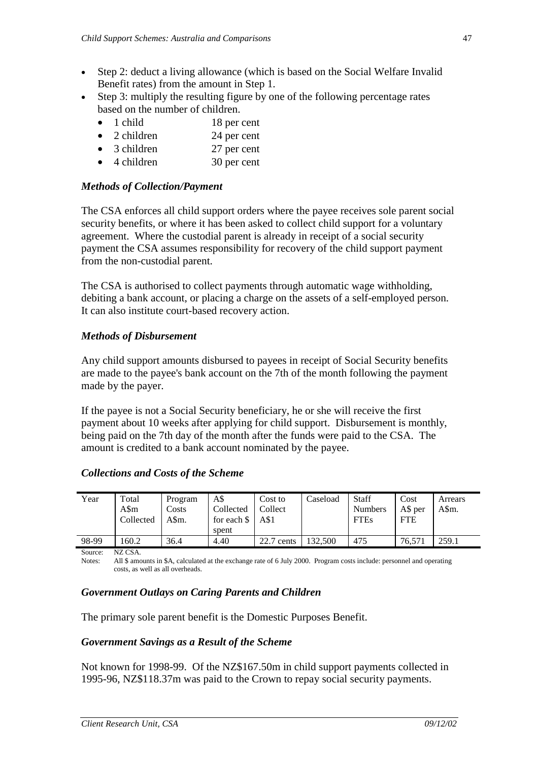- Step 2: deduct a living allowance (which is based on the Social Welfare Invalid Benefit rates) from the amount in Step 1.
- Step 3: multiply the resulting figure by one of the following percentage rates based on the number of children.
  - 1 child 18 per cent
  - 2 children 24 per cent
  - 3 children 27 per cent
  - 4 children 30 per cent

### *Methods of Collection/Payment*

The CSA enforces all child support orders where the payee receives sole parent social security benefits, or where it has been asked to collect child support for a voluntary agreement. Where the custodial parent is already in receipt of a social security payment the CSA assumes responsibility for recovery of the child support payment from the non-custodial parent.

The CSA is authorised to collect payments through automatic wage withholding, debiting a bank account, or placing a charge on the assets of a self-employed person. It can also institute court-based recovery action.

### *Methods of Disbursement*

Any child support amounts disbursed to payees in receipt of Social Security benefits are made to the payee's bank account on the 7th of the month following the payment made by the payer.

If the payee is not a Social Security beneficiary, he or she will receive the first payment about 10 weeks after applying for child support. Disbursement is monthly, being paid on the 7th day of the month after the funds were paid to the CSA. The amount is credited to a bank account nominated by the payee.

### *Collections and Costs of the Scheme*

| Year | Total A$m Collected | Program Costs A$m. | A$ Collected for each $ spent | Cost to Collect A$1 | Caseload | Staff Numbers FTEs | Cost A$ per FTE | Arrears A$m. |
|---|---|---|---|---|---|---|---|---|
| 98-99 | 160.2 | 36.4 | 4.40 | 22.7 cents | 132,500 | 475 | 76,571 | 259.1 |

Source: NZ CSA.
Notes: All $ amounts in $A, calculated at the exchange rate of 6 July 2000. Program costs include: personnel and operating costs, as well as all overheads.

### *Government Outlays on Caring Parents and Children*

The primary sole parent benefit is the Domestic Purposes Benefit.

### *Government Savings as a Result of the Scheme*

Not known for 1998-99. Of the NZ$167.50m in child support payments collected in 1995-96, NZ$118.37m was paid to the Crown to repay social security payments.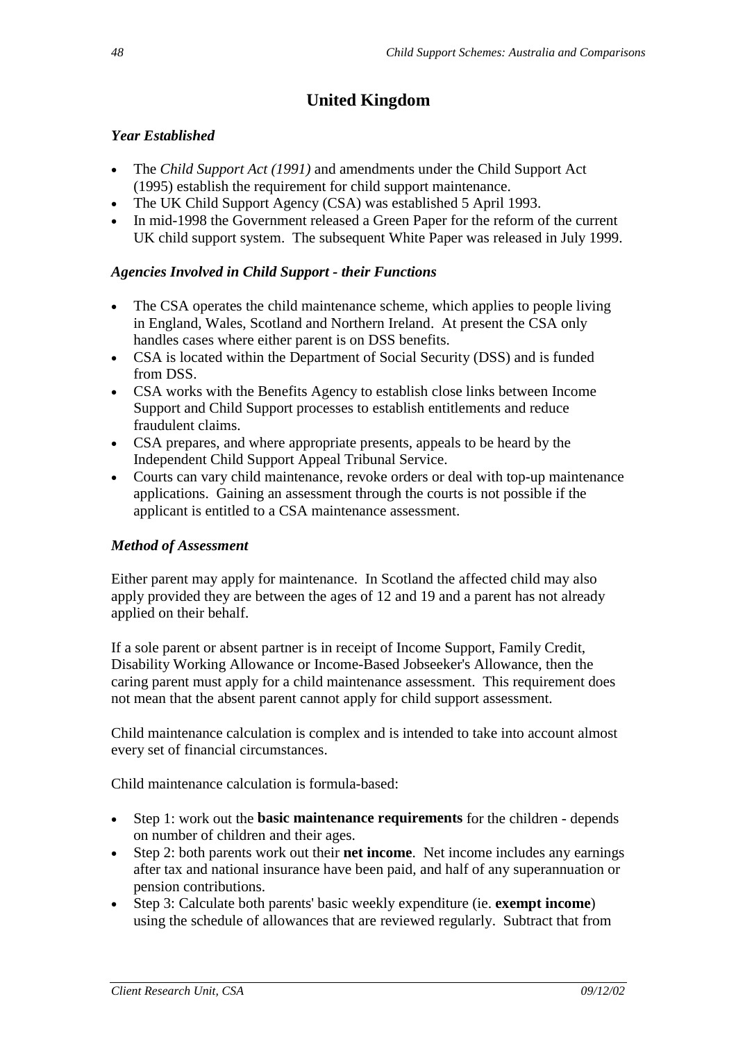## United Kingdom

### *Year Established*

- The *Child Support Act (1991)* and amendments under the Child Support Act (1995) establish the requirement for child support maintenance.
- The UK Child Support Agency (CSA) was established 5 April 1993.
- In mid-1998 the Government released a Green Paper for the reform of the current UK child support system. The subsequent White Paper was released in July 1999.

### *Agencies Involved in Child Support - their Functions*

- The CSA operates the child maintenance scheme, which applies to people living in England, Wales, Scotland and Northern Ireland. At present the CSA only handles cases where either parent is on DSS benefits.
- CSA is located within the Department of Social Security (DSS) and is funded from DSS.
- CSA works with the Benefits Agency to establish close links between Income Support and Child Support processes to establish entitlements and reduce fraudulent claims.
- CSA prepares, and where appropriate presents, appeals to be heard by the Independent Child Support Appeal Tribunal Service.
- Courts can vary child maintenance, revoke orders or deal with top-up maintenance applications. Gaining an assessment through the courts is not possible if the applicant is entitled to a CSA maintenance assessment.

### *Method of Assessment*

Either parent may apply for maintenance. In Scotland the affected child may also apply provided they are between the ages of 12 and 19 and a parent has not already applied on their behalf.

If a sole parent or absent partner is in receipt of Income Support, Family Credit, Disability Working Allowance or Income-Based Jobseeker's Allowance, then the caring parent must apply for a child maintenance assessment. This requirement does not mean that the absent parent cannot apply for child support assessment.

Child maintenance calculation is complex and is intended to take into account almost every set of financial circumstances.

Child maintenance calculation is formula-based:

- Step 1: work out the **basic maintenance requirements** for the children - depends on number of children and their ages.
- Step 2: both parents work out their **net income**. Net income includes any earnings after tax and national insurance have been paid, and half of any superannuation or pension contributions.
- Step 3: Calculate both parents' basic weekly expenditure (ie. **exempt income**) using the schedule of allowances that are reviewed regularly. Subtract that from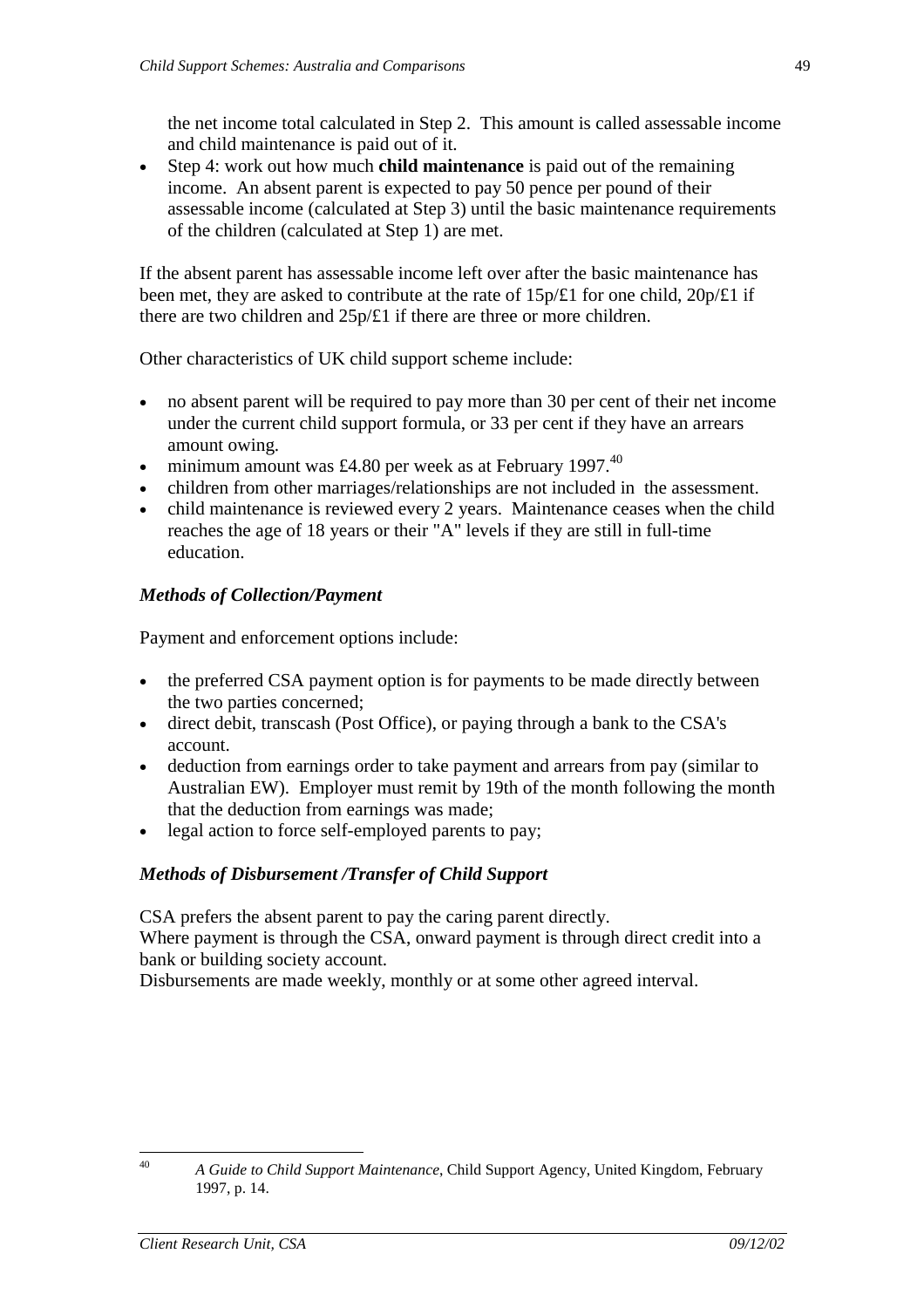the net income total calculated in Step 2. This amount is called assessable income and child maintenance is paid out of it.

- Step 4: work out how much **child maintenance** is paid out of the remaining income. An absent parent is expected to pay 50 pence per pound of their assessable income (calculated at Step 3) until the basic maintenance requirements of the children (calculated at Step 1) are met.

If the absent parent has assessable income left over after the basic maintenance has been met, they are asked to contribute at the rate of 15p/£1 for one child, 20p/£1 if there are two children and 25p/£1 if there are three or more children.

Other characteristics of UK child support scheme include:

- no absent parent will be required to pay more than 30 per cent of their net income under the current child support formula, or 33 per cent if they have an arrears amount owing.
- minimum amount was £4.80 per week as at February 1997.[40]
- children from other marriages/relationships are not included in the assessment.
- child maintenance is reviewed every 2 years. Maintenance ceases when the child reaches the age of 18 years or their "A" levels if they are still in full-time education.

### *Methods of Collection/Payment*

Payment and enforcement options include:

- the preferred CSA payment option is for payments to be made directly between the two parties concerned;
- direct debit, transcash (Post Office), or paying through a bank to the CSA's account.
- deduction from earnings order to take payment and arrears from pay (similar to Australian EW). Employer must remit by 19th of the month following the month that the deduction from earnings was made;
- legal action to force self-employed parents to pay;

### *Methods of Disbursement /Transfer of Child Support*

CSA prefers the absent parent to pay the caring parent directly.
Where payment is through the CSA, onward payment is through direct credit into a bank or building society account.
Disbursements are made weekly, monthly or at some other agreed interval.

---

[40] *A Guide to Child Support Maintenance*, Child Support Agency, United Kingdom, February 1997, p. 14.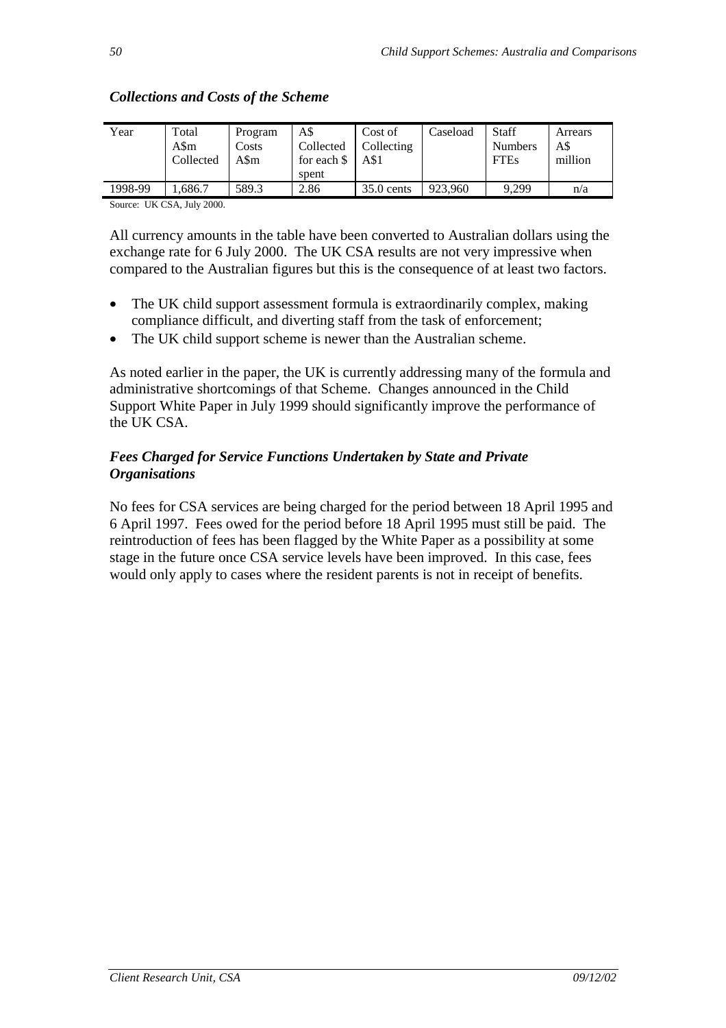### *Collections and Costs of the Scheme*

| Year | Total A$m Collected | Program Costs A$m | A$ Collected for each $ spent | Cost of Collecting A$1 | Caseload | Staff Numbers FTEs | Arrears A$ million |
|---|---|---|---|---|---|---|---|
| 1998-99 | 1,686.7 | 589.3 | 2.86 | 35.0 cents | 923,960 | 9,299 | n/a |

Source: UK CSA, July 2000.

All currency amounts in the table have been converted to Australian dollars using the exchange rate for 6 July 2000. The UK CSA results are not very impressive when compared to the Australian figures but this is the consequence of at least two factors.

- The UK child support assessment formula is extraordinarily complex, making compliance difficult, and diverting staff from the task of enforcement;
- The UK child support scheme is newer than the Australian scheme.

As noted earlier in the paper, the UK is currently addressing many of the formula and administrative shortcomings of that Scheme. Changes announced in the Child Support White Paper in July 1999 should significantly improve the performance of the UK CSA.

### *Fees Charged for Service Functions Undertaken by State and Private Organisations*

No fees for CSA services are being charged for the period between 18 April 1995 and 6 April 1997. Fees owed for the period before 18 April 1995 must still be paid. The reintroduction of fees has been flagged by the White Paper as a possibility at some stage in the future once CSA service levels have been improved. In this case, fees would only apply to cases where the resident parents is not in receipt of benefits.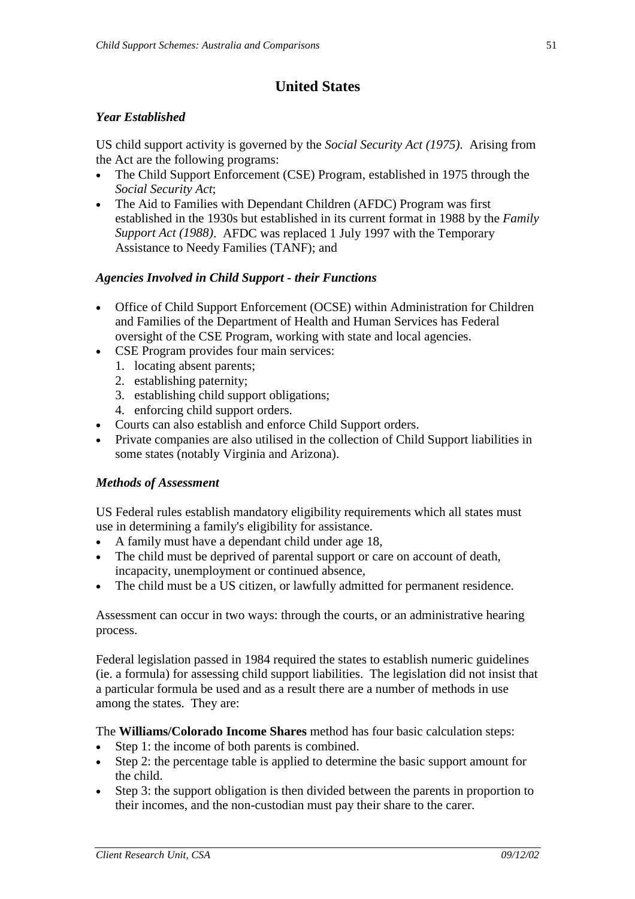## United States

### *Year Established*

US child support activity is governed by the *Social Security Act (1975)*. Arising from the Act are the following programs:

- The Child Support Enforcement (CSE) Program, established in 1975 through the *Social Security Act*;
- The Aid to Families with Dependant Children (AFDC) Program was first established in the 1930s but established in its current format in 1988 by the *Family Support Act (1988)*. AFDC was replaced 1 July 1997 with the Temporary Assistance to Needy Families (TANF); and

### *Agencies Involved in Child Support - their Functions*

- Office of Child Support Enforcement (OCSE) within Administration for Children and Families of the Department of Health and Human Services has Federal oversight of the CSE Program, working with state and local agencies.
- CSE Program provides four main services:
  1. locating absent parents;
  2. establishing paternity;
  3. establishing child support obligations;
  4. enforcing child support orders.
- Courts can also establish and enforce Child Support orders.
- Private companies are also utilised in the collection of Child Support liabilities in some states (notably Virginia and Arizona).

### *Methods of Assessment*

US Federal rules establish mandatory eligibility requirements which all states must use in determining a family's eligibility for assistance.

- A family must have a dependant child under age 18,
- The child must be deprived of parental support or care on account of death, incapacity, unemployment or continued absence,
- The child must be a US citizen, or lawfully admitted for permanent residence.

Assessment can occur in two ways: through the courts, or an administrative hearing process.

Federal legislation passed in 1984 required the states to establish numeric guidelines (ie. a formula) for assessing child support liabilities. The legislation did not insist that a particular formula be used and as a result there are a number of methods in use among the states. They are:

The **Williams/Colorado Income Shares** method has four basic calculation steps:

- Step 1: the income of both parents is combined.
- Step 2: the percentage table is applied to determine the basic support amount for the child.
- Step 3: the support obligation is then divided between the parents in proportion to their incomes, and the non-custodian must pay their share to the carer.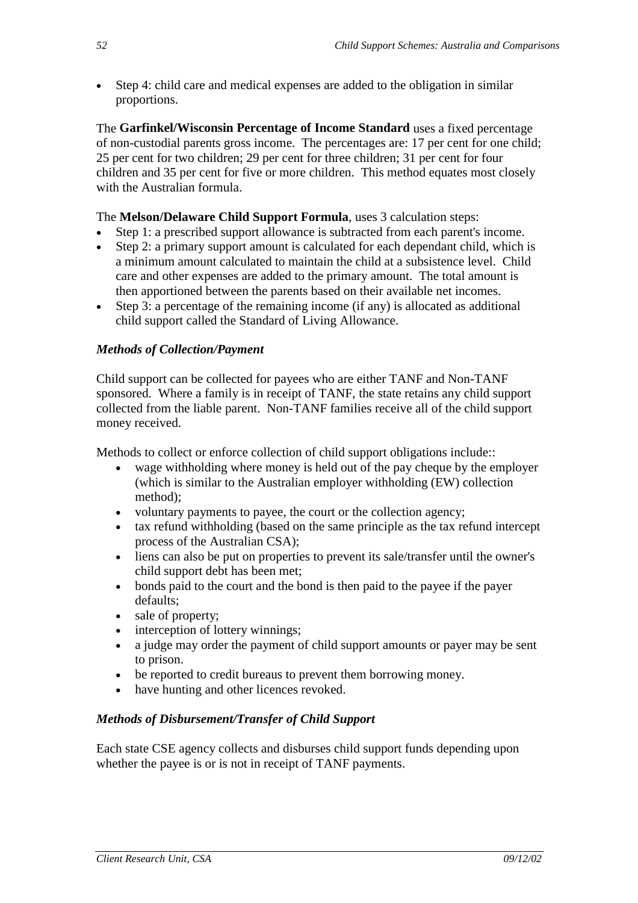- Step 4: child care and medical expenses are added to the obligation in similar proportions.

The **Garfinkel/Wisconsin Percentage of Income Standard** uses a fixed percentage of non-custodial parents gross income. The percentages are: 17 per cent for one child; 25 per cent for two children; 29 per cent for three children; 31 per cent for four children and 35 per cent for five or more children. This method equates most closely with the Australian formula.

The **Melson/Delaware Child Support Formula**, uses 3 calculation steps:

- Step 1: a prescribed support allowance is subtracted from each parent's income.
- Step 2: a primary support amount is calculated for each dependant child, which is a minimum amount calculated to maintain the child at a subsistence level. Child care and other expenses are added to the primary amount. The total amount is then apportioned between the parents based on their available net incomes.
- Step 3: a percentage of the remaining income (if any) is allocated as additional child support called the Standard of Living Allowance.

### *Methods of Collection/Payment*

Child support can be collected for payees who are either TANF and Non-TANF sponsored. Where a family is in receipt of TANF, the state retains any child support collected from the liable parent. Non-TANF families receive all of the child support money received.

Methods to collect or enforce collection of child support obligations include::

- wage withholding where money is held out of the pay cheque by the employer (which is similar to the Australian employer withholding (EW) collection method);
- voluntary payments to payee, the court or the collection agency;
- tax refund withholding (based on the same principle as the tax refund intercept process of the Australian CSA);
- liens can also be put on properties to prevent its sale/transfer until the owner's child support debt has been met;
- bonds paid to the court and the bond is then paid to the payee if the payer defaults;
- sale of property;
- interception of lottery winnings;
- a judge may order the payment of child support amounts or payer may be sent to prison.
- be reported to credit bureaus to prevent them borrowing money.
- have hunting and other licences revoked.

### *Methods of Disbursement/Transfer of Child Support*

Each state CSE agency collects and disburses child support funds depending upon whether the payee is or is not in receipt of TANF payments.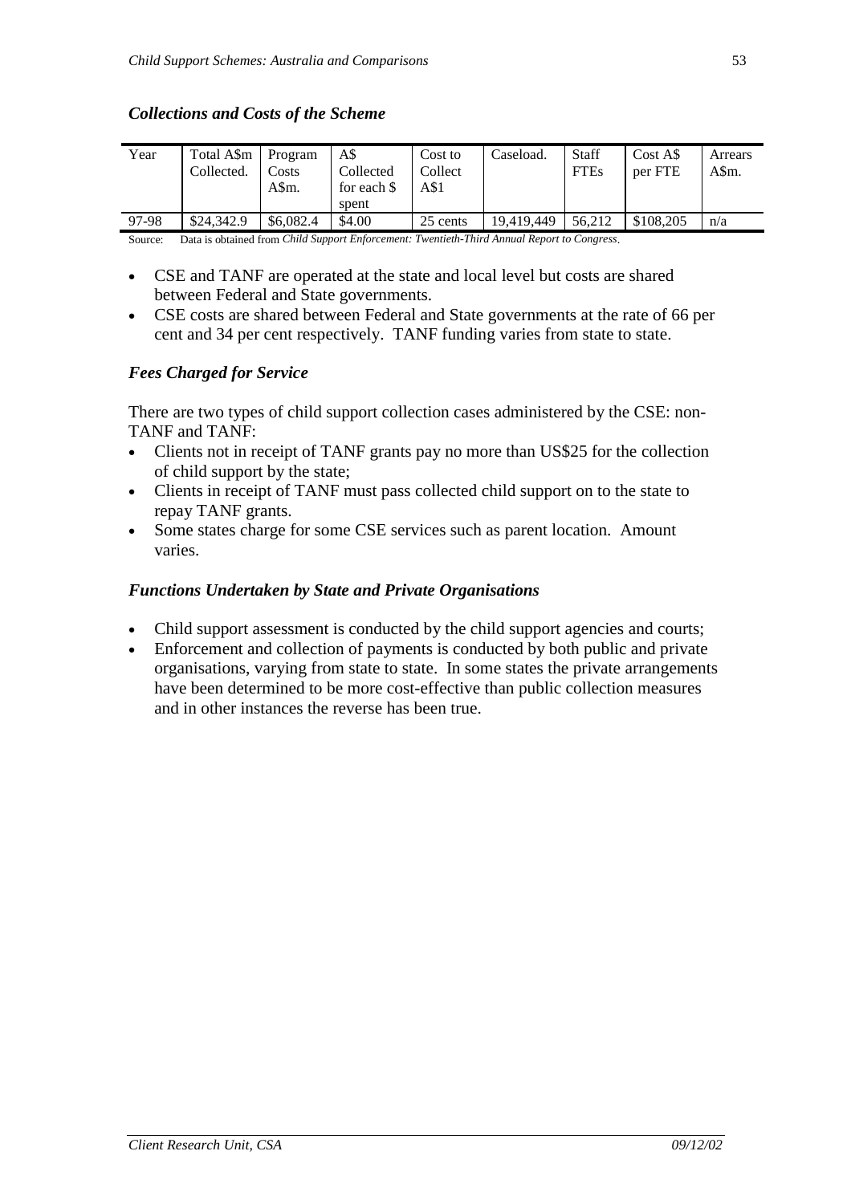### *Collections and Costs of the Scheme*

| Year | Total A$m Collected. | Program Costs A$m. | A$ Collected for each $ spent | Cost to Collect A$1 | Caseload. | Staff FTEs | Cost A$ per FTE | Arrears A$m. |
|---|---|---|---|---|---|---|---|---|
| 97-98 | $24,342.9 | $6,082.4 | $4.00 | 25 cents | 19,419,449 | 56,212 | $108,205 | n/a |

Source: Data is obtained from *Child Support Enforcement: Twentieth-Third Annual Report to Congress*.

- CSE and TANF are operated at the state and local level but costs are shared between Federal and State governments.
- CSE costs are shared between Federal and State governments at the rate of 66 per cent and 34 per cent respectively. TANF funding varies from state to state.

### *Fees Charged for Service*

There are two types of child support collection cases administered by the CSE: non-TANF and TANF:

- Clients not in receipt of TANF grants pay no more than US$25 for the collection of child support by the state;
- Clients in receipt of TANF must pass collected child support on to the state to repay TANF grants.
- Some states charge for some CSE services such as parent location. Amount varies.

### *Functions Undertaken by State and Private Organisations*

- Child support assessment is conducted by the child support agencies and courts;
- Enforcement and collection of payments is conducted by both public and private organisations, varying from state to state. In some states the private arrangements have been determined to be more cost-effective than public collection measures and in other instances the reverse has been true.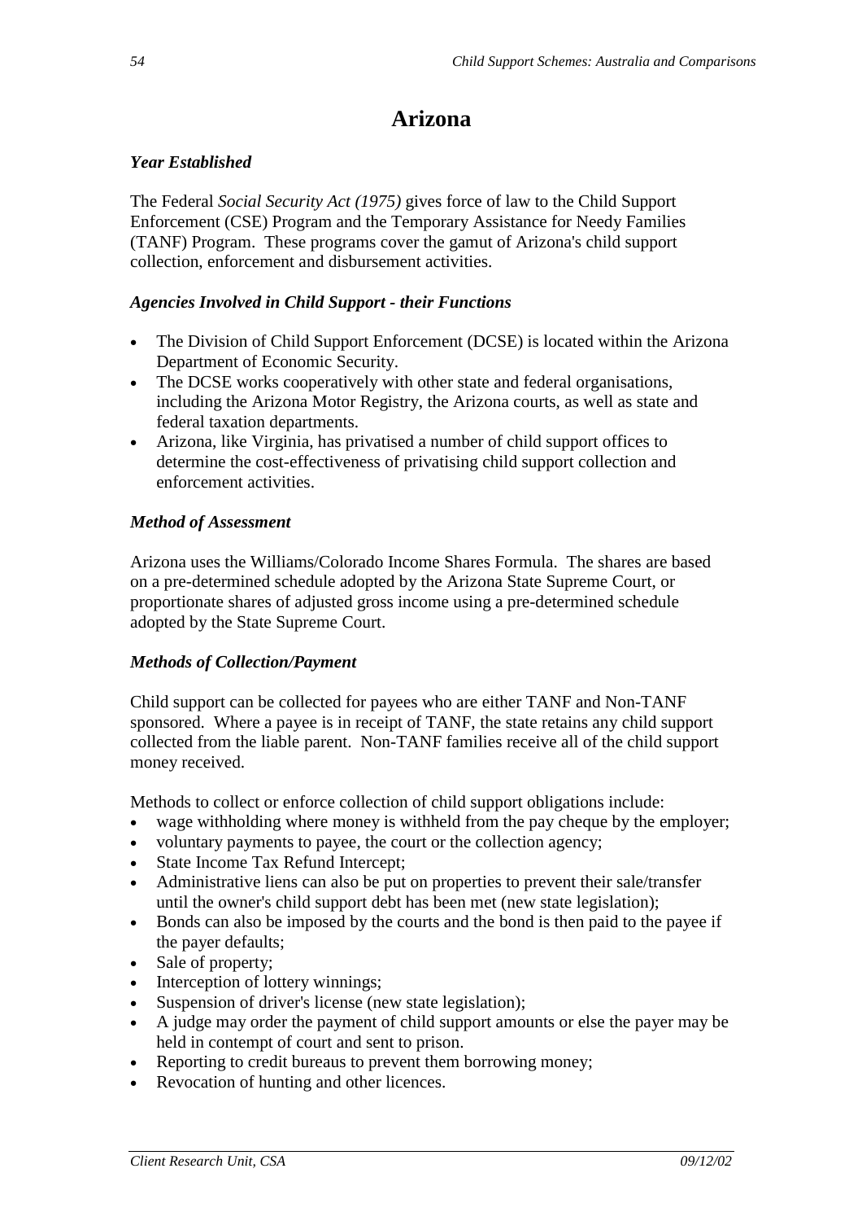# Arizona

### *Year Established*

The Federal *Social Security Act (1975)* gives force of law to the Child Support Enforcement (CSE) Program and the Temporary Assistance for Needy Families (TANF) Program. These programs cover the gamut of Arizona's child support collection, enforcement and disbursement activities.

### *Agencies Involved in Child Support - their Functions*

- The Division of Child Support Enforcement (DCSE) is located within the Arizona Department of Economic Security.
- The DCSE works cooperatively with other state and federal organisations, including the Arizona Motor Registry, the Arizona courts, as well as state and federal taxation departments.
- Arizona, like Virginia, has privatised a number of child support offices to determine the cost-effectiveness of privatising child support collection and enforcement activities.

### *Method of Assessment*

Arizona uses the Williams/Colorado Income Shares Formula. The shares are based on a pre-determined schedule adopted by the Arizona State Supreme Court, or proportionate shares of adjusted gross income using a pre-determined schedule adopted by the State Supreme Court.

### *Methods of Collection/Payment*

Child support can be collected for payees who are either TANF and Non-TANF sponsored. Where a payee is in receipt of TANF, the state retains any child support collected from the liable parent. Non-TANF families receive all of the child support money received.

Methods to collect or enforce collection of child support obligations include:

- wage withholding where money is withheld from the pay cheque by the employer;
- voluntary payments to payee, the court or the collection agency;
- State Income Tax Refund Intercept;
- Administrative liens can also be put on properties to prevent their sale/transfer until the owner's child support debt has been met (new state legislation);
- Bonds can also be imposed by the courts and the bond is then paid to the payee if the payer defaults;
- Sale of property;
- Interception of lottery winnings;
- Suspension of driver's license (new state legislation);
- A judge may order the payment of child support amounts or else the payer may be held in contempt of court and sent to prison.
- Reporting to credit bureaus to prevent them borrowing money;
- Revocation of hunting and other licences.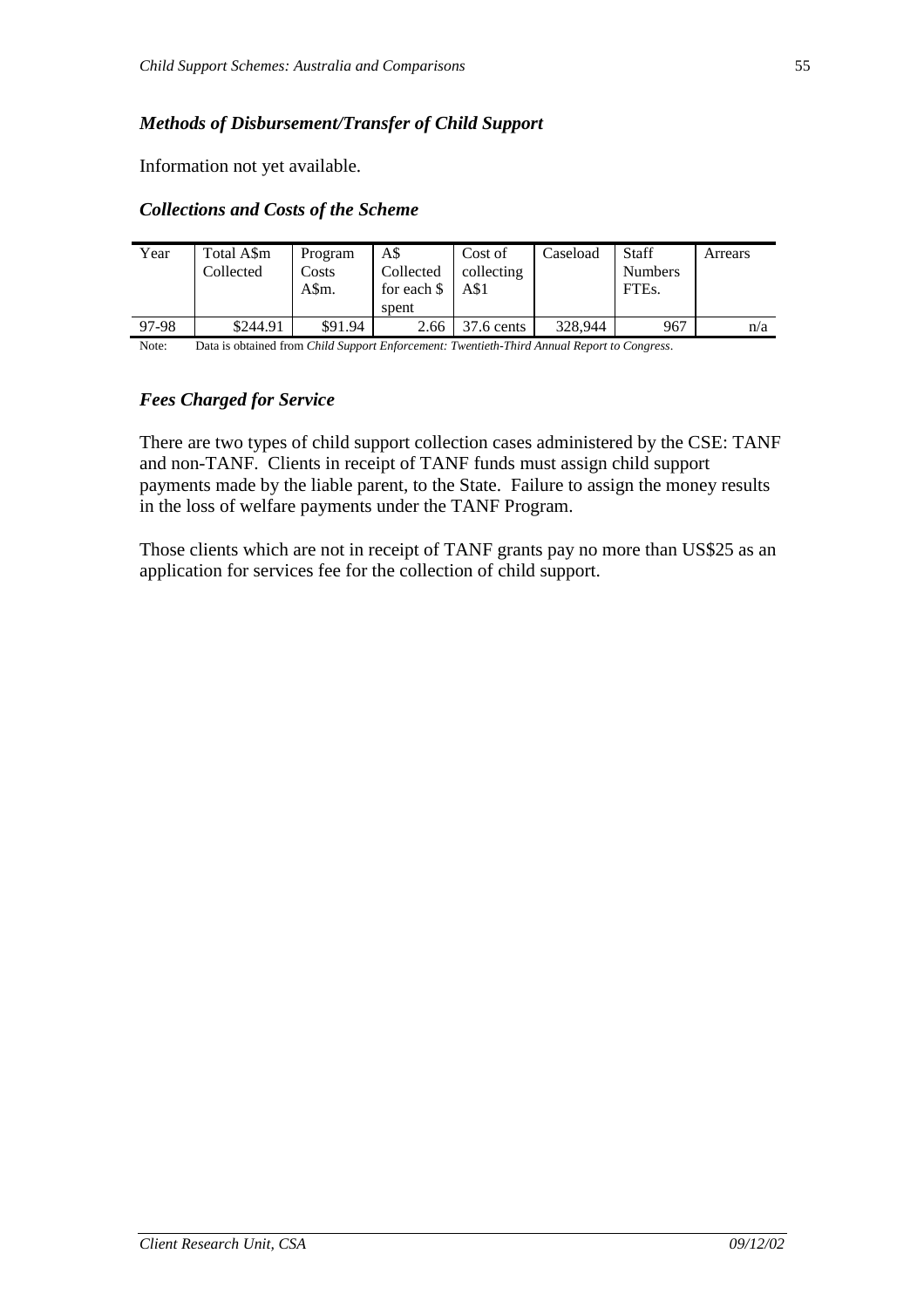### *Methods of Disbursement/Transfer of Child Support*

Information not yet available.

### *Collections and Costs of the Scheme*

| Year | Total A$m Collected | Program Costs A$m. | A$ Collected for each $ spent | Cost of collecting A$1 | Caseload | Staff Numbers FTEs. | Arrears |
|---|---|---|---|---|---|---|---|
| 97-98 | $244.91 | $91.94 | 2.66 | 37.6 cents | 328,944 | 967 | n/a |

Note: Data is obtained from *Child Support Enforcement: Twentieth-Third Annual Report to Congress*.

### *Fees Charged for Service*

There are two types of child support collection cases administered by the CSE: TANF and non-TANF. Clients in receipt of TANF funds must assign child support payments made by the liable parent, to the State. Failure to assign the money results in the loss of welfare payments under the TANF Program.

Those clients which are not in receipt of TANF grants pay no more than US$25 as an application for services fee for the collection of child support.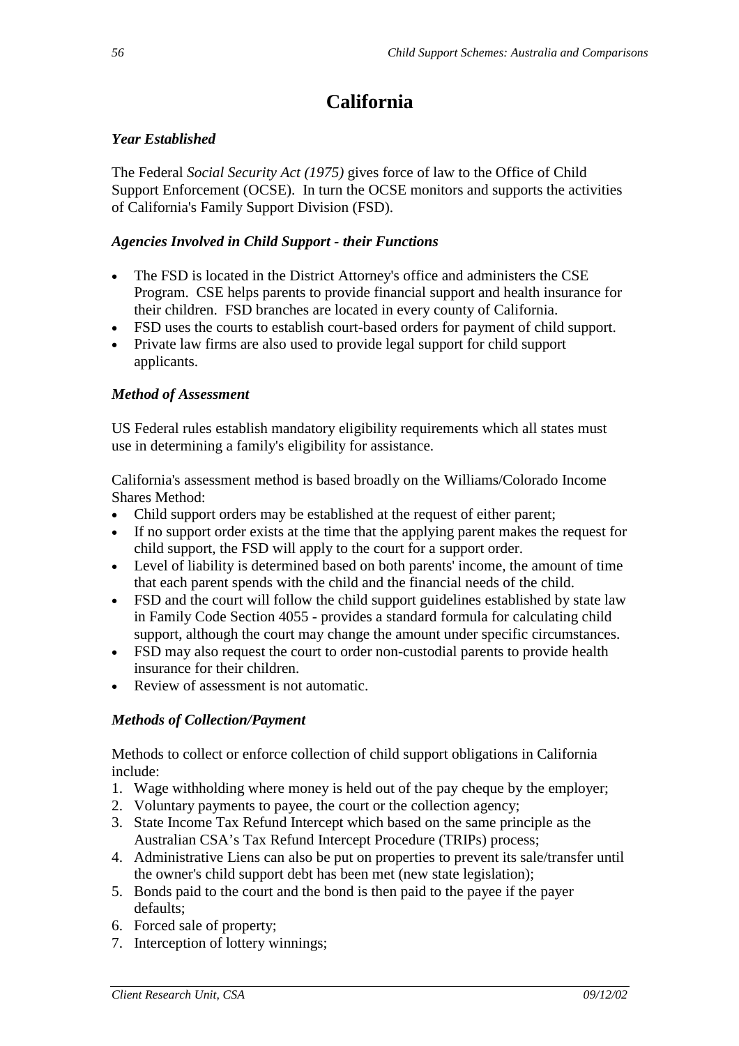# California

### *Year Established*

The Federal *Social Security Act (1975)* gives force of law to the Office of Child Support Enforcement (OCSE). In turn the OCSE monitors and supports the activities of California's Family Support Division (FSD).

### *Agencies Involved in Child Support - their Functions*

- The FSD is located in the District Attorney's office and administers the CSE Program. CSE helps parents to provide financial support and health insurance for their children. FSD branches are located in every county of California.
- FSD uses the courts to establish court-based orders for payment of child support.
- Private law firms are also used to provide legal support for child support applicants.

### *Method of Assessment*

US Federal rules establish mandatory eligibility requirements which all states must use in determining a family's eligibility for assistance.

California's assessment method is based broadly on the Williams/Colorado Income Shares Method:

- Child support orders may be established at the request of either parent;
- If no support order exists at the time that the applying parent makes the request for child support, the FSD will apply to the court for a support order.
- Level of liability is determined based on both parents' income, the amount of time that each parent spends with the child and the financial needs of the child.
- FSD and the court will follow the child support guidelines established by state law in Family Code Section 4055 - provides a standard formula for calculating child support, although the court may change the amount under specific circumstances.
- FSD may also request the court to order non-custodial parents to provide health insurance for their children.
- Review of assessment is not automatic.

### *Methods of Collection/Payment*

Methods to collect or enforce collection of child support obligations in California include:

1. Wage withholding where money is held out of the pay cheque by the employer;
2. Voluntary payments to payee, the court or the collection agency;
3. State Income Tax Refund Intercept which based on the same principle as the Australian CSA's Tax Refund Intercept Procedure (TRIPs) process;
4. Administrative Liens can also be put on properties to prevent its sale/transfer until the owner's child support debt has been met (new state legislation);
5. Bonds paid to the court and the bond is then paid to the payee if the payer defaults;
6. Forced sale of property;
7. Interception of lottery winnings;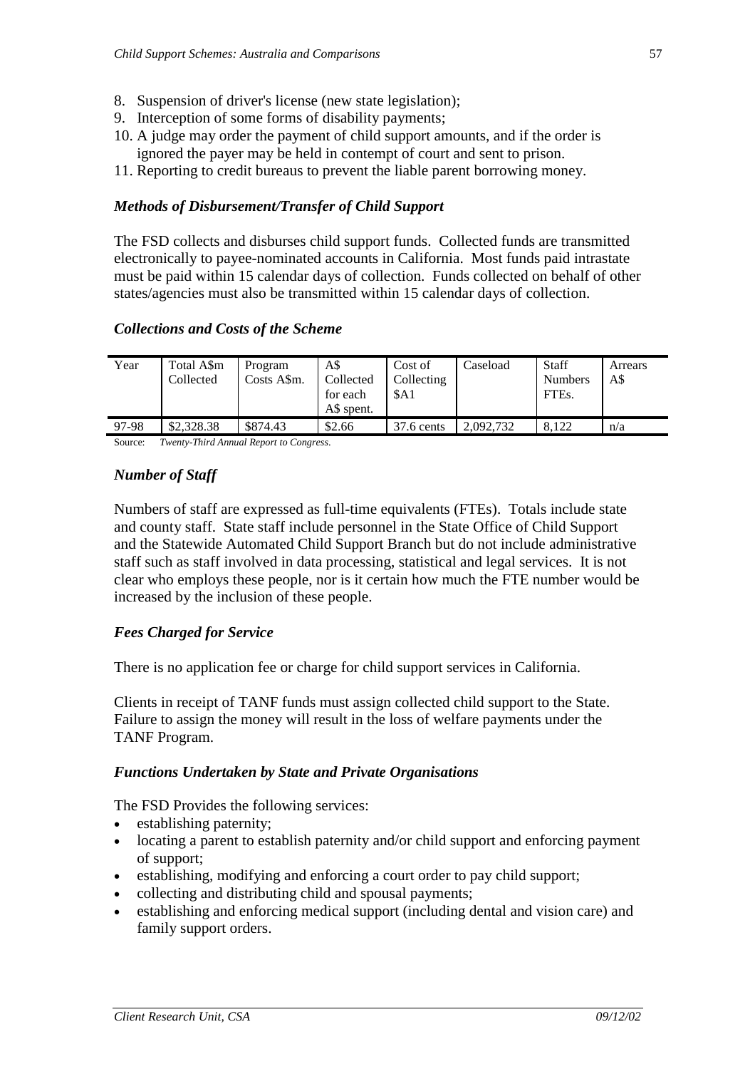8. Suspension of driver's license (new state legislation);
9. Interception of some forms of disability payments;
10. A judge may order the payment of child support amounts, and if the order is ignored the payer may be held in contempt of court and sent to prison.
11. Reporting to credit bureaus to prevent the liable parent borrowing money.

### *Methods of Disbursement/Transfer of Child Support*

The FSD collects and disburses child support funds. Collected funds are transmitted electronically to payee-nominated accounts in California. Most funds paid intrastate must be paid within 15 calendar days of collection. Funds collected on behalf of other states/agencies must also be transmitted within 15 calendar days of collection.

### *Collections and Costs of the Scheme*

| Year | Total A$m Collected | Program Costs A$m. | A$ Collected for each A$ spent. | Cost of Collecting $A1 | Caseload | Staff Numbers FTEs. | Arrears A$ |
|---|---|---|---|---|---|---|---|
| 97-98 | $2,328.38 | $874.43 | $2.66 | 37.6 cents | 2,092,732 | 8,122 | n/a |

Source: *Twenty-Third Annual Report to Congress.*

### *Number of Staff*

Numbers of staff are expressed as full-time equivalents (FTEs). Totals include state and county staff. State staff include personnel in the State Office of Child Support and the Statewide Automated Child Support Branch but do not include administrative staff such as staff involved in data processing, statistical and legal services. It is not clear who employs these people, nor is it certain how much the FTE number would be increased by the inclusion of these people.

### *Fees Charged for Service*

There is no application fee or charge for child support services in California.

Clients in receipt of TANF funds must assign collected child support to the State. Failure to assign the money will result in the loss of welfare payments under the TANF Program.

### *Functions Undertaken by State and Private Organisations*

The FSD Provides the following services:

- establishing paternity;
- locating a parent to establish paternity and/or child support and enforcing payment of support;
- establishing, modifying and enforcing a court order to pay child support;
- collecting and distributing child and spousal payments;
- establishing and enforcing medical support (including dental and vision care) and family support orders.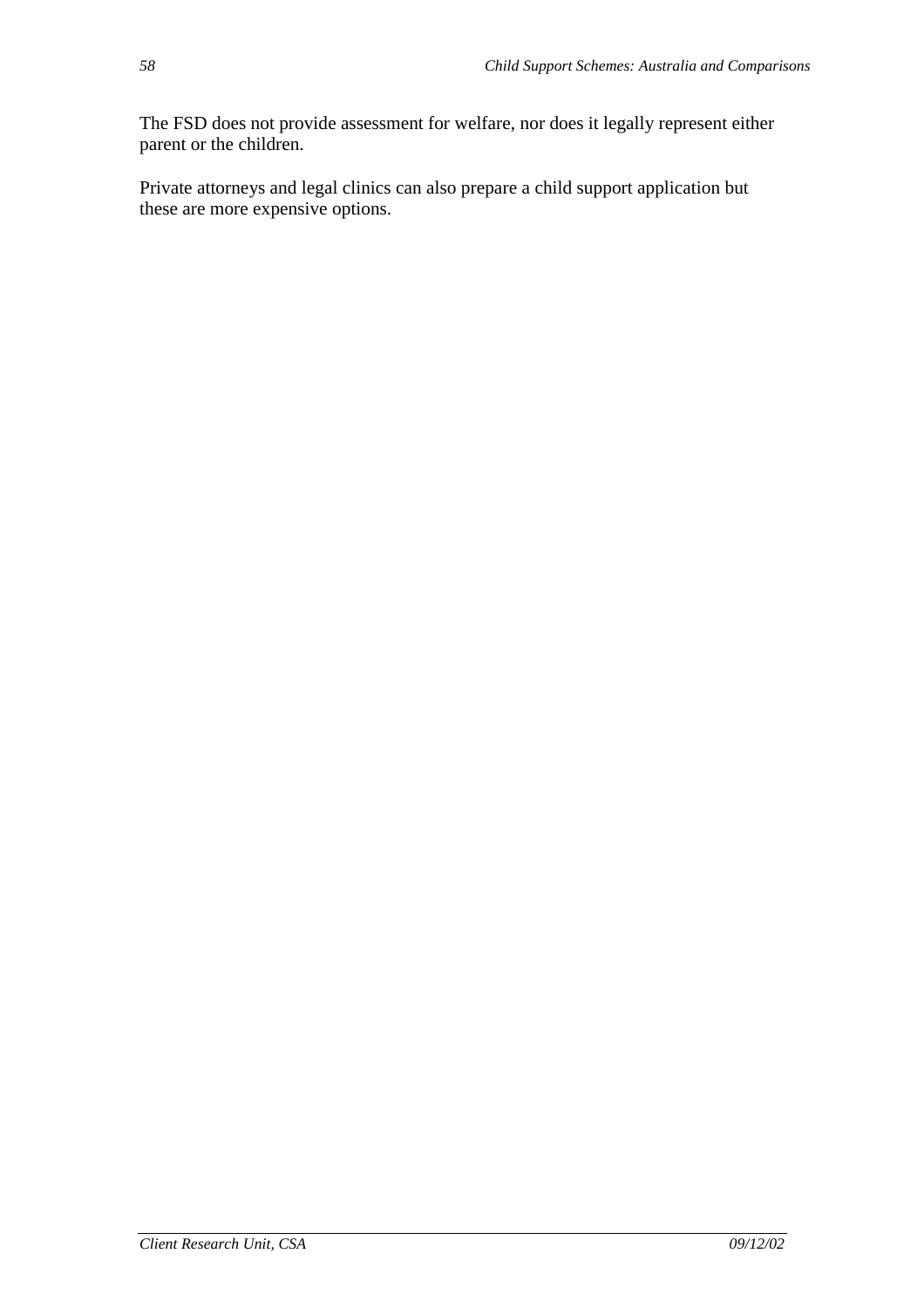The FSD does not provide assessment for welfare, nor does it legally represent either parent or the children.

Private attorneys and legal clinics can also prepare a child support application but these are more expensive options.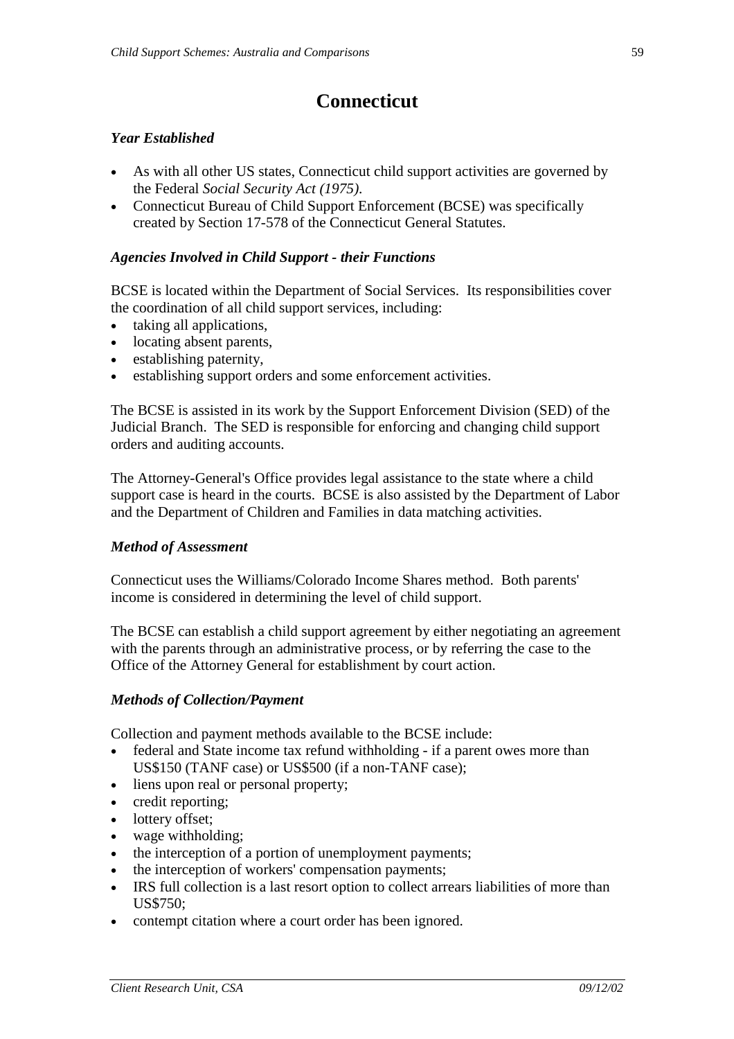# Connecticut

### *Year Established*

- As with all other US states, Connecticut child support activities are governed by the Federal *Social Security Act (1975).*
- Connecticut Bureau of Child Support Enforcement (BCSE) was specifically created by Section 17-578 of the Connecticut General Statutes.

### *Agencies Involved in Child Support - their Functions*

BCSE is located within the Department of Social Services. Its responsibilities cover the coordination of all child support services, including:

- taking all applications,
- locating absent parents,
- establishing paternity,
- establishing support orders and some enforcement activities.

The BCSE is assisted in its work by the Support Enforcement Division (SED) of the Judicial Branch. The SED is responsible for enforcing and changing child support orders and auditing accounts.

The Attorney-General's Office provides legal assistance to the state where a child support case is heard in the courts. BCSE is also assisted by the Department of Labor and the Department of Children and Families in data matching activities.

### *Method of Assessment*

Connecticut uses the Williams/Colorado Income Shares method. Both parents' income is considered in determining the level of child support.

The BCSE can establish a child support agreement by either negotiating an agreement with the parents through an administrative process, or by referring the case to the Office of the Attorney General for establishment by court action.

### *Methods of Collection/Payment*

Collection and payment methods available to the BCSE include:

- federal and State income tax refund withholding - if a parent owes more than US$150 (TANF case) or US$500 (if a non-TANF case);
- liens upon real or personal property;
- credit reporting;
- lottery offset;
- wage withholding;
- the interception of a portion of unemployment payments;
- the interception of workers' compensation payments;
- IRS full collection is a last resort option to collect arrears liabilities of more than US$750;
- contempt citation where a court order has been ignored.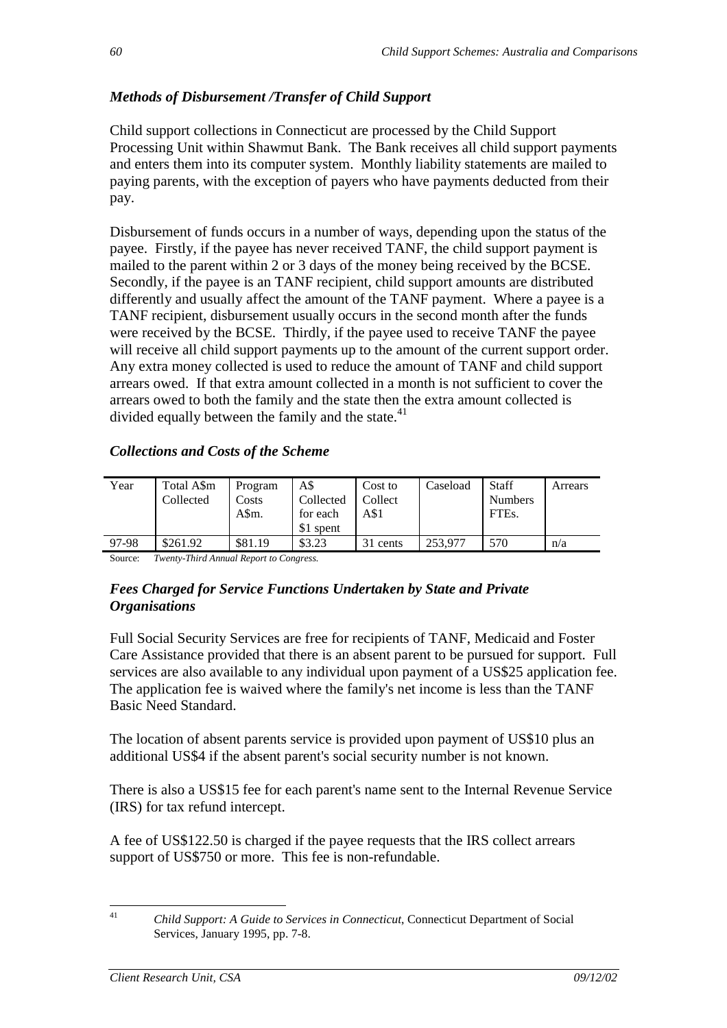### *Methods of Disbursement /Transfer of Child Support*

Child support collections in Connecticut are processed by the Child Support Processing Unit within Shawmut Bank. The Bank receives all child support payments and enters them into its computer system. Monthly liability statements are mailed to paying parents, with the exception of payers who have payments deducted from their pay.

Disbursement of funds occurs in a number of ways, depending upon the status of the payee. Firstly, if the payee has never received TANF, the child support payment is mailed to the parent within 2 or 3 days of the money being received by the BCSE. Secondly, if the payee is an TANF recipient, child support amounts are distributed differently and usually affect the amount of the TANF payment. Where a payee is a TANF recipient, disbursement usually occurs in the second month after the funds were received by the BCSE. Thirdly, if the payee used to receive TANF the payee will receive all child support payments up to the amount of the current support order. Any extra money collected is used to reduce the amount of TANF and child support arrears owed. If that extra amount collected in a month is not sufficient to cover the arrears owed to both the family and the state then the extra amount collected is divided equally between the family and the state.[41]

### *Collections and Costs of the Scheme*

| Year | Total A$m Collected | Program Costs A$m. | A$ Collected for each $1 spent | Cost to Collect A$1 | Caseload | Staff Numbers FTEs. | Arrears |
|---|---|---|---|---|---|---|---|
| 97-98 | $261.92 | $81.19 | $3.23 | 31 cents | 253,977 | 570 | n/a |

Source: *Twenty-Third Annual Report to Congress.*

### *Fees Charged for Service Functions Undertaken by State and Private Organisations*

Full Social Security Services are free for recipients of TANF, Medicaid and Foster Care Assistance provided that there is an absent parent to be pursued for support. Full services are also available to any individual upon payment of a US$25 application fee. The application fee is waived where the family's net income is less than the TANF Basic Need Standard.

The location of absent parents service is provided upon payment of US$10 plus an additional US$4 if the absent parent's social security number is not known.

There is also a US$15 fee for each parent's name sent to the Internal Revenue Service (IRS) for tax refund intercept.

A fee of US$122.50 is charged if the payee requests that the IRS collect arrears support of US$750 or more. This fee is non-refundable.

---

[41] *Child Support: A Guide to Services in Connecticut*, Connecticut Department of Social Services, January 1995, pp. 7-8.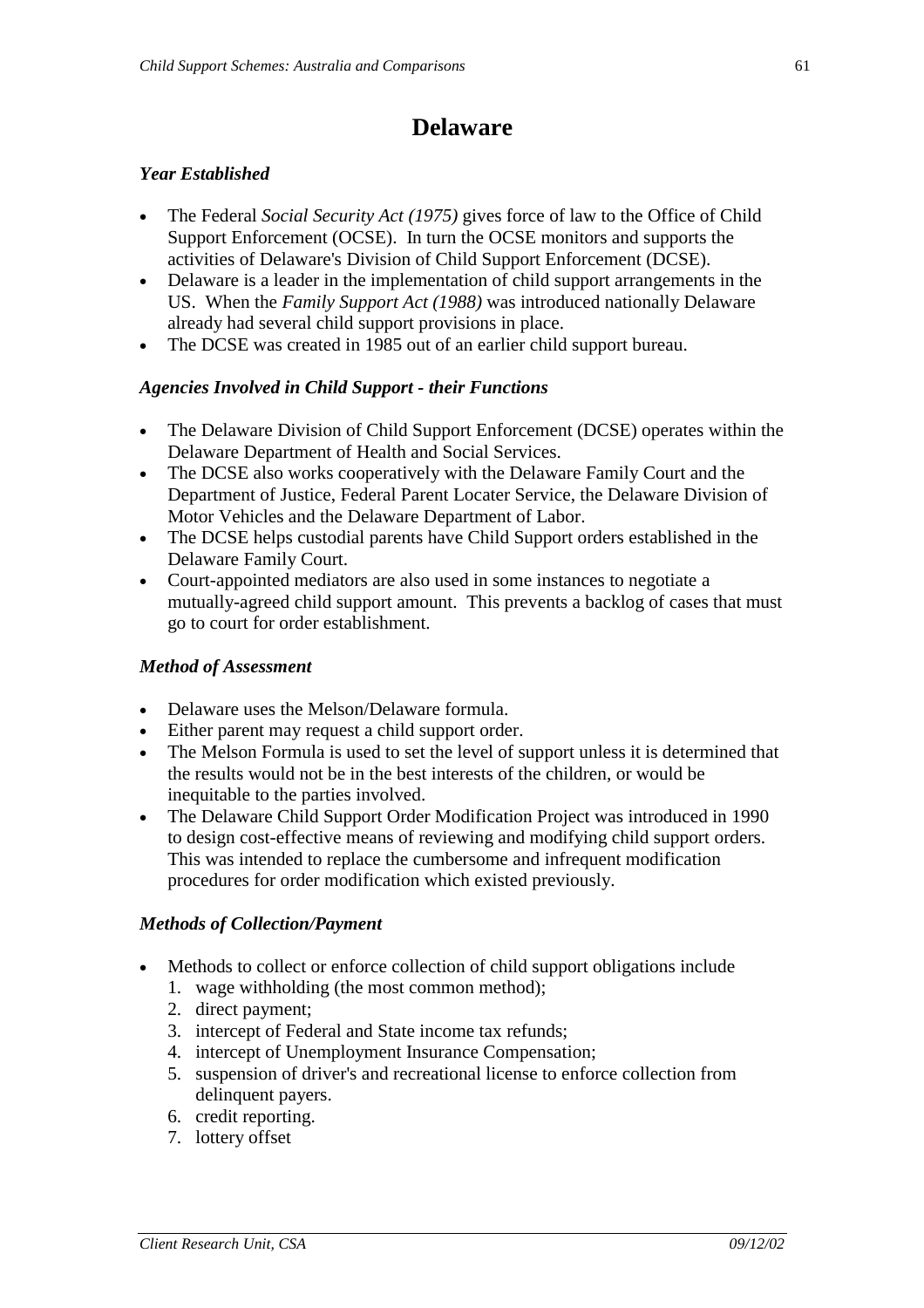# Delaware

### *Year Established*

- The Federal *Social Security Act (1975)* gives force of law to the Office of Child Support Enforcement (OCSE). In turn the OCSE monitors and supports the activities of Delaware's Division of Child Support Enforcement (DCSE).
- Delaware is a leader in the implementation of child support arrangements in the US. When the *Family Support Act (1988)* was introduced nationally Delaware already had several child support provisions in place.
- The DCSE was created in 1985 out of an earlier child support bureau.

### *Agencies Involved in Child Support - their Functions*

- The Delaware Division of Child Support Enforcement (DCSE) operates within the Delaware Department of Health and Social Services.
- The DCSE also works cooperatively with the Delaware Family Court and the Department of Justice, Federal Parent Locater Service, the Delaware Division of Motor Vehicles and the Delaware Department of Labor.
- The DCSE helps custodial parents have Child Support orders established in the Delaware Family Court.
- Court-appointed mediators are also used in some instances to negotiate a mutually-agreed child support amount. This prevents a backlog of cases that must go to court for order establishment.

### *Method of Assessment*

- Delaware uses the Melson/Delaware formula.
- Either parent may request a child support order.
- The Melson Formula is used to set the level of support unless it is determined that the results would not be in the best interests of the children, or would be inequitable to the parties involved.
- The Delaware Child Support Order Modification Project was introduced in 1990 to design cost-effective means of reviewing and modifying child support orders. This was intended to replace the cumbersome and infrequent modification procedures for order modification which existed previously.

### *Methods of Collection/Payment*

- Methods to collect or enforce collection of child support obligations include
  1. wage withholding (the most common method);
  2. direct payment;
  3. intercept of Federal and State income tax refunds;
  4. intercept of Unemployment Insurance Compensation;
  5. suspension of driver's and recreational license to enforce collection from delinquent payers.
  6. credit reporting.
  7. lottery offset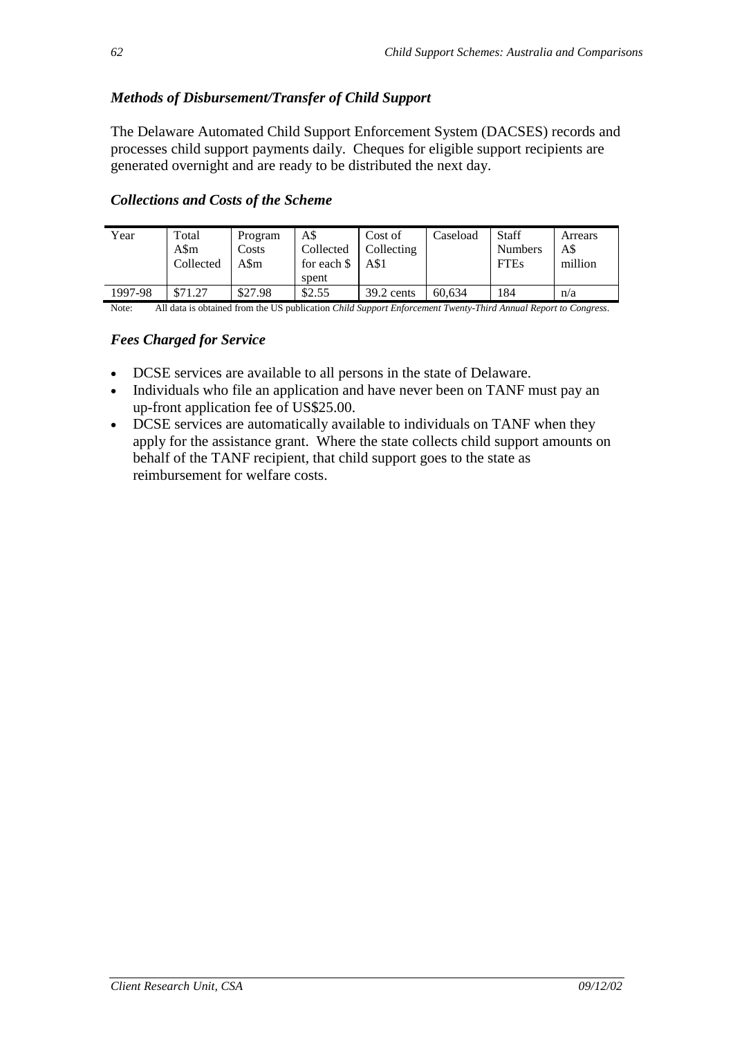### *Methods of Disbursement/Transfer of Child Support*

The Delaware Automated Child Support Enforcement System (DACSES) records and processes child support payments daily. Cheques for eligible support recipients are generated overnight and are ready to be distributed the next day.

### *Collections and Costs of the Scheme*

| Year | Total A$m Collected | Program Costs A$m | A$ Collected for each $ spent | Cost of Collecting A$1 | Caseload | Staff Numbers FTEs | Arrears A$ million |
|---|---|---|---|---|---|---|---|
| 1997-98 | $71.27 | $27.98 | $2.55 | 39.2 cents | 60,634 | 184 | n/a |

Note: All data is obtained from the US publication *Child Support Enforcement Twenty-Third Annual Report to Congress*.

### *Fees Charged for Service*

- DCSE services are available to all persons in the state of Delaware.
- Individuals who file an application and have never been on TANF must pay an up-front application fee of US$25.00.
- DCSE services are automatically available to individuals on TANF when they apply for the assistance grant. Where the state collects child support amounts on behalf of the TANF recipient, that child support goes to the state as reimbursement for welfare costs.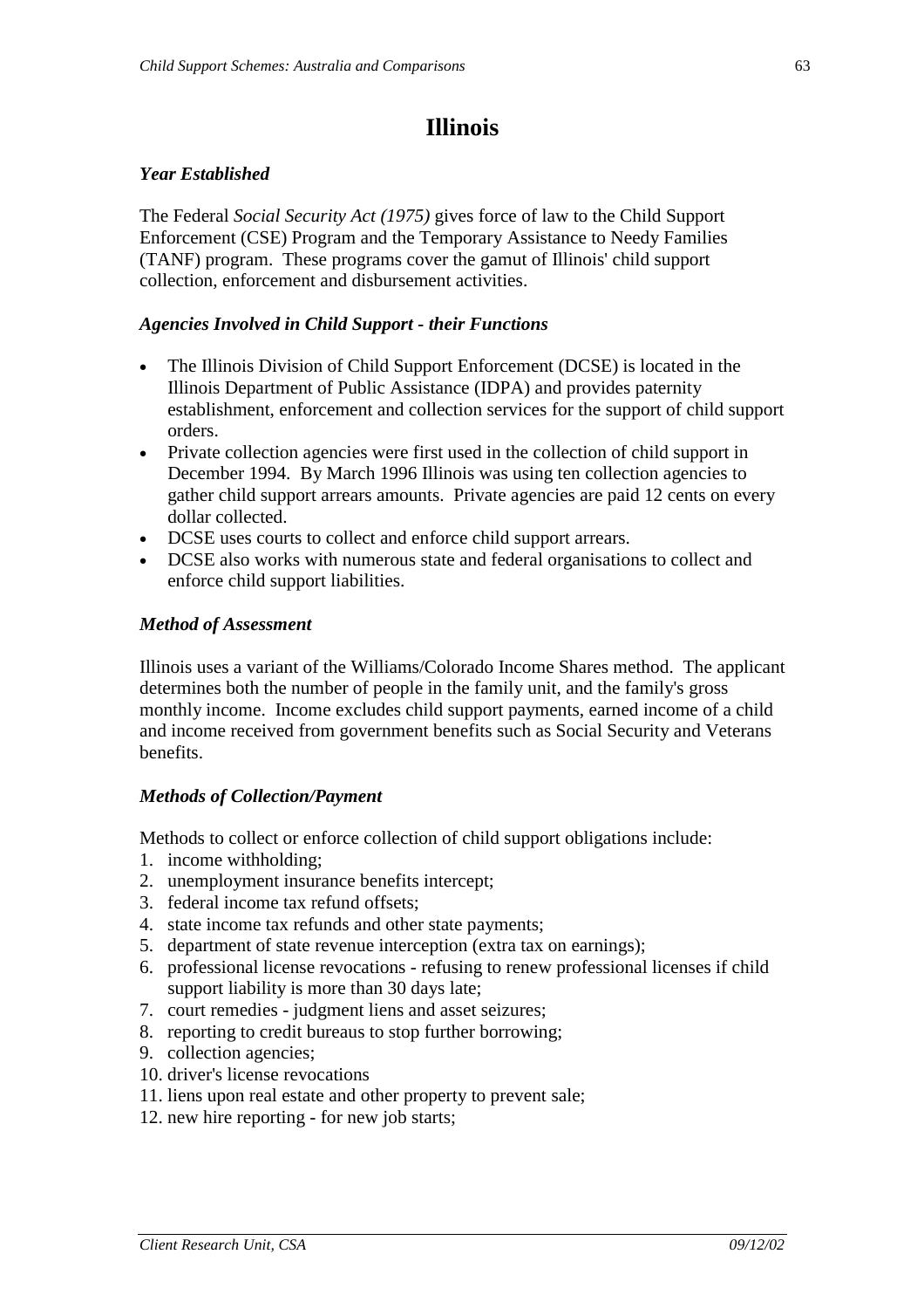# Illinois

### *Year Established*

The Federal *Social Security Act (1975)* gives force of law to the Child Support Enforcement (CSE) Program and the Temporary Assistance to Needy Families (TANF) program. These programs cover the gamut of Illinois' child support collection, enforcement and disbursement activities.

### *Agencies Involved in Child Support - their Functions*

- The Illinois Division of Child Support Enforcement (DCSE) is located in the Illinois Department of Public Assistance (IDPA) and provides paternity establishment, enforcement and collection services for the support of child support orders.
- Private collection agencies were first used in the collection of child support in December 1994. By March 1996 Illinois was using ten collection agencies to gather child support arrears amounts. Private agencies are paid 12 cents on every dollar collected.
- DCSE uses courts to collect and enforce child support arrears.
- DCSE also works with numerous state and federal organisations to collect and enforce child support liabilities.

### *Method of Assessment*

Illinois uses a variant of the Williams/Colorado Income Shares method. The applicant determines both the number of people in the family unit, and the family's gross monthly income. Income excludes child support payments, earned income of a child and income received from government benefits such as Social Security and Veterans benefits.

### *Methods of Collection/Payment*

Methods to collect or enforce collection of child support obligations include:

1. income withholding;
2. unemployment insurance benefits intercept;
3. federal income tax refund offsets;
4. state income tax refunds and other state payments;
5. department of state revenue interception (extra tax on earnings);
6. professional license revocations - refusing to renew professional licenses if child support liability is more than 30 days late;
7. court remedies - judgment liens and asset seizures;
8. reporting to credit bureaus to stop further borrowing;
9. collection agencies;
10. driver's license revocations
11. liens upon real estate and other property to prevent sale;
12. new hire reporting - for new job starts;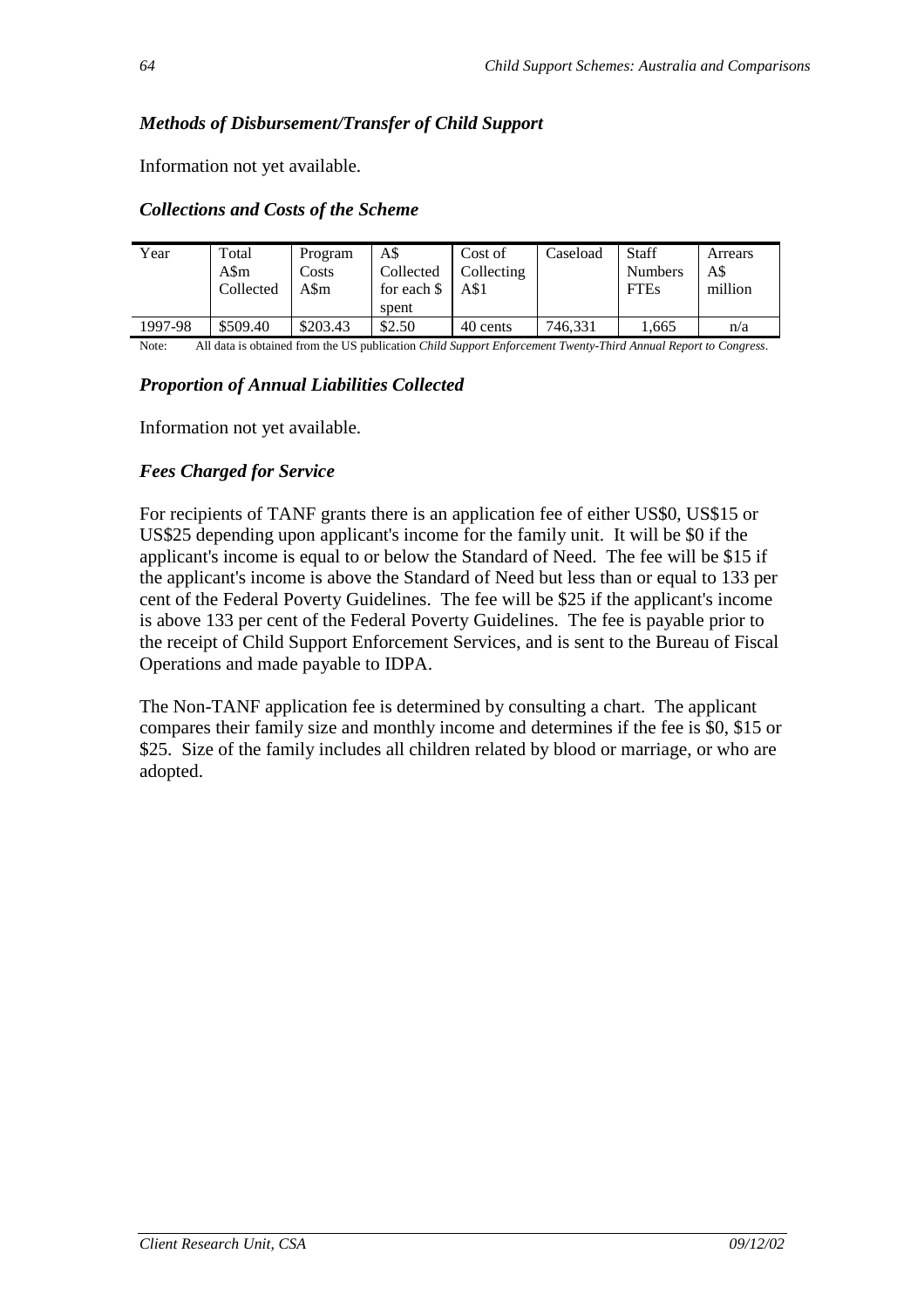### *Methods of Disbursement/Transfer of Child Support*

Information not yet available.

### *Collections and Costs of the Scheme*

| Year | Total A$m Collected | Program Costs A$m | A$ Collected for each $ spent | Cost of Collecting A$1 | Caseload | Staff Numbers FTEs | Arrears A$ million |
|---|---|---|---|---|---|---|---|
| 1997-98 | $509.40 | $203.43 | $2.50 | 40 cents | 746,331 | 1,665 | n/a |

Note: All data is obtained from the US publication *Child Support Enforcement Twenty-Third Annual Report to Congress*.

### *Proportion of Annual Liabilities Collected*

Information not yet available.

### *Fees Charged for Service*

For recipients of TANF grants there is an application fee of either US$0, US$15 or US$25 depending upon applicant's income for the family unit. It will be $0 if the applicant's income is equal to or below the Standard of Need. The fee will be $15 if the applicant's income is above the Standard of Need but less than or equal to 133 per cent of the Federal Poverty Guidelines. The fee will be $25 if the applicant's income is above 133 per cent of the Federal Poverty Guidelines. The fee is payable prior to the receipt of Child Support Enforcement Services, and is sent to the Bureau of Fiscal Operations and made payable to IDPA.

The Non-TANF application fee is determined by consulting a chart. The applicant compares their family size and monthly income and determines if the fee is $0, $15 or $25. Size of the family includes all children related by blood or marriage, or who are adopted.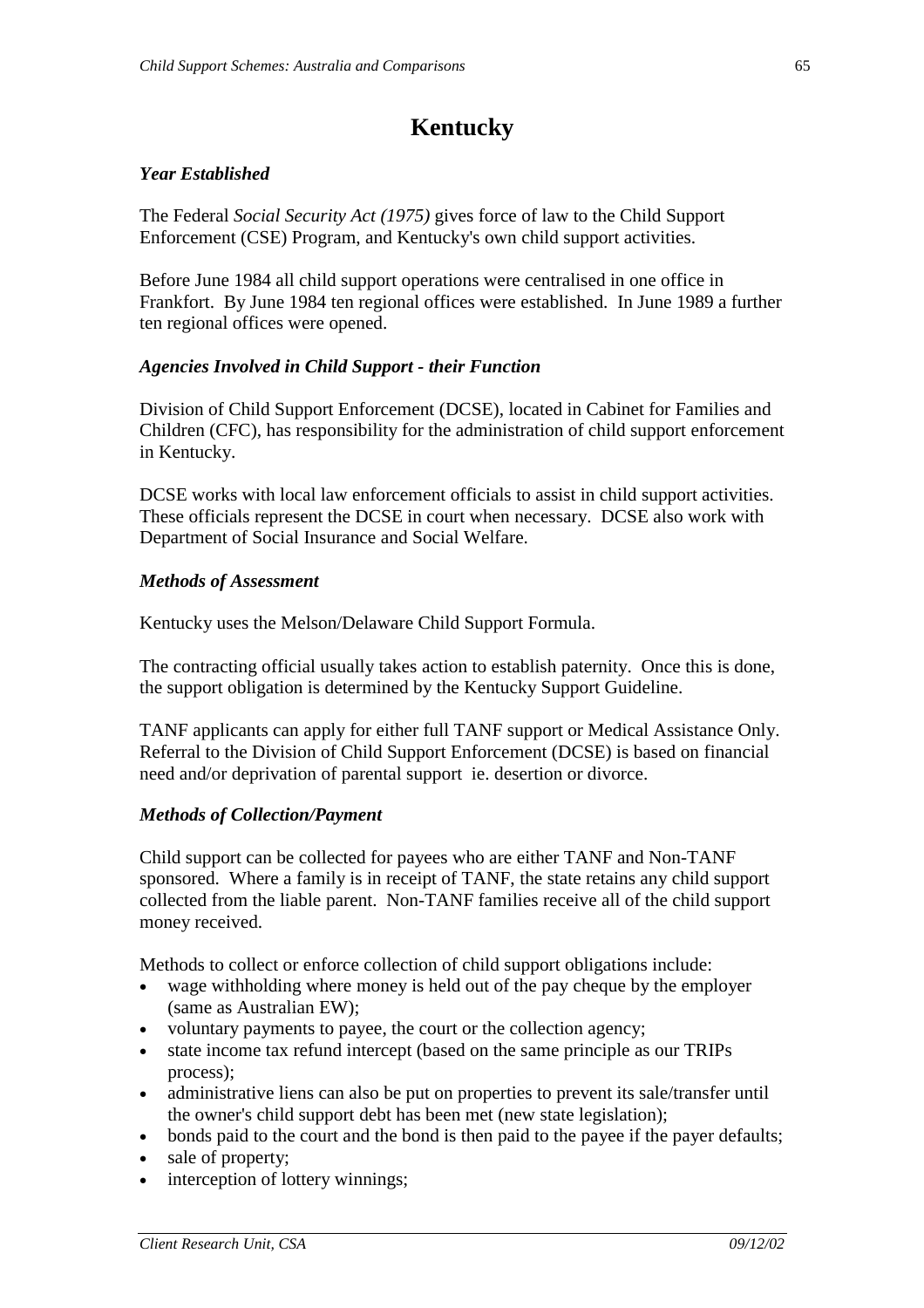# Kentucky

### *Year Established*

The Federal *Social Security Act (1975)* gives force of law to the Child Support Enforcement (CSE) Program, and Kentucky's own child support activities.

Before June 1984 all child support operations were centralised in one office in Frankfort. By June 1984 ten regional offices were established. In June 1989 a further ten regional offices were opened.

### *Agencies Involved in Child Support - their Function*

Division of Child Support Enforcement (DCSE), located in Cabinet for Families and Children (CFC), has responsibility for the administration of child support enforcement in Kentucky.

DCSE works with local law enforcement officials to assist in child support activities. These officials represent the DCSE in court when necessary. DCSE also work with Department of Social Insurance and Social Welfare.

### *Methods of Assessment*

Kentucky uses the Melson/Delaware Child Support Formula.

The contracting official usually takes action to establish paternity. Once this is done, the support obligation is determined by the Kentucky Support Guideline.

TANF applicants can apply for either full TANF support or Medical Assistance Only. Referral to the Division of Child Support Enforcement (DCSE) is based on financial need and/or deprivation of parental support ie. desertion or divorce.

### *Methods of Collection/Payment*

Child support can be collected for payees who are either TANF and Non-TANF sponsored. Where a family is in receipt of TANF, the state retains any child support collected from the liable parent. Non-TANF families receive all of the child support money received.

Methods to collect or enforce collection of child support obligations include:

- wage withholding where money is held out of the pay cheque by the employer (same as Australian EW);
- voluntary payments to payee, the court or the collection agency;
- state income tax refund intercept (based on the same principle as our TRIPs process);
- administrative liens can also be put on properties to prevent its sale/transfer until the owner's child support debt has been met (new state legislation);
- bonds paid to the court and the bond is then paid to the payee if the payer defaults;
- sale of property;
- interception of lottery winnings;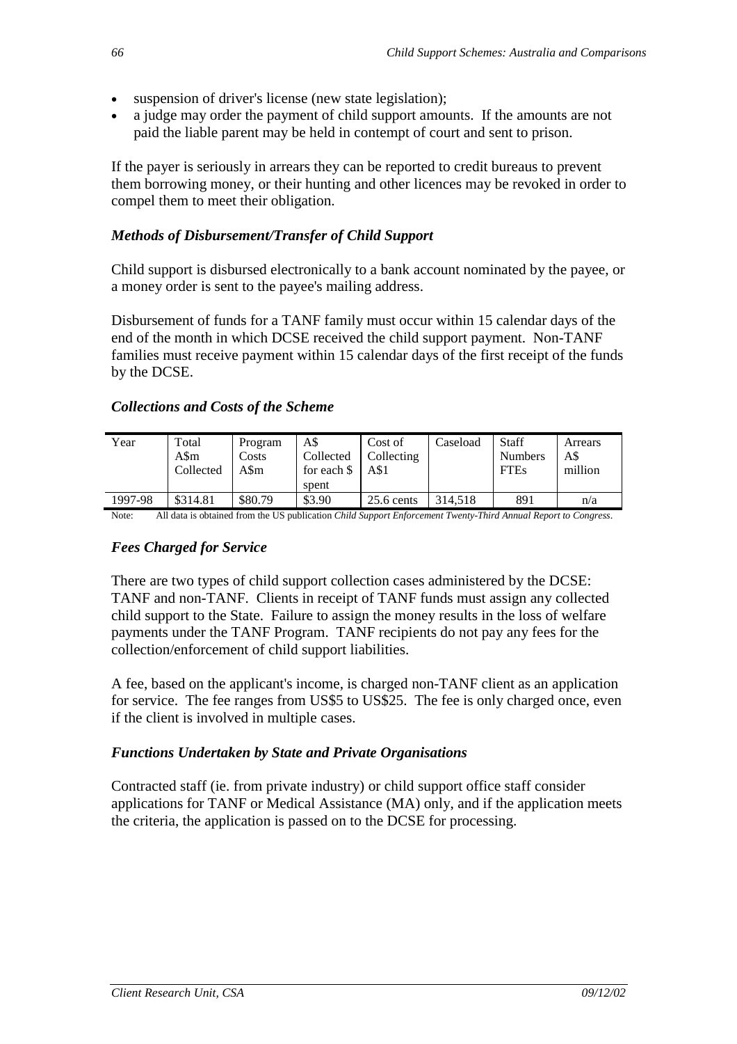- suspension of driver's license (new state legislation);
- a judge may order the payment of child support amounts. If the amounts are not paid the liable parent may be held in contempt of court and sent to prison.

If the payer is seriously in arrears they can be reported to credit bureaus to prevent them borrowing money, or their hunting and other licences may be revoked in order to compel them to meet their obligation.

### *Methods of Disbursement/Transfer of Child Support*

Child support is disbursed electronically to a bank account nominated by the payee, or a money order is sent to the payee's mailing address.

Disbursement of funds for a TANF family must occur within 15 calendar days of the end of the month in which DCSE received the child support payment. Non-TANF families must receive payment within 15 calendar days of the first receipt of the funds by the DCSE.

### *Collections and Costs of the Scheme*

| Year | Total A$m Collected | Program Costs A$m | A$ Collected for each $ spent | Cost of Collecting A$1 | Caseload | Staff Numbers FTEs | Arrears A$ million |
|---|---|---|---|---|---|---|---|
| 1997-98 | $314.81 | $80.79 | $3.90 | 25.6 cents | 314,518 | 891 | n/a |

Note: All data is obtained from the US publication *Child Support Enforcement Twenty-Third Annual Report to Congress*.

### *Fees Charged for Service*

There are two types of child support collection cases administered by the DCSE: TANF and non-TANF. Clients in receipt of TANF funds must assign any collected child support to the State. Failure to assign the money results in the loss of welfare payments under the TANF Program. TANF recipients do not pay any fees for the collection/enforcement of child support liabilities.

A fee, based on the applicant's income, is charged non-TANF client as an application for service. The fee ranges from US$5 to US$25. The fee is only charged once, even if the client is involved in multiple cases.

### *Functions Undertaken by State and Private Organisations*

Contracted staff (ie. from private industry) or child support office staff consider applications for TANF or Medical Assistance (MA) only, and if the application meets the criteria, the application is passed on to the DCSE for processing.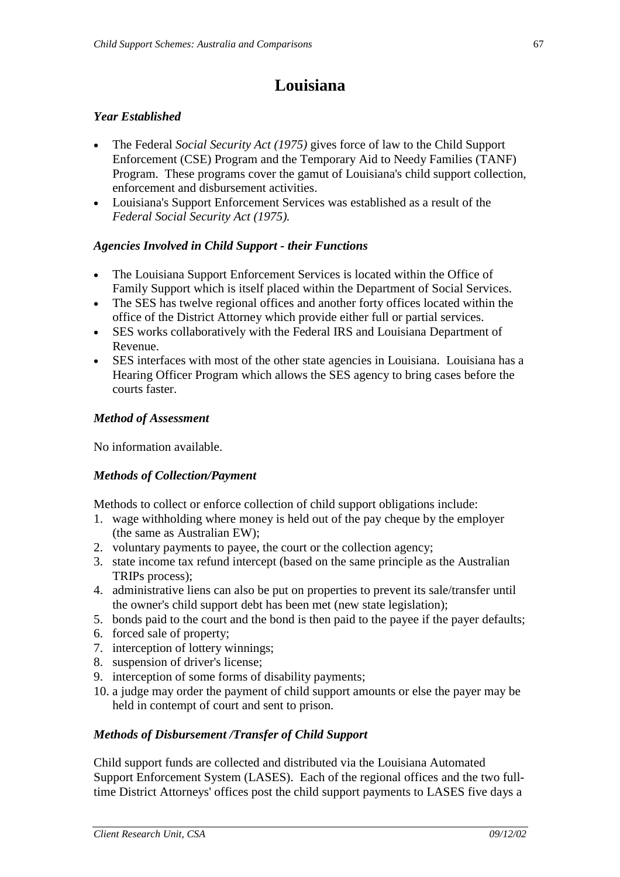# Louisiana

### *Year Established*

- The Federal *Social Security Act (1975)* gives force of law to the Child Support Enforcement (CSE) Program and the Temporary Aid to Needy Families (TANF) Program. These programs cover the gamut of Louisiana's child support collection, enforcement and disbursement activities.
- Louisiana's Support Enforcement Services was established as a result of the *Federal Social Security Act (1975).*

### *Agencies Involved in Child Support - their Functions*

- The Louisiana Support Enforcement Services is located within the Office of Family Support which is itself placed within the Department of Social Services.
- The SES has twelve regional offices and another forty offices located within the office of the District Attorney which provide either full or partial services.
- SES works collaboratively with the Federal IRS and Louisiana Department of Revenue.
- SES interfaces with most of the other state agencies in Louisiana. Louisiana has a Hearing Officer Program which allows the SES agency to bring cases before the courts faster.

### *Method of Assessment*

No information available.

### *Methods of Collection/Payment*

Methods to collect or enforce collection of child support obligations include:

1. wage withholding where money is held out of the pay cheque by the employer (the same as Australian EW);
2. voluntary payments to payee, the court or the collection agency;
3. state income tax refund intercept (based on the same principle as the Australian TRIPs process);
4. administrative liens can also be put on properties to prevent its sale/transfer until the owner's child support debt has been met (new state legislation);
5. bonds paid to the court and the bond is then paid to the payee if the payer defaults;
6. forced sale of property;
7. interception of lottery winnings;
8. suspension of driver's license;
9. interception of some forms of disability payments;
10. a judge may order the payment of child support amounts or else the payer may be held in contempt of court and sent to prison.

### *Methods of Disbursement /Transfer of Child Support*

Child support funds are collected and distributed via the Louisiana Automated Support Enforcement System (LASES). Each of the regional offices and the two full-time District Attorneys' offices post the child support payments to LASES five days a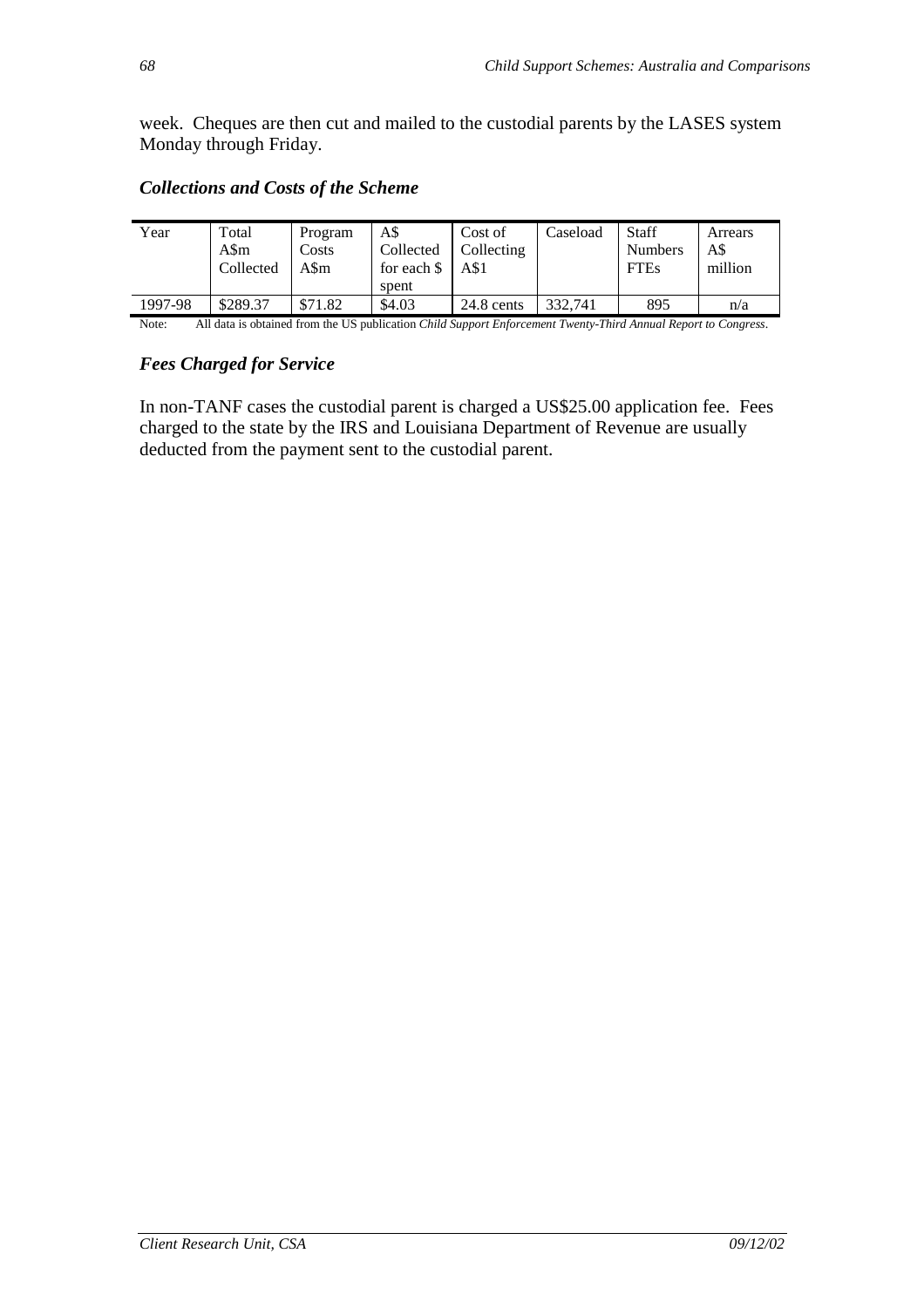week. Cheques are then cut and mailed to the custodial parents by the LASES system Monday through Friday.

### *Collections and Costs of the Scheme*

| Year | Total A$m Collected | Program Costs A$m | A$ Collected for each $ spent | Cost of Collecting A$1 | Caseload | Staff Numbers FTEs | Arrears A$ million |
|---|---|---|---|---|---|---|---|
| 1997-98 | $289.37 | $71.82 | $4.03 | 24.8 cents | 332,741 | 895 | n/a |

Note: All data is obtained from the US publication *Child Support Enforcement Twenty-Third Annual Report to Congress*.

### *Fees Charged for Service*

In non-TANF cases the custodial parent is charged a US$25.00 application fee. Fees charged to the state by the IRS and Louisiana Department of Revenue are usually deducted from the payment sent to the custodial parent.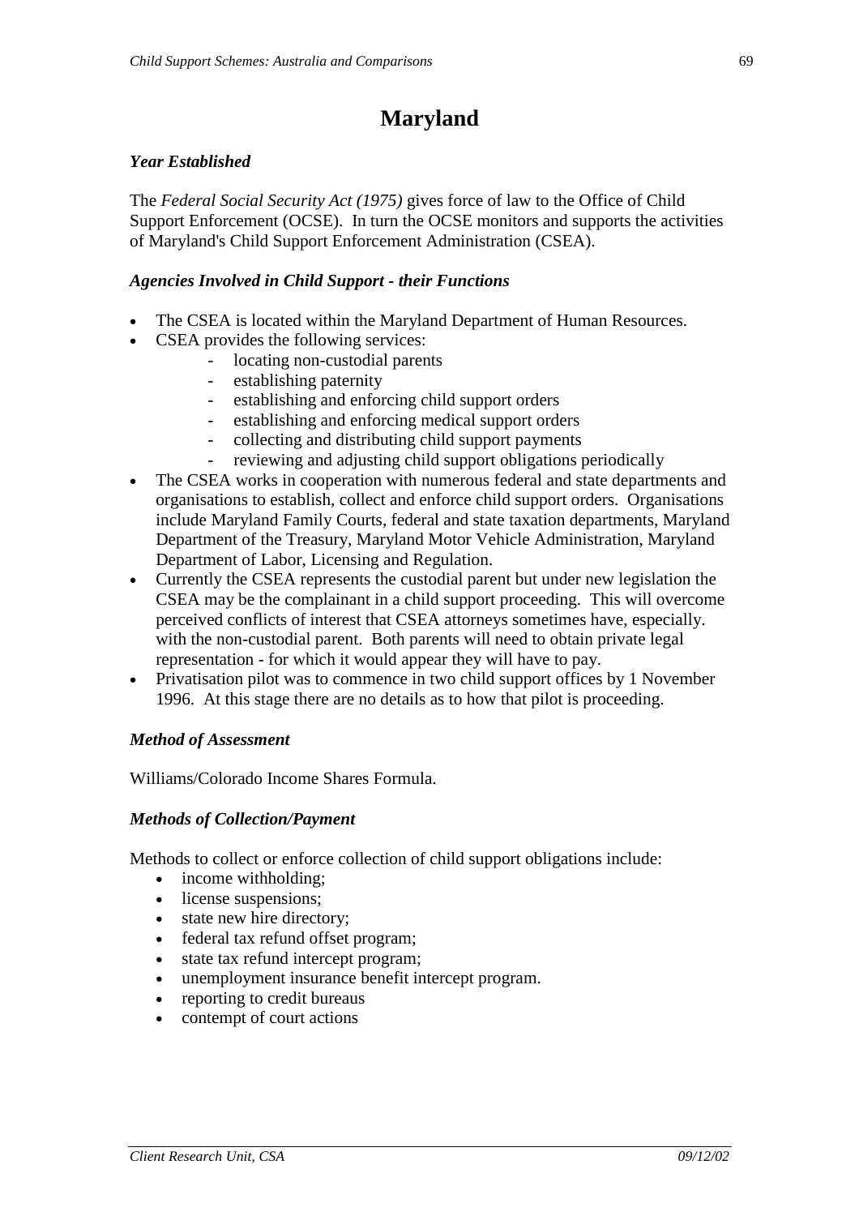# Maryland

### *Year Established*

The *Federal Social Security Act (1975)* gives force of law to the Office of Child Support Enforcement (OCSE). In turn the OCSE monitors and supports the activities of Maryland's Child Support Enforcement Administration (CSEA).

### *Agencies Involved in Child Support - their Functions*

- The CSEA is located within the Maryland Department of Human Resources.
- CSEA provides the following services:
  - locating non-custodial parents
  - establishing paternity
  - establishing and enforcing child support orders
  - establishing and enforcing medical support orders
  - collecting and distributing child support payments
  - reviewing and adjusting child support obligations periodically
- The CSEA works in cooperation with numerous federal and state departments and organisations to establish, collect and enforce child support orders. Organisations include Maryland Family Courts, federal and state taxation departments, Maryland Department of the Treasury, Maryland Motor Vehicle Administration, Maryland Department of Labor, Licensing and Regulation.
- Currently the CSEA represents the custodial parent but under new legislation the CSEA may be the complainant in a child support proceeding. This will overcome perceived conflicts of interest that CSEA attorneys sometimes have, especially. with the non-custodial parent. Both parents will need to obtain private legal representation - for which it would appear they will have to pay.
- Privatisation pilot was to commence in two child support offices by 1 November 1996. At this stage there are no details as to how that pilot is proceeding.

### *Method of Assessment*

Williams/Colorado Income Shares Formula.

### *Methods of Collection/Payment*

Methods to collect or enforce collection of child support obligations include:

- income withholding;
- license suspensions;
- state new hire directory;
- federal tax refund offset program;
- state tax refund intercept program;
- unemployment insurance benefit intercept program.
- reporting to credit bureaus
- contempt of court actions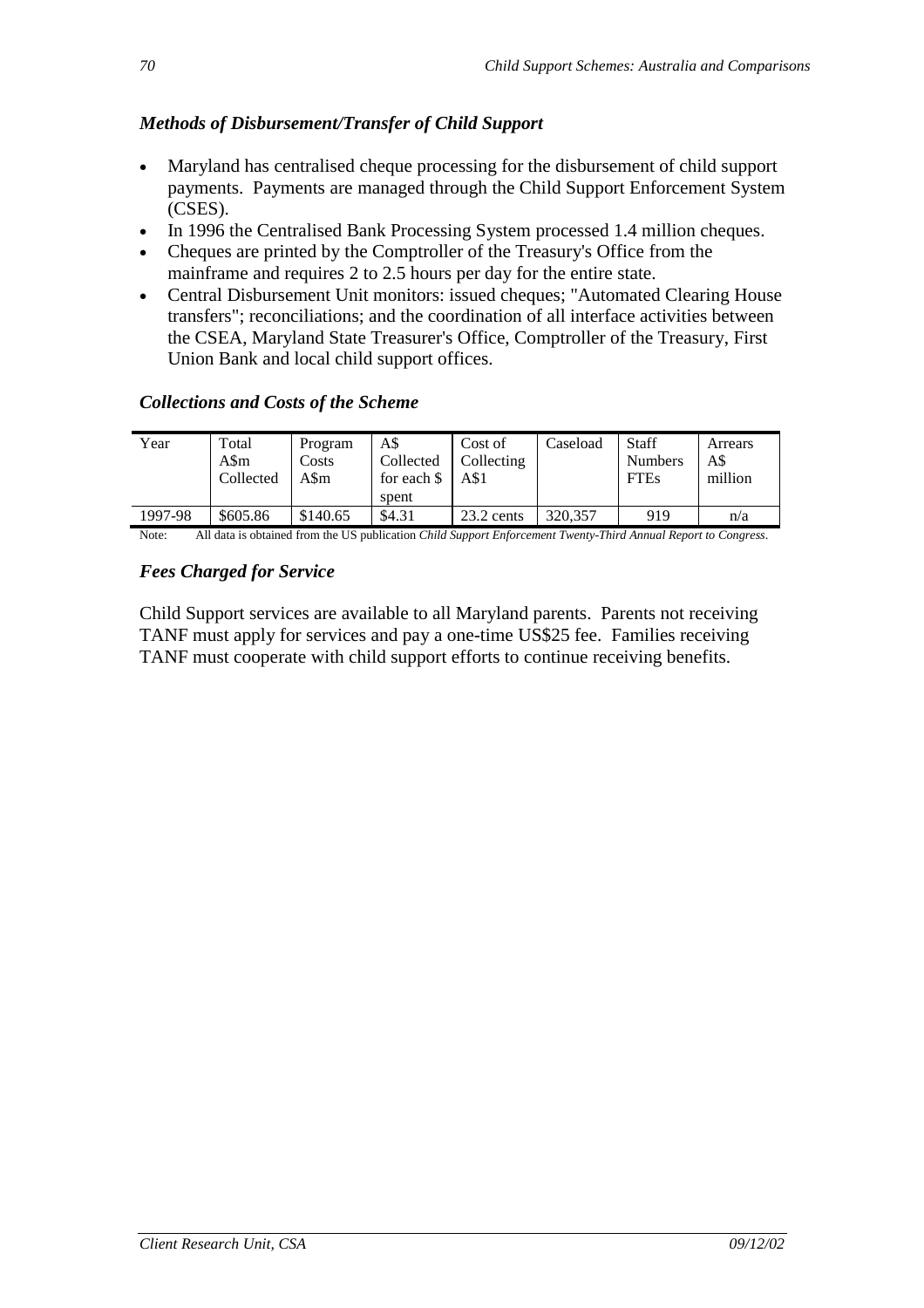### *Methods of Disbursement/Transfer of Child Support*

- Maryland has centralised cheque processing for the disbursement of child support payments. Payments are managed through the Child Support Enforcement System (CSES).
- In 1996 the Centralised Bank Processing System processed 1.4 million cheques.
- Cheques are printed by the Comptroller of the Treasury's Office from the mainframe and requires 2 to 2.5 hours per day for the entire state.
- Central Disbursement Unit monitors: issued cheques; "Automated Clearing House transfers"; reconciliations; and the coordination of all interface activities between the CSEA, Maryland State Treasurer's Office, Comptroller of the Treasury, First Union Bank and local child support offices.

### *Collections and Costs of the Scheme*

| Year | Total A$m Collected | Program Costs A$m | A$ Collected for each $ spent | Cost of Collecting A$1 | Caseload | Staff Numbers FTEs | Arrears A$ million |
|---|---|---|---|---|---|---|---|
| 1997-98 | $605.86 | $140.65 | $4.31 | 23.2 cents | 320,357 | 919 | n/a |

Note: All data is obtained from the US publication *Child Support Enforcement Twenty-Third Annual Report to Congress*.

### *Fees Charged for Service*

Child Support services are available to all Maryland parents. Parents not receiving TANF must apply for services and pay a one-time US$25 fee. Families receiving TANF must cooperate with child support efforts to continue receiving benefits.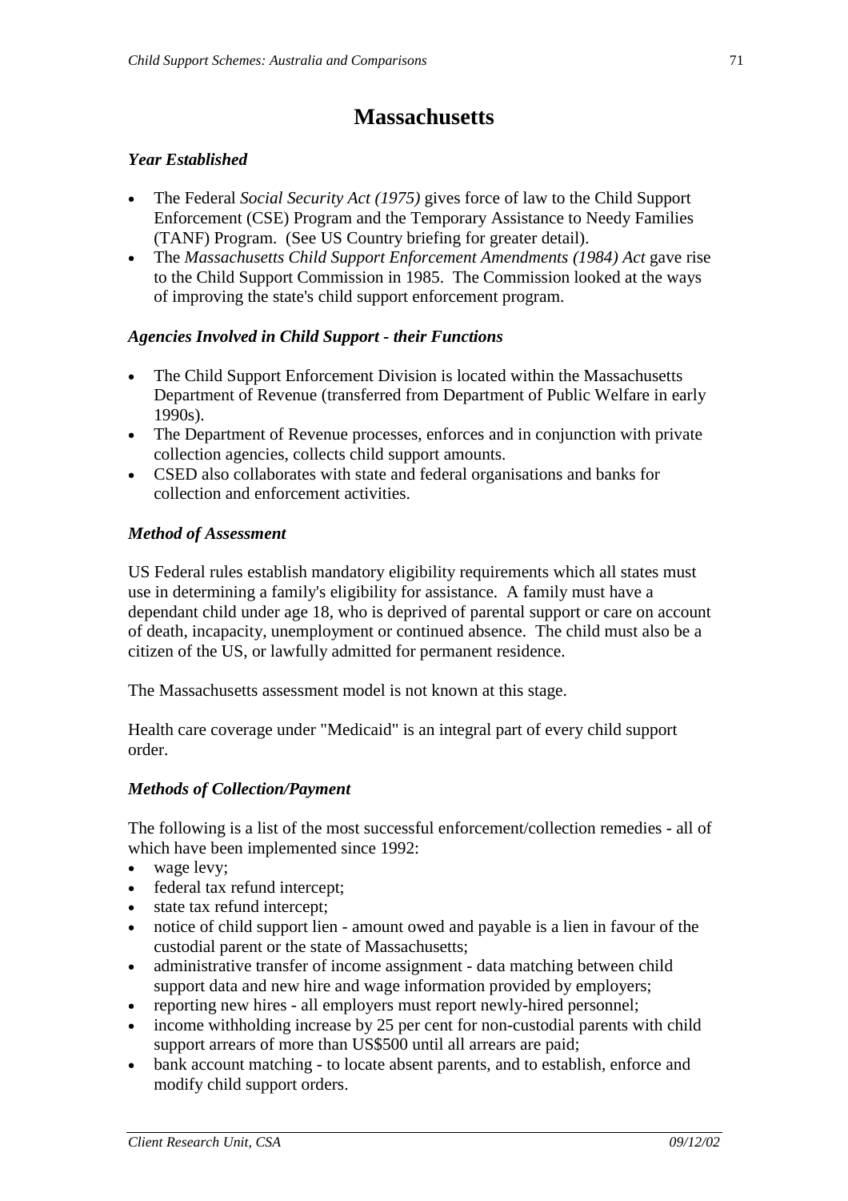# Massachusetts

### *Year Established*

- The Federal *Social Security Act (1975)* gives force of law to the Child Support Enforcement (CSE) Program and the Temporary Assistance to Needy Families (TANF) Program. (See US Country briefing for greater detail).
- The *Massachusetts Child Support Enforcement Amendments (1984) Act* gave rise to the Child Support Commission in 1985. The Commission looked at the ways of improving the state's child support enforcement program.

### *Agencies Involved in Child Support - their Functions*

- The Child Support Enforcement Division is located within the Massachusetts Department of Revenue (transferred from Department of Public Welfare in early 1990s).
- The Department of Revenue processes, enforces and in conjunction with private collection agencies, collects child support amounts.
- CSED also collaborates with state and federal organisations and banks for collection and enforcement activities.

### *Method of Assessment*

US Federal rules establish mandatory eligibility requirements which all states must use in determining a family's eligibility for assistance. A family must have a dependant child under age 18, who is deprived of parental support or care on account of death, incapacity, unemployment or continued absence. The child must also be a citizen of the US, or lawfully admitted for permanent residence.

The Massachusetts assessment model is not known at this stage.

Health care coverage under "Medicaid" is an integral part of every child support order.

### *Methods of Collection/Payment*

The following is a list of the most successful enforcement/collection remedies - all of which have been implemented since 1992:

- wage levy;
- federal tax refund intercept;
- state tax refund intercept;
- notice of child support lien - amount owed and payable is a lien in favour of the custodial parent or the state of Massachusetts;
- administrative transfer of income assignment - data matching between child support data and new hire and wage information provided by employers;
- reporting new hires - all employers must report newly-hired personnel;
- income withholding increase by 25 per cent for non-custodial parents with child support arrears of more than US$500 until all arrears are paid;
- bank account matching - to locate absent parents, and to establish, enforce and modify child support orders.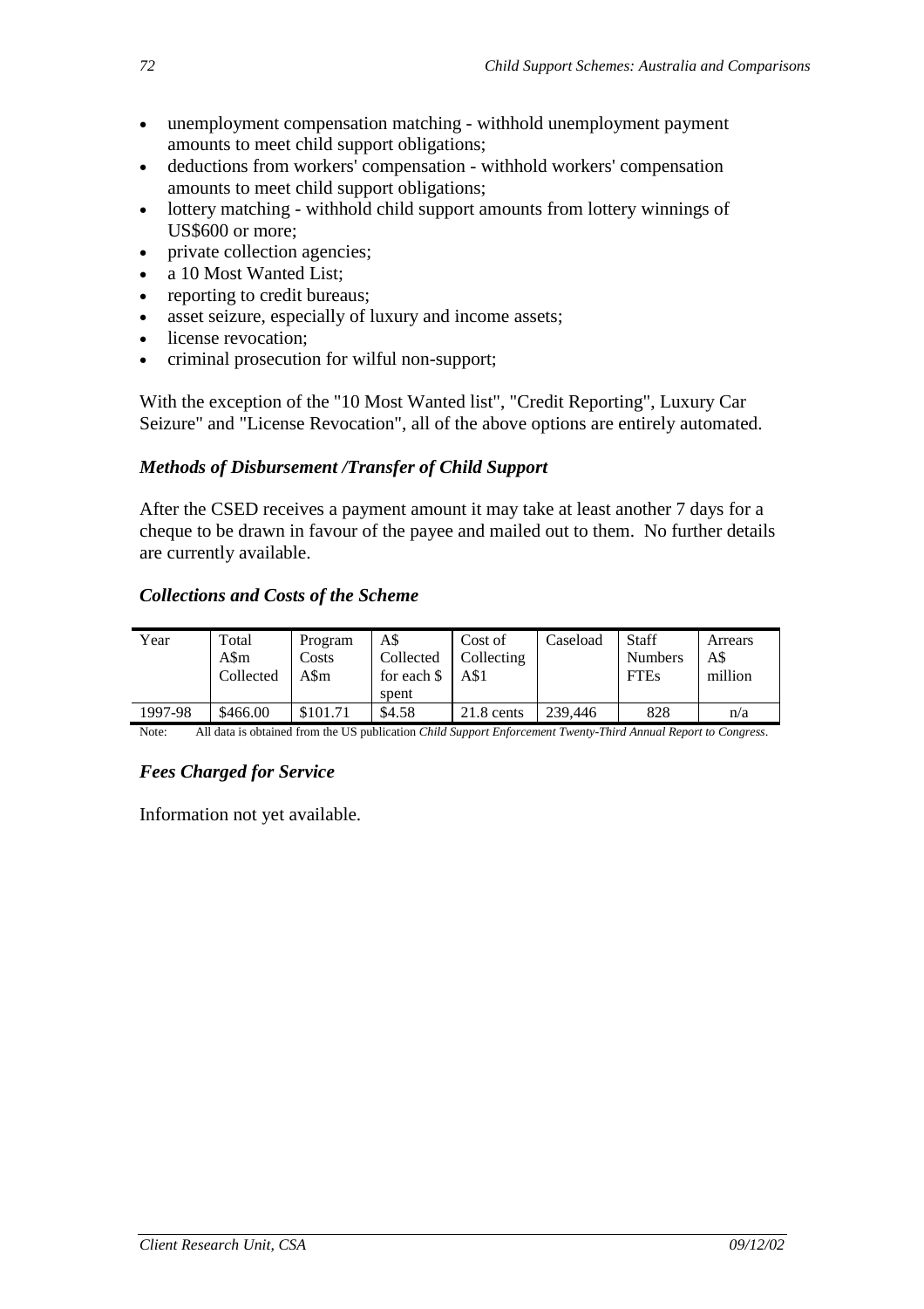- unemployment compensation matching - withhold unemployment payment amounts to meet child support obligations;
- deductions from workers' compensation - withhold workers' compensation amounts to meet child support obligations;
- lottery matching - withhold child support amounts from lottery winnings of US$600 or more;
- private collection agencies;
- a 10 Most Wanted List;
- reporting to credit bureaus;
- asset seizure, especially of luxury and income assets;
- license revocation;
- criminal prosecution for wilful non-support;

With the exception of the "10 Most Wanted list", "Credit Reporting", Luxury Car Seizure" and "License Revocation", all of the above options are entirely automated.

### *Methods of Disbursement /Transfer of Child Support*

After the CSED receives a payment amount it may take at least another 7 days for a cheque to be drawn in favour of the payee and mailed out to them. No further details are currently available.

### *Collections and Costs of the Scheme*

| Year | Total A$m Collected | Program Costs A$m | A$ Collected for each $ spent | Cost of Collecting A$1 | Caseload | Staff Numbers FTEs | Arrears A$ million |
|---|---|---|---|---|---|---|---|
| 1997-98 | $466.00 | $101.71 | $4.58 | 21.8 cents | 239,446 | 828 | n/a |

Note: All data is obtained from the US publication *Child Support Enforcement Twenty-Third Annual Report to Congress*.

### *Fees Charged for Service*

Information not yet available.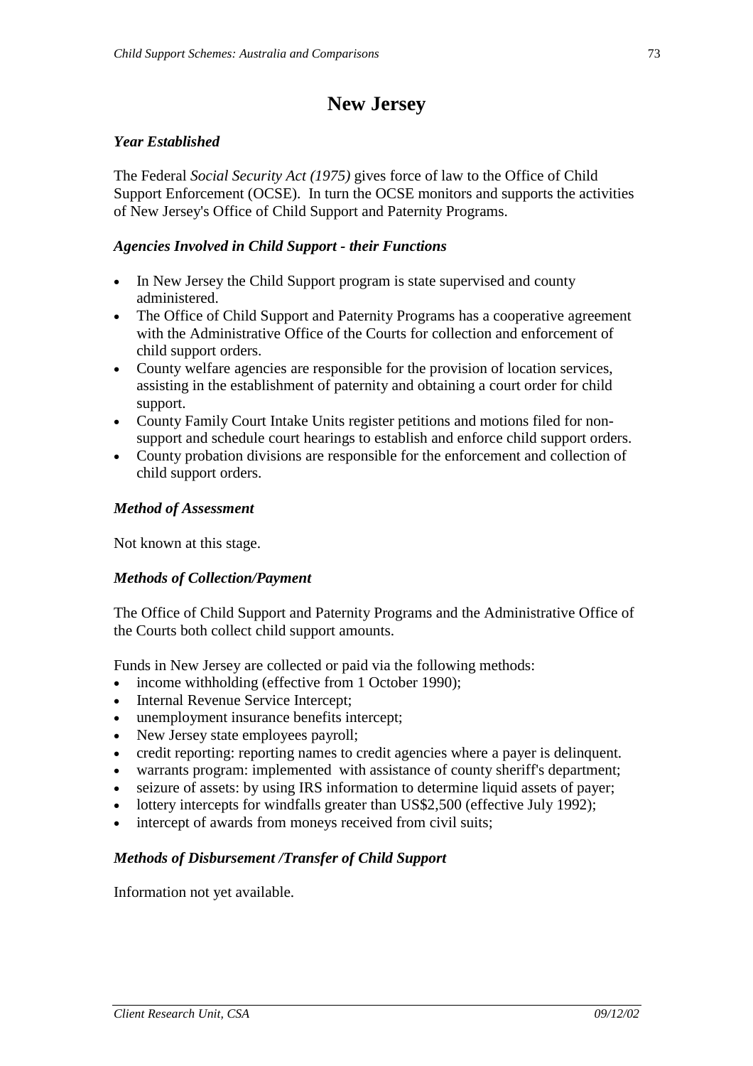# New Jersey

### *Year Established*

The Federal *Social Security Act (1975)* gives force of law to the Office of Child Support Enforcement (OCSE). In turn the OCSE monitors and supports the activities of New Jersey's Office of Child Support and Paternity Programs.

### *Agencies Involved in Child Support - their Functions*

- In New Jersey the Child Support program is state supervised and county administered.
- The Office of Child Support and Paternity Programs has a cooperative agreement with the Administrative Office of the Courts for collection and enforcement of child support orders.
- County welfare agencies are responsible for the provision of location services, assisting in the establishment of paternity and obtaining a court order for child support.
- County Family Court Intake Units register petitions and motions filed for non-support and schedule court hearings to establish and enforce child support orders.
- County probation divisions are responsible for the enforcement and collection of child support orders.

### *Method of Assessment*

Not known at this stage.

### *Methods of Collection/Payment*

The Office of Child Support and Paternity Programs and the Administrative Office of the Courts both collect child support amounts.

Funds in New Jersey are collected or paid via the following methods:

- income withholding (effective from 1 October 1990);
- Internal Revenue Service Intercept;
- unemployment insurance benefits intercept;
- New Jersey state employees payroll;
- credit reporting: reporting names to credit agencies where a payer is delinquent.
- warrants program: implemented with assistance of county sheriff's department;
- seizure of assets: by using IRS information to determine liquid assets of payer;
- lottery intercepts for windfalls greater than US$2,500 (effective July 1992);
- intercept of awards from moneys received from civil suits;

### *Methods of Disbursement /Transfer of Child Support*

Information not yet available.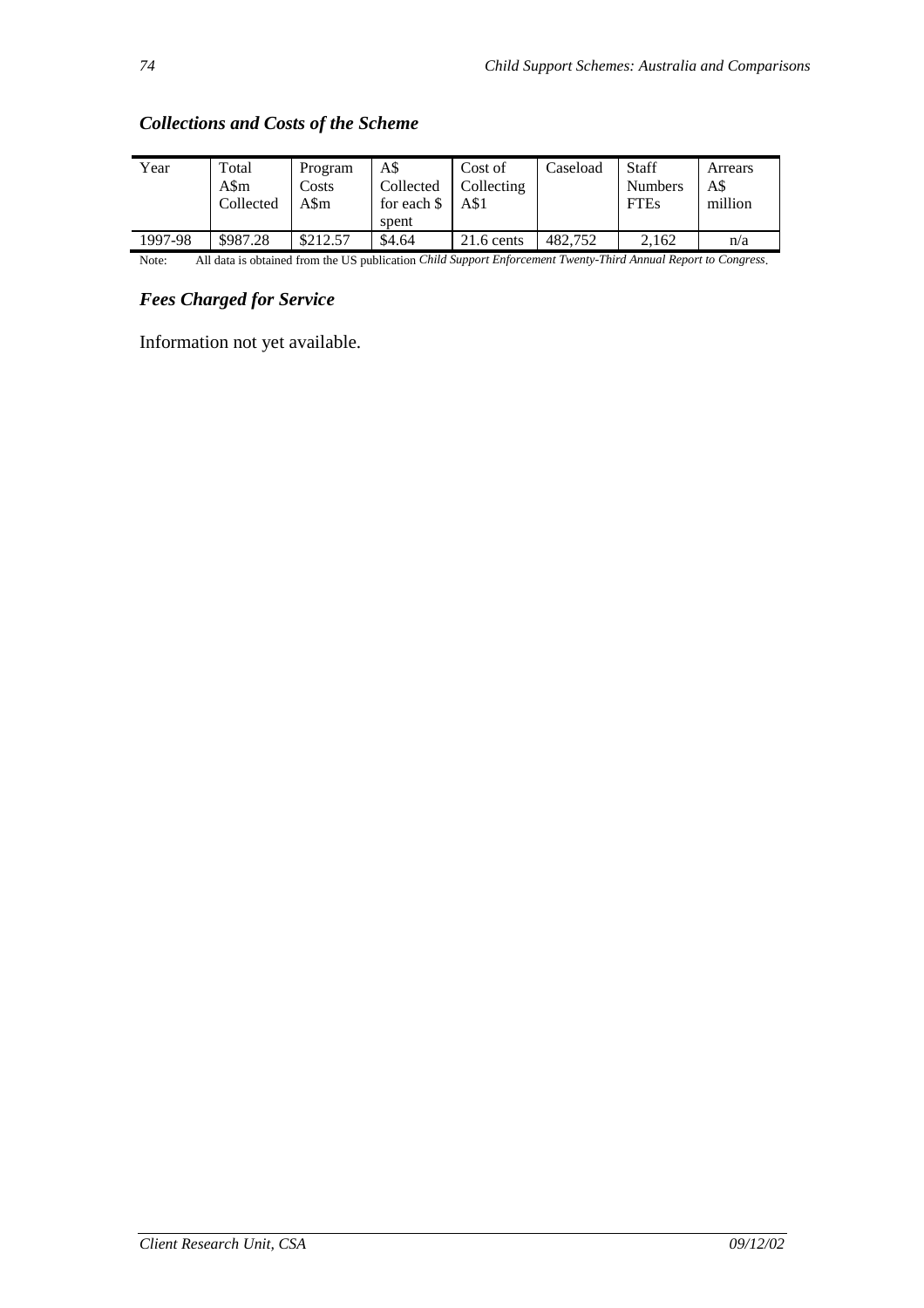### *Collections and Costs of the Scheme*

| Year | Total A$m Collected | Program Costs A$m | A$ Collected for each $ spent | Cost of Collecting A$1 | Caseload | Staff Numbers FTEs | Arrears A$ million |
|---|---|---|---|---|---|---|---|
| 1997-98 | $987.28 | $212.57 | $4.64 | 21.6 cents | 482,752 | 2,162 | n/a |

Note: All data is obtained from the US publication *Child Support Enforcement Twenty-Third Annual Report to Congress*.

### *Fees Charged for Service*

Information not yet available.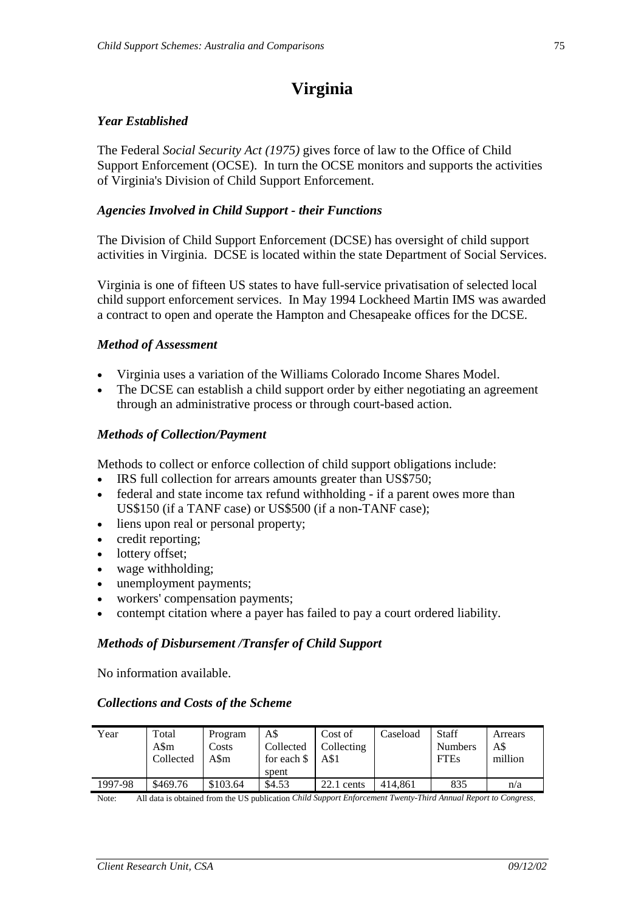# Virginia

### *Year Established*

The Federal *Social Security Act (1975)* gives force of law to the Office of Child Support Enforcement (OCSE). In turn the OCSE monitors and supports the activities of Virginia's Division of Child Support Enforcement.

### *Agencies Involved in Child Support - their Functions*

The Division of Child Support Enforcement (DCSE) has oversight of child support activities in Virginia. DCSE is located within the state Department of Social Services.

Virginia is one of fifteen US states to have full-service privatisation of selected local child support enforcement services. In May 1994 Lockheed Martin IMS was awarded a contract to open and operate the Hampton and Chesapeake offices for the DCSE.

### *Method of Assessment*

- Virginia uses a variation of the Williams Colorado Income Shares Model.
- The DCSE can establish a child support order by either negotiating an agreement through an administrative process or through court-based action.

### *Methods of Collection/Payment*

Methods to collect or enforce collection of child support obligations include:

- IRS full collection for arrears amounts greater than US$750;
- federal and state income tax refund withholding - if a parent owes more than US$150 (if a TANF case) or US$500 (if a non-TANF case);
- liens upon real or personal property;
- credit reporting;
- lottery offset;
- wage withholding;
- unemployment payments;
- workers' compensation payments;
- contempt citation where a payer has failed to pay a court ordered liability.

### *Methods of Disbursement /Transfer of Child Support*

No information available.

### *Collections and Costs of the Scheme*

| Year | Total A$m Collected | Program Costs A$m | A$ Collected for each $ spent | Cost of Collecting A$1 | Caseload | Staff Numbers FTEs | Arrears A$ million |
|---|---|---|---|---|---|---|---|
| 1997-98 | $469.76 | $103.64 | $4.53 | 22.1 cents | 414,861 | 835 | n/a |

Note: All data is obtained from the US publication *Child Support Enforcement Twenty-Third Annual Report to Congress*.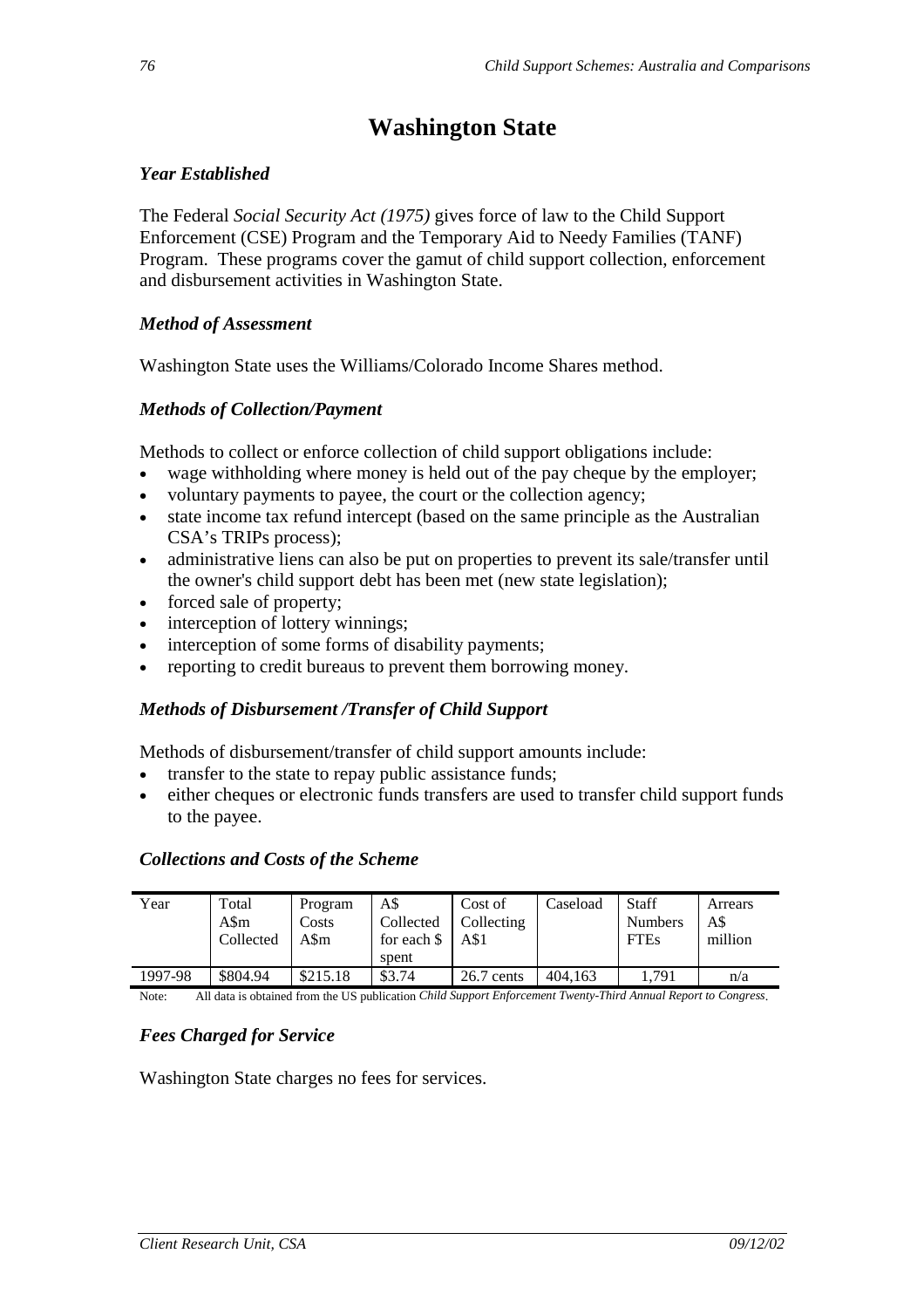# Washington State

### *Year Established*

The Federal *Social Security Act (1975)* gives force of law to the Child Support Enforcement (CSE) Program and the Temporary Aid to Needy Families (TANF) Program. These programs cover the gamut of child support collection, enforcement and disbursement activities in Washington State.

### *Method of Assessment*

Washington State uses the Williams/Colorado Income Shares method.

### *Methods of Collection/Payment*

Methods to collect or enforce collection of child support obligations include:

- wage withholding where money is held out of the pay cheque by the employer;
- voluntary payments to payee, the court or the collection agency;
- state income tax refund intercept (based on the same principle as the Australian CSA's TRIPs process);
- administrative liens can also be put on properties to prevent its sale/transfer until the owner's child support debt has been met (new state legislation);
- forced sale of property;
- interception of lottery winnings;
- interception of some forms of disability payments;
- reporting to credit bureaus to prevent them borrowing money.

### *Methods of Disbursement /Transfer of Child Support*

Methods of disbursement/transfer of child support amounts include:

- transfer to the state to repay public assistance funds;
- either cheques or electronic funds transfers are used to transfer child support funds to the payee.

### *Collections and Costs of the Scheme*

| Year | Total A$m Collected | Program Costs A$m | A$ Collected for each $ spent | Cost of Collecting A$1 | Caseload | Staff Numbers FTEs | Arrears A$ million |
|---|---|---|---|---|---|---|---|
| 1997-98 | $804.94 | $215.18 | $3.74 | 26.7 cents | 404,163 | 1,791 | n/a |

Note: All data is obtained from the US publication *Child Support Enforcement Twenty-Third Annual Report to Congress*.

### *Fees Charged for Service*

Washington State charges no fees for services.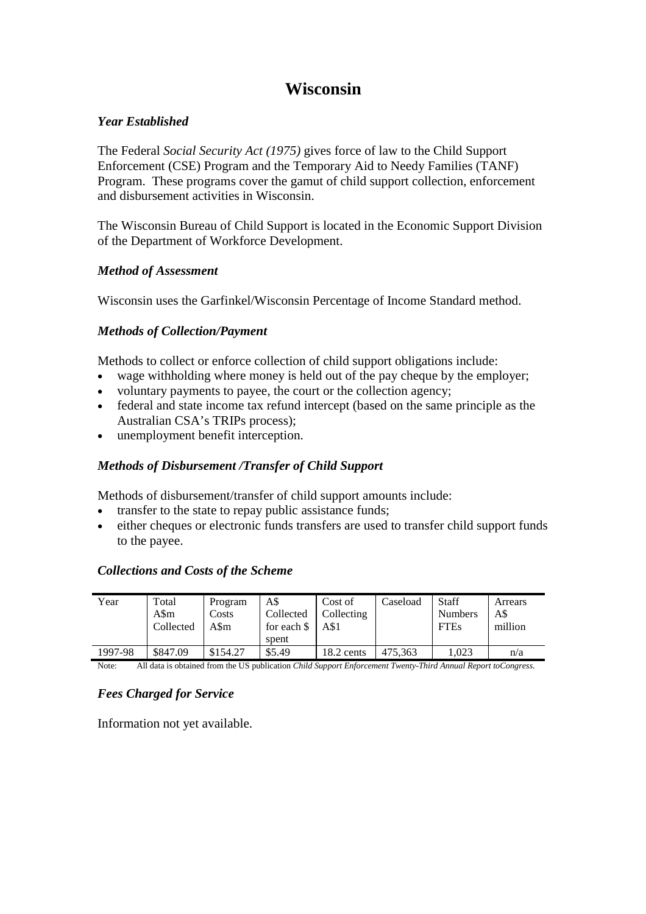# Wisconsin

### *Year Established*

The Federal *Social Security Act (1975)* gives force of law to the Child Support Enforcement (CSE) Program and the Temporary Aid to Needy Families (TANF) Program. These programs cover the gamut of child support collection, enforcement and disbursement activities in Wisconsin.

The Wisconsin Bureau of Child Support is located in the Economic Support Division of the Department of Workforce Development.

### *Method of Assessment*

Wisconsin uses the Garfinkel/Wisconsin Percentage of Income Standard method.

### *Methods of Collection/Payment*

Methods to collect or enforce collection of child support obligations include:

- wage withholding where money is held out of the pay cheque by the employer;
- voluntary payments to payee, the court or the collection agency;
- federal and state income tax refund intercept (based on the same principle as the Australian CSA's TRIPs process);
- unemployment benefit interception.

### *Methods of Disbursement /Transfer of Child Support*

Methods of disbursement/transfer of child support amounts include:

- transfer to the state to repay public assistance funds;
- either cheques or electronic funds transfers are used to transfer child support funds to the payee.

### *Collections and Costs of the Scheme*

| Year | Total A$m Collected | Program Costs A$m | A$ Collected for each $ spent | Cost of Collecting A$1 | Caseload | Staff Numbers FTEs | Arrears A$ million |
|---|---|---|---|---|---|---|---|
| 1997-98 | $847.09 | $154.27 | $5.49 | 18.2 cents | 475,363 | 1,023 | n/a |

Note: All data is obtained from the US publication *Child Support Enforcement Twenty-Third Annual Report toCongress.*

### *Fees Charged for Service*

Information not yet available.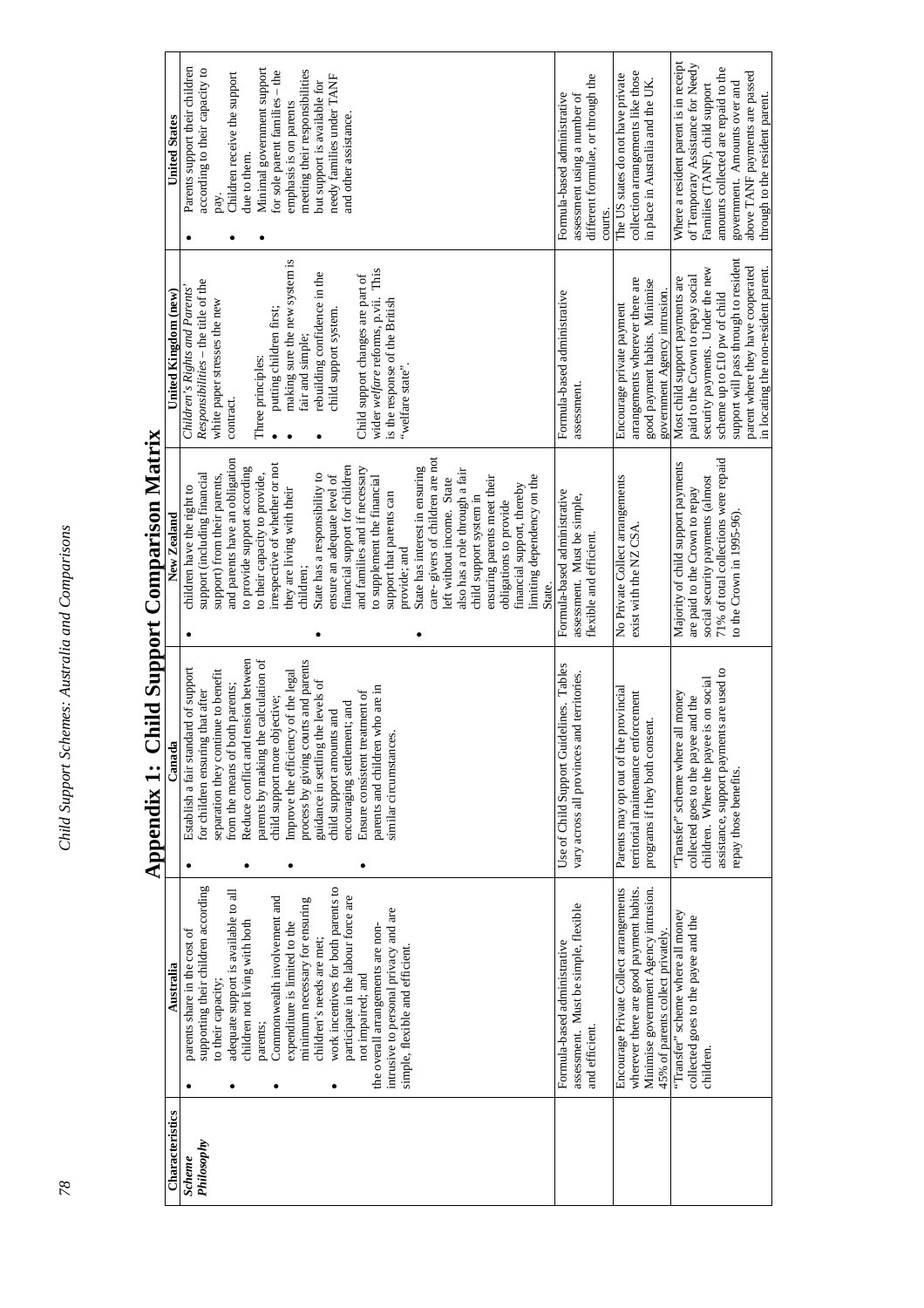# Appendix 1: Child Support Comparison Matrix

| Characteristics | Australia | Canada | New Zealand | United Kingdom (new) | United States |
|---|---|---|---|---|---|
| ***Scheme Philosophy*** | • parents share in the cost of supporting their children according to their capacity;<br>• adequate support is available to all children not living with both parents;<br>• Commonwealth involvement and expenditure is limited to the minimum necessary for ensuring children's needs are met;<br>• work incentives for both parents to participate in the labour force are not impaired; and the overall arrangements are non-intrusive to personal privacy and are simple, flexible and efficient. | • Establish a fair standard of support for children ensuring that after separation they continue to benefit from the means of both parents;<br>• Reduce conflict and tension between parents by making the calculation of child support more objective;<br>• Improve the efficiency of the legal process by giving courts and parents guidance in settling the levels of child support amounts and encouraging settlement; and<br>• Ensure consistent treatment of parents and children who are in similar circumstances. | • children have the right to support (including financial support) from their parents, and parents have an obligation to provide support according to their capacity to provide, irrespective of whether or not they are living with their children;<br>• State has a responsibility to ensure an adequate level of financial support for children and families and if necessary to supplement the financial support that parents can provide; and<br>• State has interest in ensuring care- givers of children are not left without income. State also has a role through a fair child support system in ensuring parents meet their obligations to provide financial support, thereby limiting dependency on the State. | *Children's Rights and Parents' Responsibilities* – the title of the white paper stresses the new contract.<br><br>Three principles:<br>• putting children first;<br>• making sure the new system is fair and simple;<br>• rebuilding confidence in the child support system.<br><br>Child support changes are part of wider *welfare* reforms, p.vii. This is the response of the British "welfare state". | • Parents support their children according to their capacity to pay.<br>• Children receive the support due to them.<br>• Minimal government support for sole parent families – the emphasis is on parents meeting their responsibilities but support is available for needy families under TANF and other assistance. |
| | Formula-based administrative assessment. Must be simple, flexible and efficient. | Use of Child Support Guidelines. Tables vary across all provinces and territories. | Formula-based administrative assessment. Must be simple, flexible and efficient. | Formula-based administrative assessment. | Formula-based administrative assessment using a number of different formulae, or through the courts. |
| | Encourage Private Collect arrangements wherever there are good payment habits. Minimise government Agency intrusion. 45% of parents collect privately. | Parents may opt out of the provincial territorial maintenance enforcement programs if they both consent. | No Private Collect arrangements exist with the NZ CSA. | Encourage private payment arrangements wherever there are good payment habits. Minimise government Agency intrusion. | The US states do not have private collection arrangements like those in place in Australia and the UK. |
| | "Transfer" scheme where all money collected goes to the payee and the children. | "Transfer" scheme where all money collected goes to the payee and the children. Where the payee is on social assistance, support payments are used to repay those benefits. | Majority of child support payments are paid to the Crown to repay social security payments (almost 71% of total collections were repaid to the Crown in 1995-96). | Most child support payments are paid to the Crown to repay social security payments. Under the new scheme up to £10 pw of child support will pass through to resident parent where they have cooperated in locating the non-resident parent. | Where a resident parent is in receipt of Temporary Assistance for Needy Families (TANF), child support amounts collected are repaid to the government. Amounts over and above TANF payments are passed through to the resident parent. |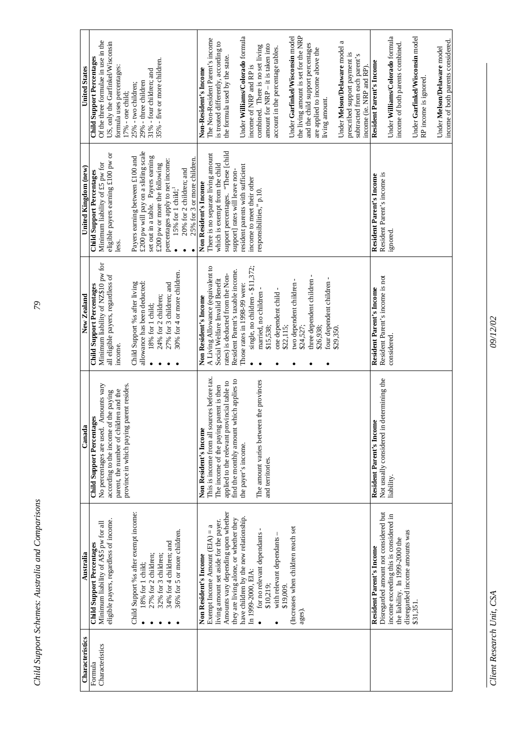| Characteristics | Australia | Canada | New Zealand | United Kingdom (new) | United States |
|---|---|---|---|---|---|
| Formula Characteristics | **Child Support Percentages** Minimum liability of A$5 pw for all eligible payers, regardless of income. <br><br> Child Support %s after exempt income: <br>• 18% for 1 child; <br>• 27% for 2 children; <br>• 32% for 3 children; <br>• 34% for 4 children; and <br>• 36% for 5 or more children. | **Child Support Percentages** No percentages are used. Amounts vary according to the income of the paying parent, the number of children and the province in which paying parent resides. | **Child Support Percentages** Minimum liability of NZ$10 pw for all eligible payers, regardless of income. <br><br> Child Support %s after living allowance has been deducted: <br>• 18% for 1 child; <br>• 24% for 2 children; <br>• 27% for 3 children; and <br>• 30% for 4 or more children. | **Child Support Percentages** Minimum liability of £5 pw for eligible payers earning £100 pw or less. <br><br> Payers earning between £100 and £200 pw will pay on a sliding scale set out in a table. Payers earning £200 pw or more the following percentages apply to net income: <br>• 15% for 1 child;[1] <br>• 20% for 2 children; and <br>• 25% for 3 or more children. | **Child Support Percentages** Of the three formulae in use in the US, only the Garfinkel/Wisconsin formula uses percentages: <br>17% - one child; <br>25% - two children; <br>29% - three children <br>31% - four children; and <br>35% - five or more children. |
| | **Non Resident's Income** Exempt Income Amount (EIA) = a living amount set aside for the payer. Amounts vary depending upon whether they are living alone, or whether they have children by the new relationship. In 1999-2000, EIA: <br>• for no relevant dependants - $10,219; <br>• with relevant dependants – $19,009. <br>(Increases when children reach set ages). | **Non Resident's Income** This is income from all sources before tax. The income of the paying parent is then applied to the relevant provincial table to find the monthly amount which applies to the payer's income. <br><br> The amount varies between the provinces and territories. | **Non Resident's Income** A Living Allowance (equivalent to Social Welfare Invalid Benefit rates) is deducted from the Non-Resident Parent's taxable income. Those rates in 1998-99 were: <br>• single, no children - $11,372; <br>• married, no children - $15,538; <br>• one dependent child - $22,115; <br>• two dependent children - $24,527; <br>• three dependent children - $26,938; <br>• four dependent children - $29,350. | **Non Resident's Income** There is no separate living amount which is exempt from the child support percentages. "These [child support] rates will leave non-resident parents with sufficient income to meet their other responsibilities," p.10. | **Non-Resident's Income** The Non-Resident Parent's income is treated differently, according to the formula used by the state. <br><br> Under **Williams/Colorado** formula income of NRP and RP is combined. There is no set living amount for NRP – it is taken into account in the percentage tables. <br><br> Under **Garfinkel/Wisconsin** model the living amount is set for the NRP and the child support percentages are applied to income above the living amount. <br><br> Under **Melson/Delaware** model a prescribed support payment is subtracted from each parent's income (ie. NRP and RP). |
| | **Resident Parent's Income** Disregarded amount not considered but income exceeding this is considered in the liability. In 1999-2000 the disregarded income amounts was $31,351. | **Resident Parent's Income** Not usually considered in determining the liability. | **Resident Parent's Income** Resident Parent's income is not considered. | **Resident Parent's Income** Resident Parent's income is ignored. | **Resident Parent's Income** <br><br> Under **Williams/Colorado** formula income of both parents combined. <br><br> Under **Garfinkel/Wisconsin** model RP income is ignored. <br><br> Under **Melson/Delaware** model income of both parents considered. |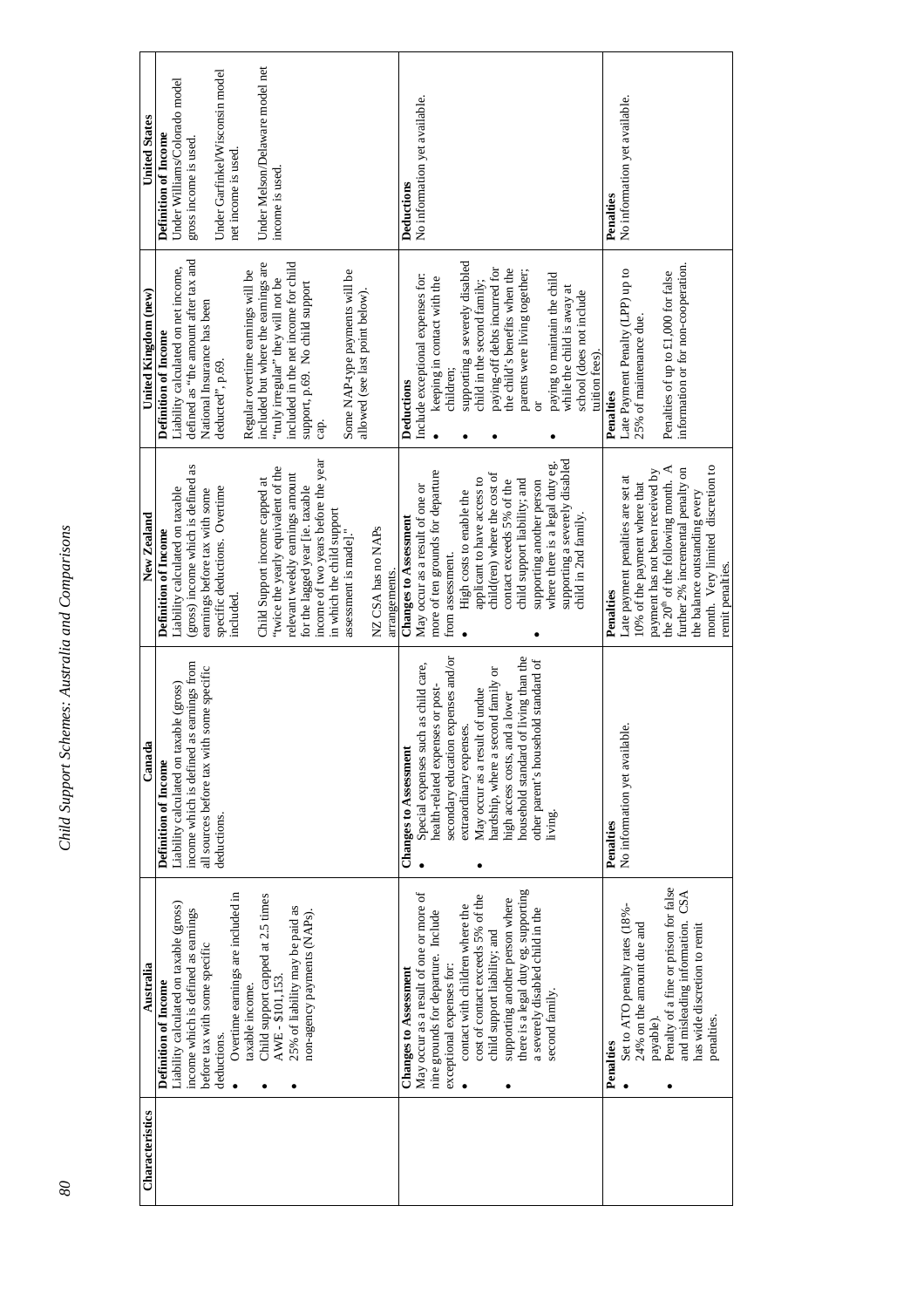| Characteristics | Australia | Canada | New Zealand | United Kingdom (new) | United States |
|---|---|---|---|---|---|
| | **Definition of Income**<br>Liability calculated on taxable (gross) income which is defined as earnings before tax with some specific deductions.<br>• Overtime earnings are included in taxable income.<br>• Child support capped at 2.5 times AWE - $101,153.<br>• 25% of liability may be paid as non-agency payments (NAPs). | **Definition of Income**<br>Liability calculated on taxable (gross) income which is defined as earnings from all sources before tax with some specific deductions. | **Definition of Income**<br>Liability calculated on taxable (gross) income which is defined as earnings before tax with some specific deductions. Overtime included.<br><br>Child Support income capped at "twice the yearly equivalent of the relevant weekly earnings amount for the lagged year [ie. taxable income of two years before the year in which the child support assessment is made]."<br><br>NZ CSA has no NAPs arrangements. | **Definition of Income**<br>Liability calculated on net income, defined as "the amount after tax and National Insurance has been deducted", p.69.<br><br>Regular overtime earnings will be included but where the earnings are "truly irregular" they will not be included in the net income for child support, p.69. No child support cap.<br><br>Some NAP-type payments will be allowed (see last point below). | **Definition of Income**<br>Under Williams/Colorado model gross income is used.<br><br>Under Garfinkel/Wisconsin model net income is used.<br><br>Under Melson/Delaware model net income is used. |
| | **Changes to Assessment**<br>May occur as a result of one or more of nine grounds for departure. Include exceptional expenses for:<br>• contact with children where the cost of contact exceeds 5% of the child support liability; and<br>• supporting another person where there is a legal duty eg. supporting a severely disabled child in the second family. | **Changes to Assessment**<br>• Special expenses such as child care, health-related expenses or post-secondary education expenses and/or extraordinary expenses.<br>• May occur as a result of undue hardship, where a second family or high access costs, and a lower household standard of living than the other parent's household standard of living. | **Changes to Assessment**<br>May occur as a result of one or more of ten grounds for departure from assessment.<br>• High costs to enable the applicant to have access to child(ren) where the cost of contact exceeds 5% of the child support liability; and<br>• supporting another person where there is a legal duty eg. supporting a severely disabled child in 2nd family. | **Deductions**<br>Include exceptional expenses for:<br>• keeping in contact with the children;<br>• supporting a severely disabled child in the second family;<br>• paying-off debts incurred for the child's benefits when the parents were living together; or<br>• paying to maintain the child while the child is away at school (does not include tuition fees). | **Deductions**<br>No information yet available. |
| | **Penalties**<br>• Set to ATO penalty rates (18%-24% on the amount due and payable).<br>• Penalty of a fine or prison for false and misleading information. CSA has wide discretion to remit penalties. | **Penalties**<br>No information yet available. | **Penalties**<br>Late payment penalties are set at 10% of the payment where that payment has not been received by the 20th of the following month. A further 2% incremental penalty on the balance outstanding every month. Very limited discretion to remit penalties. | **Penalties**<br>Late Payment Penalty (LPP) up to 25% of maintenance due.<br><br>Penalties of up to £1,000 for false information or for non-cooperation. | **Penalties**<br>No information yet available. |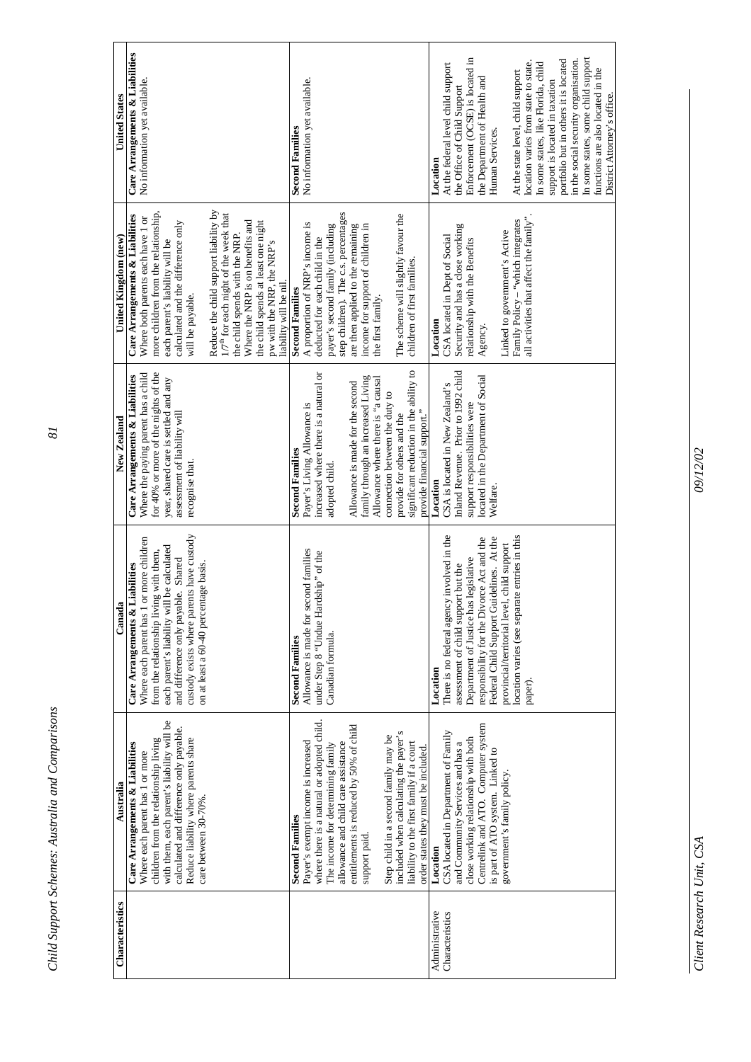| Characteristics | Australia | Canada | New Zealand | United Kingdom (new) | United States |
|---|---|---|---|---|---|
| | **Care Arrangements & Liabilities**<br>Where each parent has 1 or more children from the relationship living with them, each parent's liability will be calculated and difference only payable. Reduce liability where parents share care between 30-70%. | **Care Arrangements & Liabilities**<br>Where each parent has 1 or more children from the relationship living with them, each parent's liability will be calculated and difference only payable. Shared custody exists where parents have custody on at least a 60-40 percentage basis. | **Care Arrangements & Liabilities**<br>Where the paying parent has a child for 40% or more of the nights of the year, shared care is settled and any assessment of liability will recognise that. | **Care Arrangements & Liabilities**<br>Where both parents each have 1 or more children from the relationship, each parent's liability will be calculated and the difference only will be payable.<br><br>Reduce the child support liability by 1/7th for each night of the week that the child spends with the NRP. Where the NRP is on benefits and the child spends at least one night pw with the NRP, the NRP's liability will be nil. | **Care Arrangements & Liabilities**<br>No information yet available. |
| | **Second Families**<br>Payer's exempt income is increased where there is a natural or adopted child. The income for determining family allowance and child care assistance entitlements is reduced by 50% of child support paid.<br><br>Step child in a second family may be included when calculating the payer's liability to the first family if a court order states they must be included. | **Second Families**<br>Allowance is made for second families under Step 8 "Undue Hardship" of the Canadian formula. | **Second Families**<br>Payer's Living Allowance is increased where there is a natural or adopted child.<br><br>Allowance is made for the second family through an increased Living Allowance where there is "a causal connection between the duty to provide for others and the significant reduction in the ability to provide financial support." | **Second Families**<br>A proportion of NRP's income is deducted for each child in the payer's second family (including step children). The c.s. percentages are then applied to the remaining income for support of children in the first family.<br><br>The scheme will slightly favour the children of first families. | **Second Families**<br>No information yet available. |
| Administrative Characteristics | **Location**<br>CSA located in Department of Family and Community Services and has a close working relationship with both Centrelink and ATO. Computer system is part of ATO system. Linked to government's family policy. | **Location**<br>There is no federal agency involved in the assessment of child support but the Department of Justice has legislative responsibility for the Divorce Act and the Federal Child Support Guidelines. At the provincial/territorial level, child support location varies (see separate entries in this paper). | **Location**<br>CSA is located in New Zealand's Inland Revenue. Prior to 1992 child support responsibilities were located in the Department of Social Welfare. | **Location**<br>CSA located in Dept of Social Security and has a close working relationship with the Benefits Agency.<br><br>Linked to government's Active Family Policy – "which integrates all activities that affect the family". | **Location**<br>At the federal level child support the Office of Child Support Enforcement (OCSE) is located in the Department of Health and Human Services.<br><br>At the state level, child support location varies from state to state. In some states, like Florida, child support is located in taxation portfolio but in others it is located in the social security organisation. In some states, some child support functions are also located in the District Attorney's office. |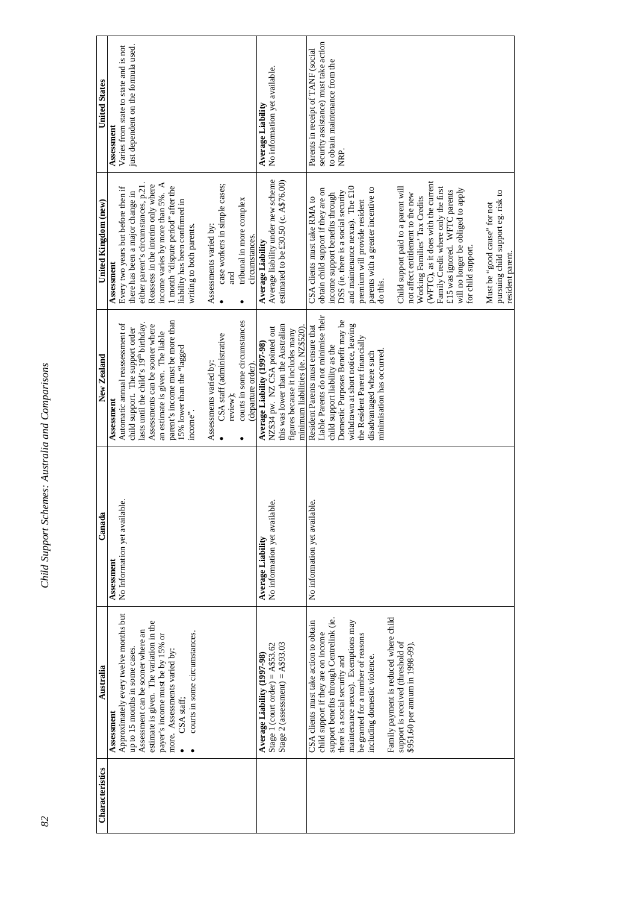| Characteristics | Australia | Canada | New Zealand | United Kingdom (new) | United States |
|---|---|---|---|---|---|
| | **Assessment**<br>Approximately every twelve months but up to 15 months in some cases. Assessment can be sooner where an estimate is given. The variation in the payer's income must be by 15% or more. Assessments varied by:<br>• CSA staff;<br>• courts in some circumstances. | **Assessment**<br>No Information yet available. | **Assessment**<br>Automatic annual reassessment of child support. The support order lasts until the child's 19th birthday. Assessments can be sooner where an estimate is given. The liable parent's income must be more than 15% lower than the "lagged income".<br><br>Assessments varied by:<br>• CSA staff (administrative review);<br>• courts in some circumstances (departure order). | **Assessment**<br>Every two years but before then if there has been a major change in either parent's circumstances, p.21. Reassess in the interim only where income varies by more than 5%. A 1 month "dispute period" after the liability has been confirmed in writing to both parents.<br><br>Assessments varied by:<br>• case workers in simple cases; and<br>• tribunal in more complex circumstances. | **Assessment**<br>Varies from state to state and is not just dependent on the formula used. |
| | **Average Liability (1997-98)**<br>Stage 1 (court order) = A$53.62<br>Stage 2 (assessment) = A$93.03 | **Average Liability**<br>No information yet available. | **Average Liability (1997-98)**<br>NZ$34 pw. NZ CSA pointed out this was lower than the Australian figures because it includes many minimum liabilities (ie. NZ$520). | **Average Liability**<br>Average liability under new scheme estimated to be £30.50 (c. A$76.00) | **Average Liability**<br>No information yet available. |
| | CSA clients must take action to obtain child support if they are on income support benefits through Centrelink (ie. there is a social security and maintenance nexus). Exemptions may be granted for a number of reasons including domestic violence.<br><br>Family payment is reduced where child support is received (threshold of $951.60 per annum in 1998-99). | No information yet available. | Resident Parents must ensure that Liable Parents do not minimise their child support liability as the Domestic Purposes Benefit may be withdrawn at short notice, leaving the Resident Parent financially disadvantaged where such minimisation has occurred. | CSA clients must take RMA to obtain child support if they are on income support benefits through DSS (ie. there is a social security and maintenance nexus). The £10 premium will provide resident parents with a greater incentive to do this.<br><br>Child support paid to a parent will not affect entitlement to the new Working Families' Tax Credits (WFTC), as it does with the current Family Credit where only the first £15 was ignored. WFTC parents will no longer be obliged to apply for child support.<br><br>Must be "good cause" for not pursuing child support eg. risk to resident parent. | Parents in receipt of TANF (social security assistance) must take action to obtain maintenance from the NRP. |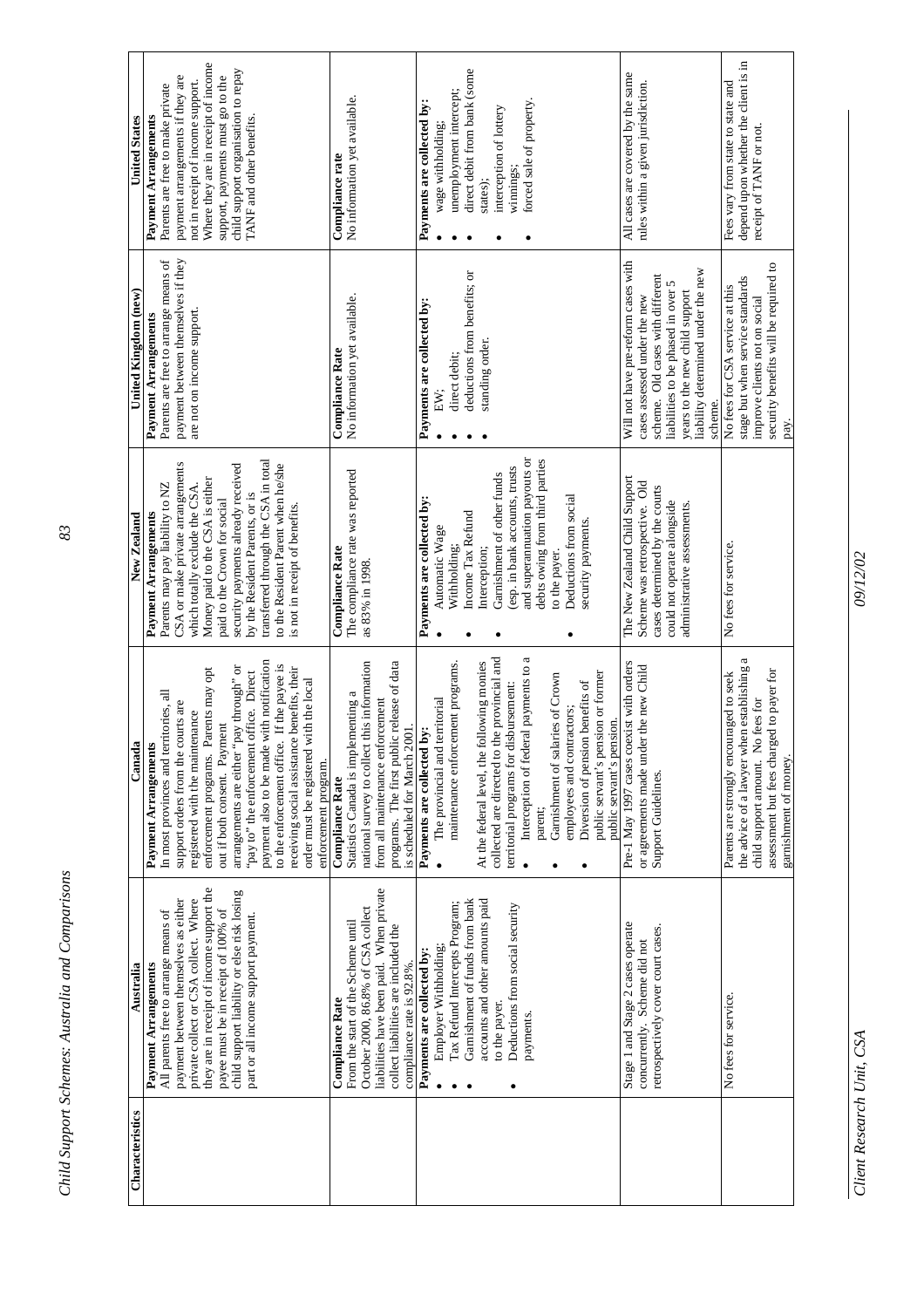| Characteristics | Australia | Canada | New Zealand | United Kingdom (new) | United States |
|---|---|---|---|---|---|
| | **Payment Arrangements** All parents free to arrange means of payment between themselves as either private collect or CSA collect. Where they are in receipt of income support the payee must be in receipt of 100% of child support liability or else risk losing part or all income support payment. | **Payment Arrangements** In most provinces and territories, all support orders from the courts are registered with the maintenance enforcement programs. Parents may opt out if both consent. Payment arrangements are either "pay through" or "pay to" the enforcement office. Direct payment also to be made with notification to the enforcement office. If the payee is receiving social assistance benefits, their order must be registered with the local enforcement program. | **Payment Arrangements** Parents may pay liability to NZ CSA or make private arrangements which totally exclude the CSA. Money paid to the CSA is either paid to the Crown for social security payments already received by the Resident Parents, or is transferred through the CSA in total to the Resident Parent when he/she is not in receipt of benefits. | **Payment Arrangements** Parents are free to arrange means of payment between themselves if they are not on income support. | **Payment Arrangements** Parents are free to make private payment arrangements if they are not in receipt of income support. Where they are in receipt of income support, payments must go to the child support organisation to repay TANF and other benefits. |
| | **Compliance Rate** From the start of the Scheme until October 2000, 86.8% of CSA collect liabilities have been paid. When private collect liabilities are included the compliance rate is 92.8%. | **Compliance Rate** Statistics Canada is implementing a national survey to collect this information from all maintenance enforcement programs. The first public release of data is scheduled for March 2001. | **Compliance Rate** The compliance rate was reported as 83% in 1998. | **Compliance Rate** No information yet available. | **Compliance rate** No information yet available. |
| | **Payments are collected by:** <br>• Employer Withholding; <br>• Tax Refund Intercepts Program; <br>• Garnishment of funds from bank accounts and other amounts paid to the payer. <br>• Deductions from social security payments. | **Payments are collected by:** <br>• The provincial and territorial maintenance enforcement programs. <br>At the federal level, the following monies collected are directed to the provincial and territorial programs for disbursement: <br>• Interception of federal payments to a parent; <br>• Garnishment of salaries of Crown employees and contractors; <br>• Diversion of pension benefits of public servant's pension or former public servant's pension. | **Payments are collected by:** <br>• Automatic Wage Withholding; <br>• Income Tax Refund Interception; <br>• Garnishment of other funds (esp. in bank accounts, trusts and superannuation payouts or debts owing from third parties to the payer. <br>• Deductions from social security payments. | **Payments are collected by:** <br>• EW; <br>• direct debit; <br>• deductions from benefits; or <br>• standing order. | **Payments are collected by:** <br>• wage withholding; <br>• unemployment intercept; <br>• direct debit from bank (some states); <br>• interception of lottery winnings; <br>• forced sale of property. |
| | Stage 1 and Stage 2 cases operate concurrently. Scheme did not retrospectively cover court cases. | Pre-1 May 1997 cases coexist with orders or agreements made under the new Child Support Guidelines. | The New Zealand Child Support Scheme was retrospective. Old cases determined by the courts could not operate alongside administrative assessments. | Will not have pre-reform cases with cases assessed under the new scheme. Old cases with different liabilities to be phased in over 5 years to the new child support liability determined under the new scheme. | All cases are covered by the same rules within a given jurisdiction. |
| | No fees for service. | Parents are strongly encouraged to seek the advice of a lawyer when establishing a child support amount. No fees for assessment but fees charged to payer for garnishment of money. | No fees for service. | No fees for CSA service at this stage but when service standards improve clients not on social security benefits will be required to pay. | Fees vary from state to state and depend upon whether the client is in receipt of TANF or not. |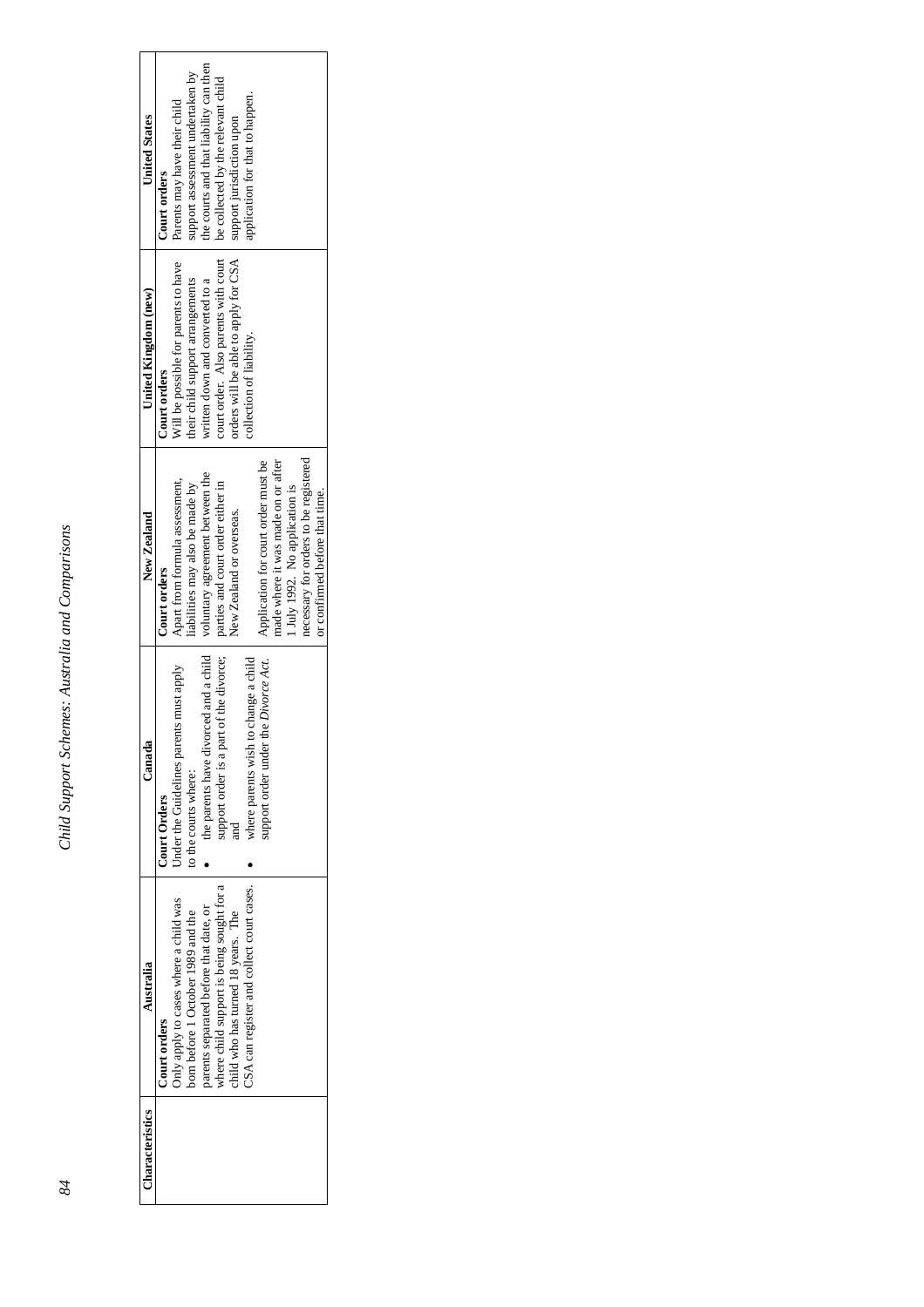| Characteristics | Australia | Canada | New Zealand | United Kingdom (new) | United States |
|---|---|---|---|---|---|
| | **Court orders**<br>Only apply to cases where a child was born before 1 October 1989 and the parents separated before that date, or where child support is being sought for a child who has turned 18 years. The CSA can register and collect court cases. | **Court Orders**<br>Under the Guidelines parents must apply to the courts where:<br>• the parents have divorced and a child support order is a part of the divorce; and<br>• where parents wish to change a child support order under the *Divorce Act*. | **Court orders**<br>Apart from formula assessment, liabilities may also be made by voluntary agreement between the parties and court order either in New Zealand or overseas.<br><br>Application for court order must be made where it was made on or after 1 July 1992. No application is necessary for orders to be registered or confirmed before that time. | **Court orders**<br>Will be possible for parents to have their child support arrangements written down and converted to a court order. Also parents with court orders will be able to apply for CSA collection of liability. | **Court orders**<br>Parents may have their child support assessment undertaken by the courts and that liability can then be collected by the relevant child support jurisdiction upon application for that to happen. |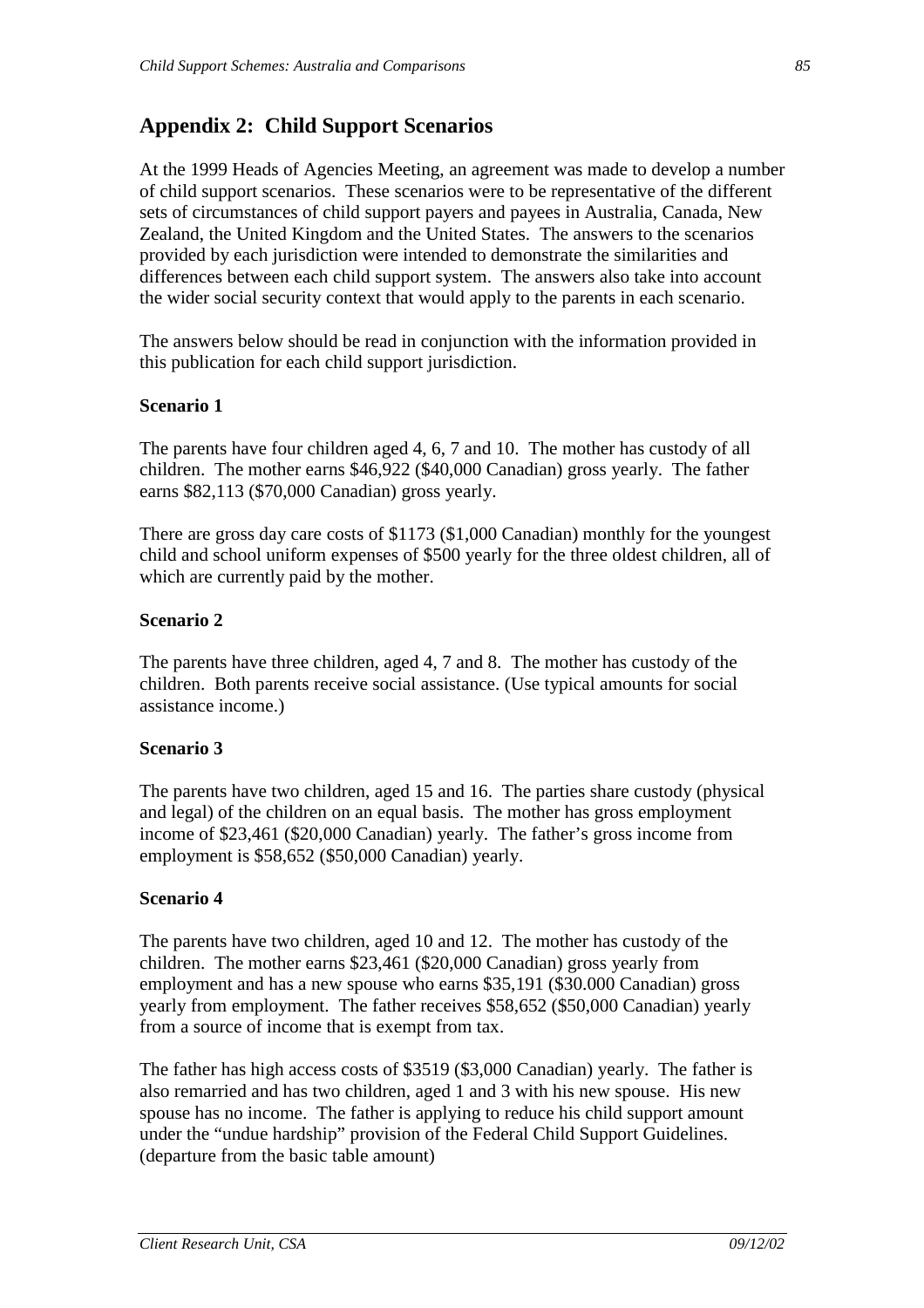## Appendix 2: Child Support Scenarios

At the 1999 Heads of Agencies Meeting, an agreement was made to develop a number of child support scenarios. These scenarios were to be representative of the different sets of circumstances of child support payers and payees in Australia, Canada, New Zealand, the United Kingdom and the United States. The answers to the scenarios provided by each jurisdiction were intended to demonstrate the similarities and differences between each child support system. The answers also take into account the wider social security context that would apply to the parents in each scenario.

The answers below should be read in conjunction with the information provided in this publication for each child support jurisdiction.

**Scenario 1**

The parents have four children aged 4, 6, 7 and 10. The mother has custody of all children. The mother earns $46,922 ($40,000 Canadian) gross yearly. The father earns $82,113 ($70,000 Canadian) gross yearly.

There are gross day care costs of $1173 ($1,000 Canadian) monthly for the youngest child and school uniform expenses of $500 yearly for the three oldest children, all of which are currently paid by the mother.

**Scenario 2**

The parents have three children, aged 4, 7 and 8. The mother has custody of the children. Both parents receive social assistance. (Use typical amounts for social assistance income.)

**Scenario 3**

The parents have two children, aged 15 and 16. The parties share custody (physical and legal) of the children on an equal basis. The mother has gross employment income of $23,461 ($20,000 Canadian) yearly. The father's gross income from employment is $58,652 ($50,000 Canadian) yearly.

**Scenario 4**

The parents have two children, aged 10 and 12. The mother has custody of the children. The mother earns $23,461 ($20,000 Canadian) gross yearly from employment and has a new spouse who earns $35,191 ($30.000 Canadian) gross yearly from employment. The father receives $58,652 ($50,000 Canadian) yearly from a source of income that is exempt from tax.

The father has high access costs of $3519 ($3,000 Canadian) yearly. The father is also remarried and has two children, aged 1 and 3 with his new spouse. His new spouse has no income. The father is applying to reduce his child support amount under the "undue hardship" provision of the Federal Child Support Guidelines. (departure from the basic table amount)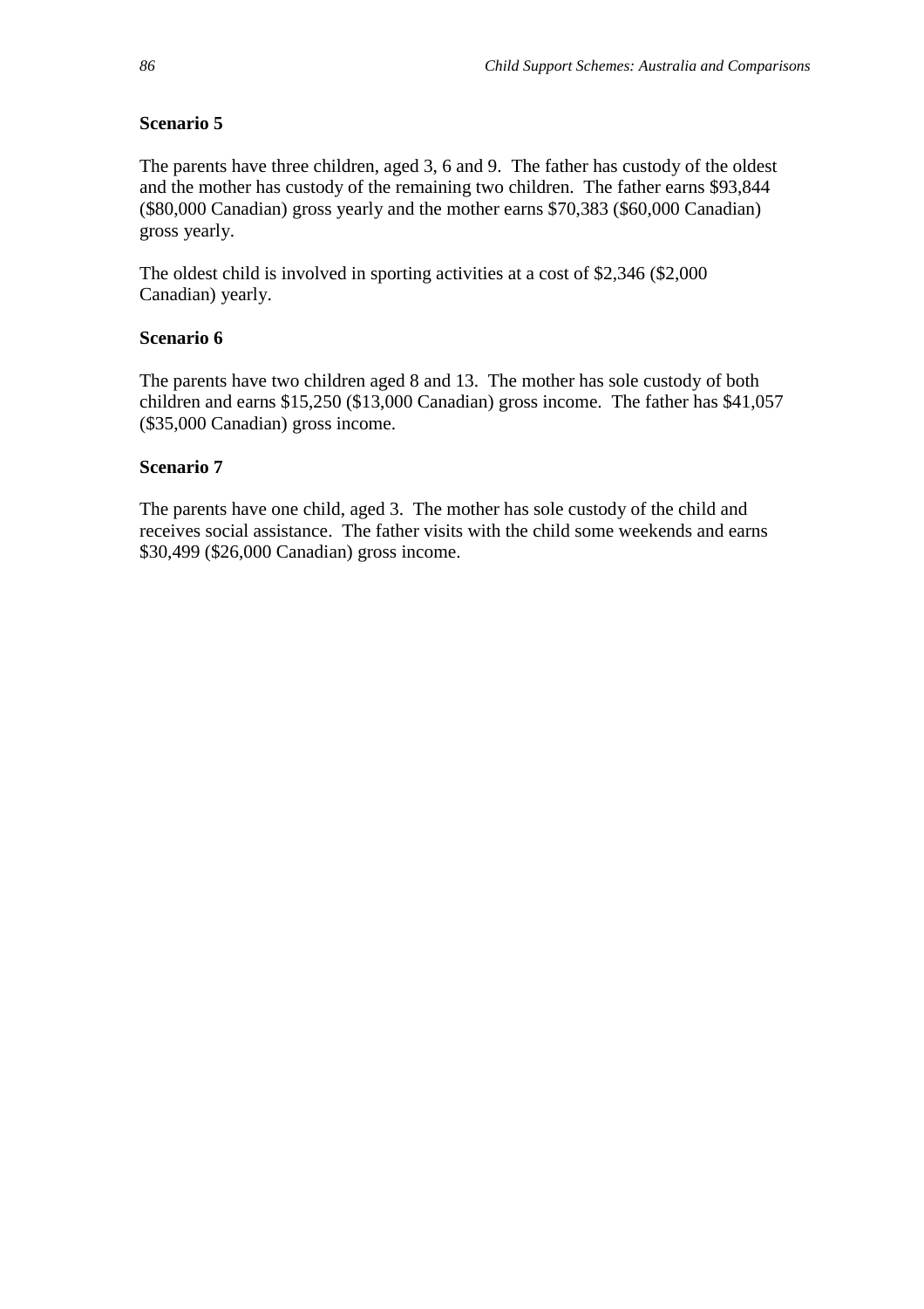**Scenario 5**

The parents have three children, aged 3, 6 and 9. The father has custody of the oldest and the mother has custody of the remaining two children. The father earns $93,844 ($80,000 Canadian) gross yearly and the mother earns $70,383 ($60,000 Canadian) gross yearly.

The oldest child is involved in sporting activities at a cost of $2,346 ($2,000 Canadian) yearly.

**Scenario 6**

The parents have two children aged 8 and 13. The mother has sole custody of both children and earns $15,250 ($13,000 Canadian) gross income. The father has $41,057 ($35,000 Canadian) gross income.

**Scenario 7**

The parents have one child, aged 3. The mother has sole custody of the child and receives social assistance. The father visits with the child some weekends and earns $30,499 ($26,000 Canadian) gross income.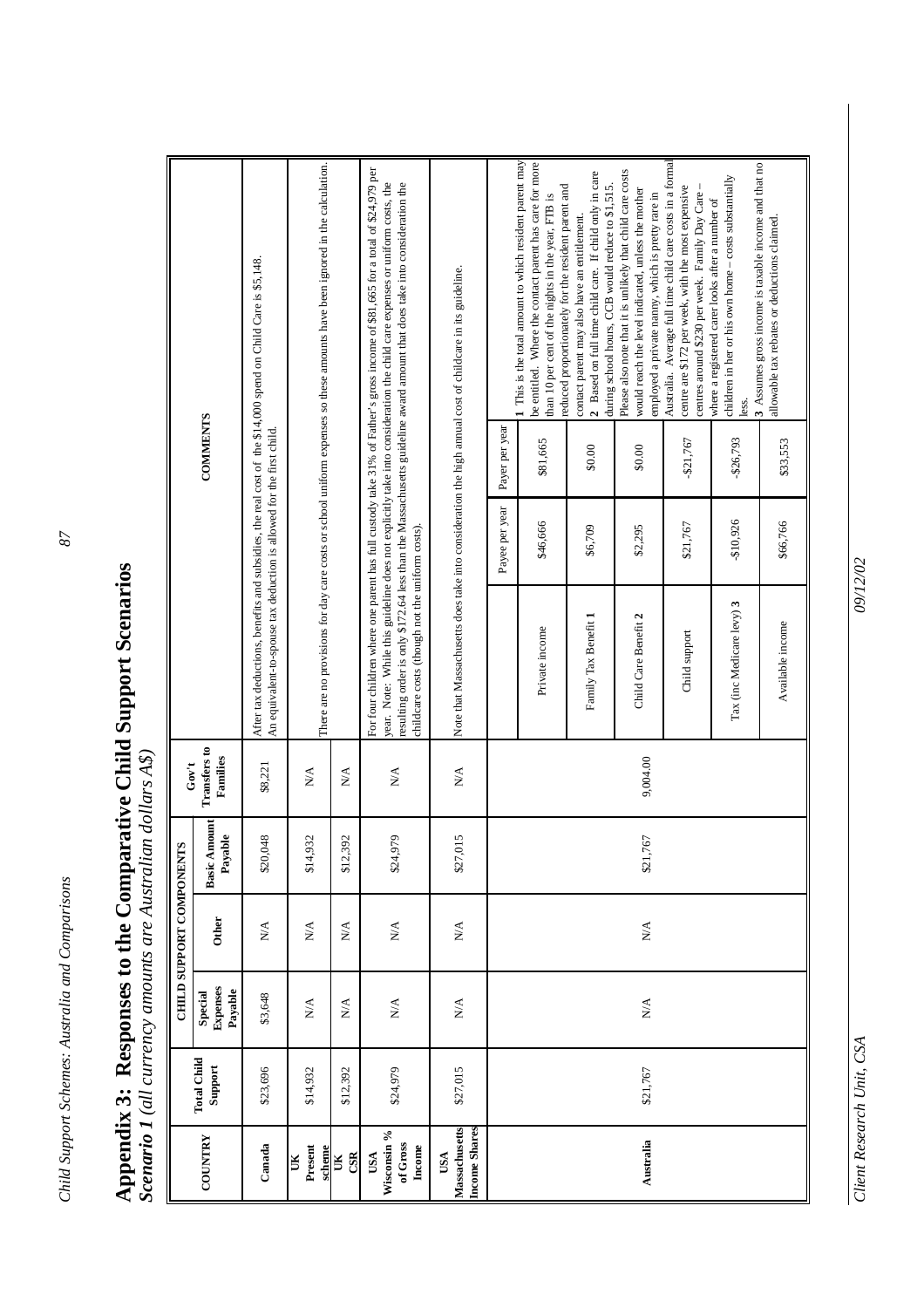# Appendix 3: Responses to the Comparative Child Support Scenarios

*Scenario 1 (all currency amounts are Australian dollars A$)*

| COUNTRY | Total Child Support | CHILD SUPPORT COMPONENTS Special Expenses Payable | Other | Basic Amount Payable | Gov't Transfers to Families | COMMENTS |
|---|---|---|---|---|---|---|
| Canada | $23,696 | $3,648 | N/A | $20,048 | $8,221 | After tax deductions, benefits and subsidies, the real cost of the $14,000 spend on Child Care is $5,148. An equivalent-to-spouse tax deduction is allowed for the first child. |
| UK Present scheme | $14,932 | N/A | N/A | $14,932 | N/A | There are no provisions for day care costs or school uniform expenses so these amounts have been ignored in the calculation. |
| UK CSR | $12,392 | N/A | N/A | $12,392 | N/A | There are no provisions for day care costs or school uniform expenses so these amounts have been ignored in the calculation. |
| USA Wisconsin % of Gross Income | $24,979 | N/A | N/A | $24,979 | N/A | For four children where one parent has full custody take 31% of Father's gross income of $81,665 for a total of $24,979 per year. Note: While this guideline does not explicitly take into consideration the child care expenses or uniform costs, the resulting order is only $172.64 less than the Massachusetts guideline award amount that does take into consideration the childcare costs (though not the uniform costs). |
| USA Massachusetts Income Shares | $27,015 | N/A | N/A | $27,015 | N/A | Note that Massachusetts does take into consideration the high annual cost of childcare in its guideline. |
| Australia | $21,767 | N/A | N/A | $21,767 | 9,004.00 | See table and notes below. |

Australia comments:

| | Payee per year | Payer per year |
|---|---|---|
| Private income | $46,666 | $81,665 |
| Family Tax Benefit **1** | $6,709 | $0.00 |
| Child Care Benefit **2** | $2,295 | $0.00 |
| Child support | $21,767 | -$21,767 |
| Tax (inc Medicare levy) **3** | -$10,926 | -$26,793 |
| Available income | $66,766 | $33,553 |

**1** This is the total amount to which resident parent may be entitled. Where the contact parent has care for more than 10 per cent of the nights in the year, FTB is reduced proportionately for the resident parent and contact parent may also have an entitlement.

**2** Based on full time child care. If child only in care during school hours, CCB would reduce to $1,515. Please also note that it is unlikely that child care costs would reach the level indicated, unless the mother employed a private nanny, which is pretty rare in Australia. Average full time child care costs in a formal centre are $172 per week, with the most expensive centres around $230 per week. Family Day Care – where a registered carer looks after a number of children in her or his own home – costs substantially less.

**3** Assumes gross income is taxable income and that no allowable tax rebates or deductions claimed.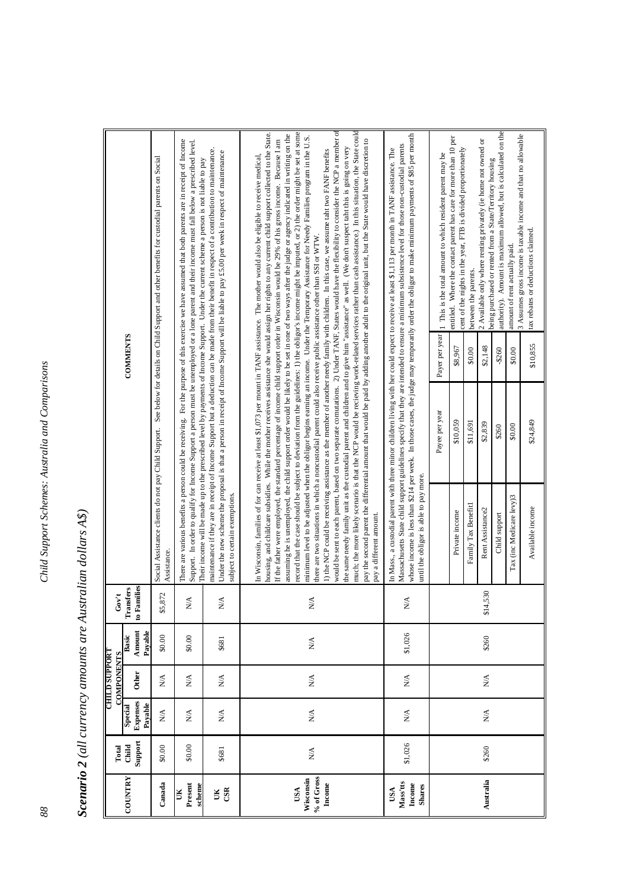# Scenario 2 *(all currency amounts are Australian dollars A$)*

| COUNTRY | Total Child Support | CHILD SUPPORT COMPONENTS: Special Expenses Payable | CHILD SUPPORT COMPONENTS: Other | CHILD SUPPORT COMPONENTS: Basic Amount Payable | Gov't Transfers to Families | COMMENTS |
|---|---|---|---|---|---|---|
| **Canada** | $0.00 | N/A | N/A | $0.00 | $5,872 | Social Assistance clients do not pay Child Support. See below for details on Child Support and other benefits for custodial parents on Social Assistance. |
| **UK Present scheme** | $0.00 | N/A | N/A | $0.00 | N/A | There are various benefits a person could be receiving. For the purpose of this exercise we have assumed that both parents are in receipt of Income Support. In order to qualify for Income Support a person must be unemployed or a lone parent and their income must fall below a prescribed level. Their income will be made up to the prescribed level by payments of Income Support. Under the current scheme a person is not liable to pay maintenance if they are in receipt of Income Support but a deduction can be made from their benefit in respect of a contribution to maintenance. |
| **UK CSR** | $681 | N/A | N/A | $681 | N/A | Under the new scheme the proposal is that a person in receipt of Income Support will be liable to pay £5.00 per week in respect of maintenance subject to certain exemptions. |
| **USA Wisconsin % of Gross Income** | N/A | N/A | N/A | N/A | N/A | In Wisconsin, families of for can receive at least $1,073 per mount in TANF assistance. The mother would also be eligible to receive medical, housing, and childcare subsidies. While the mother receives assistance she would assign her rights to any current child support collected to the State. If the father were employed, the standard percentage of income child support order in Wisconsin would be 29% of his gross income. Because I am assuming he is unemployed, the child support order would be likely to be set in one of two ways after the judge or agency indicated in writing on the record that the case should be subject to deviation from the guidelines: 1) the obligor's income might be imputed, or 2) the order might be set at some minimum level to be adjusted when the obligor begins earning an income. Under the Temporary Assistance for Needy Families program in the U.S. there are two situations in which a noncustodial parent could also receive public assistance other than SSI or WTW. 1) the NCP could be receiving assistance as the member of another needy family with children. In this case, we assume taht two FANF benefits would be sent to each parent, based on two separate comutations. 2) Under TANF, States would have the flexibility to consider the NCP a member of the same needy family unit as the custodial parent and children and to give him "assistance" as well. (We don't suspect taht this is going on very much; the more likely scenario is that the NCP would be recieving work-related services rather than cash assistance.) In this situation, the State could pay the second parent the differential amount that would be paid by adding another adult to the original unit, but the State would have discretion to pay a different amount. |
| **USA Mass'tts Income Shares** | $1,026 | N/A | N/A | $1,026 | N/A | In Mass., a custodial parent with three minor children living with her could expect to receive at least $1,113 per month in TANF assistance. The Massachusetts State child support guidelines specify that they are intended to ensure a minimum subsistence level for those non-custodial parents whose income is less than $214 per week. In those cases, the judge may temporarily order the obligor to make minimum payments of $85 per month until the obligor is able to pay more. |
| **Australia** | $260 | N/A | N/A | $260 | $14,530 | See table and notes below. |

Australia comments:

| | Payee per year | Payer per year |
|---|---|---|
| Private income | $10,059 | $8,967 |
| Family Tax Benefit1 | $11,691 | $0.00 |
| Rent Assistance2 | $2,839 | $2,148 |
| Child support | $260 | -$260 |
| Tax (inc Medicare levy)3 | $0.00 | $0.00 |
| Available income | $24,849 | $10,855 |

1 This is the total amount to which resident parent may be entitled. Where the contact parent has care for more than 10 per cent of the nights in the year, FTB is divided proportionately between the parents.

2 Available only where renting privately (ie home not owned or being purchased or rented from a State/Territory housing authority). Amount is maximum allowed, but is calculated on the amount of rent actually paid.

3 Assumes gross income is taxable income and that no allowable tax rebates or deductions claimed.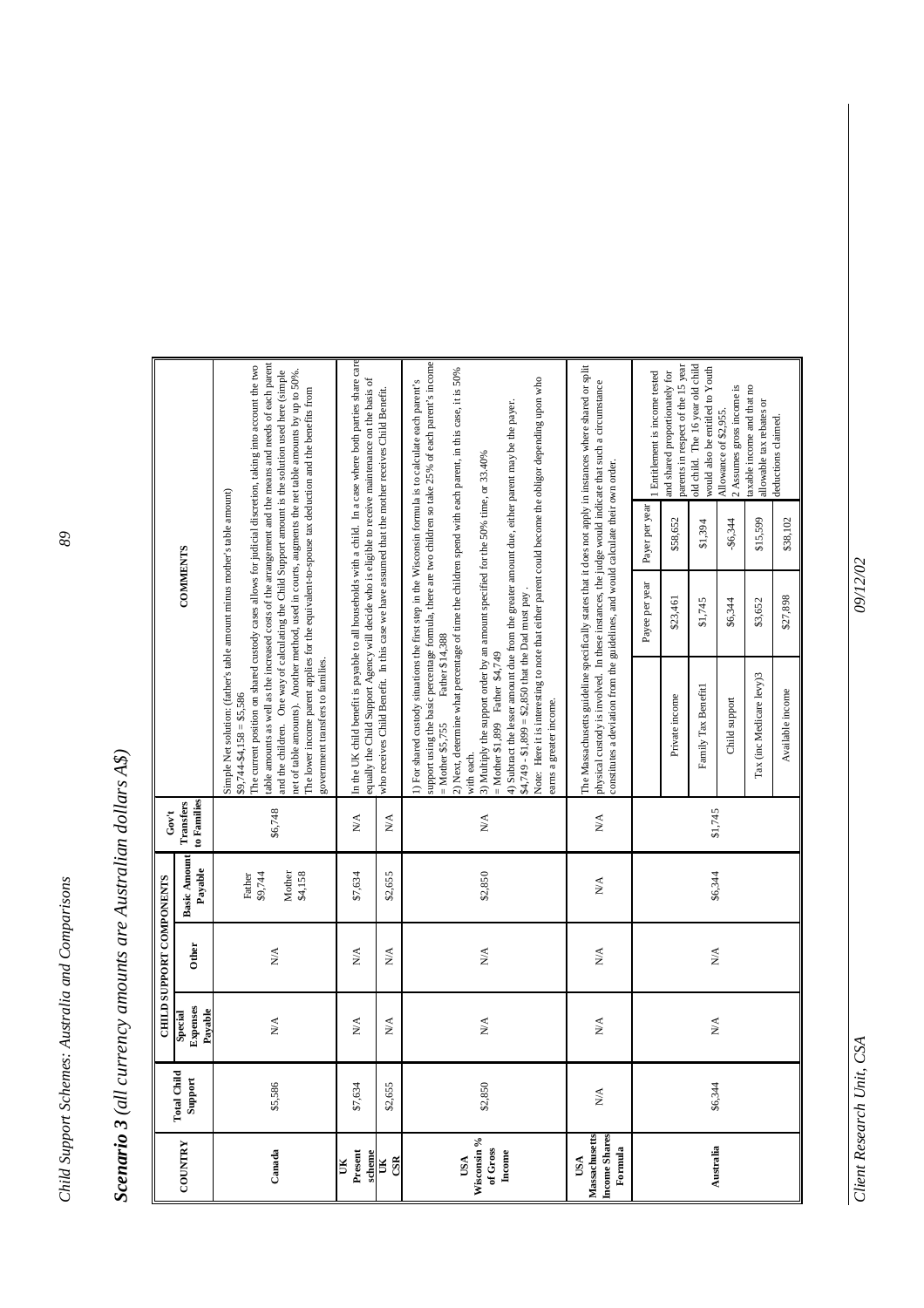## Scenario 3 *(all currency amounts are Australian dollars A$)*

| COUNTRY | Total Child Support | CHILD SUPPORT COMPONENTS | | | Gov't Transfers to Families | COMMENTS |
|---|---|---|---|---|---|---|
| | | Special Expenses Payable | Other | Basic Amount Payable | | |
| **Canada** | $5,586 | N/A | N/A | Father $9,744<br>Mother $4,158 | $6,748 | Simple Net solution: (father's table amount minus mother's table amount)<br>$9,744-$4,158 = $5,586<br>The current position on shared custody cases allows for judicial discretion, taking into account the two table amounts as well as the increased costs of the arrangement and the means and needs of each parent and the children. One way of calculating the Child Support amount is the solution used here (simple net of table amounts). Another method, used in courts, augments the net table amounts by up to 50%. The lower income parent applies for the equivalent-to-spouse tax deduction and the benefits from government transfers to families. |
| **UK Present scheme** | $7,634 | N/A | N/A | $7,634 | N/A | In the UK child benefit is payable to all households with a child. In a case where both parties share care equally the Child Support Agency will decide who is eligible to receive maintenance on the basis of who receives Child Benefit. In this case we have assumed that the mother receives Child Benefit. |
| **UK CSR** | $2,655 | N/A | N/A | $2,655 | N/A | |
| **USA Wisconsin % of Gross Income** | $2,850 | N/A | N/A | $2,850 | N/A | 1) For shared custody situations the first step in the Wisconsin formula is to calculate each parent's support using the basic percentage formula, there are two children so take 25% of each parent's income<br>= Mother $5,755 Father $14,388<br>2) Next, determine what percentage of time the children spend with each parent, in this case, it is 50% with each.<br>3) Multiply the support order by an amount specified for the 50% time, or 33.40%<br>= Mother $1,899 Father $4,749<br>4) Subtract the lesser amount due from the greater amount due, either parent may be the payer.<br>$4,749 - $1,899 = $2,850 that the Dad must pay.<br>Note: Here it is interesting to note that either parent could become the obligor depending upon who earns a greater income. |
| **USA Massachusetts Income Shares Formula** | N/A | N/A | N/A | N/A | N/A | The Massachusetts guideline specifically states that it does not apply in instances where shared or split physical custody is involved. In these instances, the judge would indicate that such a circumstance constitutes a deviation from the guidelines, and would calculate their own order. |
| **Australia** | $6,344 | N/A | N/A | $6,344 | $1,745 | See table below |

**Australia – comments:**

| | Payee per year | Payer per year |
|---|---|---|
| Private income | $23,461 | $58,652 |
| Family Tax Benefit1 | $1,745 | $1,394 |
| Child support | $6,344 | -$6,344 |
| Tax (inc Medicare levy)3 | $3,652 | $15,599 |
| Available income | $27,898 | $38,102 |

1 Entitlement is income tested and shared proportionately for parents in respect of the 15 year old child. The 16 year old child would also be entitled to Youth Allowance of $2,955.
2 Assumes gross income is taxable income and that no allowable tax rebates or deductions claimed.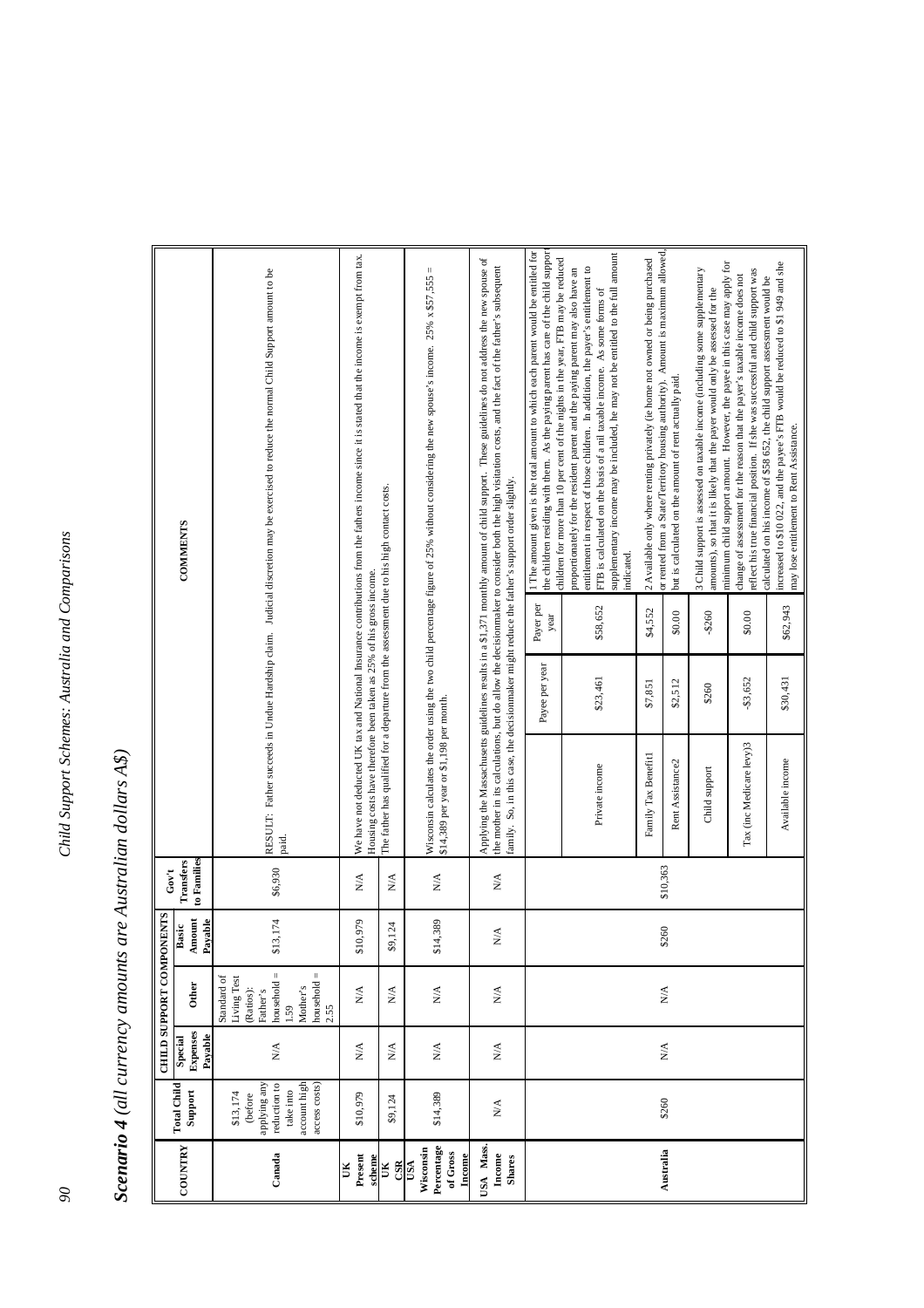# Scenario 4 *(all currency amounts are Australian dollars A$)*

| COUNTRY | Total Child Support | CHILD SUPPORT COMPONENTS | | | Gov't Transfers to Families | COMMENTS |
|---|---|---|---|---|---|---|
| | | Special Expenses Payable | Other | Basic Amount Payable | | |
| Canada | $13,174 (before applying any reduction to take into account high access costs) | N/A | Standard of Living Test (Ratios): Father's household = 1.59 Mother's household = 2.55 | $13,174 | $6,930 | RESULT: Father succeeds in Undue Hardship claim. Judicial discretion may be exercised to reduce the normal Child Support amount to be paid. |
| UK Present scheme | $10,979 | N/A | N/A | $10,979 | N/A | We have not deducted UK tax and National Insurance contributions from the fathers income since it is stated that the income is exempt from tax. Housing costs have therefore been taken as 25% of his gross income. |
| UK CSR | $9,124 | N/A | N/A | $9,124 | N/A | The father has qualified for a departure from the assessment due to his high contact costs. |
| USA Wisconsin Percentage of Gross Income | $14,389 | N/A | N/A | $14,389 | N/A | Wisconsin calculates the order using the two child percentage figure of 25% without considering the new spouse's income. 25% x $57,555 = $14,389 per year or $1,198 per month. |
| USA Mass. Income Shares | N/A | N/A | N/A | N/A | N/A | Applying the Massachusetts guidelines results in a $1,371 monthly amount of child support. These guidelines do not address the new spouse of the mother in its calculations, but do allow the decisionmaker to consider both the high visitation costs, and the fact of the father's subsequent family. So, in this case, the decisionmaker might reduce the father's support order slightly. |
| Australia | $260 | N/A | N/A | $260 | $10,363 | See table below |

**Australia – detail:**

| | Payee per year | Payer per year | Comments |
|---|---|---|---|
| Private income | $23,461 | $58,652 | 1 The amount given is the total amount to which each parent would be entitled for the children residing with them. As the paying parent has care of the child support children for more than 10 per cent of the nights in the year, FTB may be reduced proportionately for the resident parent and the paying parent may also have an entitlement in respect of those children. In addition, the payer's entitlement to FTB is calculated on the basis of a nil taxable income. As some forms of supplementary income may be included, he may not be entitled to the full amount indicated. |
| Family Tax Benefit1 | $7,851 | $4,552 | 2 Available only where renting privately (ie home not owned or being purchased or rented from a State/Territory housing authority). Amount is maximum allowed, but is calculated on the amount of rent actually paid. |
| Rent Assistance2 | $2,512 | $0.00 | |
| Child support | $260 | -$260 | 3 Child support is assessed on taxable income (including some supplementary amounts), so that it is likely that the payer would only be assessed for the minimum child support amount. However, the payee in this case may apply for change of assessment for the reason that the payer's taxable income does not reflect his true financial position. If she was successful and child support was calculated on his income of $58 652, the child support assessment would be increased to $10 022, and the payee's FTB would be reduced to $1 949 and she may lose entitlement to Rent Assistance. |
| Tax (inc Medicare levy)3 | -$3,652 | $0.00 | |
| Available income | $30,431 | $62,943 | |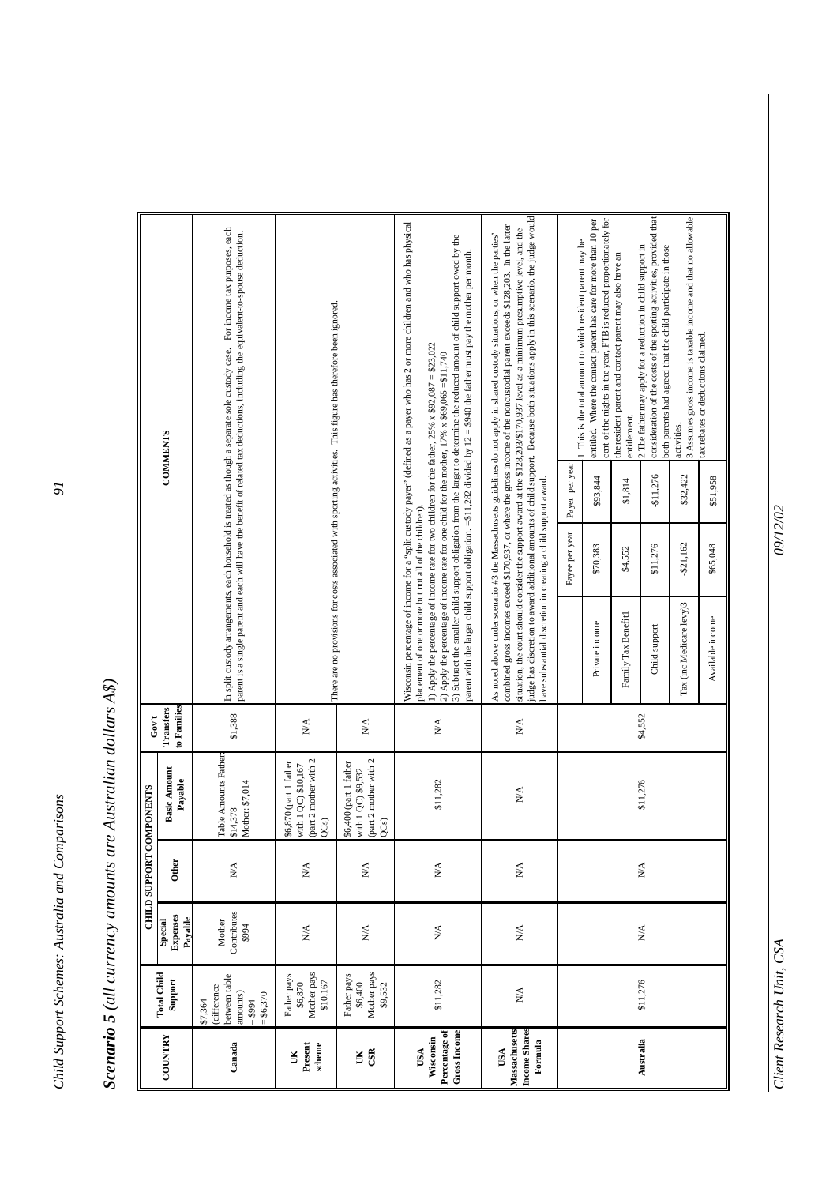# Scenario 5 *(all currency amounts are Australian dollars A$)*

| COUNTRY | Total Child Support | CHILD SUPPORT COMPONENTS | | | Gov't Transfers to Families | COMMENTS |
|---|---|---|---|---|---|---|
| | | Special Expenses Payable | Other | Basic Amount Payable | | |
| **Canada** | $7,364 (difference between table amounts) – $994 = $6,370 | Mother Contributes $994 | N/A | Table Amounts Father: $14,378 Mother: $7,014 | $1,388 | In split custody arrangements, each household is treated as though a separate sole custody case. For income tax purposes, each parent is a single parent and each will have the benefit of related tax deductions, including the equivalent-to-spouse deduction. |
| **UK Present scheme** | Father pays $6,870 Mother pays $10,167 | N/A | N/A | $6,870 (part 1 father with 1 QC) $10,167 (part 2 mother with 2 QCs) | N/A | There are no provisions for costs associated with sporting activities. This figure has therefore been ignored. |
| **UK CSR** | Father pays $6,400 Mother pays $9,532 | N/A | N/A | $6,400 (part 1 father with 1 QC) $9,532 (part 2 mother with 2 QCs) | N/A | |
| **USA Wisconsin Percentage of Gross Income** | $11,282 | N/A | N/A | $11,282 | N/A | Wisconsin percentage of income for a "split custody payer" (defined as a payer who has 2 or more children and who has physical placement of one or more but not all of the children).<br>1) Apply the percentage of income rate for two children for the father, 25% x $92,087 = $23,022<br>2) Apply the percentage of income rate for one child for the mother, 17% x $69,065 =$11,740<br>3) Subtract the smaller child support obligation from the larger to determine the reduced amount of child support owed by the parent with the larger child support obligation. =$11,282 divided by 12 = $940 the father must pay the mother per month. |
| **USA Massachusetts Income Shares Formula** | N/A | N/A | N/A | N/A | N/A | As noted above under scenario #3 the Massachusetts guidelines do not apply in shared custody situations, or when the parties' combined gross incomes exceed $170,937, or where the gross income of the noncustodial parent exceeds $128,203. In the latter situation, the court should consider the support award at the $128,203/$170,937 level as a minimum presumptive level, and the judge has discretion to award additional amounts of child support. Because both situations apply in this scenario, the judge would have substantial discretion in creating a child support award. |
| **Australia** | $11,276 | N/A | N/A | $11,276 | $4,552 | See table below |

| | Payee per year | Payer per year |
|---|---|---|
| Private income | $70,383 | $93,844 |
| Family Tax Benefit1 | $4,552 | $1,814 |
| Child support | $11,276 | -$11,276 |
| Tax (inc Medicare levy)3 | -$21,162 | -$32,422 |
| Available income | $65,048 | $51,958 |

1 This is the total amount to which resident parent may be entitled. Where the contact parent has care for more than 10 per cent of the nights in the year, FTB is reduced proportionately for the resident parent and contact parent may also have an entitlement.
2 The father may apply for a reduction in child support in consideration of the costs of the sporting activities, provided that both parents had agreed that the child participate in those activities.
3 Assumes gross income is taxable income and that no allowable tax rebates or deductions claimed.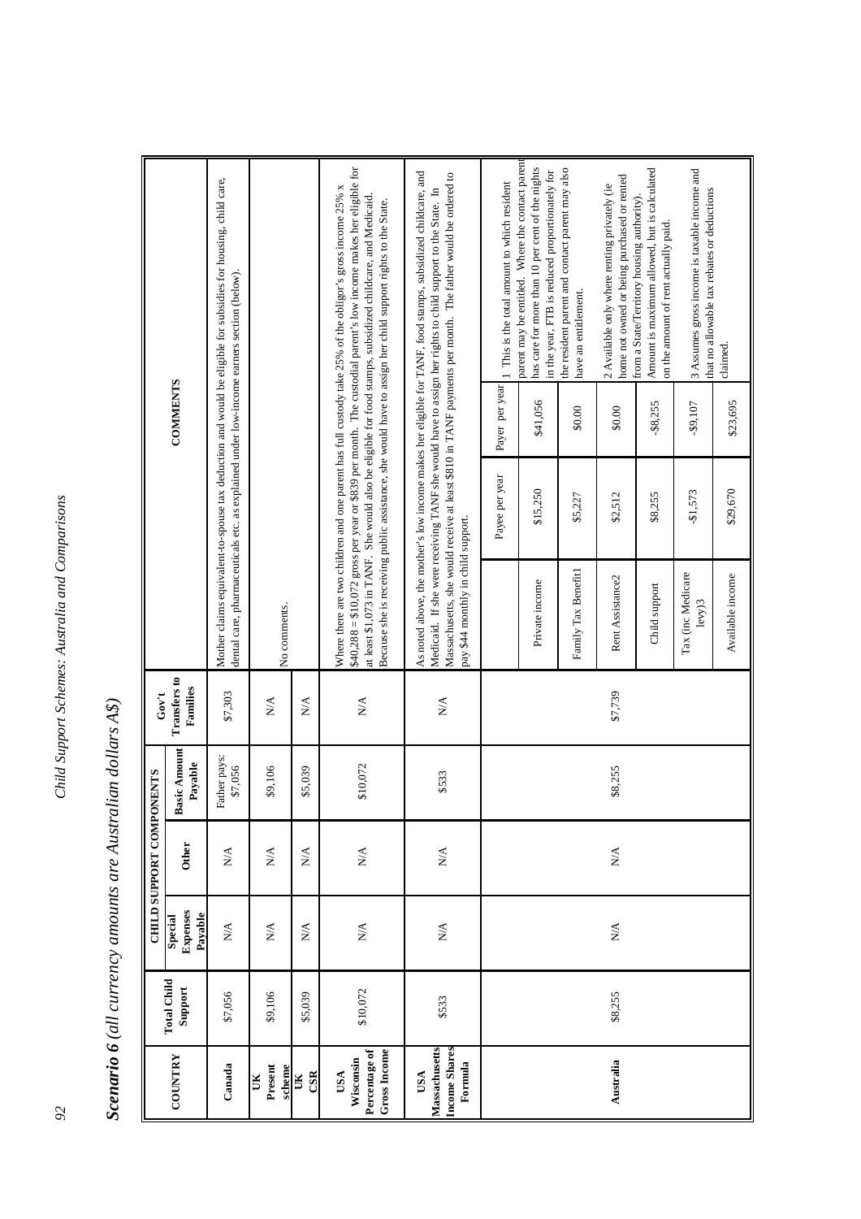## *Scenario 6 (all currency amounts are Australian dollars A$)*

| COUNTRY | Total Child Support | CHILD SUPPORT COMPONENTS | | | Gov't Transfers to Families | COMMENTS |
|---|---|---|---|---|---|---|
| | | Special Expenses Payable | Other | Basic Amount Payable | | |
| Canada | $7,056 | N/A | N/A | Father pays: $7,056 | $7,303 | Mother claims equivalent-to-spouse tax deduction and would be eligible for subsidies for housing, child care, dental care, pharmaceuticals etc. as explained under low-income earners section (below). |
| UK Present scheme | $9,106 | N/A | N/A | $9,106 | N/A | No comments. |
| UK CSR | $5,039 | N/A | N/A | $5,039 | N/A | |
| USA Wisconsin Percentage of Gross Income | $10,072 | N/A | N/A | $10,072 | N/A | Where there are two children and one parent has full custody take 25% of the obligor's gross income 25% x $40,288 = $10,072 gross per year or $839 per month. The custodial parent's low income makes her eligible for at least $1,073 in TANF. She would also be eligible for food stamps, subsidized childcare, and Medicaid. Because she is receiving public assistance, she would have to assign her child support rights to the State. |
| USA Massachusetts Income Shares Formula | $533 | N/A | N/A | $533 | N/A | As noted above, the mother's low income makes her eligible for TANF, food stamps, subsidized childcare, and Medicaid. If she were receiving TANF she would have to assign her rights to child support to the State. In Massachusetts, she would receive at least $810 in TANF payments per month. The father would be ordered to pay $44 monthly in child support. |
| Australia | $8,255 | N/A | N/A | $8,255 | $7,739 | See table below |

Australia:

| | Payee per year | Payer per year |
|---|---|---|
| Private income | $15,250 | $41,056 |
| Family Tax Benefit1 | $5,227 | $0.00 |
| Rent Assistance2 | $2,512 | $0.00 |
| Child support | $8,255 | -$8,255 |
| Tax (inc Medicare levy)3 | -$1,573 | -$9,107 |
| Available income | $29,670 | $23,695 |

1 This is the total amount to which resident parent may be entitled. Where the contact parent has care for more than 10 per cent of the nights in the year, FTB is reduced proportionately for the resident parent and contact parent may also have an entitlement.

2 Available only where renting privately (ie home not owned or being purchased or rented from a State/Territory housing authority). Amount is maximum allowed, but is calculated on the amount of rent actually paid.

3 Assumes gross income is taxable income and that no allowable tax rebates or deductions claimed.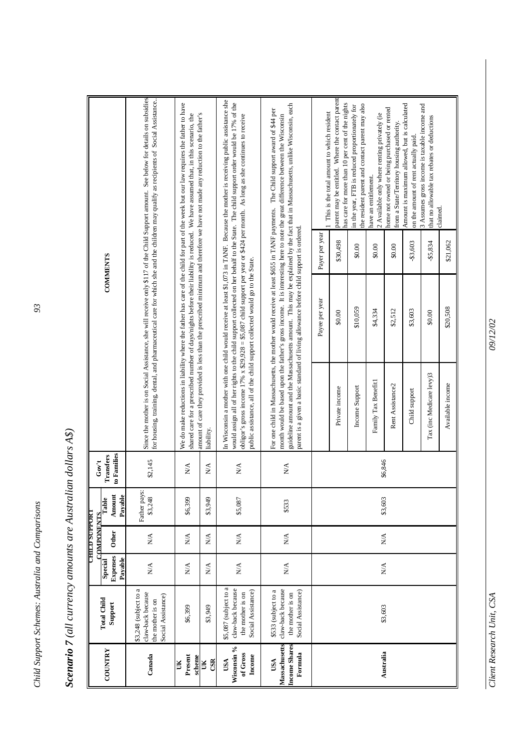# Scenario 7 *(all currency amounts are Australian dollars A$)*

| COUNTRY | Total Child Support | CHILD SUPPORT COMPONENTS | | | Gov't Transfers to Families | COMMENTS |
|---|---|---|---|---|---|---|
| | | Special Expenses Payable | Other | Table Amount Payable | | |
| Canada | $3,248 (subject to a claw-back because the mother is on Social Assistance) | N/A | N/A | Father pays: $3,248 | $2,145 | Since the mother is on Social Assistance, she will receive only $117 of the Child Support amount. See below for details on subsidies for housing, training, dental, and pharmaceutical care for which she and the children may qualify as recipients of Social Assistance.. |
| UK Present scheme | $6,399 | N/A | N/A | $6,399 | N/A | We do make reductions in liability where the father has care of the child for part of the week but our law requires the father to have shared care for a prescribed number of days/nights before their liability is reduced. We have assumed that, in this scenario, the amount of care they provided is less than the prescribed minimum and therefore we have not made any reduction to the father's liability. |
| UK CSR | $3,949 | N/A | N/A | $3,949 | N/A | |
| USA Wisconsin % of Gross Income | $5,087 (subject to a claw-back because the mother is on Social Assistance) | N/A | N/A | $5,087 | N/A | In Wisconsin a mother with one child would receive at least $1,073 in TANF. Because the mother is receiving public assistance she would assign all of her rights to the child support collected on her behalf to the State. The child support order would be 17% of the obligor's gross income 17% x $29,928 = $5,087 child support per year or $424 per month. As long as she continues to receive public assistance, all of the child support collected would go to the State. |
| USA Massachusetts Income Shares Formula | $533 (subject to a claw-back because the mother is on Social Assistance) | N/A | N/A | $533 | N/A | For one child in Massachusetts, the mother would receive at least $655 in TANF payments. The Child support award of $44 per month would be based upon the father's gross income. It is interesting here to note the great difference between the Wisconsin guideline amount and the Massachusetts amount. This may be explained by the fact that in Massachusetts, unlike Wisconsin, each parent is a given a basic standard of living allowance before child support is ordered. |
| Australia | $3,603 | N/A | N/A | $3,603 | $6,846 | (see table below) |

Australia comments:

| | Payee per year | Payer per year |
|---|---|---|
| Private income | $0.00 | $30,498 |
| Income Support | $10,059 | $0.00 |
| Family Tax Benefit1 | $4,334 | $0.00 |
| Rent Assistance2 | $2,512 | $0.00 |
| Child support | $3,603 | -$3,603 |
| Tax (inc Medicare levy)3 | $0.00 | -$5,834 |
| Available income | $20,508 | $21,062 |

1 This is the total amount to which resident parent may be entitled. Where the contact parent has care for more than 10 per cent of the nights in the year, FTB is reduced proportionately for the resident parent and contact parent may also have an entitlement.
2 Available only where renting privately (ie home not owned or being purchased or rented from a State/Territory housing authority. Amount is maximum allowed, but is calculated on the amount of rent actually paid.
3 Assumes gross income is taxable income and that no allowable tax rebates or deductions claimed.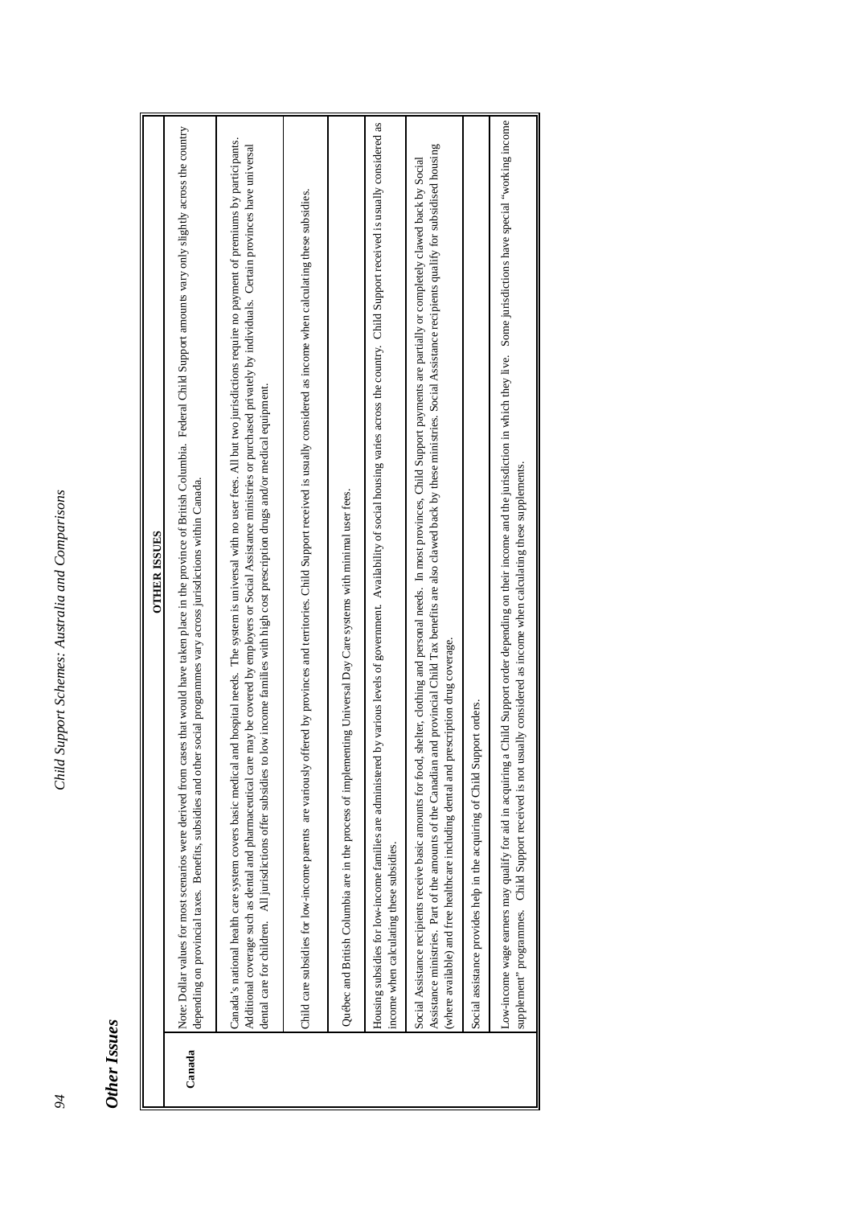## Other Issues

| | OTHER ISSUES |
|---|---|
| **Canada** | Note: Dollar values for most scenarios were derived from cases that would have taken place in the province of British Columbia. Federal Child Support amounts vary only slightly across the country depending on provincial taxes. Benefits, subsidies and other social programmes vary across jurisdictions within Canada. |
| | Canada's national health care system covers basic medical and hospital needs. The system is universal with no user fees. All but two jurisdictions require no payment of premiums by participants. Additional coverage such as dental and pharmaceutical care may be covered by employers or Social Assistance ministries or purchased privately by individuals. Certain provinces have universal dental care for children. All jurisdictions offer subsidies to low income families with high cost prescription drugs and/or medical equipment. |
| | Child care subsidies for low-income parents are variously offered by provinces and territories. Child Support received is usually considered as income when calculating these subsidies. |
| | Québec and British Columbia are in the process of implementing Universal Day Care systems with minimal user fees. |
| | Housing subsidies for low-income families are administered by various levels of government. Availability of social housing varies across the country. Child Support received is usually considered as income when calculating these subsidies. |
| | Social Assistance recipients receive basic amounts for food, shelter, clothing and personal needs. In most provinces, Child Support payments are partially or completely clawed back by Social Assistance ministries. Part of the amounts of the Canadian and provincial Child Tax benefits are also clawed back by these ministries. Social Assistance recipients qualify for subsidised housing (where available) and free healthcare including dental and prescription drug coverage. |
| | Social assistance provides help in the acquiring of Child Support orders. |
| | Low-income wage earners may qualify for aid in acquiring a Child Support order depending on their income and the jurisdiction in which they live. Some jurisdictions have special "working income supplement" programmes. Child Support received is not usually considered as income when calculating these supplements. |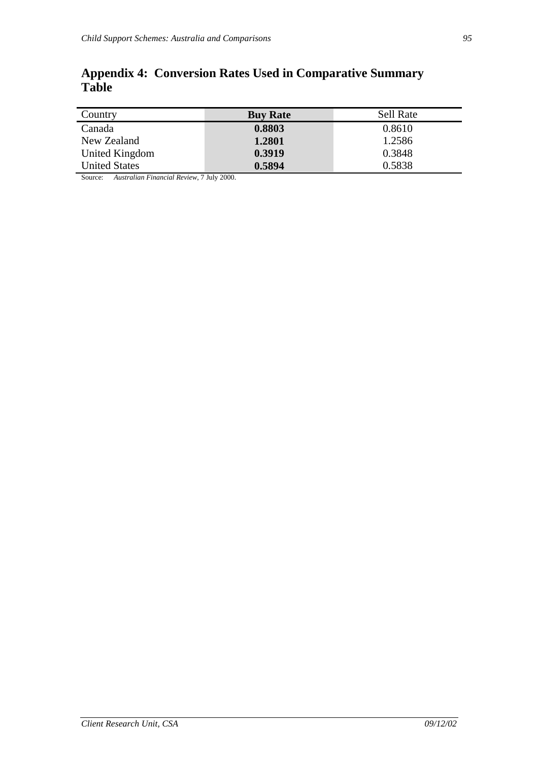# Appendix 4: Conversion Rates Used in Comparative Summary Table

| Country | **Buy Rate** | Sell Rate |
|---|---|---|
| Canada | **0.8803** | 0.8610 |
| New Zealand | **1.2801** | 1.2586 |
| United Kingdom | **0.3919** | 0.3848 |
| United States | **0.5894** | 0.5838 |

Source: *Australian Financial Review*, 7 July 2000.